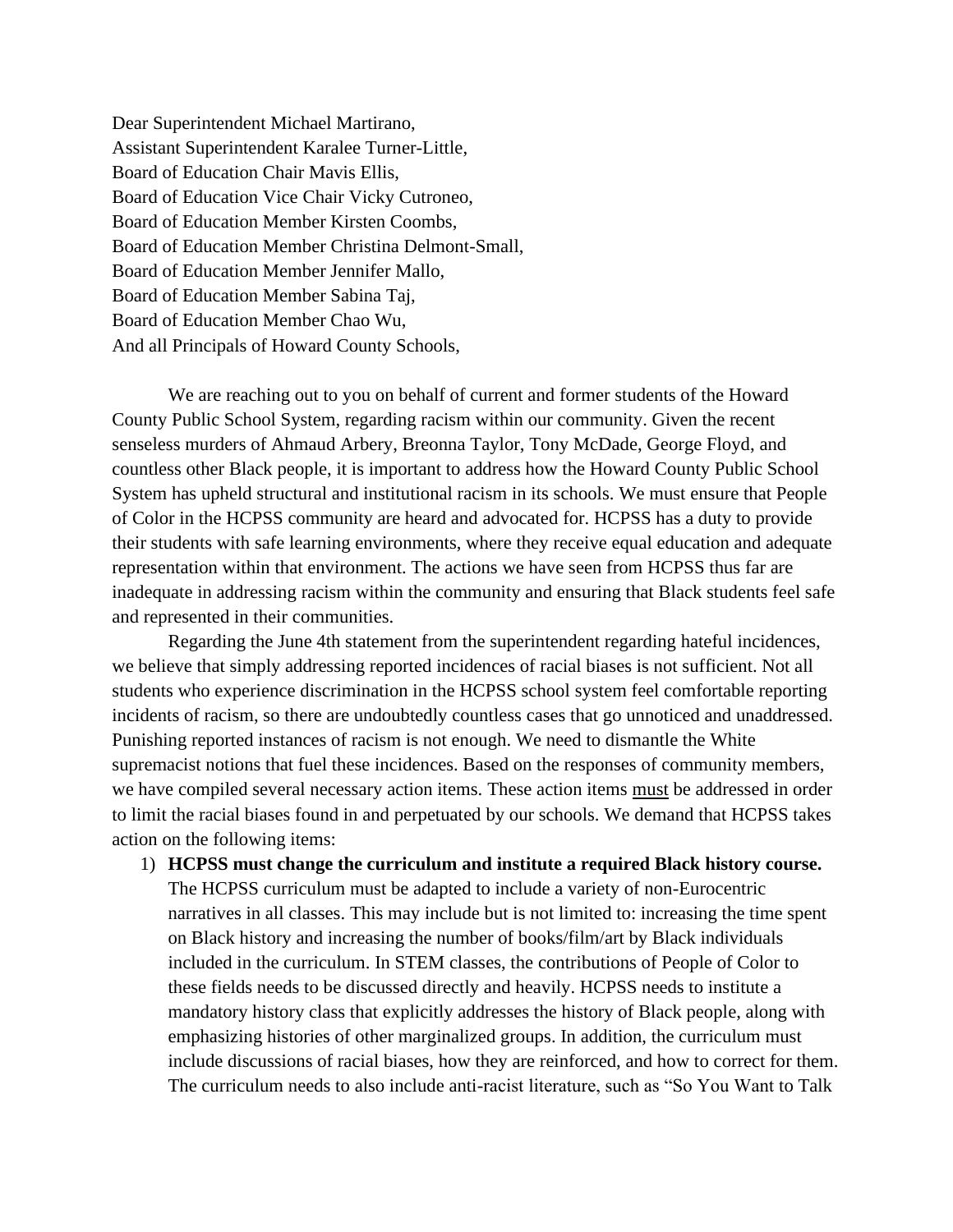Dear Superintendent Michael Martirano,
Assistant Superintendent Karalee Turner-Little,
Board of Education Chair Mavis Ellis,
Board of Education Vice Chair Vicky Cutroneo,
Board of Education Member Kirsten Coombs,
Board of Education Member Christina Delmont-Small,
Board of Education Member Jennifer Mallo,
Board of Education Member Sabina Taj,
Board of Education Member Chao Wu,
And all Principals of Howard County Schools,

We are reaching out to you on behalf of current and former students of the Howard County Public School System, regarding racism within our community. Given the recent senseless murders of Ahmaud Arbery, Breonna Taylor, Tony McDade, George Floyd, and countless other Black people, it is important to address how the Howard County Public School System has upheld structural and institutional racism in its schools. We must ensure that People of Color in the HCPSS community are heard and advocated for. HCPSS has a duty to provide their students with safe learning environments, where they receive equal education and adequate representation within that environment. The actions we have seen from HCPSS thus far are inadequate in addressing racism within the community and ensuring that Black students feel safe and represented in their communities.

Regarding the June 4th statement from the superintendent regarding hateful incidences, we believe that simply addressing reported incidences of racial biases is not sufficient. Not all students who experience discrimination in the HCPSS school system feel comfortable reporting incidents of racism, so there are undoubtedly countless cases that go unnoticed and unaddressed. Punishing reported instances of racism is not enough. We need to dismantle the White supremacist notions that fuel these incidences. Based on the responses of community members, we have compiled several necessary action items. These action items <u>must</u> be addressed in order to limit the racial biases found in and perpetuated by our schools. We demand that HCPSS takes action on the following items:

1) **HCPSS must change the curriculum and institute a required Black history course.** The HCPSS curriculum must be adapted to include a variety of non-Eurocentric narratives in all classes. This may include but is not limited to: increasing the time spent on Black history and increasing the number of books/film/art by Black individuals included in the curriculum. In STEM classes, the contributions of People of Color to these fields needs to be discussed directly and heavily. HCPSS needs to institute a mandatory history class that explicitly addresses the history of Black people, along with emphasizing histories of other marginalized groups. In addition, the curriculum must include discussions of racial biases, how they are reinforced, and how to correct for them. The curriculum needs to also include anti-racist literature, such as "So You Want to Talk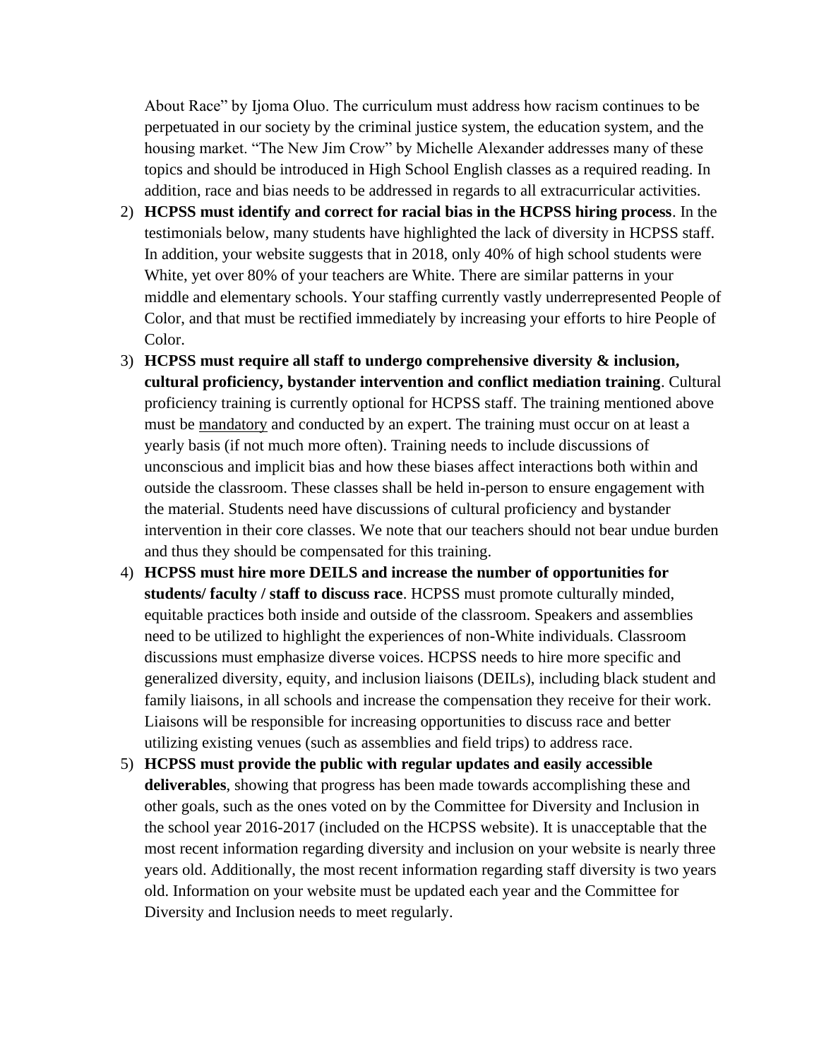About Race" by Ijoma Oluo. The curriculum must address how racism continues to be perpetuated in our society by the criminal justice system, the education system, and the housing market. "The New Jim Crow" by Michelle Alexander addresses many of these topics and should be introduced in High School English classes as a required reading. In addition, race and bias needs to be addressed in regards to all extracurricular activities.

2) **HCPSS must identify and correct for racial bias in the HCPSS hiring process**. In the testimonials below, many students have highlighted the lack of diversity in HCPSS staff. In addition, your website suggests that in 2018, only 40% of high school students were White, yet over 80% of your teachers are White. There are similar patterns in your middle and elementary schools. Your staffing currently vastly underrepresented People of Color, and that must be rectified immediately by increasing your efforts to hire People of Color.

3) **HCPSS must require all staff to undergo comprehensive diversity & inclusion, cultural proficiency, bystander intervention and conflict mediation training**. Cultural proficiency training is currently optional for HCPSS staff. The training mentioned above must be mandatory and conducted by an expert. The training must occur on at least a yearly basis (if not much more often). Training needs to include discussions of unconscious and implicit bias and how these biases affect interactions both within and outside the classroom. These classes shall be held in-person to ensure engagement with the material. Students need have discussions of cultural proficiency and bystander intervention in their core classes. We note that our teachers should not bear undue burden and thus they should be compensated for this training.

4) **HCPSS must hire more DEILS and increase the number of opportunities for students/ faculty / staff to discuss race**. HCPSS must promote culturally minded, equitable practices both inside and outside of the classroom. Speakers and assemblies need to be utilized to highlight the experiences of non-White individuals. Classroom discussions must emphasize diverse voices. HCPSS needs to hire more specific and generalized diversity, equity, and inclusion liaisons (DEILs), including black student and family liaisons, in all schools and increase the compensation they receive for their work. Liaisons will be responsible for increasing opportunities to discuss race and better utilizing existing venues (such as assemblies and field trips) to address race.

5) **HCPSS must provide the public with regular updates and easily accessible deliverables**, showing that progress has been made towards accomplishing these and other goals, such as the ones voted on by the Committee for Diversity and Inclusion in the school year 2016-2017 (included on the HCPSS website). It is unacceptable that the most recent information regarding diversity and inclusion on your website is nearly three years old. Additionally, the most recent information regarding staff diversity is two years old. Information on your website must be updated each year and the Committee for Diversity and Inclusion needs to meet regularly.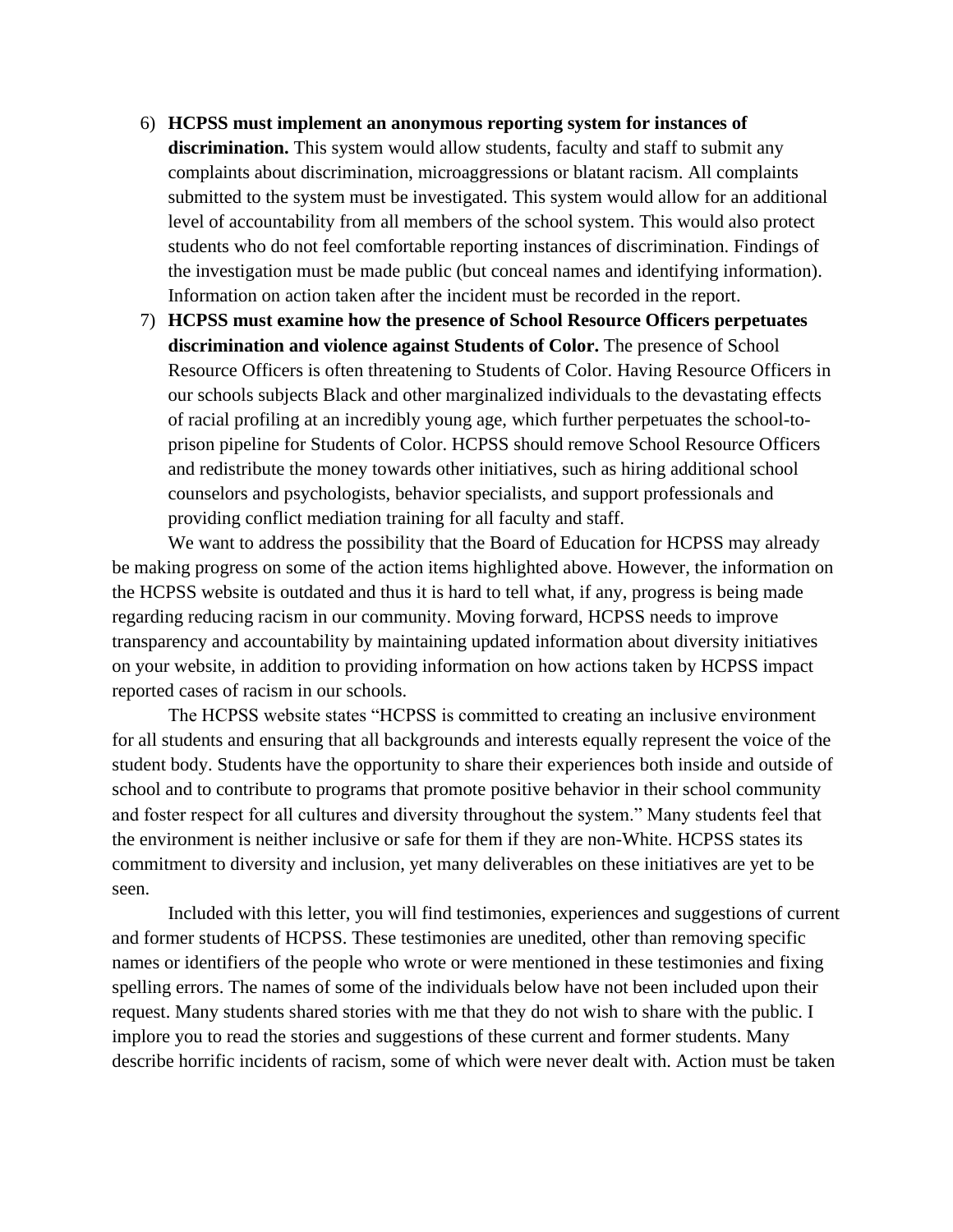6) **HCPSS must implement an anonymous reporting system for instances of discrimination.** This system would allow students, faculty and staff to submit any complaints about discrimination, microaggressions or blatant racism. All complaints submitted to the system must be investigated. This system would allow for an additional level of accountability from all members of the school system. This would also protect students who do not feel comfortable reporting instances of discrimination. Findings of the investigation must be made public (but conceal names and identifying information). Information on action taken after the incident must be recorded in the report.
7) **HCPSS must examine how the presence of School Resource Officers perpetuates discrimination and violence against Students of Color.** The presence of School Resource Officers is often threatening to Students of Color. Having Resource Officers in our schools subjects Black and other marginalized individuals to the devastating effects of racial profiling at an incredibly young age, which further perpetuates the school-to-prison pipeline for Students of Color. HCPSS should remove School Resource Officers and redistribute the money towards other initiatives, such as hiring additional school counselors and psychologists, behavior specialists, and support professionals and providing conflict mediation training for all faculty and staff.

We want to address the possibility that the Board of Education for HCPSS may already be making progress on some of the action items highlighted above. However, the information on the HCPSS website is outdated and thus it is hard to tell what, if any, progress is being made regarding reducing racism in our community. Moving forward, HCPSS needs to improve transparency and accountability by maintaining updated information about diversity initiatives on your website, in addition to providing information on how actions taken by HCPSS impact reported cases of racism in our schools.

The HCPSS website states "HCPSS is committed to creating an inclusive environment for all students and ensuring that all backgrounds and interests equally represent the voice of the student body. Students have the opportunity to share their experiences both inside and outside of school and to contribute to programs that promote positive behavior in their school community and foster respect for all cultures and diversity throughout the system." Many students feel that the environment is neither inclusive or safe for them if they are non-White. HCPSS states its commitment to diversity and inclusion, yet many deliverables on these initiatives are yet to be seen.

Included with this letter, you will find testimonies, experiences and suggestions of current and former students of HCPSS. These testimonies are unedited, other than removing specific names or identifiers of the people who wrote or were mentioned in these testimonies and fixing spelling errors. The names of some of the individuals below have not been included upon their request. Many students shared stories with me that they do not wish to share with the public. I implore you to read the stories and suggestions of these current and former students. Many describe horrific incidents of racism, some of which were never dealt with. Action must be taken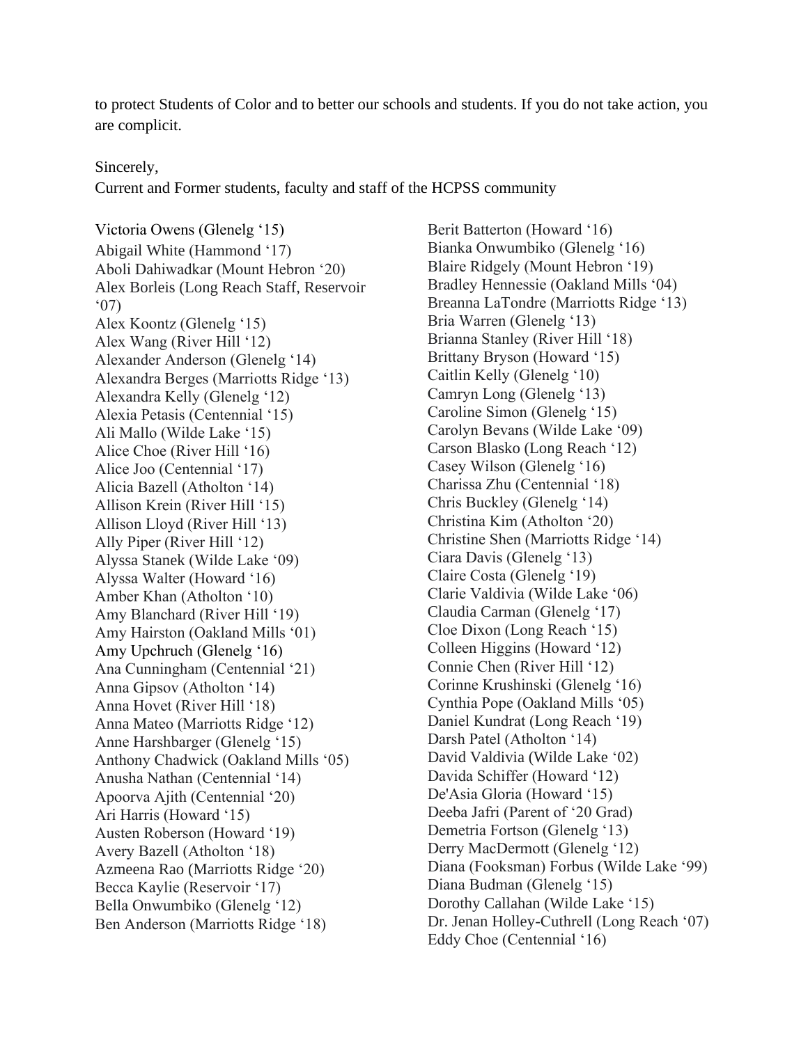to protect Students of Color and to better our schools and students. If you do not take action, you are complicit.

Sincerely,
Current and Former students, faculty and staff of the HCPSS community

Victoria Owens (Glenelg '15)
Abigail White (Hammond '17)
Aboli Dahiwadkar (Mount Hebron '20)
Alex Borleis (Long Reach Staff, Reservoir '07)
Alex Koontz (Glenelg '15)
Alex Wang (River Hill '12)
Alexander Anderson (Glenelg '14)
Alexandra Berges (Marriotts Ridge '13)
Alexandra Kelly (Glenelg '12)
Alexia Petasis (Centennial '15)
Ali Mallo (Wilde Lake '15)
Alice Choe (River Hill '16)
Alice Joo (Centennial '17)
Alicia Bazell (Atholton '14)
Allison Krein (River Hill '15)
Allison Lloyd (River Hill '13)
Ally Piper (River Hill '12)
Alyssa Stanek (Wilde Lake '09)
Alyssa Walter (Howard '16)
Amber Khan (Atholton '10)
Amy Blanchard (River Hill '19)
Amy Hairston (Oakland Mills '01)
Amy Upchruch (Glenelg '16)
Ana Cunningham (Centennial '21)
Anna Gipsov (Atholton '14)
Anna Hovet (River Hill '18)
Anna Mateo (Marriotts Ridge '12)
Anne Harshbarger (Glenelg '15)
Anthony Chadwick (Oakland Mills '05)
Anusha Nathan (Centennial '14)
Apoorva Ajith (Centennial '20)
Ari Harris (Howard '15)
Austen Roberson (Howard '19)
Avery Bazell (Atholton '18)
Azmeena Rao (Marriotts Ridge '20)
Becca Kaylie (Reservoir '17)
Bella Onwumbiko (Glenelg '12)
Ben Anderson (Marriotts Ridge '18)
Berit Batterton (Howard '16)
Bianka Onwumbiko (Glenelg '16)
Blaire Ridgely (Mount Hebron '19)
Bradley Hennessie (Oakland Mills '04)
Breanna LaTondre (Marriotts Ridge '13)
Bria Warren (Glenelg '13)
Brianna Stanley (River Hill '18)
Brittany Bryson (Howard '15)
Caitlin Kelly (Glenelg '10)
Camryn Long (Glenelg '13)
Caroline Simon (Glenelg '15)
Carolyn Bevans (Wilde Lake '09)
Carson Blasko (Long Reach '12)
Casey Wilson (Glenelg '16)
Charissa Zhu (Centennial '18)
Chris Buckley (Glenelg '14)
Christina Kim (Atholton '20)
Christine Shen (Marriotts Ridge '14)
Ciara Davis (Glenelg '13)
Claire Costa (Glenelg '19)
Clarie Valdivia (Wilde Lake '06)
Claudia Carman (Glenelg '17)
Cloe Dixon (Long Reach '15)
Colleen Higgins (Howard '12)
Connie Chen (River Hill '12)
Corinne Krushinski (Glenelg '16)
Cynthia Pope (Oakland Mills '05)
Daniel Kundrat (Long Reach '19)
Darsh Patel (Atholton '14)
David Valdivia (Wilde Lake '02)
Davida Schiffer (Howard '12)
De'Asia Gloria (Howard '15)
Deeba Jafri (Parent of '20 Grad)
Demetria Fortson (Glenelg '13)
Derry MacDermott (Glenelg '12)
Diana (Fooksman) Forbus (Wilde Lake '99)
Diana Budman (Glenelg '15)
Dorothy Callahan (Wilde Lake '15)
Dr. Jenan Holley-Cuthrell (Long Reach '07)
Eddy Choe (Centennial '16)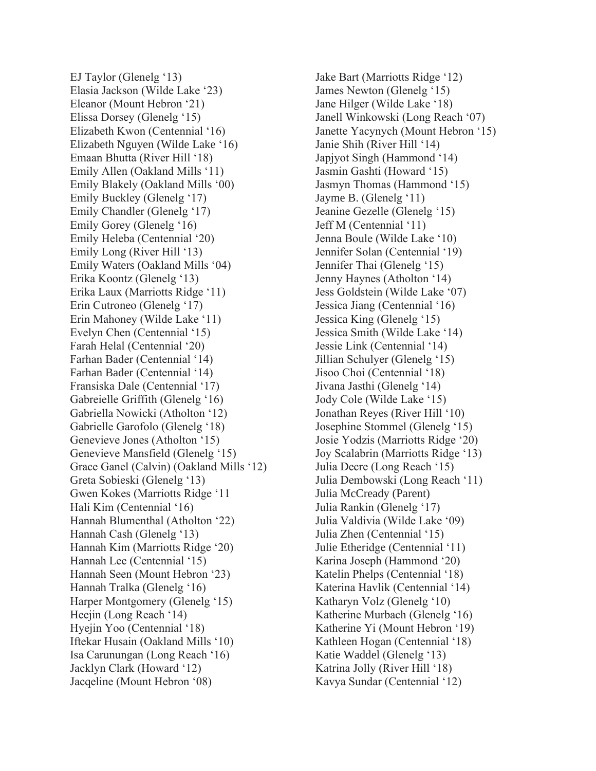EJ Taylor (Glenelg '13)
Elasia Jackson (Wilde Lake '23)
Eleanor (Mount Hebron '21)
Elissa Dorsey (Glenelg '15)
Elizabeth Kwon (Centennial '16)
Elizabeth Nguyen (Wilde Lake '16)
Emaan Bhutta (River Hill '18)
Emily Allen (Oakland Mills '11)
Emily Blakely (Oakland Mills '00)
Emily Buckley (Glenelg '17)
Emily Chandler (Glenelg '17)
Emily Gorey (Glenelg '16)
Emily Heleba (Centennial '20)
Emily Long (River Hill '13)
Emily Waters (Oakland Mills '04)
Erika Koontz (Glenelg '13)
Erika Laux (Marriotts Ridge '11)
Erin Cutroneo (Glenelg '17)
Erin Mahoney (Wilde Lake '11)
Evelyn Chen (Centennial '15)
Farah Helal (Centennial '20)
Farhan Bader (Centennial '14)
Farhan Bader (Centennial '14)
Fransiska Dale (Centennial '17)
Gabreielle Griffith (Glenelg '16)
Gabriella Nowicki (Atholton '12)
Gabrielle Garofolo (Glenelg '18)
Genevieve Jones (Atholton '15)
Genevieve Mansfield (Glenelg '15)
Grace Ganel (Calvin) (Oakland Mills '12)
Greta Sobieski (Glenelg '13)
Gwen Kokes (Marriotts Ridge '11
Hali Kim (Centennial '16)
Hannah Blumenthal (Atholton '22)
Hannah Cash (Glenelg '13)
Hannah Kim (Marriotts Ridge '20)
Hannah Lee (Centennial '15)
Hannah Seen (Mount Hebron '23)
Hannah Tralka (Glenelg '16)
Harper Montgomery (Glenelg '15)
Heejin (Long Reach '14)
Hyejin Yoo (Centennial '18)
Iftekar Husain (Oakland Mills '10)
Isa Carunungan (Long Reach '16)
Jacklyn Clark (Howard '12)
Jacqeline (Mount Hebron '08)
Jake Bart (Marriotts Ridge '12)
James Newton (Glenelg '15)
Jane Hilger (Wilde Lake '18)
Janell Winkowski (Long Reach '07)
Janette Yacynych (Mount Hebron '15)
Janie Shih (River Hill '14)
Japjyot Singh (Hammond '14)
Jasmin Gashti (Howard '15)
Jasmyn Thomas (Hammond '15)
Jayme B. (Glenelg '11)
Jeanine Gezelle (Glenelg '15)
Jeff M (Centennial '11)
Jenna Boule (Wilde Lake '10)
Jennifer Solan (Centennial '19)
Jennifer Thai (Glenelg '15)
Jenny Haynes (Atholton '14)
Jess Goldstein (Wilde Lake '07)
Jessica Jiang (Centennial '16)
Jessica King (Glenelg '15)
Jessica Smith (Wilde Lake '14)
Jessie Link (Centennial '14)
Jillian Schulyer (Glenelg '15)
Jisoo Choi (Centennial '18)
Jivana Jasthi (Glenelg '14)
Jody Cole (Wilde Lake '15)
Jonathan Reyes (River Hill '10)
Josephine Stommel (Glenelg '15)
Josie Yodzis (Marriotts Ridge '20)
Joy Scalabrin (Marriotts Ridge '13)
Julia Decre (Long Reach '15)
Julia Dembowski (Long Reach '11)
Julia McCready (Parent)
Julia Rankin (Glenelg '17)
Julia Valdivia (Wilde Lake '09)
Julia Zhen (Centennial '15)
Julie Etheridge (Centennial '11)
Karina Joseph (Hammond '20)
Katelin Phelps (Centennial '18)
Katerina Havlik (Centennial '14)
Katharyn Volz (Glenelg '10)
Katherine Murbach (Glenelg '16)
Katherine Yi (Mount Hebron '19)
Kathleen Hogan (Centennial '18)
Katie Waddel (Glenelg '13)
Katrina Jolly (River Hill '18)
Kavya Sundar (Centennial '12)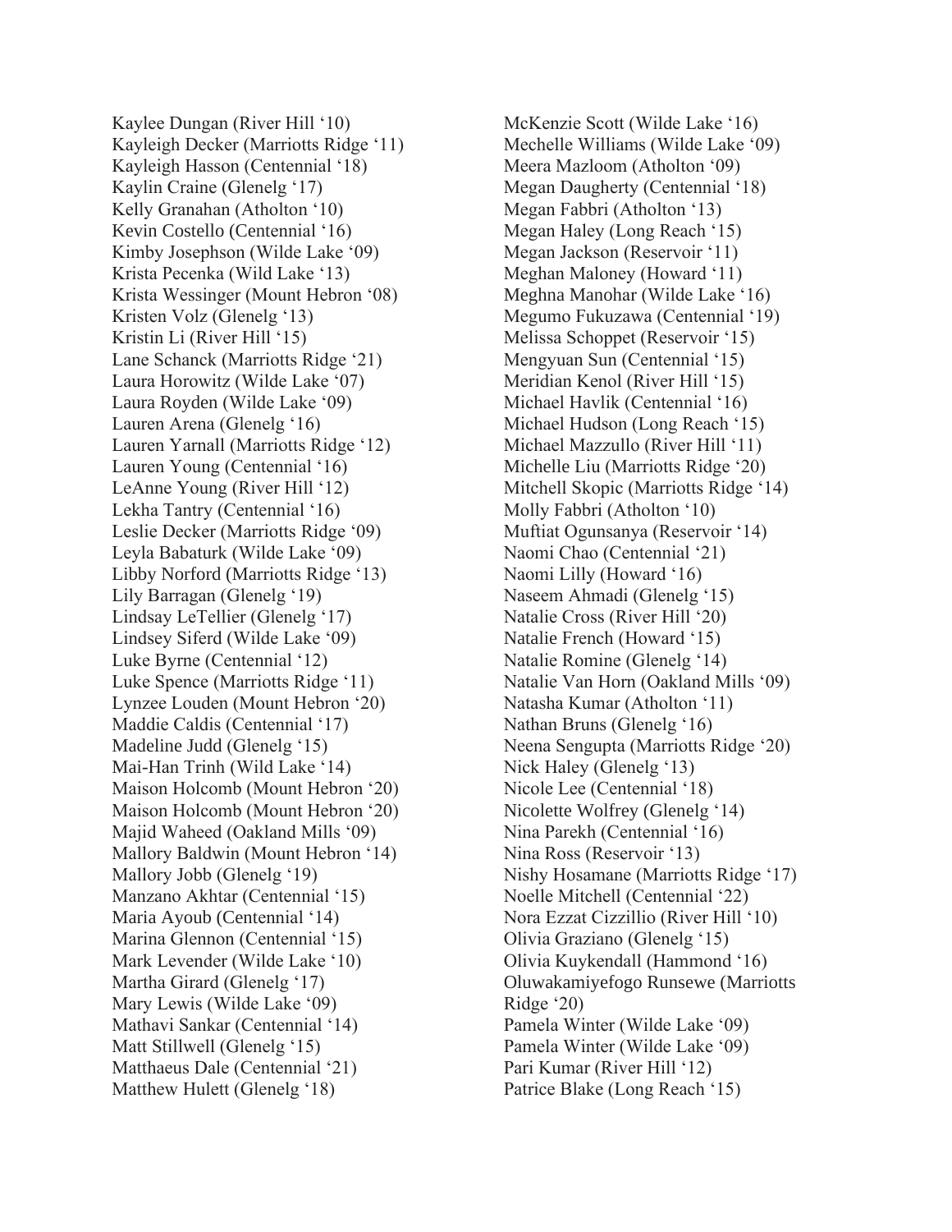Kaylee Dungan (River Hill '10)
Kayleigh Decker (Marriotts Ridge '11)
Kayleigh Hasson (Centennial '18)
Kaylin Craine (Glenelg '17)
Kelly Granahan (Atholton '10)
Kevin Costello (Centennial '16)
Kimby Josephson (Wilde Lake '09)
Krista Pecenka (Wild Lake '13)
Krista Wessinger (Mount Hebron '08)
Kristen Volz (Glenelg '13)
Kristin Li (River Hill '15)
Lane Schanck (Marriotts Ridge '21)
Laura Horowitz (Wilde Lake '07)
Laura Royden (Wilde Lake '09)
Lauren Arena (Glenelg '16)
Lauren Yarnall (Marriotts Ridge '12)
Lauren Young (Centennial '16)
LeAnne Young (River Hill '12)
Lekha Tantry (Centennial '16)
Leslie Decker (Marriotts Ridge '09)
Leyla Babaturk (Wilde Lake '09)
Libby Norford (Marriotts Ridge '13)
Lily Barragan (Glenelg '19)
Lindsay LeTellier (Glenelg '17)
Lindsey Siferd (Wilde Lake '09)
Luke Byrne (Centennial '12)
Luke Spence (Marriotts Ridge '11)
Lynzee Louden (Mount Hebron '20)
Maddie Caldis (Centennial '17)
Madeline Judd (Glenelg '15)
Mai-Han Trinh (Wild Lake '14)
Maison Holcomb (Mount Hebron '20)
Maison Holcomb (Mount Hebron '20)
Majid Waheed (Oakland Mills '09)
Mallory Baldwin (Mount Hebron '14)
Mallory Jobb (Glenelg '19)
Manzano Akhtar (Centennial '15)
Maria Ayoub (Centennial '14)
Marina Glennon (Centennial '15)
Mark Levender (Wilde Lake '10)
Martha Girard (Glenelg '17)
Mary Lewis (Wilde Lake '09)
Mathavi Sankar (Centennial '14)
Matt Stillwell (Glenelg '15)
Matthaeus Dale (Centennial '21)
Matthew Hulett (Glenelg '18)
McKenzie Scott (Wilde Lake '16)
Mechelle Williams (Wilde Lake '09)
Meera Mazloom (Atholton '09)
Megan Daugherty (Centennial '18)
Megan Fabbri (Atholton '13)
Megan Haley (Long Reach '15)
Megan Jackson (Reservoir '11)
Meghan Maloney (Howard '11)
Meghna Manohar (Wilde Lake '16)
Megumo Fukuzawa (Centennial '19)
Melissa Schoppet (Reservoir '15)
Mengyuan Sun (Centennial '15)
Meridian Kenol (River Hill '15)
Michael Havlik (Centennial '16)
Michael Hudson (Long Reach '15)
Michael Mazzullo (River Hill '11)
Michelle Liu (Marriotts Ridge '20)
Mitchell Skopic (Marriotts Ridge '14)
Molly Fabbri (Atholton '10)
Muftiat Ogunsanya (Reservoir '14)
Naomi Chao (Centennial '21)
Naomi Lilly (Howard '16)
Naseem Ahmadi (Glenelg '15)
Natalie Cross (River Hill '20)
Natalie French (Howard '15)
Natalie Romine (Glenelg '14)
Natalie Van Horn (Oakland Mills '09)
Natasha Kumar (Atholton '11)
Nathan Bruns (Glenelg '16)
Neena Sengupta (Marriotts Ridge '20)
Nick Haley (Glenelg '13)
Nicole Lee (Centennial '18)
Nicolette Wolfrey (Glenelg '14)
Nina Parekh (Centennial '16)
Nina Ross (Reservoir '13)
Nishy Hosamane (Marriotts Ridge '17)
Noelle Mitchell (Centennial '22)
Nora Ezzat Cizzillio (River Hill '10)
Olivia Graziano (Glenelg '15)
Olivia Kuykendall (Hammond '16)
Oluwakamiyefogo Runsewe (Marriotts Ridge '20)
Pamela Winter (Wilde Lake '09)
Pamela Winter (Wilde Lake '09)
Pari Kumar (River Hill '12)
Patrice Blake (Long Reach '15)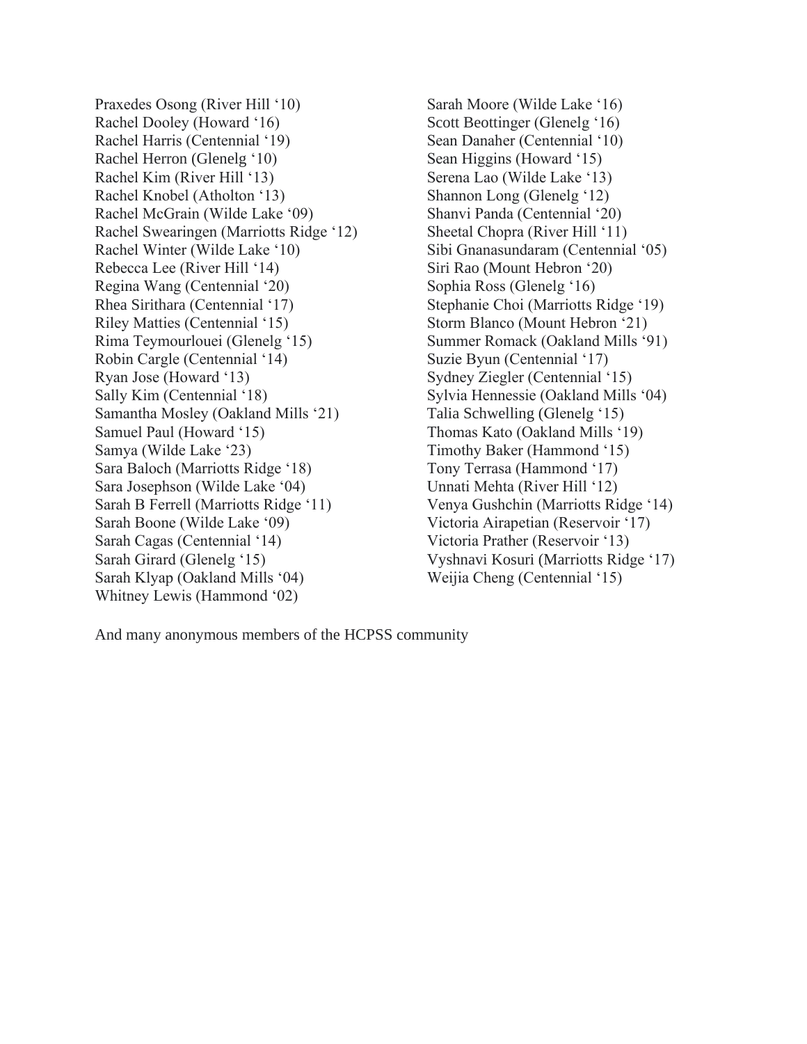Praxedes Osong (River Hill '10)
Rachel Dooley (Howard '16)
Rachel Harris (Centennial '19)
Rachel Herron (Glenelg '10)
Rachel Kim (River Hill '13)
Rachel Knobel (Atholton '13)
Rachel McGrain (Wilde Lake '09)
Rachel Swearingen (Marriotts Ridge '12)
Rachel Winter (Wilde Lake '10)
Rebecca Lee (River Hill '14)
Regina Wang (Centennial '20)
Rhea Sirithara (Centennial '17)
Riley Matties (Centennial '15)
Rima Teymourlouei (Glenelg '15)
Robin Cargle (Centennial '14)
Ryan Jose (Howard '13)
Sally Kim (Centennial '18)
Samantha Mosley (Oakland Mills '21)
Samuel Paul (Howard '15)
Samya (Wilde Lake '23)
Sara Baloch (Marriotts Ridge '18)
Sara Josephson (Wilde Lake '04)
Sarah B Ferrell (Marriotts Ridge '11)
Sarah Boone (Wilde Lake '09)
Sarah Cagas (Centennial '14)
Sarah Girard (Glenelg '15)
Sarah Klyap (Oakland Mills '04)
Whitney Lewis (Hammond '02)
Sarah Moore (Wilde Lake '16)
Scott Beottinger (Glenelg '16)
Sean Danaher (Centennial '10)
Sean Higgins (Howard '15)
Serena Lao (Wilde Lake '13)
Shannon Long (Glenelg '12)
Shanvi Panda (Centennial '20)
Sheetal Chopra (River Hill '11)
Sibi Gnanasundaram (Centennial '05)
Siri Rao (Mount Hebron '20)
Sophia Ross (Glenelg '16)
Stephanie Choi (Marriotts Ridge '19)
Storm Blanco (Mount Hebron '21)
Summer Romack (Oakland Mills '91)
Suzie Byun (Centennial '17)
Sydney Ziegler (Centennial '15)
Sylvia Hennessie (Oakland Mills '04)
Talia Schwelling (Glenelg '15)
Thomas Kato (Oakland Mills '19)
Timothy Baker (Hammond '15)
Tony Terrasa (Hammond '17)
Unnati Mehta (River Hill '12)
Venya Gushchin (Marriotts Ridge '14)
Victoria Airapetian (Reservoir '17)
Victoria Prather (Reservoir '13)
Vyshnavi Kosuri (Marriotts Ridge '17)
Weijia Cheng (Centennial '15)

And many anonymous members of the HCPSS community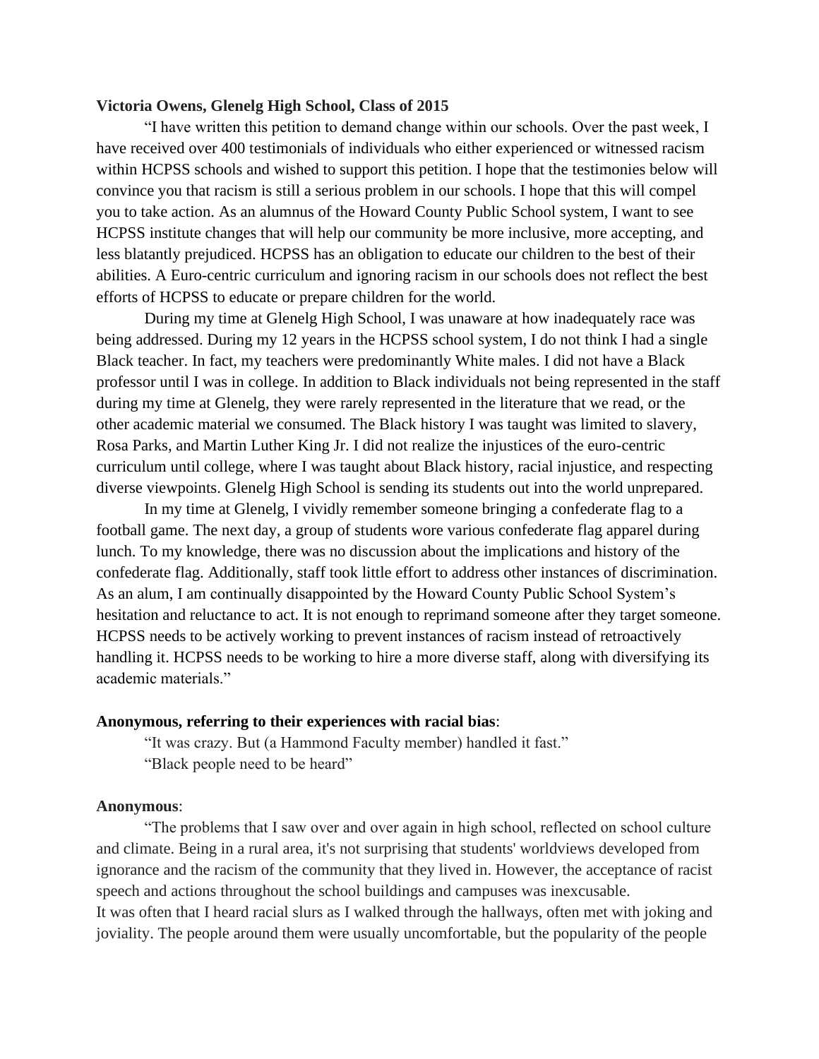**Victoria Owens, Glenelg High School, Class of 2015**

"I have written this petition to demand change within our schools. Over the past week, I have received over 400 testimonials of individuals who either experienced or witnessed racism within HCPSS schools and wished to support this petition. I hope that the testimonies below will convince you that racism is still a serious problem in our schools. I hope that this will compel you to take action. As an alumnus of the Howard County Public School system, I want to see HCPSS institute changes that will help our community be more inclusive, more accepting, and less blatantly prejudiced. HCPSS has an obligation to educate our children to the best of their abilities. A Euro-centric curriculum and ignoring racism in our schools does not reflect the best efforts of HCPSS to educate or prepare children for the world.

During my time at Glenelg High School, I was unaware at how inadequately race was being addressed. During my 12 years in the HCPSS school system, I do not think I had a single Black teacher. In fact, my teachers were predominantly White males. I did not have a Black professor until I was in college. In addition to Black individuals not being represented in the staff during my time at Glenelg, they were rarely represented in the literature that we read, or the other academic material we consumed. The Black history I was taught was limited to slavery, Rosa Parks, and Martin Luther King Jr. I did not realize the injustices of the euro-centric curriculum until college, where I was taught about Black history, racial injustice, and respecting diverse viewpoints. Glenelg High School is sending its students out into the world unprepared.

In my time at Glenelg, I vividly remember someone bringing a confederate flag to a football game. The next day, a group of students wore various confederate flag apparel during lunch. To my knowledge, there was no discussion about the implications and history of the confederate flag. Additionally, staff took little effort to address other instances of discrimination. As an alum, I am continually disappointed by the Howard County Public School System's hesitation and reluctance to act. It is not enough to reprimand someone after they target someone. HCPSS needs to be actively working to prevent instances of racism instead of retroactively handling it. HCPSS needs to be working to hire a more diverse staff, along with diversifying its academic materials."

**Anonymous, referring to their experiences with racial bias**:

"It was crazy. But (a Hammond Faculty member) handled it fast."

"Black people need to be heard"

**Anonymous**:

"The problems that I saw over and over again in high school, reflected on school culture and climate. Being in a rural area, it's not surprising that students' worldviews developed from ignorance and the racism of the community that they lived in. However, the acceptance of racist speech and actions throughout the school buildings and campuses was inexcusable.
It was often that I heard racial slurs as I walked through the hallways, often met with joking and joviality. The people around them were usually uncomfortable, but the popularity of the people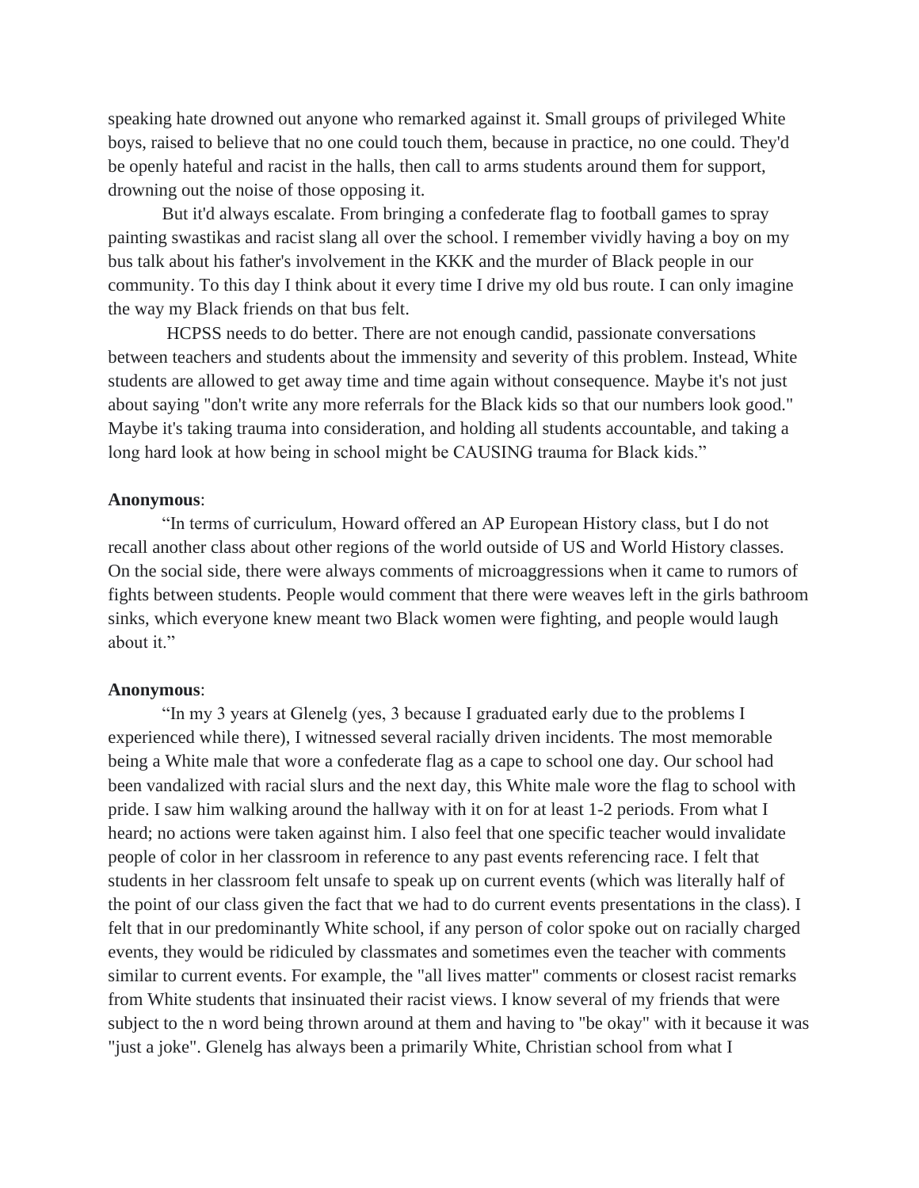speaking hate drowned out anyone who remarked against it. Small groups of privileged White boys, raised to believe that no one could touch them, because in practice, no one could. They'd be openly hateful and racist in the halls, then call to arms students around them for support, drowning out the noise of those opposing it.

But it'd always escalate. From bringing a confederate flag to football games to spray painting swastikas and racist slang all over the school. I remember vividly having a boy on my bus talk about his father's involvement in the KKK and the murder of Black people in our community. To this day I think about it every time I drive my old bus route. I can only imagine the way my Black friends on that bus felt.

HCPSS needs to do better. There are not enough candid, passionate conversations between teachers and students about the immensity and severity of this problem. Instead, White students are allowed to get away time and time again without consequence. Maybe it's not just about saying "don't write any more referrals for the Black kids so that our numbers look good." Maybe it's taking trauma into consideration, and holding all students accountable, and taking a long hard look at how being in school might be CAUSING trauma for Black kids."

**Anonymous**:

"In terms of curriculum, Howard offered an AP European History class, but I do not recall another class about other regions of the world outside of US and World History classes. On the social side, there were always comments of microaggressions when it came to rumors of fights between students. People would comment that there were weaves left in the girls bathroom sinks, which everyone knew meant two Black women were fighting, and people would laugh about it."

**Anonymous**:

"In my 3 years at Glenelg (yes, 3 because I graduated early due to the problems I experienced while there), I witnessed several racially driven incidents. The most memorable being a White male that wore a confederate flag as a cape to school one day. Our school had been vandalized with racial slurs and the next day, this White male wore the flag to school with pride. I saw him walking around the hallway with it on for at least 1-2 periods. From what I heard; no actions were taken against him. I also feel that one specific teacher would invalidate people of color in her classroom in reference to any past events referencing race. I felt that students in her classroom felt unsafe to speak up on current events (which was literally half of the point of our class given the fact that we had to do current events presentations in the class). I felt that in our predominantly White school, if any person of color spoke out on racially charged events, they would be ridiculed by classmates and sometimes even the teacher with comments similar to current events. For example, the "all lives matter" comments or closest racist remarks from White students that insinuated their racist views. I know several of my friends that were subject to the n word being thrown around at them and having to "be okay" with it because it was "just a joke". Glenelg has always been a primarily White, Christian school from what I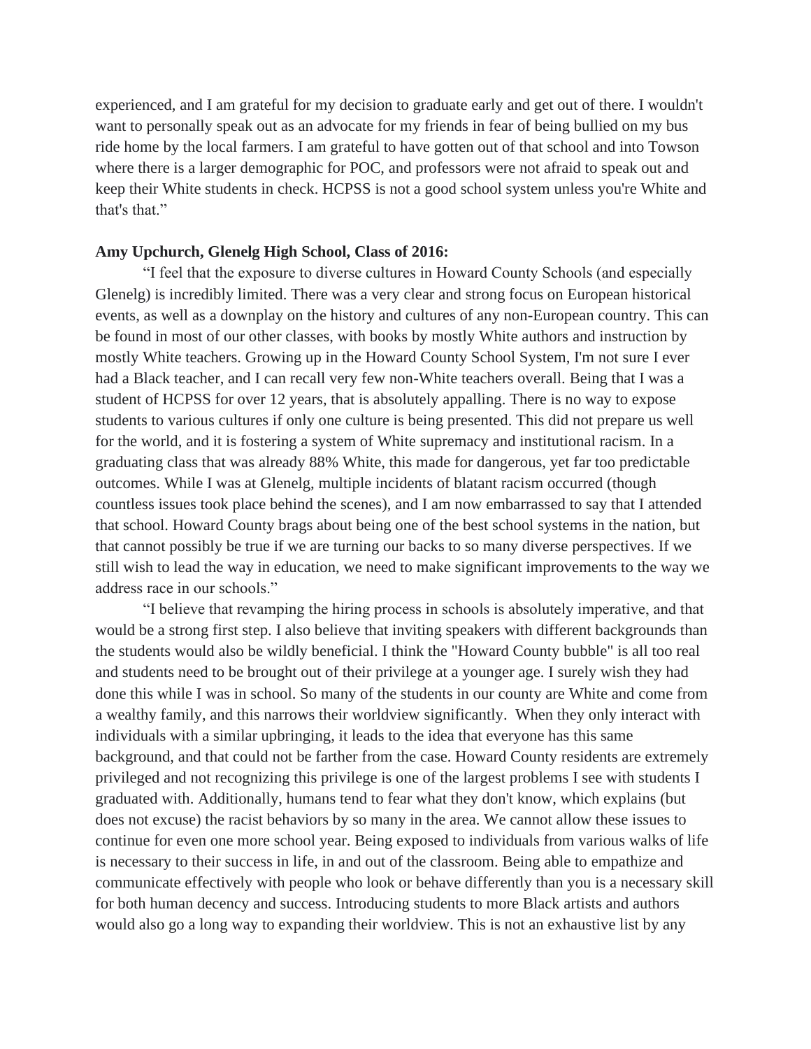experienced, and I am grateful for my decision to graduate early and get out of there. I wouldn't want to personally speak out as an advocate for my friends in fear of being bullied on my bus ride home by the local farmers. I am grateful to have gotten out of that school and into Towson where there is a larger demographic for POC, and professors were not afraid to speak out and keep their White students in check. HCPSS is not a good school system unless you're White and that's that."

**Amy Upchurch, Glenelg High School, Class of 2016:**

"I feel that the exposure to diverse cultures in Howard County Schools (and especially Glenelg) is incredibly limited. There was a very clear and strong focus on European historical events, as well as a downplay on the history and cultures of any non-European country. This can be found in most of our other classes, with books by mostly White authors and instruction by mostly White teachers. Growing up in the Howard County School System, I'm not sure I ever had a Black teacher, and I can recall very few non-White teachers overall. Being that I was a student of HCPSS for over 12 years, that is absolutely appalling. There is no way to expose students to various cultures if only one culture is being presented. This did not prepare us well for the world, and it is fostering a system of White supremacy and institutional racism. In a graduating class that was already 88% White, this made for dangerous, yet far too predictable outcomes. While I was at Glenelg, multiple incidents of blatant racism occurred (though countless issues took place behind the scenes), and I am now embarrassed to say that I attended that school. Howard County brags about being one of the best school systems in the nation, but that cannot possibly be true if we are turning our backs to so many diverse perspectives. If we still wish to lead the way in education, we need to make significant improvements to the way we address race in our schools."

"I believe that revamping the hiring process in schools is absolutely imperative, and that would be a strong first step. I also believe that inviting speakers with different backgrounds than the students would also be wildly beneficial. I think the "Howard County bubble" is all too real and students need to be brought out of their privilege at a younger age. I surely wish they had done this while I was in school. So many of the students in our county are White and come from a wealthy family, and this narrows their worldview significantly. When they only interact with individuals with a similar upbringing, it leads to the idea that everyone has this same background, and that could not be farther from the case. Howard County residents are extremely privileged and not recognizing this privilege is one of the largest problems I see with students I graduated with. Additionally, humans tend to fear what they don't know, which explains (but does not excuse) the racist behaviors by so many in the area. We cannot allow these issues to continue for even one more school year. Being exposed to individuals from various walks of life is necessary to their success in life, in and out of the classroom. Being able to empathize and communicate effectively with people who look or behave differently than you is a necessary skill for both human decency and success. Introducing students to more Black artists and authors would also go a long way to expanding their worldview. This is not an exhaustive list by any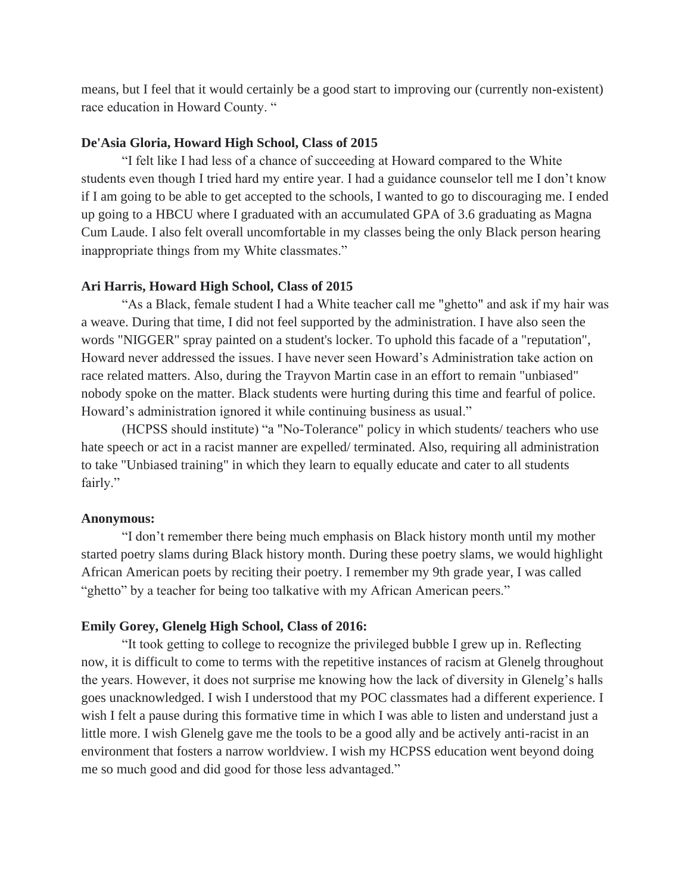means, but I feel that it would certainly be a good start to improving our (currently non-existent) race education in Howard County. "

**De'Asia Gloria, Howard High School, Class of 2015**

"I felt like I had less of a chance of succeeding at Howard compared to the White students even though I tried hard my entire year. I had a guidance counselor tell me I don't know if I am going to be able to get accepted to the schools, I wanted to go to discouraging me. I ended up going to a HBCU where I graduated with an accumulated GPA of 3.6 graduating as Magna Cum Laude. I also felt overall uncomfortable in my classes being the only Black person hearing inappropriate things from my White classmates."

**Ari Harris, Howard High School, Class of 2015**

"As a Black, female student I had a White teacher call me "ghetto" and ask if my hair was a weave. During that time, I did not feel supported by the administration. I have also seen the words "NIGGER" spray painted on a student's locker. To uphold this facade of a "reputation", Howard never addressed the issues. I have never seen Howard's Administration take action on race related matters. Also, during the Trayvon Martin case in an effort to remain "unbiased" nobody spoke on the matter. Black students were hurting during this time and fearful of police. Howard's administration ignored it while continuing business as usual."

(HCPSS should institute) "a "No-Tolerance" policy in which students/ teachers who use hate speech or act in a racist manner are expelled/ terminated. Also, requiring all administration to take "Unbiased training" in which they learn to equally educate and cater to all students fairly."

**Anonymous:**

"I don't remember there being much emphasis on Black history month until my mother started poetry slams during Black history month. During these poetry slams, we would highlight African American poets by reciting their poetry. I remember my 9th grade year, I was called "ghetto" by a teacher for being too talkative with my African American peers."

**Emily Gorey, Glenelg High School, Class of 2016:**

"It took getting to college to recognize the privileged bubble I grew up in. Reflecting now, it is difficult to come to terms with the repetitive instances of racism at Glenelg throughout the years. However, it does not surprise me knowing how the lack of diversity in Glenelg's halls goes unacknowledged. I wish I understood that my POC classmates had a different experience. I wish I felt a pause during this formative time in which I was able to listen and understand just a little more. I wish Glenelg gave me the tools to be a good ally and be actively anti-racist in an environment that fosters a narrow worldview. I wish my HCPSS education went beyond doing me so much good and did good for those less advantaged."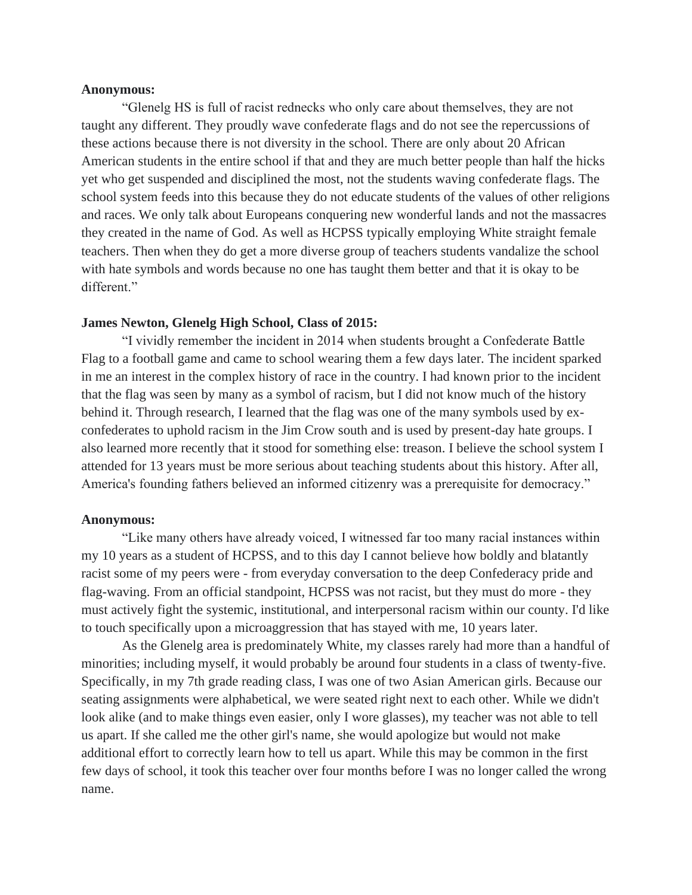**Anonymous:**

"Glenelg HS is full of racist rednecks who only care about themselves, they are not taught any different. They proudly wave confederate flags and do not see the repercussions of these actions because there is not diversity in the school. There are only about 20 African American students in the entire school if that and they are much better people than half the hicks yet who get suspended and disciplined the most, not the students waving confederate flags. The school system feeds into this because they do not educate students of the values of other religions and races. We only talk about Europeans conquering new wonderful lands and not the massacres they created in the name of God. As well as HCPSS typically employing White straight female teachers. Then when they do get a more diverse group of teachers students vandalize the school with hate symbols and words because no one has taught them better and that it is okay to be different."

**James Newton, Glenelg High School, Class of 2015:**

"I vividly remember the incident in 2014 when students brought a Confederate Battle Flag to a football game and came to school wearing them a few days later. The incident sparked in me an interest in the complex history of race in the country. I had known prior to the incident that the flag was seen by many as a symbol of racism, but I did not know much of the history behind it. Through research, I learned that the flag was one of the many symbols used by ex-confederates to uphold racism in the Jim Crow south and is used by present-day hate groups. I also learned more recently that it stood for something else: treason. I believe the school system I attended for 13 years must be more serious about teaching students about this history. After all, America's founding fathers believed an informed citizenry was a prerequisite for democracy."

**Anonymous:**

"Like many others have already voiced, I witnessed far too many racial instances within my 10 years as a student of HCPSS, and to this day I cannot believe how boldly and blatantly racist some of my peers were - from everyday conversation to the deep Confederacy pride and flag-waving. From an official standpoint, HCPSS was not racist, but they must do more - they must actively fight the systemic, institutional, and interpersonal racism within our county. I'd like to touch specifically upon a microaggression that has stayed with me, 10 years later.

As the Glenelg area is predominately White, my classes rarely had more than a handful of minorities; including myself, it would probably be around four students in a class of twenty-five. Specifically, in my 7th grade reading class, I was one of two Asian American girls. Because our seating assignments were alphabetical, we were seated right next to each other. While we didn't look alike (and to make things even easier, only I wore glasses), my teacher was not able to tell us apart. If she called me the other girl's name, she would apologize but would not make additional effort to correctly learn how to tell us apart. While this may be common in the first few days of school, it took this teacher over four months before I was no longer called the wrong name.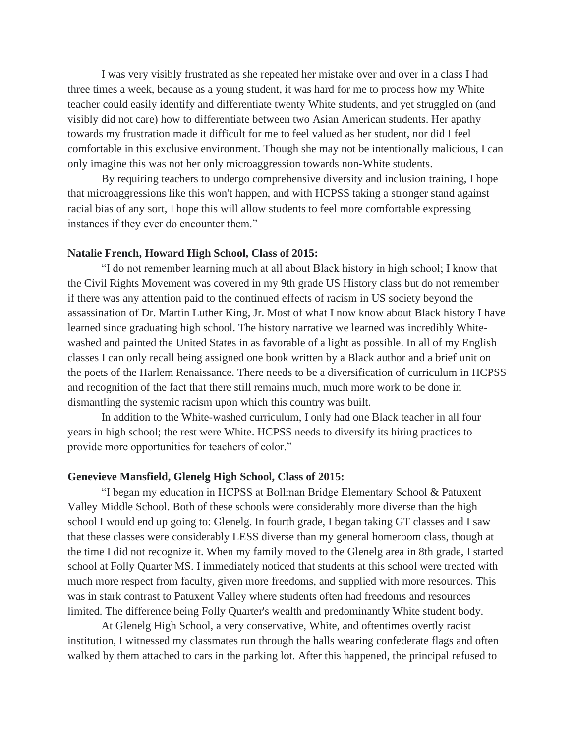I was very visibly frustrated as she repeated her mistake over and over in a class I had three times a week, because as a young student, it was hard for me to process how my White teacher could easily identify and differentiate twenty White students, and yet struggled on (and visibly did not care) how to differentiate between two Asian American students. Her apathy towards my frustration made it difficult for me to feel valued as her student, nor did I feel comfortable in this exclusive environment. Though she may not be intentionally malicious, I can only imagine this was not her only microaggression towards non-White students.

By requiring teachers to undergo comprehensive diversity and inclusion training, I hope that microaggressions like this won't happen, and with HCPSS taking a stronger stand against racial bias of any sort, I hope this will allow students to feel more comfortable expressing instances if they ever do encounter them."

**Natalie French, Howard High School, Class of 2015:**

"I do not remember learning much at all about Black history in high school; I know that the Civil Rights Movement was covered in my 9th grade US History class but do not remember if there was any attention paid to the continued effects of racism in US society beyond the assassination of Dr. Martin Luther King, Jr. Most of what I now know about Black history I have learned since graduating high school. The history narrative we learned was incredibly White-washed and painted the United States in as favorable of a light as possible. In all of my English classes I can only recall being assigned one book written by a Black author and a brief unit on the poets of the Harlem Renaissance. There needs to be a diversification of curriculum in HCPSS and recognition of the fact that there still remains much, much more work to be done in dismantling the systemic racism upon which this country was built.

In addition to the White-washed curriculum, I only had one Black teacher in all four years in high school; the rest were White. HCPSS needs to diversify its hiring practices to provide more opportunities for teachers of color."

**Genevieve Mansfield, Glenelg High School, Class of 2015:**

"I began my education in HCPSS at Bollman Bridge Elementary School & Patuxent Valley Middle School. Both of these schools were considerably more diverse than the high school I would end up going to: Glenelg. In fourth grade, I began taking GT classes and I saw that these classes were considerably LESS diverse than my general homeroom class, though at the time I did not recognize it. When my family moved to the Glenelg area in 8th grade, I started school at Folly Quarter MS. I immediately noticed that students at this school were treated with much more respect from faculty, given more freedoms, and supplied with more resources. This was in stark contrast to Patuxent Valley where students often had freedoms and resources limited. The difference being Folly Quarter's wealth and predominantly White student body.

At Glenelg High School, a very conservative, White, and oftentimes overtly racist institution, I witnessed my classmates run through the halls wearing confederate flags and often walked by them attached to cars in the parking lot. After this happened, the principal refused to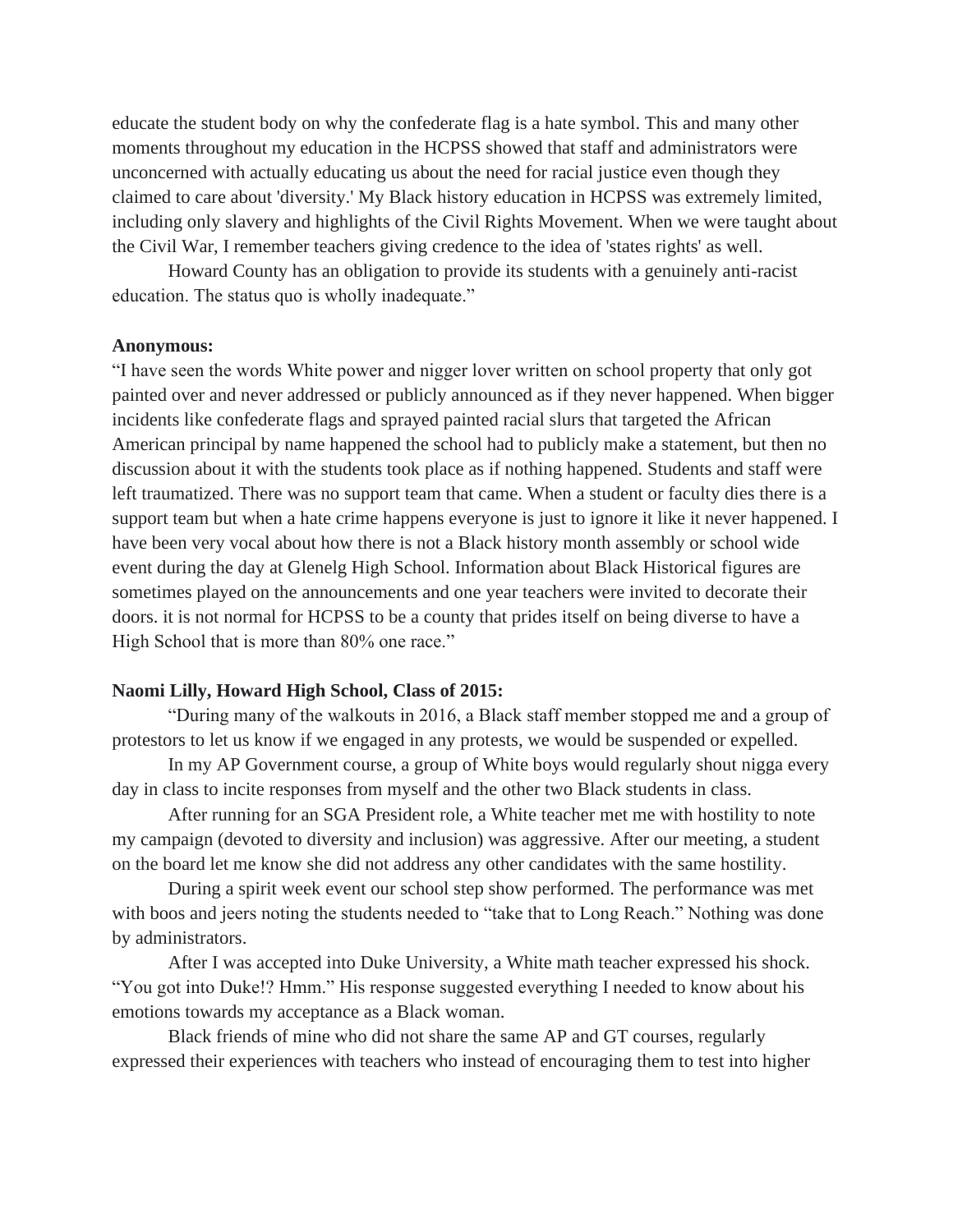educate the student body on why the confederate flag is a hate symbol. This and many other moments throughout my education in the HCPSS showed that staff and administrators were unconcerned with actually educating us about the need for racial justice even though they claimed to care about 'diversity.' My Black history education in HCPSS was extremely limited, including only slavery and highlights of the Civil Rights Movement. When we were taught about the Civil War, I remember teachers giving credence to the idea of 'states rights' as well.

Howard County has an obligation to provide its students with a genuinely anti-racist education. The status quo is wholly inadequate."

**Anonymous:**

"I have seen the words White power and nigger lover written on school property that only got painted over and never addressed or publicly announced as if they never happened. When bigger incidents like confederate flags and sprayed painted racial slurs that targeted the African American principal by name happened the school had to publicly make a statement, but then no discussion about it with the students took place as if nothing happened. Students and staff were left traumatized. There was no support team that came. When a student or faculty dies there is a support team but when a hate crime happens everyone is just to ignore it like it never happened. I have been very vocal about how there is not a Black history month assembly or school wide event during the day at Glenelg High School. Information about Black Historical figures are sometimes played on the announcements and one year teachers were invited to decorate their doors. it is not normal for HCPSS to be a county that prides itself on being diverse to have a High School that is more than 80% one race."

**Naomi Lilly, Howard High School, Class of 2015:**

"During many of the walkouts in 2016, a Black staff member stopped me and a group of protestors to let us know if we engaged in any protests, we would be suspended or expelled.

In my AP Government course, a group of White boys would regularly shout nigga every day in class to incite responses from myself and the other two Black students in class.

After running for an SGA President role, a White teacher met me with hostility to note my campaign (devoted to diversity and inclusion) was aggressive. After our meeting, a student on the board let me know she did not address any other candidates with the same hostility.

During a spirit week event our school step show performed. The performance was met with boos and jeers noting the students needed to "take that to Long Reach." Nothing was done by administrators.

After I was accepted into Duke University, a White math teacher expressed his shock. "You got into Duke!? Hmm." His response suggested everything I needed to know about his emotions towards my acceptance as a Black woman.

Black friends of mine who did not share the same AP and GT courses, regularly expressed their experiences with teachers who instead of encouraging them to test into higher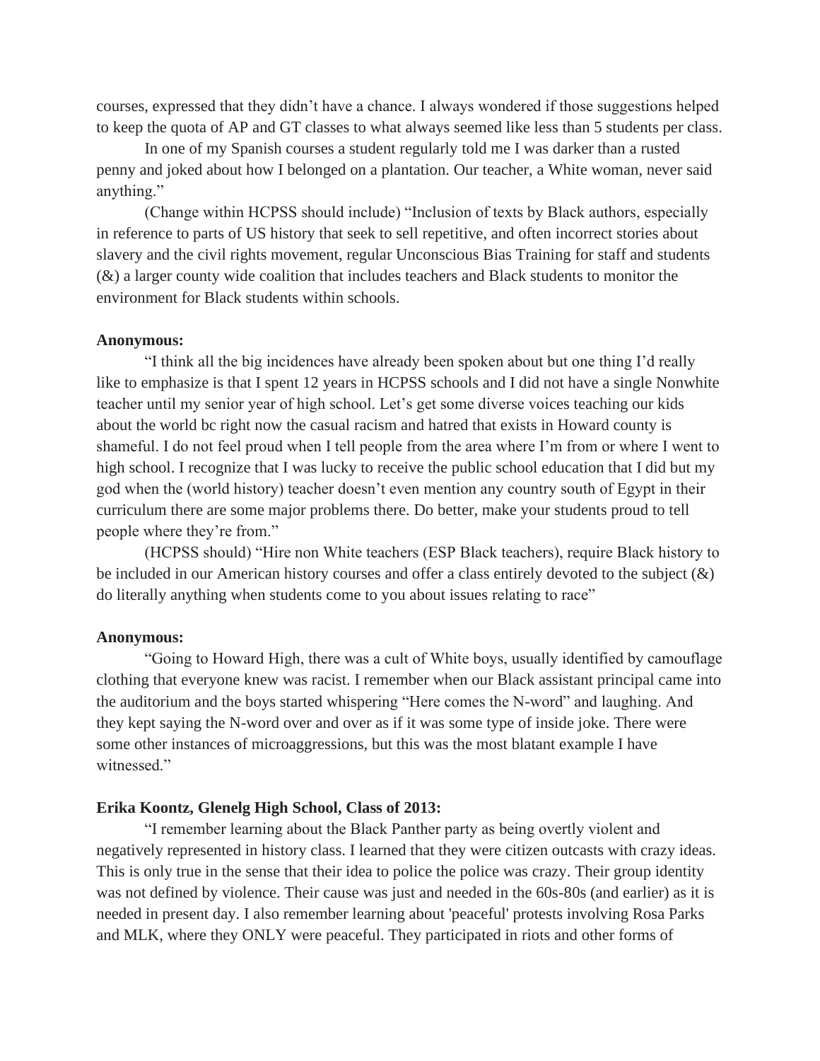courses, expressed that they didn't have a chance. I always wondered if those suggestions helped to keep the quota of AP and GT classes to what always seemed like less than 5 students per class.

In one of my Spanish courses a student regularly told me I was darker than a rusted penny and joked about how I belonged on a plantation. Our teacher, a White woman, never said anything."

(Change within HCPSS should include) "Inclusion of texts by Black authors, especially in reference to parts of US history that seek to sell repetitive, and often incorrect stories about slavery and the civil rights movement, regular Unconscious Bias Training for staff and students (&) a larger county wide coalition that includes teachers and Black students to monitor the environment for Black students within schools.

**Anonymous:**

"I think all the big incidences have already been spoken about but one thing I'd really like to emphasize is that I spent 12 years in HCPSS schools and I did not have a single Nonwhite teacher until my senior year of high school. Let's get some diverse voices teaching our kids about the world bc right now the casual racism and hatred that exists in Howard county is shameful. I do not feel proud when I tell people from the area where I'm from or where I went to high school. I recognize that I was lucky to receive the public school education that I did but my god when the (world history) teacher doesn't even mention any country south of Egypt in their curriculum there are some major problems there. Do better, make your students proud to tell people where they're from."

(HCPSS should) "Hire non White teachers (ESP Black teachers), require Black history to be included in our American history courses and offer a class entirely devoted to the subject (&) do literally anything when students come to you about issues relating to race"

**Anonymous:**

"Going to Howard High, there was a cult of White boys, usually identified by camouflage clothing that everyone knew was racist. I remember when our Black assistant principal came into the auditorium and the boys started whispering "Here comes the N-word" and laughing. And they kept saying the N-word over and over as if it was some type of inside joke. There were some other instances of microaggressions, but this was the most blatant example I have witnessed."

**Erika Koontz, Glenelg High School, Class of 2013:**

"I remember learning about the Black Panther party as being overtly violent and negatively represented in history class. I learned that they were citizen outcasts with crazy ideas. This is only true in the sense that their idea to police the police was crazy. Their group identity was not defined by violence. Their cause was just and needed in the 60s-80s (and earlier) as it is needed in present day. I also remember learning about 'peaceful' protests involving Rosa Parks and MLK, where they ONLY were peaceful. They participated in riots and other forms of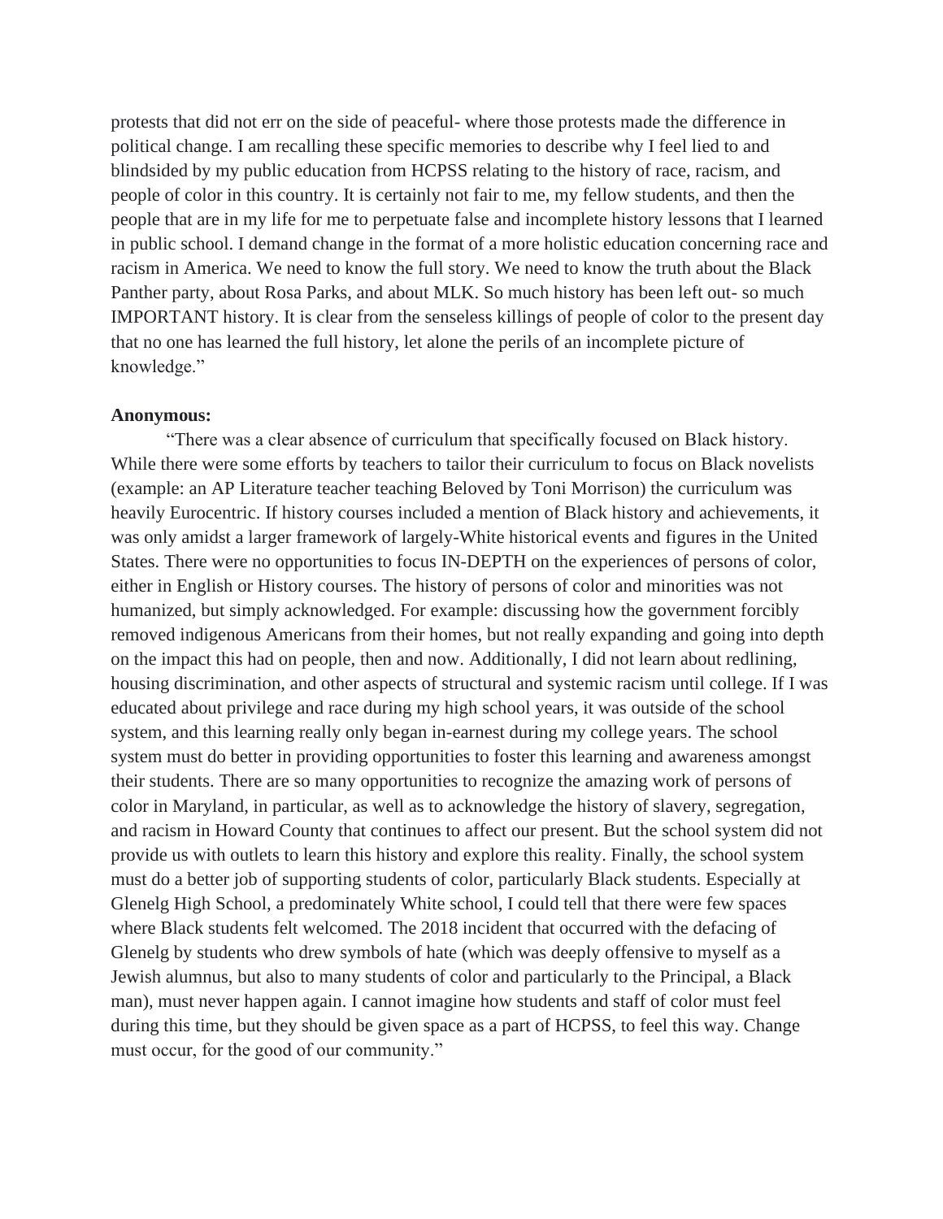protests that did not err on the side of peaceful- where those protests made the difference in political change. I am recalling these specific memories to describe why I feel lied to and blindsided by my public education from HCPSS relating to the history of race, racism, and people of color in this country. It is certainly not fair to me, my fellow students, and then the people that are in my life for me to perpetuate false and incomplete history lessons that I learned in public school. I demand change in the format of a more holistic education concerning race and racism in America. We need to know the full story. We need to know the truth about the Black Panther party, about Rosa Parks, and about MLK. So much history has been left out- so much IMPORTANT history. It is clear from the senseless killings of people of color to the present day that no one has learned the full history, let alone the perils of an incomplete picture of knowledge."

**Anonymous:**

"There was a clear absence of curriculum that specifically focused on Black history. While there were some efforts by teachers to tailor their curriculum to focus on Black novelists (example: an AP Literature teacher teaching Beloved by Toni Morrison) the curriculum was heavily Eurocentric. If history courses included a mention of Black history and achievements, it was only amidst a larger framework of largely-White historical events and figures in the United States. There were no opportunities to focus IN-DEPTH on the experiences of persons of color, either in English or History courses. The history of persons of color and minorities was not humanized, but simply acknowledged. For example: discussing how the government forcibly removed indigenous Americans from their homes, but not really expanding and going into depth on the impact this had on people, then and now. Additionally, I did not learn about redlining, housing discrimination, and other aspects of structural and systemic racism until college. If I was educated about privilege and race during my high school years, it was outside of the school system, and this learning really only began in-earnest during my college years. The school system must do better in providing opportunities to foster this learning and awareness amongst their students. There are so many opportunities to recognize the amazing work of persons of color in Maryland, in particular, as well as to acknowledge the history of slavery, segregation, and racism in Howard County that continues to affect our present. But the school system did not provide us with outlets to learn this history and explore this reality. Finally, the school system must do a better job of supporting students of color, particularly Black students. Especially at Glenelg High School, a predominately White school, I could tell that there were few spaces where Black students felt welcomed. The 2018 incident that occurred with the defacing of Glenelg by students who drew symbols of hate (which was deeply offensive to myself as a Jewish alumnus, but also to many students of color and particularly to the Principal, a Black man), must never happen again. I cannot imagine how students and staff of color must feel during this time, but they should be given space as a part of HCPSS, to feel this way. Change must occur, for the good of our community."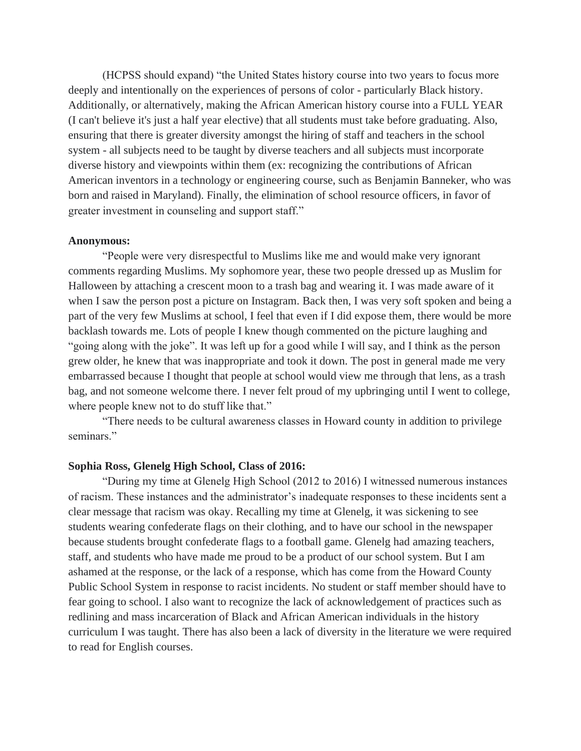(HCPSS should expand) "the United States history course into two years to focus more deeply and intentionally on the experiences of persons of color - particularly Black history. Additionally, or alternatively, making the African American history course into a FULL YEAR (I can't believe it's just a half year elective) that all students must take before graduating. Also, ensuring that there is greater diversity amongst the hiring of staff and teachers in the school system - all subjects need to be taught by diverse teachers and all subjects must incorporate diverse history and viewpoints within them (ex: recognizing the contributions of African American inventors in a technology or engineering course, such as Benjamin Banneker, who was born and raised in Maryland). Finally, the elimination of school resource officers, in favor of greater investment in counseling and support staff."

**Anonymous:**

"People were very disrespectful to Muslims like me and would make very ignorant comments regarding Muslims. My sophomore year, these two people dressed up as Muslim for Halloween by attaching a crescent moon to a trash bag and wearing it. I was made aware of it when I saw the person post a picture on Instagram. Back then, I was very soft spoken and being a part of the very few Muslims at school, I feel that even if I did expose them, there would be more backlash towards me. Lots of people I knew though commented on the picture laughing and "going along with the joke". It was left up for a good while I will say, and I think as the person grew older, he knew that was inappropriate and took it down. The post in general made me very embarrassed because I thought that people at school would view me through that lens, as a trash bag, and not someone welcome there. I never felt proud of my upbringing until I went to college, where people knew not to do stuff like that."

"There needs to be cultural awareness classes in Howard county in addition to privilege seminars."

**Sophia Ross, Glenelg High School, Class of 2016:**

"During my time at Glenelg High School (2012 to 2016) I witnessed numerous instances of racism. These instances and the administrator's inadequate responses to these incidents sent a clear message that racism was okay. Recalling my time at Glenelg, it was sickening to see students wearing confederate flags on their clothing, and to have our school in the newspaper because students brought confederate flags to a football game. Glenelg had amazing teachers, staff, and students who have made me proud to be a product of our school system. But I am ashamed at the response, or the lack of a response, which has come from the Howard County Public School System in response to racist incidents. No student or staff member should have to fear going to school. I also want to recognize the lack of acknowledgement of practices such as redlining and mass incarceration of Black and African American individuals in the history curriculum I was taught. There has also been a lack of diversity in the literature we were required to read for English courses.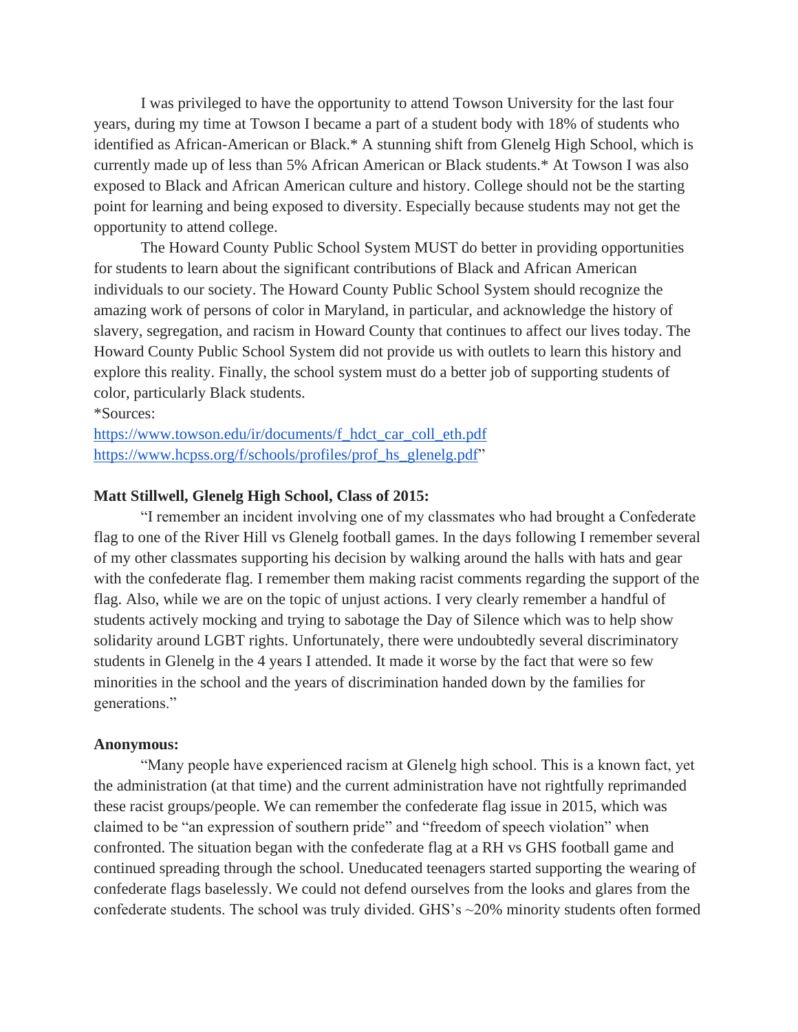I was privileged to have the opportunity to attend Towson University for the last four years, during my time at Towson I became a part of a student body with 18% of students who identified as African-American or Black.* A stunning shift from Glenelg High School, which is currently made up of less than 5% African American or Black students.* At Towson I was also exposed to Black and African American culture and history. College should not be the starting point for learning and being exposed to diversity. Especially because students may not get the opportunity to attend college.

The Howard County Public School System MUST do better in providing opportunities for students to learn about the significant contributions of Black and African American individuals to our society. The Howard County Public School System should recognize the amazing work of persons of color in Maryland, in particular, and acknowledge the history of slavery, segregation, and racism in Howard County that continues to affect our lives today. The Howard County Public School System did not provide us with outlets to learn this history and explore this reality. Finally, the school system must do a better job of supporting students of color, particularly Black students.

*Sources:
https://www.towson.edu/ir/documents/f_hdct_car_coll_eth.pdf
https://www.hcpss.org/f/schools/profiles/prof_hs_glenelg.pdf"

**Matt Stillwell, Glenelg High School, Class of 2015:**

"I remember an incident involving one of my classmates who had brought a Confederate flag to one of the River Hill vs Glenelg football games. In the days following I remember several of my other classmates supporting his decision by walking around the halls with hats and gear with the confederate flag. I remember them making racist comments regarding the support of the flag. Also, while we are on the topic of unjust actions. I very clearly remember a handful of students actively mocking and trying to sabotage the Day of Silence which was to help show solidarity around LGBT rights. Unfortunately, there were undoubtedly several discriminatory students in Glenelg in the 4 years I attended. It made it worse by the fact that were so few minorities in the school and the years of discrimination handed down by the families for generations."

**Anonymous:**

"Many people have experienced racism at Glenelg high school. This is a known fact, yet the administration (at that time) and the current administration have not rightfully reprimanded these racist groups/people. We can remember the confederate flag issue in 2015, which was claimed to be "an expression of southern pride" and "freedom of speech violation" when confronted. The situation began with the confederate flag at a RH vs GHS football game and continued spreading through the school. Uneducated teenagers started supporting the wearing of confederate flags baselessly. We could not defend ourselves from the looks and glares from the confederate students. The school was truly divided. GHS's ~20% minority students often formed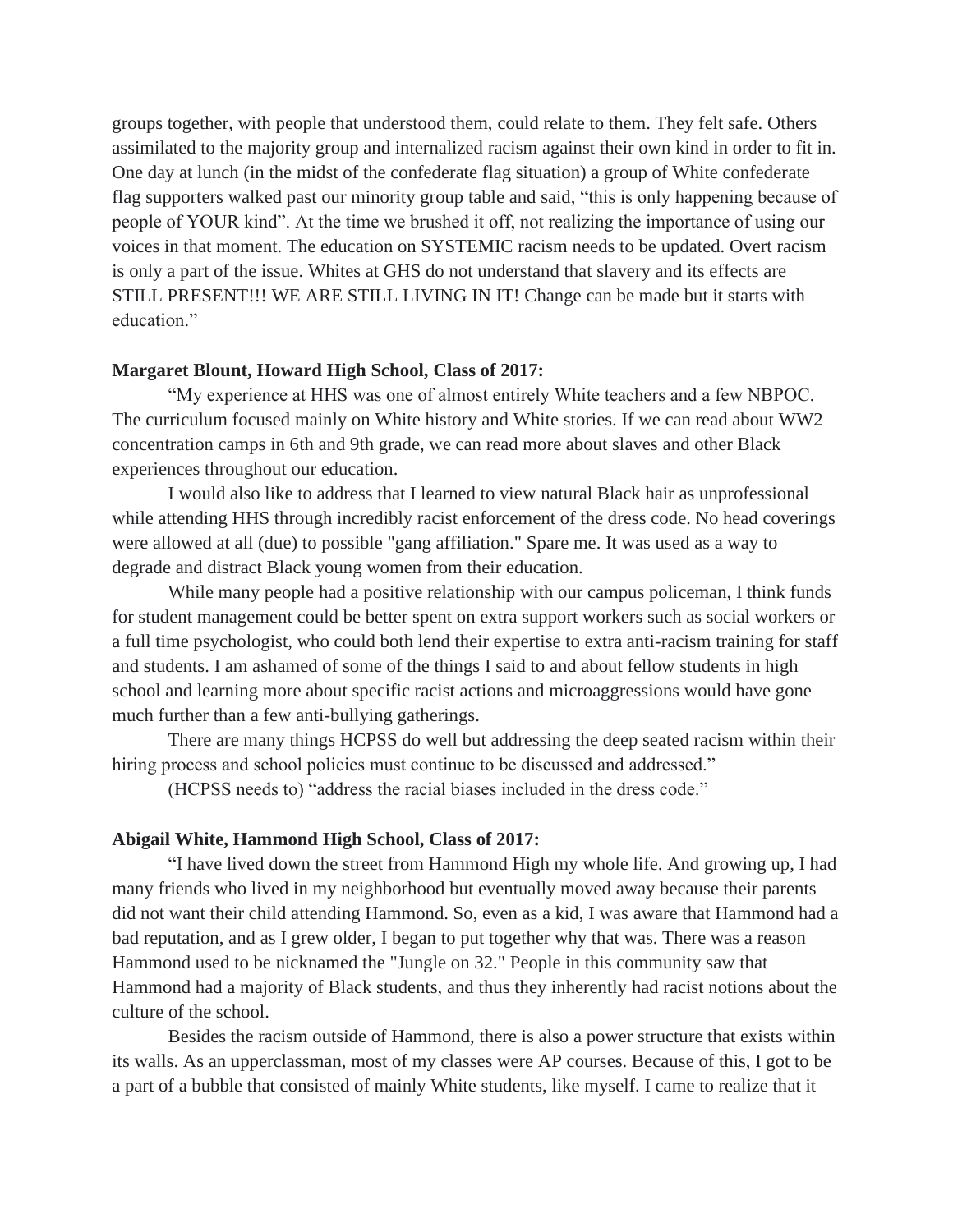groups together, with people that understood them, could relate to them. They felt safe. Others assimilated to the majority group and internalized racism against their own kind in order to fit in. One day at lunch (in the midst of the confederate flag situation) a group of White confederate flag supporters walked past our minority group table and said, "this is only happening because of people of YOUR kind". At the time we brushed it off, not realizing the importance of using our voices in that moment. The education on SYSTEMIC racism needs to be updated. Overt racism is only a part of the issue. Whites at GHS do not understand that slavery and its effects are STILL PRESENT!!! WE ARE STILL LIVING IN IT! Change can be made but it starts with education."

**Margaret Blount, Howard High School, Class of 2017:**

"My experience at HHS was one of almost entirely White teachers and a few NBPOC. The curriculum focused mainly on White history and White stories. If we can read about WW2 concentration camps in 6th and 9th grade, we can read more about slaves and other Black experiences throughout our education.

I would also like to address that I learned to view natural Black hair as unprofessional while attending HHS through incredibly racist enforcement of the dress code. No head coverings were allowed at all (due) to possible "gang affiliation." Spare me. It was used as a way to degrade and distract Black young women from their education.

While many people had a positive relationship with our campus policeman, I think funds for student management could be better spent on extra support workers such as social workers or a full time psychologist, who could both lend their expertise to extra anti-racism training for staff and students. I am ashamed of some of the things I said to and about fellow students in high school and learning more about specific racist actions and microaggressions would have gone much further than a few anti-bullying gatherings.

There are many things HCPSS do well but addressing the deep seated racism within their hiring process and school policies must continue to be discussed and addressed."

(HCPSS needs to) "address the racial biases included in the dress code."

**Abigail White, Hammond High School, Class of 2017:**

"I have lived down the street from Hammond High my whole life. And growing up, I had many friends who lived in my neighborhood but eventually moved away because their parents did not want their child attending Hammond. So, even as a kid, I was aware that Hammond had a bad reputation, and as I grew older, I began to put together why that was. There was a reason Hammond used to be nicknamed the "Jungle on 32." People in this community saw that Hammond had a majority of Black students, and thus they inherently had racist notions about the culture of the school.

Besides the racism outside of Hammond, there is also a power structure that exists within its walls. As an upperclassman, most of my classes were AP courses. Because of this, I got to be a part of a bubble that consisted of mainly White students, like myself. I came to realize that it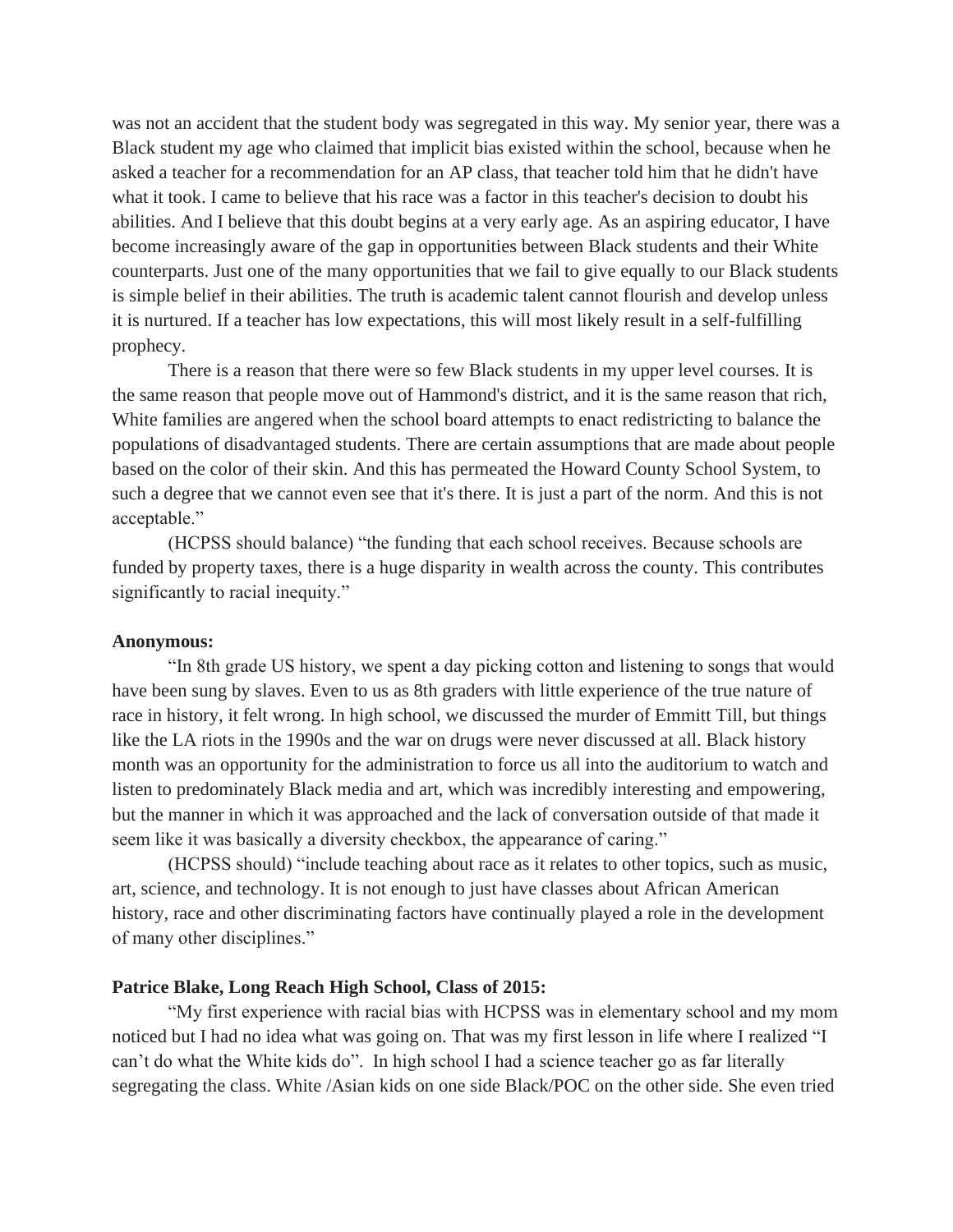was not an accident that the student body was segregated in this way. My senior year, there was a Black student my age who claimed that implicit bias existed within the school, because when he asked a teacher for a recommendation for an AP class, that teacher told him that he didn't have what it took. I came to believe that his race was a factor in this teacher's decision to doubt his abilities. And I believe that this doubt begins at a very early age. As an aspiring educator, I have become increasingly aware of the gap in opportunities between Black students and their White counterparts. Just one of the many opportunities that we fail to give equally to our Black students is simple belief in their abilities. The truth is academic talent cannot flourish and develop unless it is nurtured. If a teacher has low expectations, this will most likely result in a self-fulfilling prophecy.

There is a reason that there were so few Black students in my upper level courses. It is the same reason that people move out of Hammond's district, and it is the same reason that rich, White families are angered when the school board attempts to enact redistricting to balance the populations of disadvantaged students. There are certain assumptions that are made about people based on the color of their skin. And this has permeated the Howard County School System, to such a degree that we cannot even see that it's there. It is just a part of the norm. And this is not acceptable."

(HCPSS should balance) "the funding that each school receives. Because schools are funded by property taxes, there is a huge disparity in wealth across the county. This contributes significantly to racial inequity."

**Anonymous:**

"In 8th grade US history, we spent a day picking cotton and listening to songs that would have been sung by slaves. Even to us as 8th graders with little experience of the true nature of race in history, it felt wrong. In high school, we discussed the murder of Emmitt Till, but things like the LA riots in the 1990s and the war on drugs were never discussed at all. Black history month was an opportunity for the administration to force us all into the auditorium to watch and listen to predominately Black media and art, which was incredibly interesting and empowering, but the manner in which it was approached and the lack of conversation outside of that made it seem like it was basically a diversity checkbox, the appearance of caring."

(HCPSS should) "include teaching about race as it relates to other topics, such as music, art, science, and technology. It is not enough to just have classes about African American history, race and other discriminating factors have continually played a role in the development of many other disciplines."

**Patrice Blake, Long Reach High School, Class of 2015:**

"My first experience with racial bias with HCPSS was in elementary school and my mom noticed but I had no idea what was going on. That was my first lesson in life where I realized "I can't do what the White kids do". In high school I had a science teacher go as far literally segregating the class. White /Asian kids on one side Black/POC on the other side. She even tried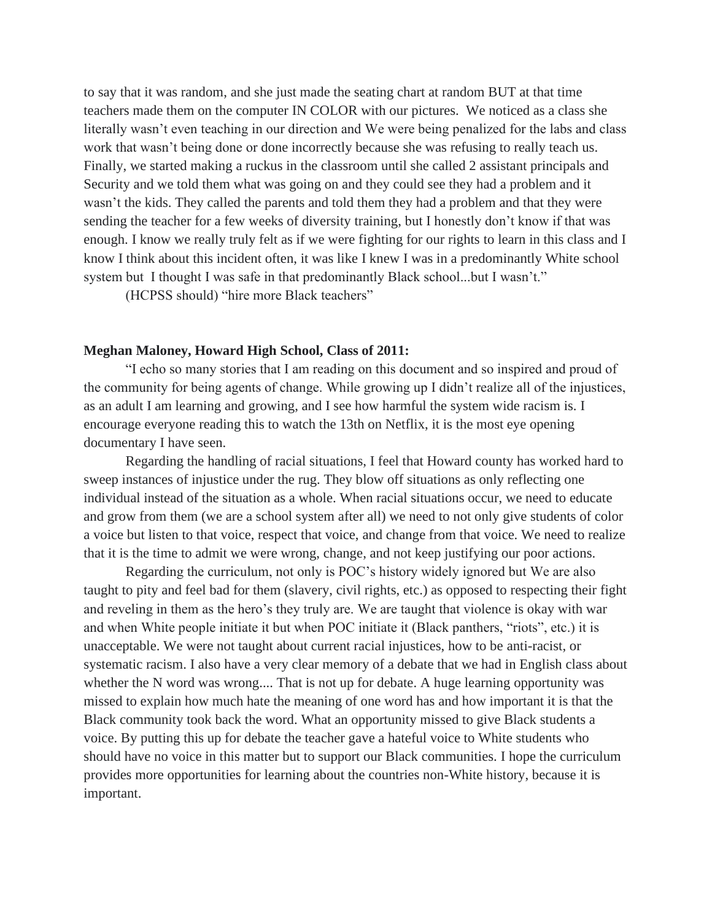to say that it was random, and she just made the seating chart at random BUT at that time teachers made them on the computer IN COLOR with our pictures. We noticed as a class she literally wasn't even teaching in our direction and We were being penalized for the labs and class work that wasn't being done or done incorrectly because she was refusing to really teach us. Finally, we started making a ruckus in the classroom until she called 2 assistant principals and Security and we told them what was going on and they could see they had a problem and it wasn't the kids. They called the parents and told them they had a problem and that they were sending the teacher for a few weeks of diversity training, but I honestly don't know if that was enough. I know we really truly felt as if we were fighting for our rights to learn in this class and I know I think about this incident often, it was like I knew I was in a predominantly White school system but I thought I was safe in that predominantly Black school...but I wasn't."

(HCPSS should) "hire more Black teachers"

**Meghan Maloney, Howard High School, Class of 2011:**

"I echo so many stories that I am reading on this document and so inspired and proud of the community for being agents of change. While growing up I didn't realize all of the injustices, as an adult I am learning and growing, and I see how harmful the system wide racism is. I encourage everyone reading this to watch the 13th on Netflix, it is the most eye opening documentary I have seen.

Regarding the handling of racial situations, I feel that Howard county has worked hard to sweep instances of injustice under the rug. They blow off situations as only reflecting one individual instead of the situation as a whole. When racial situations occur, we need to educate and grow from them (we are a school system after all) we need to not only give students of color a voice but listen to that voice, respect that voice, and change from that voice. We need to realize that it is the time to admit we were wrong, change, and not keep justifying our poor actions.

Regarding the curriculum, not only is POC's history widely ignored but We are also taught to pity and feel bad for them (slavery, civil rights, etc.) as opposed to respecting their fight and reveling in them as the hero's they truly are. We are taught that violence is okay with war and when White people initiate it but when POC initiate it (Black panthers, "riots", etc.) it is unacceptable. We were not taught about current racial injustices, how to be anti-racist, or systematic racism. I also have a very clear memory of a debate that we had in English class about whether the N word was wrong.... That is not up for debate. A huge learning opportunity was missed to explain how much hate the meaning of one word has and how important it is that the Black community took back the word. What an opportunity missed to give Black students a voice. By putting this up for debate the teacher gave a hateful voice to White students who should have no voice in this matter but to support our Black communities. I hope the curriculum provides more opportunities for learning about the countries non-White history, because it is important.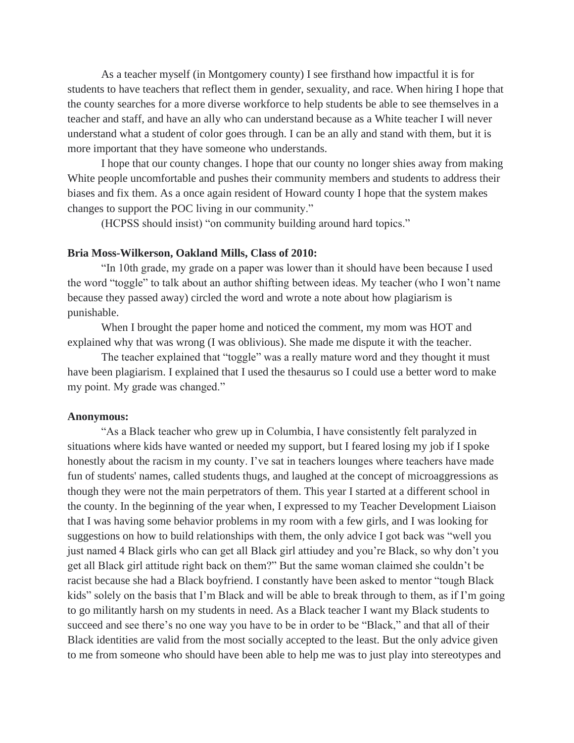As a teacher myself (in Montgomery county) I see firsthand how impactful it is for students to have teachers that reflect them in gender, sexuality, and race. When hiring I hope that the county searches for a more diverse workforce to help students be able to see themselves in a teacher and staff, and have an ally who can understand because as a White teacher I will never understand what a student of color goes through. I can be an ally and stand with them, but it is more important that they have someone who understands.

I hope that our county changes. I hope that our county no longer shies away from making White people uncomfortable and pushes their community members and students to address their biases and fix them. As a once again resident of Howard county I hope that the system makes changes to support the POC living in our community."

(HCPSS should insist) "on community building around hard topics."

**Bria Moss-Wilkerson, Oakland Mills, Class of 2010:**

"In 10th grade, my grade on a paper was lower than it should have been because I used the word "toggle" to talk about an author shifting between ideas. My teacher (who I won't name because they passed away) circled the word and wrote a note about how plagiarism is punishable.

When I brought the paper home and noticed the comment, my mom was HOT and explained why that was wrong (I was oblivious). She made me dispute it with the teacher.

The teacher explained that "toggle" was a really mature word and they thought it must have been plagiarism. I explained that I used the thesaurus so I could use a better word to make my point. My grade was changed."

**Anonymous:**

"As a Black teacher who grew up in Columbia, I have consistently felt paralyzed in situations where kids have wanted or needed my support, but I feared losing my job if I spoke honestly about the racism in my county. I've sat in teachers lounges where teachers have made fun of students' names, called students thugs, and laughed at the concept of microaggressions as though they were not the main perpetrators of them. This year I started at a different school in the county. In the beginning of the year when, I expressed to my Teacher Development Liaison that I was having some behavior problems in my room with a few girls, and I was looking for suggestions on how to build relationships with them, the only advice I got back was "well you just named 4 Black girls who can get all Black girl attiudey and you're Black, so why don't you get all Black girl attitude right back on them?" But the same woman claimed she couldn't be racist because she had a Black boyfriend. I constantly have been asked to mentor "tough Black kids" solely on the basis that I'm Black and will be able to break through to them, as if I'm going to go militantly harsh on my students in need. As a Black teacher I want my Black students to succeed and see there's no one way you have to be in order to be "Black," and that all of their Black identities are valid from the most socially accepted to the least. But the only advice given to me from someone who should have been able to help me was to just play into stereotypes and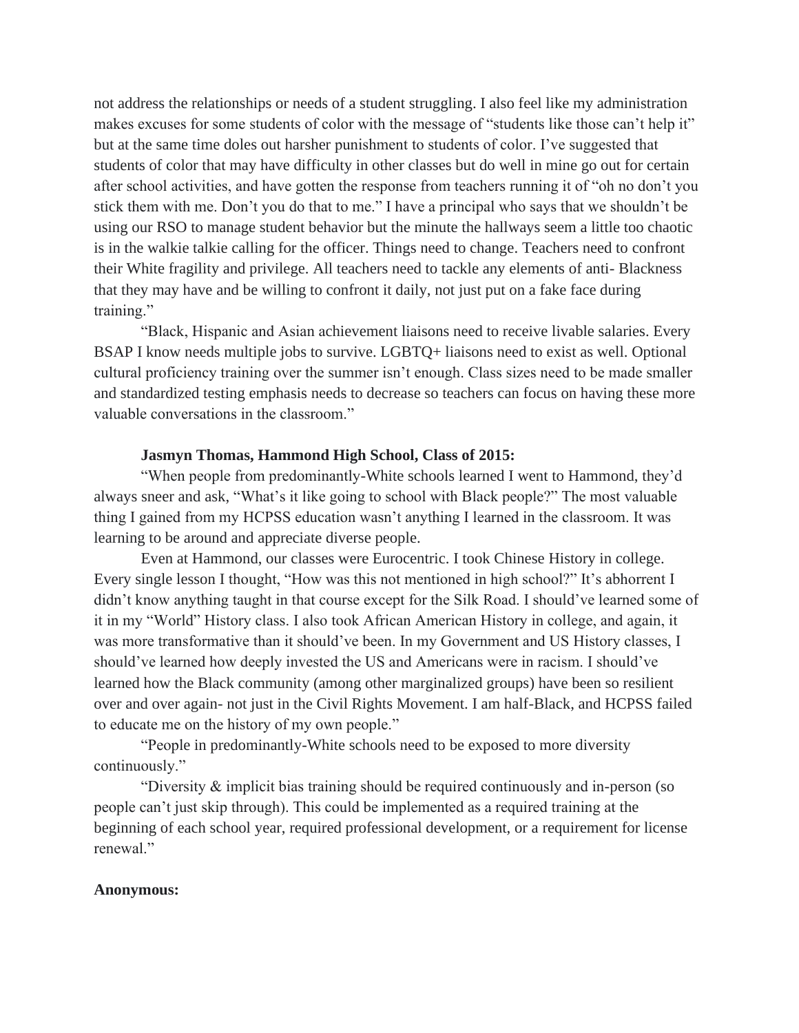not address the relationships or needs of a student struggling. I also feel like my administration makes excuses for some students of color with the message of "students like those can't help it" but at the same time doles out harsher punishment to students of color. I've suggested that students of color that may have difficulty in other classes but do well in mine go out for certain after school activities, and have gotten the response from teachers running it of "oh no don't you stick them with me. Don't you do that to me." I have a principal who says that we shouldn't be using our RSO to manage student behavior but the minute the hallways seem a little too chaotic is in the walkie talkie calling for the officer. Things need to change. Teachers need to confront their White fragility and privilege. All teachers need to tackle any elements of anti- Blackness that they may have and be willing to confront it daily, not just put on a fake face during training."

"Black, Hispanic and Asian achievement liaisons need to receive livable salaries. Every BSAP I know needs multiple jobs to survive. LGBTQ+ liaisons need to exist as well. Optional cultural proficiency training over the summer isn't enough. Class sizes need to be made smaller and standardized testing emphasis needs to decrease so teachers can focus on having these more valuable conversations in the classroom."

**Jasmyn Thomas, Hammond High School, Class of 2015:**

"When people from predominantly-White schools learned I went to Hammond, they'd always sneer and ask, "What's it like going to school with Black people?" The most valuable thing I gained from my HCPSS education wasn't anything I learned in the classroom. It was learning to be around and appreciate diverse people.

Even at Hammond, our classes were Eurocentric. I took Chinese History in college. Every single lesson I thought, "How was this not mentioned in high school?" It's abhorrent I didn't know anything taught in that course except for the Silk Road. I should've learned some of it in my "World" History class. I also took African American History in college, and again, it was more transformative than it should've been. In my Government and US History classes, I should've learned how deeply invested the US and Americans were in racism. I should've learned how the Black community (among other marginalized groups) have been so resilient over and over again- not just in the Civil Rights Movement. I am half-Black, and HCPSS failed to educate me on the history of my own people."

"People in predominantly-White schools need to be exposed to more diversity continuously."

"Diversity & implicit bias training should be required continuously and in-person (so people can't just skip through). This could be implemented as a required training at the beginning of each school year, required professional development, or a requirement for license renewal."

**Anonymous:**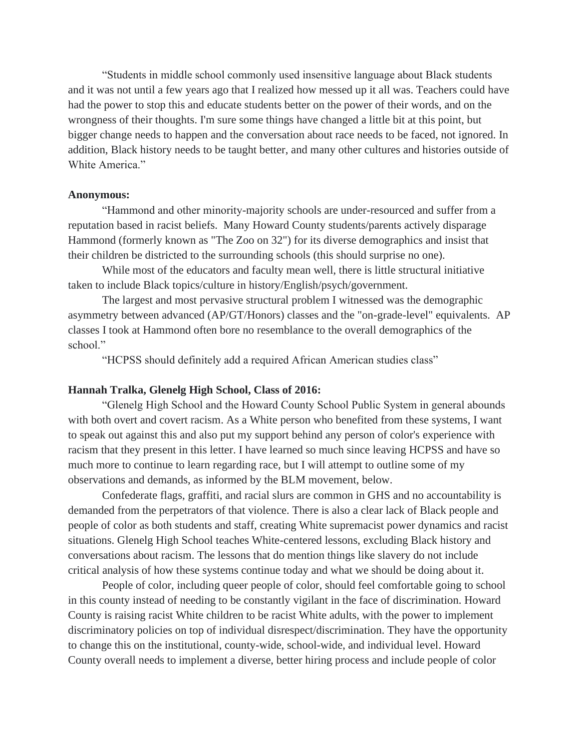"Students in middle school commonly used insensitive language about Black students and it was not until a few years ago that I realized how messed up it all was. Teachers could have had the power to stop this and educate students better on the power of their words, and on the wrongness of their thoughts. I'm sure some things have changed a little bit at this point, but bigger change needs to happen and the conversation about race needs to be faced, not ignored. In addition, Black history needs to be taught better, and many other cultures and histories outside of White America."

**Anonymous:**

"Hammond and other minority-majority schools are under-resourced and suffer from a reputation based in racist beliefs. Many Howard County students/parents actively disparage Hammond (formerly known as "The Zoo on 32") for its diverse demographics and insist that their children be districted to the surrounding schools (this should surprise no one).

While most of the educators and faculty mean well, there is little structural initiative taken to include Black topics/culture in history/English/psych/government.

The largest and most pervasive structural problem I witnessed was the demographic asymmetry between advanced (AP/GT/Honors) classes and the "on-grade-level" equivalents. AP classes I took at Hammond often bore no resemblance to the overall demographics of the school."

"HCPSS should definitely add a required African American studies class"

**Hannah Tralka, Glenelg High School, Class of 2016:**

"Glenelg High School and the Howard County School Public System in general abounds with both overt and covert racism. As a White person who benefited from these systems, I want to speak out against this and also put my support behind any person of color's experience with racism that they present in this letter. I have learned so much since leaving HCPSS and have so much more to continue to learn regarding race, but I will attempt to outline some of my observations and demands, as informed by the BLM movement, below.

Confederate flags, graffiti, and racial slurs are common in GHS and no accountability is demanded from the perpetrators of that violence. There is also a clear lack of Black people and people of color as both students and staff, creating White supremacist power dynamics and racist situations. Glenelg High School teaches White-centered lessons, excluding Black history and conversations about racism. The lessons that do mention things like slavery do not include critical analysis of how these systems continue today and what we should be doing about it.

People of color, including queer people of color, should feel comfortable going to school in this county instead of needing to be constantly vigilant in the face of discrimination. Howard County is raising racist White children to be racist White adults, with the power to implement discriminatory policies on top of individual disrespect/discrimination. They have the opportunity to change this on the institutional, county-wide, school-wide, and individual level. Howard County overall needs to implement a diverse, better hiring process and include people of color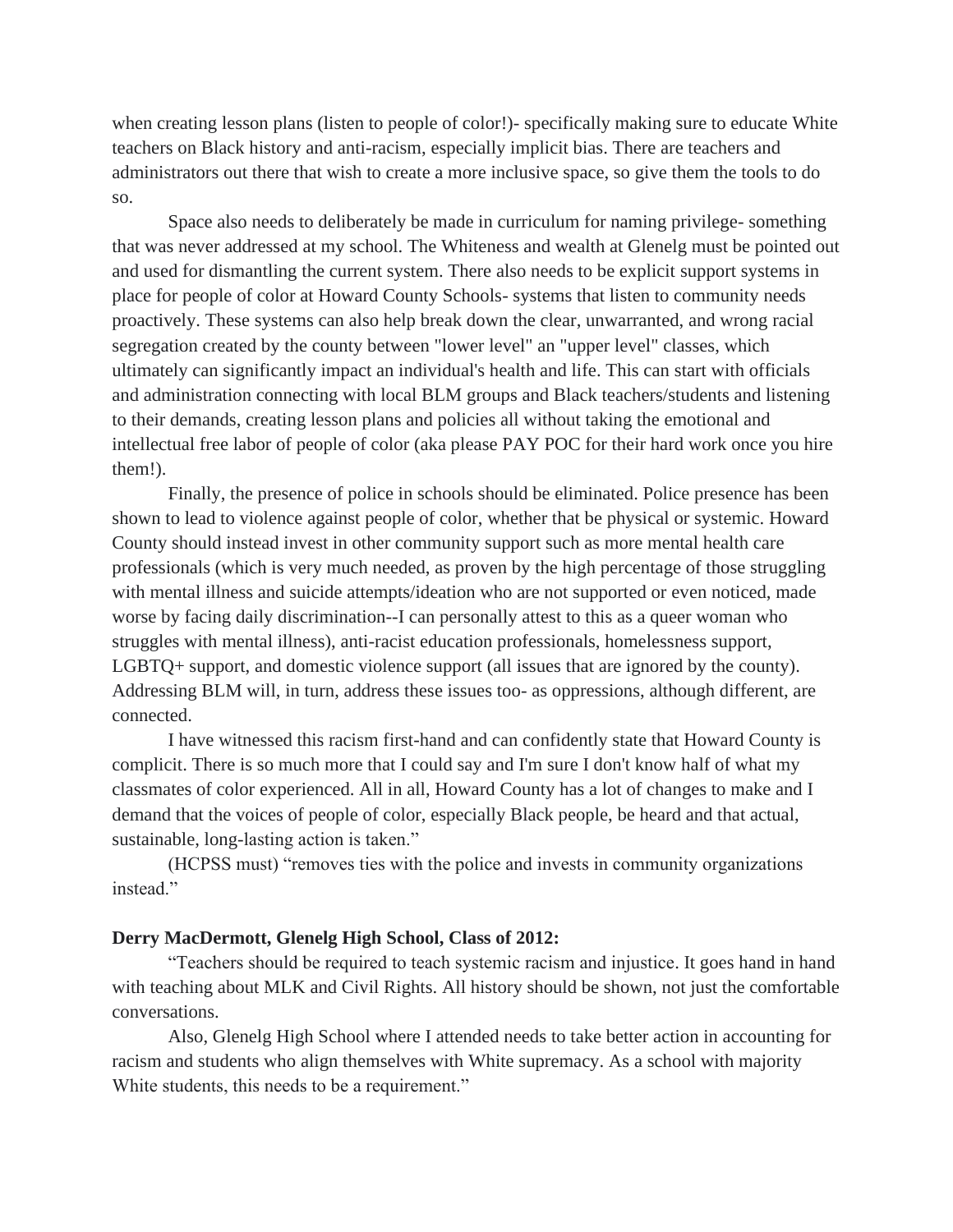when creating lesson plans (listen to people of color!)- specifically making sure to educate White teachers on Black history and anti-racism, especially implicit bias. There are teachers and administrators out there that wish to create a more inclusive space, so give them the tools to do so.

Space also needs to deliberately be made in curriculum for naming privilege- something that was never addressed at my school. The Whiteness and wealth at Glenelg must be pointed out and used for dismantling the current system. There also needs to be explicit support systems in place for people of color at Howard County Schools- systems that listen to community needs proactively. These systems can also help break down the clear, unwarranted, and wrong racial segregation created by the county between "lower level" an "upper level" classes, which ultimately can significantly impact an individual's health and life. This can start with officials and administration connecting with local BLM groups and Black teachers/students and listening to their demands, creating lesson plans and policies all without taking the emotional and intellectual free labor of people of color (aka please PAY POC for their hard work once you hire them!).

Finally, the presence of police in schools should be eliminated. Police presence has been shown to lead to violence against people of color, whether that be physical or systemic. Howard County should instead invest in other community support such as more mental health care professionals (which is very much needed, as proven by the high percentage of those struggling with mental illness and suicide attempts/ideation who are not supported or even noticed, made worse by facing daily discrimination--I can personally attest to this as a queer woman who struggles with mental illness), anti-racist education professionals, homelessness support, LGBTQ+ support, and domestic violence support (all issues that are ignored by the county). Addressing BLM will, in turn, address these issues too- as oppressions, although different, are connected.

I have witnessed this racism first-hand and can confidently state that Howard County is complicit. There is so much more that I could say and I'm sure I don't know half of what my classmates of color experienced. All in all, Howard County has a lot of changes to make and I demand that the voices of people of color, especially Black people, be heard and that actual, sustainable, long-lasting action is taken."

(HCPSS must) "removes ties with the police and invests in community organizations instead."

**Derry MacDermott, Glenelg High School, Class of 2012:**

"Teachers should be required to teach systemic racism and injustice. It goes hand in hand with teaching about MLK and Civil Rights. All history should be shown, not just the comfortable conversations.

Also, Glenelg High School where I attended needs to take better action in accounting for racism and students who align themselves with White supremacy. As a school with majority White students, this needs to be a requirement."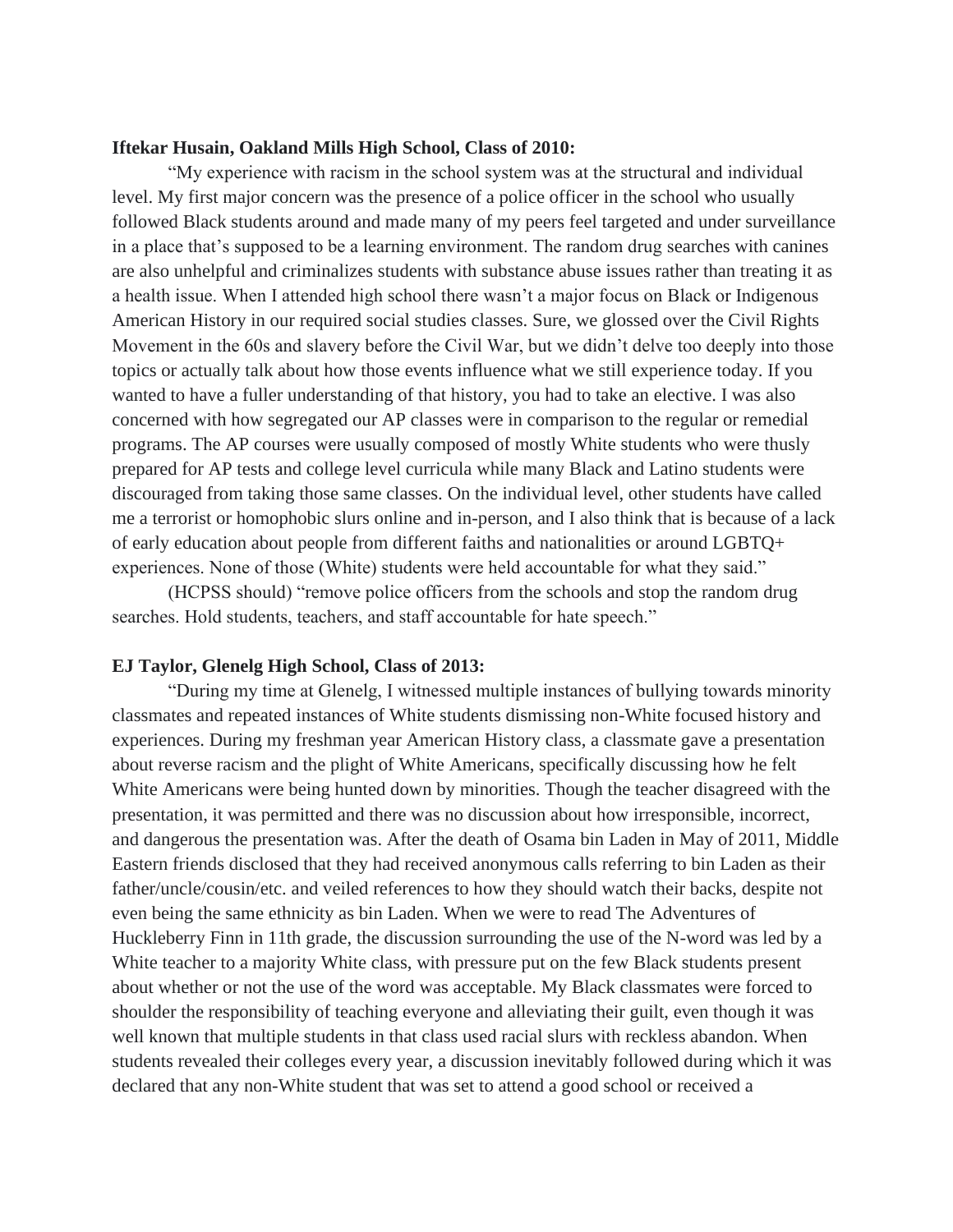**Iftekar Husain, Oakland Mills High School, Class of 2010:**

"My experience with racism in the school system was at the structural and individual level. My first major concern was the presence of a police officer in the school who usually followed Black students around and made many of my peers feel targeted and under surveillance in a place that's supposed to be a learning environment. The random drug searches with canines are also unhelpful and criminalizes students with substance abuse issues rather than treating it as a health issue. When I attended high school there wasn't a major focus on Black or Indigenous American History in our required social studies classes. Sure, we glossed over the Civil Rights Movement in the 60s and slavery before the Civil War, but we didn't delve too deeply into those topics or actually talk about how those events influence what we still experience today. If you wanted to have a fuller understanding of that history, you had to take an elective. I was also concerned with how segregated our AP classes were in comparison to the regular or remedial programs. The AP courses were usually composed of mostly White students who were thusly prepared for AP tests and college level curricula while many Black and Latino students were discouraged from taking those same classes. On the individual level, other students have called me a terrorist or homophobic slurs online and in-person, and I also think that is because of a lack of early education about people from different faiths and nationalities or around LGBTQ+ experiences. None of those (White) students were held accountable for what they said."

(HCPSS should) "remove police officers from the schools and stop the random drug searches. Hold students, teachers, and staff accountable for hate speech."

**EJ Taylor, Glenelg High School, Class of 2013:**

"During my time at Glenelg, I witnessed multiple instances of bullying towards minority classmates and repeated instances of White students dismissing non-White focused history and experiences. During my freshman year American History class, a classmate gave a presentation about reverse racism and the plight of White Americans, specifically discussing how he felt White Americans were being hunted down by minorities. Though the teacher disagreed with the presentation, it was permitted and there was no discussion about how irresponsible, incorrect, and dangerous the presentation was. After the death of Osama bin Laden in May of 2011, Middle Eastern friends disclosed that they had received anonymous calls referring to bin Laden as their father/uncle/cousin/etc. and veiled references to how they should watch their backs, despite not even being the same ethnicity as bin Laden. When we were to read The Adventures of Huckleberry Finn in 11th grade, the discussion surrounding the use of the N-word was led by a White teacher to a majority White class, with pressure put on the few Black students present about whether or not the use of the word was acceptable. My Black classmates were forced to shoulder the responsibility of teaching everyone and alleviating their guilt, even though it was well known that multiple students in that class used racial slurs with reckless abandon. When students revealed their colleges every year, a discussion inevitably followed during which it was declared that any non-White student that was set to attend a good school or received a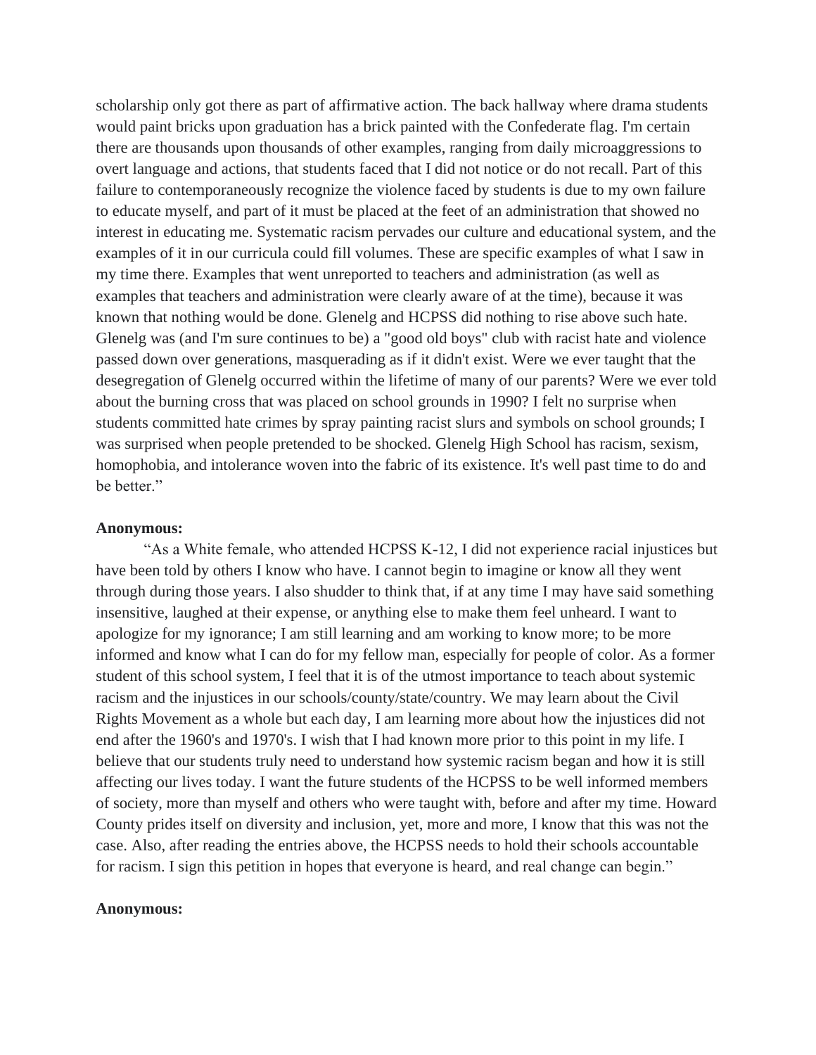scholarship only got there as part of affirmative action. The back hallway where drama students would paint bricks upon graduation has a brick painted with the Confederate flag. I'm certain there are thousands upon thousands of other examples, ranging from daily microaggressions to overt language and actions, that students faced that I did not notice or do not recall. Part of this failure to contemporaneously recognize the violence faced by students is due to my own failure to educate myself, and part of it must be placed at the feet of an administration that showed no interest in educating me. Systematic racism pervades our culture and educational system, and the examples of it in our curricula could fill volumes. These are specific examples of what I saw in my time there. Examples that went unreported to teachers and administration (as well as examples that teachers and administration were clearly aware of at the time), because it was known that nothing would be done. Glenelg and HCPSS did nothing to rise above such hate. Glenelg was (and I'm sure continues to be) a "good old boys" club with racist hate and violence passed down over generations, masquerading as if it didn't exist. Were we ever taught that the desegregation of Glenelg occurred within the lifetime of many of our parents? Were we ever told about the burning cross that was placed on school grounds in 1990? I felt no surprise when students committed hate crimes by spray painting racist slurs and symbols on school grounds; I was surprised when people pretended to be shocked. Glenelg High School has racism, sexism, homophobia, and intolerance woven into the fabric of its existence. It's well past time to do and be better."

**Anonymous:**

"As a White female, who attended HCPSS K-12, I did not experience racial injustices but have been told by others I know who have. I cannot begin to imagine or know all they went through during those years. I also shudder to think that, if at any time I may have said something insensitive, laughed at their expense, or anything else to make them feel unheard. I want to apologize for my ignorance; I am still learning and am working to know more; to be more informed and know what I can do for my fellow man, especially for people of color. As a former student of this school system, I feel that it is of the utmost importance to teach about systemic racism and the injustices in our schools/county/state/country. We may learn about the Civil Rights Movement as a whole but each day, I am learning more about how the injustices did not end after the 1960's and 1970's. I wish that I had known more prior to this point in my life. I believe that our students truly need to understand how systemic racism began and how it is still affecting our lives today. I want the future students of the HCPSS to be well informed members of society, more than myself and others who were taught with, before and after my time. Howard County prides itself on diversity and inclusion, yet, more and more, I know that this was not the case. Also, after reading the entries above, the HCPSS needs to hold their schools accountable for racism. I sign this petition in hopes that everyone is heard, and real change can begin."

**Anonymous:**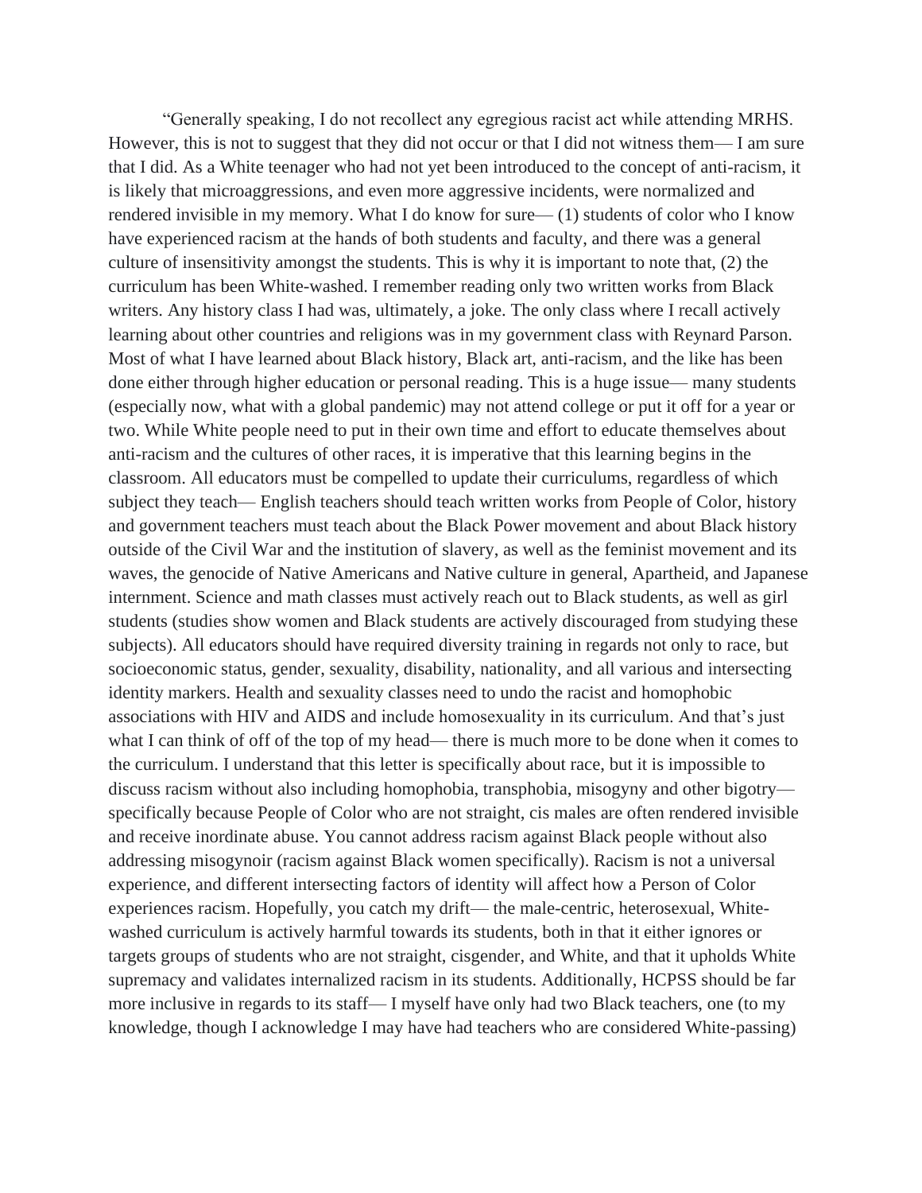"Generally speaking, I do not recollect any egregious racist act while attending MRHS. However, this is not to suggest that they did not occur or that I did not witness them— I am sure that I did. As a White teenager who had not yet been introduced to the concept of anti-racism, it is likely that microaggressions, and even more aggressive incidents, were normalized and rendered invisible in my memory. What I do know for sure— (1) students of color who I know have experienced racism at the hands of both students and faculty, and there was a general culture of insensitivity amongst the students. This is why it is important to note that, (2) the curriculum has been White-washed. I remember reading only two written works from Black writers. Any history class I had was, ultimately, a joke. The only class where I recall actively learning about other countries and religions was in my government class with Reynard Parson. Most of what I have learned about Black history, Black art, anti-racism, and the like has been done either through higher education or personal reading. This is a huge issue— many students (especially now, what with a global pandemic) may not attend college or put it off for a year or two. While White people need to put in their own time and effort to educate themselves about anti-racism and the cultures of other races, it is imperative that this learning begins in the classroom. All educators must be compelled to update their curriculums, regardless of which subject they teach— English teachers should teach written works from People of Color, history and government teachers must teach about the Black Power movement and about Black history outside of the Civil War and the institution of slavery, as well as the feminist movement and its waves, the genocide of Native Americans and Native culture in general, Apartheid, and Japanese internment. Science and math classes must actively reach out to Black students, as well as girl students (studies show women and Black students are actively discouraged from studying these subjects). All educators should have required diversity training in regards not only to race, but socioeconomic status, gender, sexuality, disability, nationality, and all various and intersecting identity markers. Health and sexuality classes need to undo the racist and homophobic associations with HIV and AIDS and include homosexuality in its curriculum. And that's just what I can think of off of the top of my head— there is much more to be done when it comes to the curriculum. I understand that this letter is specifically about race, but it is impossible to discuss racism without also including homophobia, transphobia, misogyny and other bigotry— specifically because People of Color who are not straight, cis males are often rendered invisible and receive inordinate abuse. You cannot address racism against Black people without also addressing misogynoir (racism against Black women specifically). Racism is not a universal experience, and different intersecting factors of identity will affect how a Person of Color experiences racism. Hopefully, you catch my drift— the male-centric, heterosexual, White-washed curriculum is actively harmful towards its students, both in that it either ignores or targets groups of students who are not straight, cisgender, and White, and that it upholds White supremacy and validates internalized racism in its students. Additionally, HCPSS should be far more inclusive in regards to its staff— I myself have only had two Black teachers, one (to my knowledge, though I acknowledge I may have had teachers who are considered White-passing)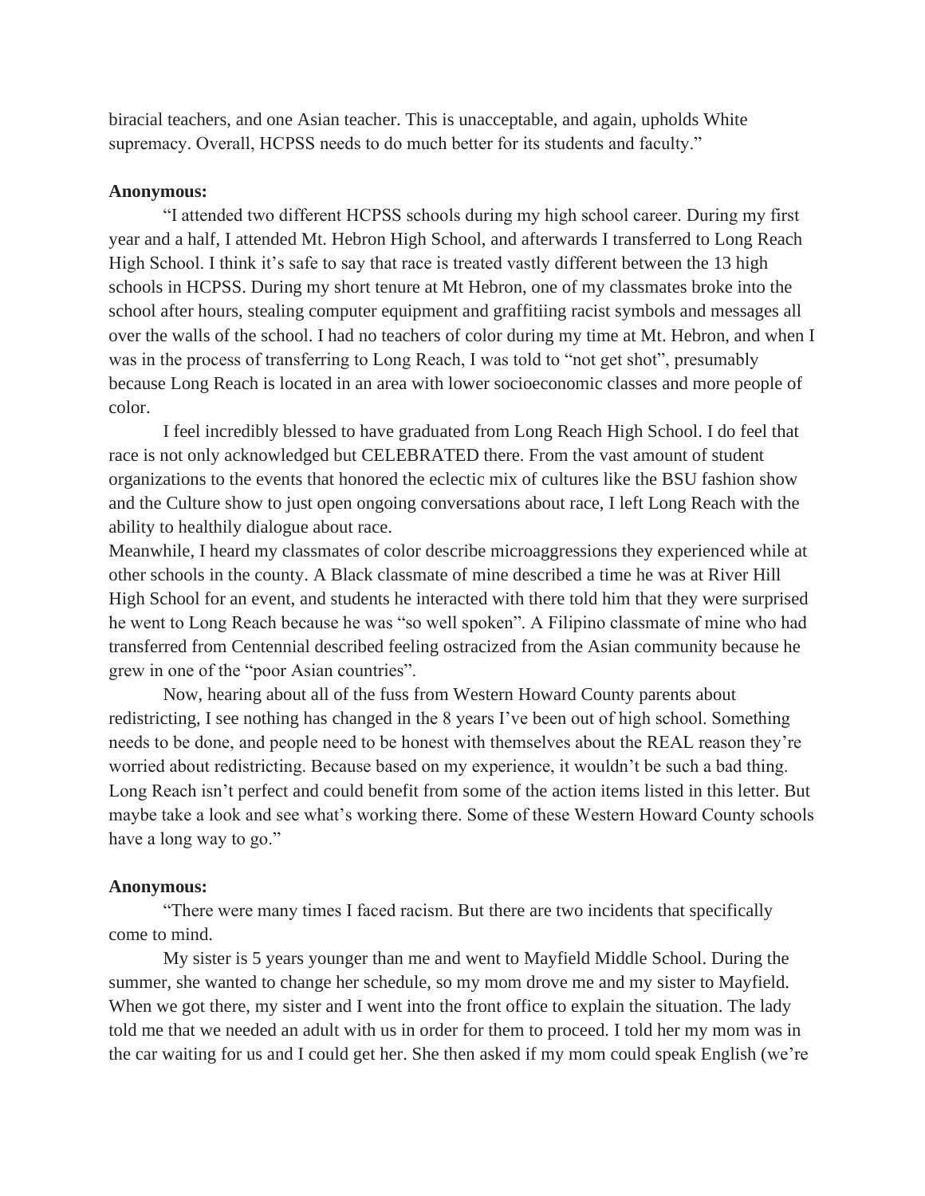biracial teachers, and one Asian teacher. This is unacceptable, and again, upholds White supremacy. Overall, HCPSS needs to do much better for its students and faculty."

**Anonymous:**

"I attended two different HCPSS schools during my high school career. During my first year and a half, I attended Mt. Hebron High School, and afterwards I transferred to Long Reach High School. I think it's safe to say that race is treated vastly different between the 13 high schools in HCPSS. During my short tenure at Mt Hebron, one of my classmates broke into the school after hours, stealing computer equipment and graffitiing racist symbols and messages all over the walls of the school. I had no teachers of color during my time at Mt. Hebron, and when I was in the process of transferring to Long Reach, I was told to "not get shot", presumably because Long Reach is located in an area with lower socioeconomic classes and more people of color.

I feel incredibly blessed to have graduated from Long Reach High School. I do feel that race is not only acknowledged but CELEBRATED there. From the vast amount of student organizations to the events that honored the eclectic mix of cultures like the BSU fashion show and the Culture show to just open ongoing conversations about race, I left Long Reach with the ability to healthily dialogue about race.

Meanwhile, I heard my classmates of color describe microaggressions they experienced while at other schools in the county. A Black classmate of mine described a time he was at River Hill High School for an event, and students he interacted with there told him that they were surprised he went to Long Reach because he was "so well spoken". A Filipino classmate of mine who had transferred from Centennial described feeling ostracized from the Asian community because he grew in one of the "poor Asian countries".

Now, hearing about all of the fuss from Western Howard County parents about redistricting, I see nothing has changed in the 8 years I've been out of high school. Something needs to be done, and people need to be honest with themselves about the REAL reason they're worried about redistricting. Because based on my experience, it wouldn't be such a bad thing. Long Reach isn't perfect and could benefit from some of the action items listed in this letter. But maybe take a look and see what's working there. Some of these Western Howard County schools have a long way to go."

**Anonymous:**

"There were many times I faced racism. But there are two incidents that specifically come to mind.

My sister is 5 years younger than me and went to Mayfield Middle School. During the summer, she wanted to change her schedule, so my mom drove me and my sister to Mayfield. When we got there, my sister and I went into the front office to explain the situation. The lady told me that we needed an adult with us in order for them to proceed. I told her my mom was in the car waiting for us and I could get her. She then asked if my mom could speak English (we're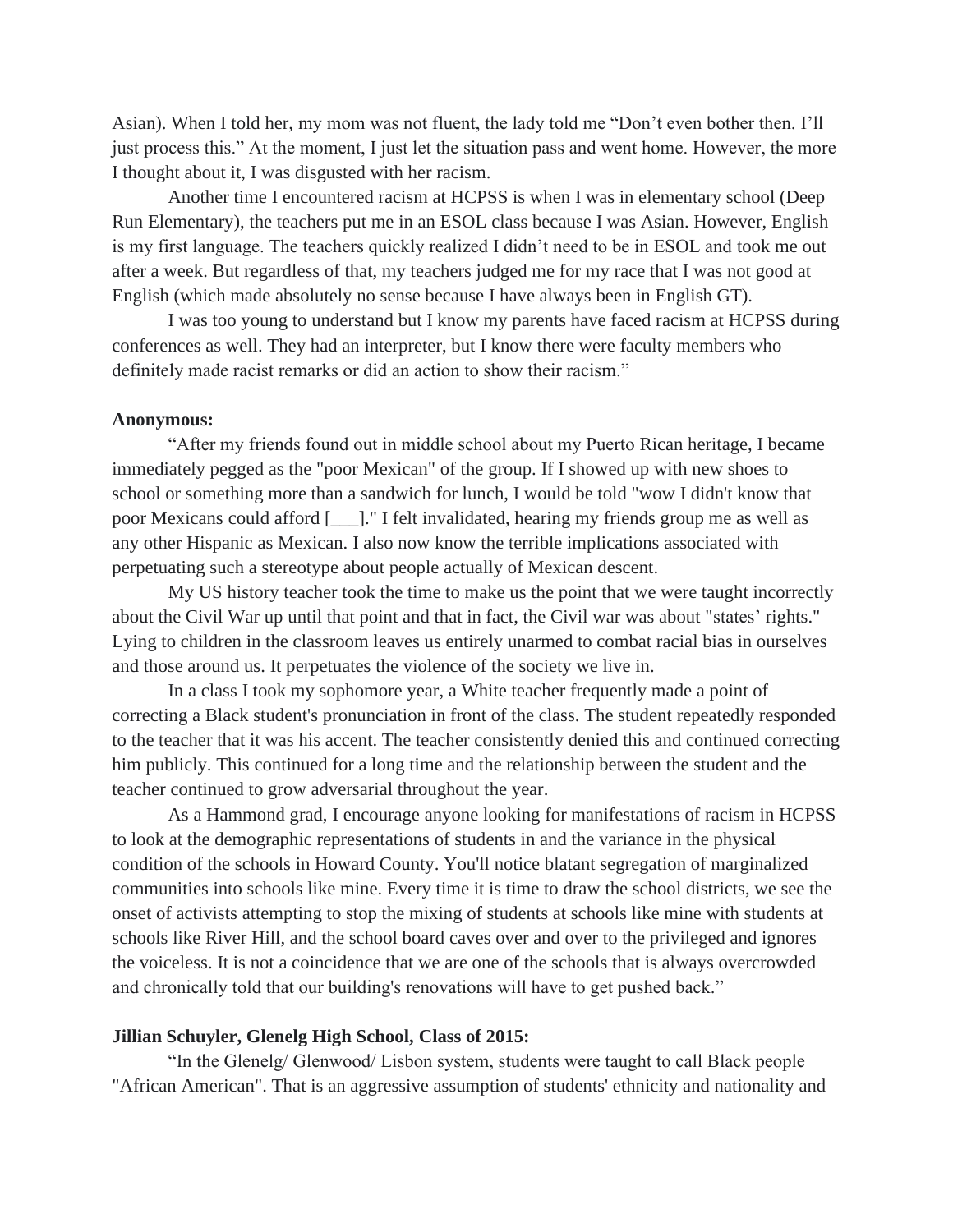Asian). When I told her, my mom was not fluent, the lady told me "Don't even bother then. I'll just process this." At the moment, I just let the situation pass and went home. However, the more I thought about it, I was disgusted with her racism.

Another time I encountered racism at HCPSS is when I was in elementary school (Deep Run Elementary), the teachers put me in an ESOL class because I was Asian. However, English is my first language. The teachers quickly realized I didn't need to be in ESOL and took me out after a week. But regardless of that, my teachers judged me for my race that I was not good at English (which made absolutely no sense because I have always been in English GT).

I was too young to understand but I know my parents have faced racism at HCPSS during conferences as well. They had an interpreter, but I know there were faculty members who definitely made racist remarks or did an action to show their racism."

**Anonymous:**

"After my friends found out in middle school about my Puerto Rican heritage, I became immediately pegged as the "poor Mexican" of the group. If I showed up with new shoes to school or something more than a sandwich for lunch, I would be told "wow I didn't know that poor Mexicans could afford [___]." I felt invalidated, hearing my friends group me as well as any other Hispanic as Mexican. I also now know the terrible implications associated with perpetuating such a stereotype about people actually of Mexican descent.

My US history teacher took the time to make us the point that we were taught incorrectly about the Civil War up until that point and that in fact, the Civil war was about "states' rights." Lying to children in the classroom leaves us entirely unarmed to combat racial bias in ourselves and those around us. It perpetuates the violence of the society we live in.

In a class I took my sophomore year, a White teacher frequently made a point of correcting a Black student's pronunciation in front of the class. The student repeatedly responded to the teacher that it was his accent. The teacher consistently denied this and continued correcting him publicly. This continued for a long time and the relationship between the student and the teacher continued to grow adversarial throughout the year.

As a Hammond grad, I encourage anyone looking for manifestations of racism in HCPSS to look at the demographic representations of students in and the variance in the physical condition of the schools in Howard County. You'll notice blatant segregation of marginalized communities into schools like mine. Every time it is time to draw the school districts, we see the onset of activists attempting to stop the mixing of students at schools like mine with students at schools like River Hill, and the school board caves over and over to the privileged and ignores the voiceless. It is not a coincidence that we are one of the schools that is always overcrowded and chronically told that our building's renovations will have to get pushed back."

**Jillian Schuyler, Glenelg High School, Class of 2015:**

"In the Glenelg/ Glenwood/ Lisbon system, students were taught to call Black people "African American". That is an aggressive assumption of students' ethnicity and nationality and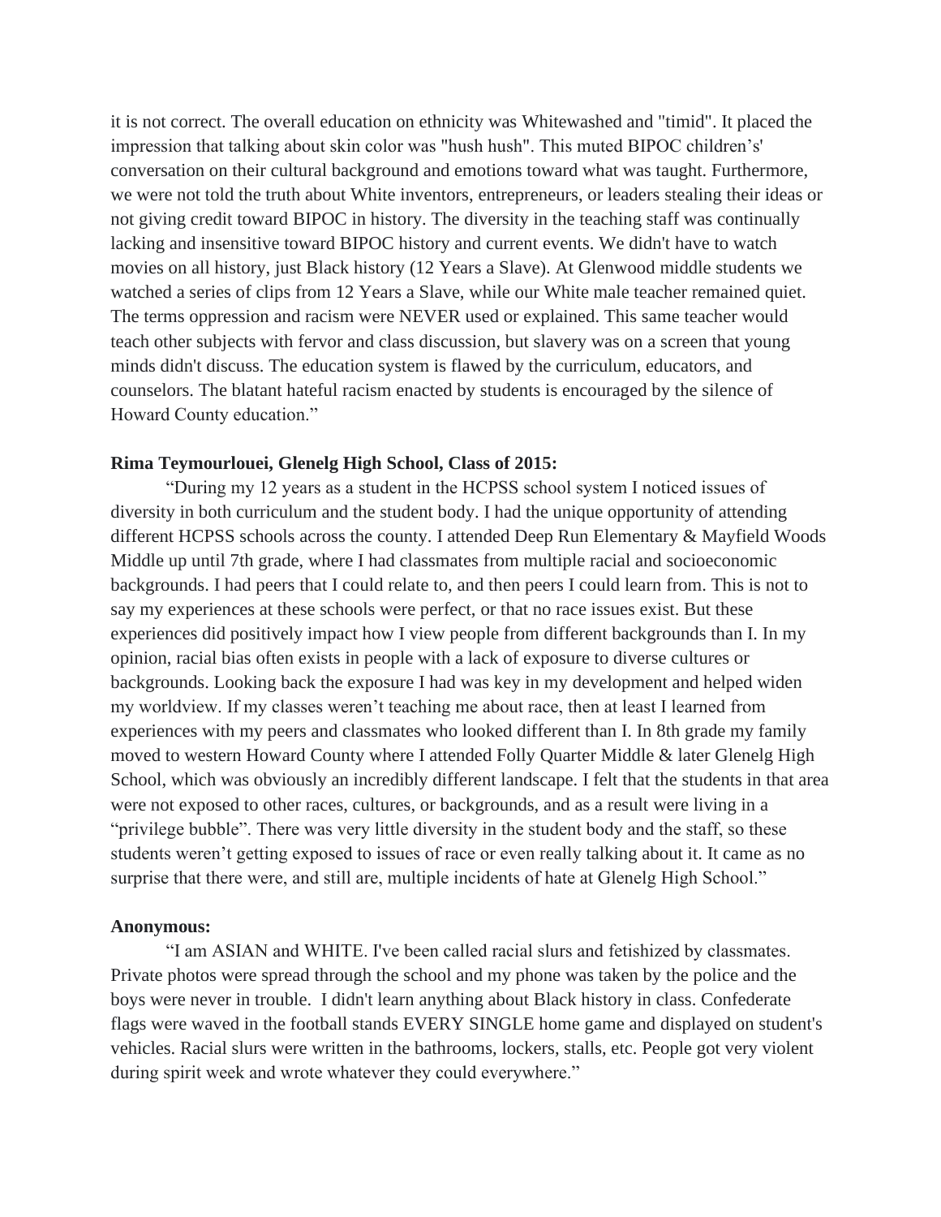it is not correct. The overall education on ethnicity was Whitewashed and "timid". It placed the impression that talking about skin color was "hush hush". This muted BIPOC children's' conversation on their cultural background and emotions toward what was taught. Furthermore, we were not told the truth about White inventors, entrepreneurs, or leaders stealing their ideas or not giving credit toward BIPOC in history. The diversity in the teaching staff was continually lacking and insensitive toward BIPOC history and current events. We didn't have to watch movies on all history, just Black history (12 Years a Slave). At Glenwood middle students we watched a series of clips from 12 Years a Slave, while our White male teacher remained quiet. The terms oppression and racism were NEVER used or explained. This same teacher would teach other subjects with fervor and class discussion, but slavery was on a screen that young minds didn't discuss. The education system is flawed by the curriculum, educators, and counselors. The blatant hateful racism enacted by students is encouraged by the silence of Howard County education."

**Rima Teymourlouei, Glenelg High School, Class of 2015:**

"During my 12 years as a student in the HCPSS school system I noticed issues of diversity in both curriculum and the student body. I had the unique opportunity of attending different HCPSS schools across the county. I attended Deep Run Elementary & Mayfield Woods Middle up until 7th grade, where I had classmates from multiple racial and socioeconomic backgrounds. I had peers that I could relate to, and then peers I could learn from. This is not to say my experiences at these schools were perfect, or that no race issues exist. But these experiences did positively impact how I view people from different backgrounds than I. In my opinion, racial bias often exists in people with a lack of exposure to diverse cultures or backgrounds. Looking back the exposure I had was key in my development and helped widen my worldview. If my classes weren't teaching me about race, then at least I learned from experiences with my peers and classmates who looked different than I. In 8th grade my family moved to western Howard County where I attended Folly Quarter Middle & later Glenelg High School, which was obviously an incredibly different landscape. I felt that the students in that area were not exposed to other races, cultures, or backgrounds, and as a result were living in a "privilege bubble". There was very little diversity in the student body and the staff, so these students weren't getting exposed to issues of race or even really talking about it. It came as no surprise that there were, and still are, multiple incidents of hate at Glenelg High School."

**Anonymous:**

"I am ASIAN and WHITE. I've been called racial slurs and fetishized by classmates. Private photos were spread through the school and my phone was taken by the police and the boys were never in trouble. I didn't learn anything about Black history in class. Confederate flags were waved in the football stands EVERY SINGLE home game and displayed on student's vehicles. Racial slurs were written in the bathrooms, lockers, stalls, etc. People got very violent during spirit week and wrote whatever they could everywhere."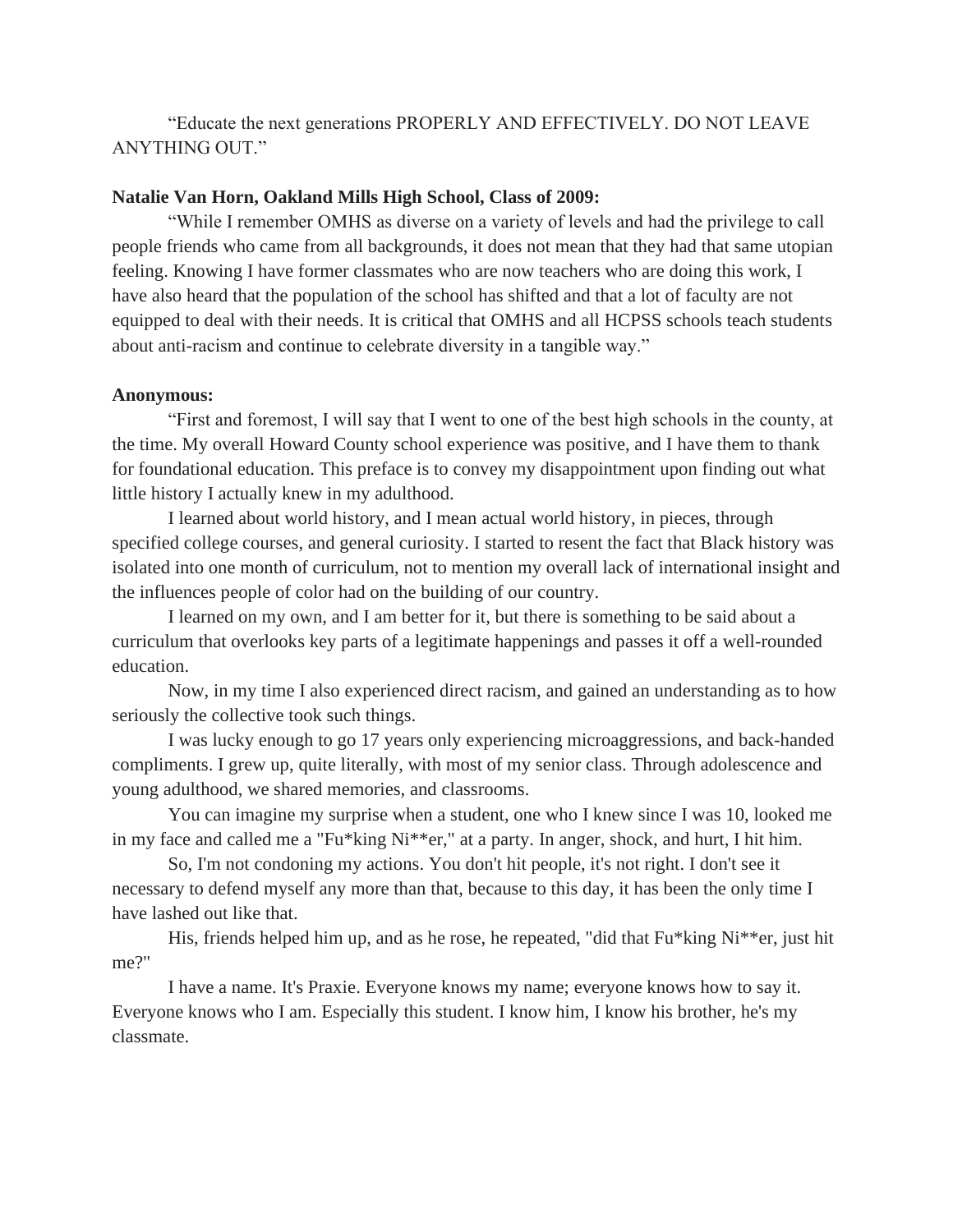"Educate the next generations PROPERLY AND EFFECTIVELY. DO NOT LEAVE ANYTHING OUT."

**Natalie Van Horn, Oakland Mills High School, Class of 2009:**

"While I remember OMHS as diverse on a variety of levels and had the privilege to call people friends who came from all backgrounds, it does not mean that they had that same utopian feeling. Knowing I have former classmates who are now teachers who are doing this work, I have also heard that the population of the school has shifted and that a lot of faculty are not equipped to deal with their needs. It is critical that OMHS and all HCPSS schools teach students about anti-racism and continue to celebrate diversity in a tangible way."

**Anonymous:**

"First and foremost, I will say that I went to one of the best high schools in the county, at the time. My overall Howard County school experience was positive, and I have them to thank for foundational education. This preface is to convey my disappointment upon finding out what little history I actually knew in my adulthood.

I learned about world history, and I mean actual world history, in pieces, through specified college courses, and general curiosity. I started to resent the fact that Black history was isolated into one month of curriculum, not to mention my overall lack of international insight and the influences people of color had on the building of our country.

I learned on my own, and I am better for it, but there is something to be said about a curriculum that overlooks key parts of a legitimate happenings and passes it off a well-rounded education.

Now, in my time I also experienced direct racism, and gained an understanding as to how seriously the collective took such things.

I was lucky enough to go 17 years only experiencing microaggressions, and back-handed compliments. I grew up, quite literally, with most of my senior class. Through adolescence and young adulthood, we shared memories, and classrooms.

You can imagine my surprise when a student, one who I knew since I was 10, looked me in my face and called me a "Fu*king Ni**er," at a party. In anger, shock, and hurt, I hit him.

So, I'm not condoning my actions. You don't hit people, it's not right. I don't see it necessary to defend myself any more than that, because to this day, it has been the only time I have lashed out like that.

His, friends helped him up, and as he rose, he repeated, "did that Fu*king Ni**er, just hit me?"

I have a name. It's Praxie. Everyone knows my name; everyone knows how to say it. Everyone knows who I am. Especially this student. I know him, I know his brother, he's my classmate.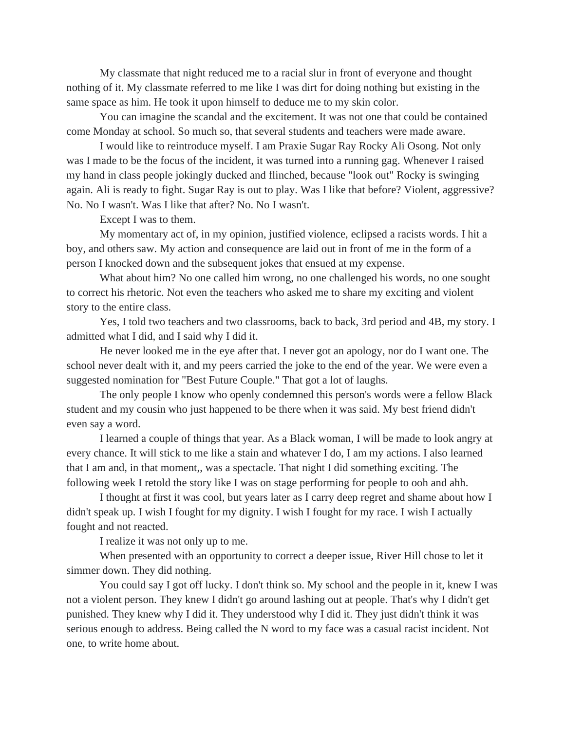My classmate that night reduced me to a racial slur in front of everyone and thought nothing of it. My classmate referred to me like I was dirt for doing nothing but existing in the same space as him. He took it upon himself to deduce me to my skin color.

You can imagine the scandal and the excitement. It was not one that could be contained come Monday at school. So much so, that several students and teachers were made aware.

I would like to reintroduce myself. I am Praxie Sugar Ray Rocky Ali Osong. Not only was I made to be the focus of the incident, it was turned into a running gag. Whenever I raised my hand in class people jokingly ducked and flinched, because "look out" Rocky is swinging again. Ali is ready to fight. Sugar Ray is out to play. Was I like that before? Violent, aggressive? No. No I wasn't. Was I like that after? No. No I wasn't.

Except I was to them.

My momentary act of, in my opinion, justified violence, eclipsed a racists words. I hit a boy, and others saw. My action and consequence are laid out in front of me in the form of a person I knocked down and the subsequent jokes that ensued at my expense.

What about him? No one called him wrong, no one challenged his words, no one sought to correct his rhetoric. Not even the teachers who asked me to share my exciting and violent story to the entire class.

Yes, I told two teachers and two classrooms, back to back, 3rd period and 4B, my story. I admitted what I did, and I said why I did it.

He never looked me in the eye after that. I never got an apology, nor do I want one. The school never dealt with it, and my peers carried the joke to the end of the year. We were even a suggested nomination for "Best Future Couple." That got a lot of laughs.

The only people I know who openly condemned this person's words were a fellow Black student and my cousin who just happened to be there when it was said. My best friend didn't even say a word.

I learned a couple of things that year. As a Black woman, I will be made to look angry at every chance. It will stick to me like a stain and whatever I do, I am my actions. I also learned that I am and, in that moment,, was a spectacle. That night I did something exciting. The following week I retold the story like I was on stage performing for people to ooh and ahh.

I thought at first it was cool, but years later as I carry deep regret and shame about how I didn't speak up. I wish I fought for my dignity. I wish I fought for my race. I wish I actually fought and not reacted.

I realize it was not only up to me.

When presented with an opportunity to correct a deeper issue, River Hill chose to let it simmer down. They did nothing.

You could say I got off lucky. I don't think so. My school and the people in it, knew I was not a violent person. They knew I didn't go around lashing out at people. That's why I didn't get punished. They knew why I did it. They understood why I did it. They just didn't think it was serious enough to address. Being called the N word to my face was a casual racist incident. Not one, to write home about.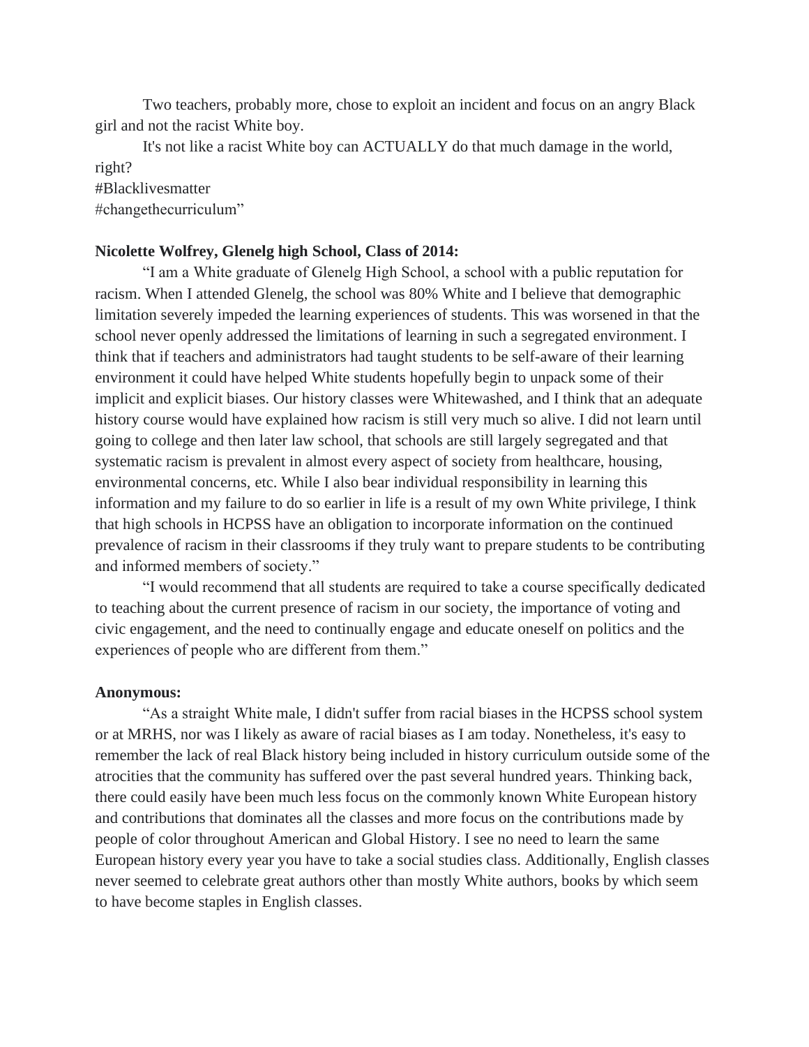Two teachers, probably more, chose to exploit an incident and focus on an angry Black girl and not the racist White boy.

It's not like a racist White boy can ACTUALLY do that much damage in the world, right?
#Blacklivesmatter
#changethecurriculum"

**Nicolette Wolfrey, Glenelg high School, Class of 2014:**

"I am a White graduate of Glenelg High School, a school with a public reputation for racism. When I attended Glenelg, the school was 80% White and I believe that demographic limitation severely impeded the learning experiences of students. This was worsened in that the school never openly addressed the limitations of learning in such a segregated environment. I think that if teachers and administrators had taught students to be self-aware of their learning environment it could have helped White students hopefully begin to unpack some of their implicit and explicit biases. Our history classes were Whitewashed, and I think that an adequate history course would have explained how racism is still very much so alive. I did not learn until going to college and then later law school, that schools are still largely segregated and that systematic racism is prevalent in almost every aspect of society from healthcare, housing, environmental concerns, etc. While I also bear individual responsibility in learning this information and my failure to do so earlier in life is a result of my own White privilege, I think that high schools in HCPSS have an obligation to incorporate information on the continued prevalence of racism in their classrooms if they truly want to prepare students to be contributing and informed members of society."

"I would recommend that all students are required to take a course specifically dedicated to teaching about the current presence of racism in our society, the importance of voting and civic engagement, and the need to continually engage and educate oneself on politics and the experiences of people who are different from them."

**Anonymous:**

"As a straight White male, I didn't suffer from racial biases in the HCPSS school system or at MRHS, nor was I likely as aware of racial biases as I am today. Nonetheless, it's easy to remember the lack of real Black history being included in history curriculum outside some of the atrocities that the community has suffered over the past several hundred years. Thinking back, there could easily have been much less focus on the commonly known White European history and contributions that dominates all the classes and more focus on the contributions made by people of color throughout American and Global History. I see no need to learn the same European history every year you have to take a social studies class. Additionally, English classes never seemed to celebrate great authors other than mostly White authors, books by which seem to have become staples in English classes.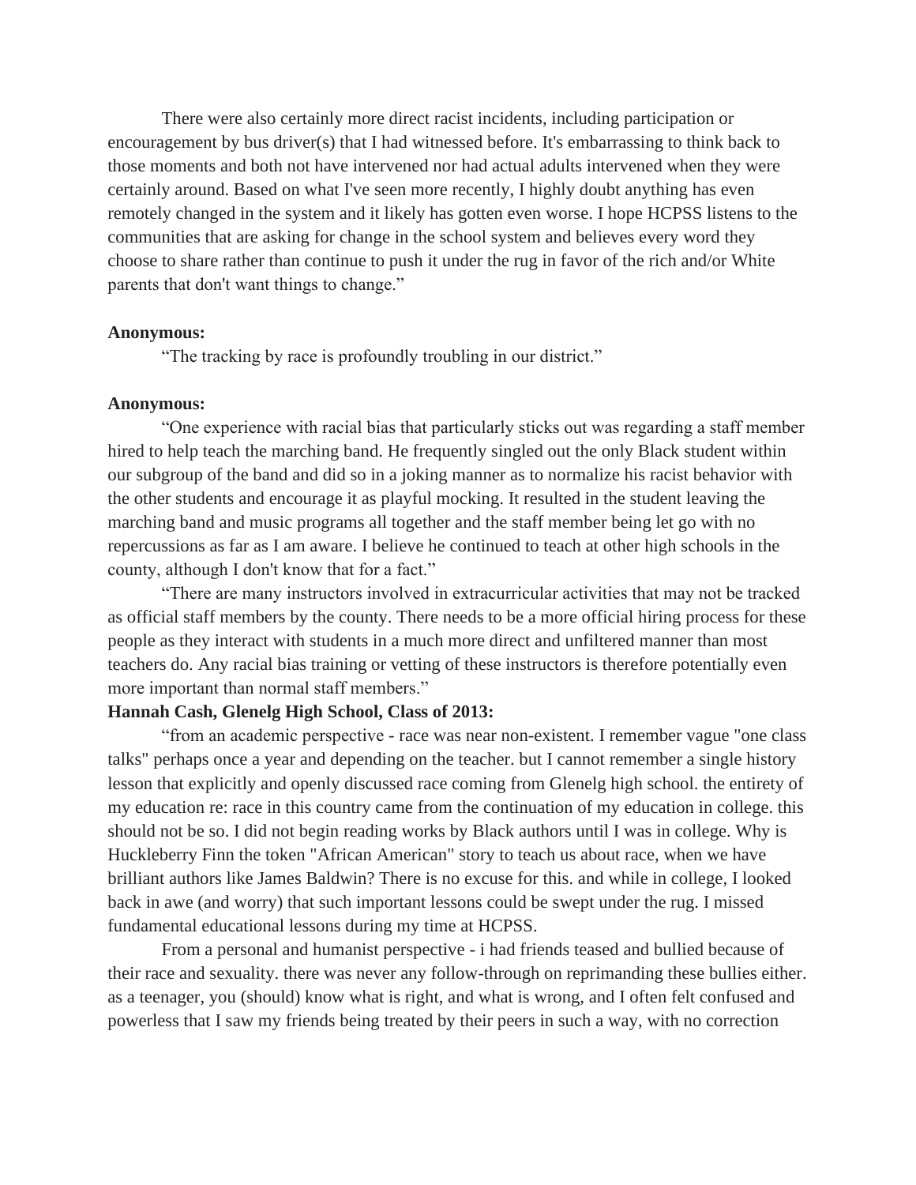There were also certainly more direct racist incidents, including participation or encouragement by bus driver(s) that I had witnessed before. It's embarrassing to think back to those moments and both not have intervened nor had actual adults intervened when they were certainly around. Based on what I've seen more recently, I highly doubt anything has even remotely changed in the system and it likely has gotten even worse. I hope HCPSS listens to the communities that are asking for change in the school system and believes every word they choose to share rather than continue to push it under the rug in favor of the rich and/or White parents that don't want things to change."

**Anonymous:**

"The tracking by race is profoundly troubling in our district."

**Anonymous:**

"One experience with racial bias that particularly sticks out was regarding a staff member hired to help teach the marching band. He frequently singled out the only Black student within our subgroup of the band and did so in a joking manner as to normalize his racist behavior with the other students and encourage it as playful mocking. It resulted in the student leaving the marching band and music programs all together and the staff member being let go with no repercussions as far as I am aware. I believe he continued to teach at other high schools in the county, although I don't know that for a fact."

"There are many instructors involved in extracurricular activities that may not be tracked as official staff members by the county. There needs to be a more official hiring process for these people as they interact with students in a much more direct and unfiltered manner than most teachers do. Any racial bias training or vetting of these instructors is therefore potentially even more important than normal staff members."

**Hannah Cash, Glenelg High School, Class of 2013:**

"from an academic perspective - race was near non-existent. I remember vague "one class talks" perhaps once a year and depending on the teacher. but I cannot remember a single history lesson that explicitly and openly discussed race coming from Glenelg high school. the entirety of my education re: race in this country came from the continuation of my education in college. this should not be so. I did not begin reading works by Black authors until I was in college. Why is Huckleberry Finn the token "African American" story to teach us about race, when we have brilliant authors like James Baldwin? There is no excuse for this. and while in college, I looked back in awe (and worry) that such important lessons could be swept under the rug. I missed fundamental educational lessons during my time at HCPSS.

From a personal and humanist perspective - i had friends teased and bullied because of their race and sexuality. there was never any follow-through on reprimanding these bullies either. as a teenager, you (should) know what is right, and what is wrong, and I often felt confused and powerless that I saw my friends being treated by their peers in such a way, with no correction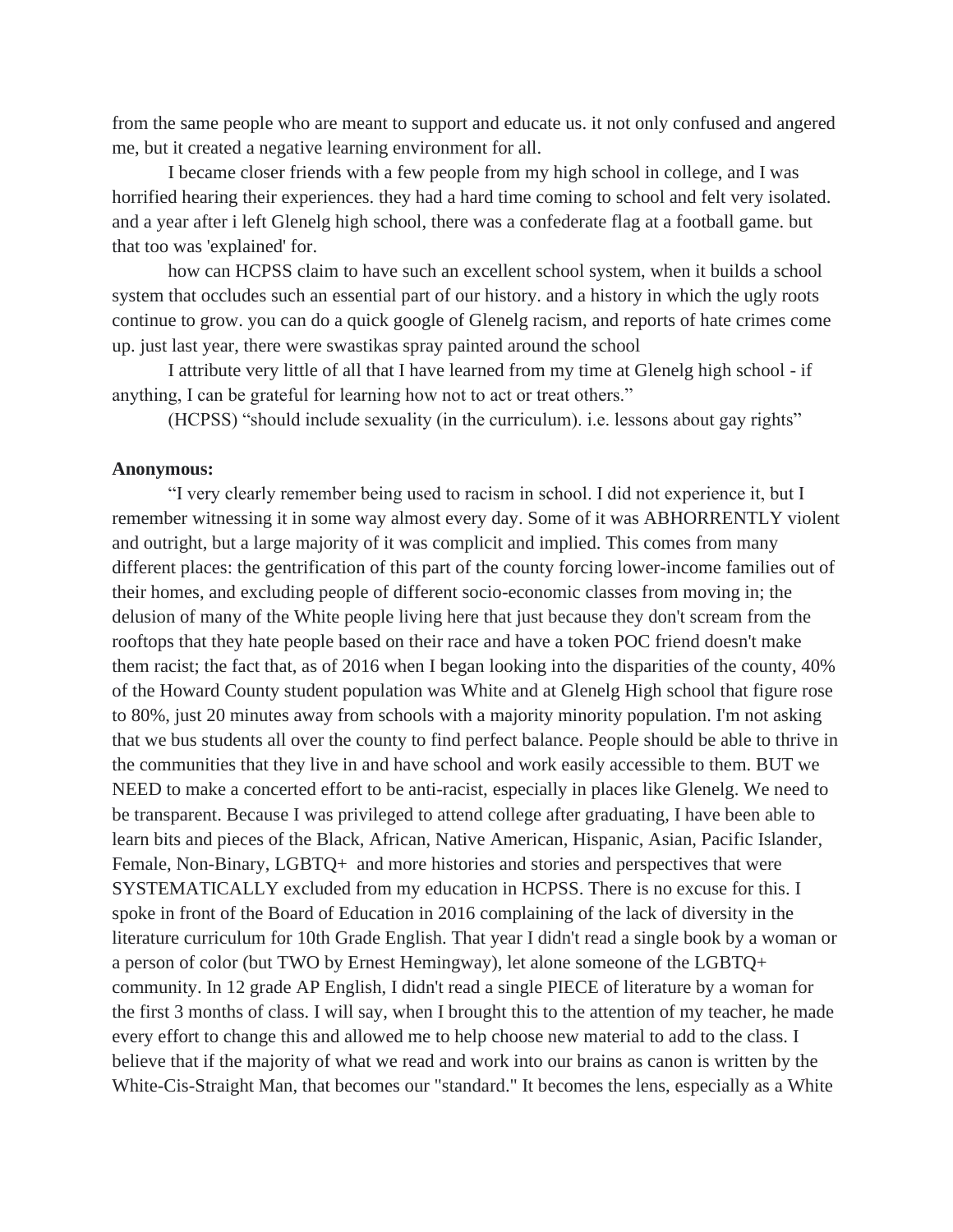from the same people who are meant to support and educate us. it not only confused and angered me, but it created a negative learning environment for all.

I became closer friends with a few people from my high school in college, and I was horrified hearing their experiences. they had a hard time coming to school and felt very isolated. and a year after i left Glenelg high school, there was a confederate flag at a football game. but that too was 'explained' for.

how can HCPSS claim to have such an excellent school system, when it builds a school system that occludes such an essential part of our history. and a history in which the ugly roots continue to grow. you can do a quick google of Glenelg racism, and reports of hate crimes come up. just last year, there were swastikas spray painted around the school

I attribute very little of all that I have learned from my time at Glenelg high school - if anything, I can be grateful for learning how not to act or treat others."

(HCPSS) "should include sexuality (in the curriculum). i.e. lessons about gay rights"

**Anonymous:**

"I very clearly remember being used to racism in school. I did not experience it, but I remember witnessing it in some way almost every day. Some of it was ABHORRENTLY violent and outright, but a large majority of it was complicit and implied. This comes from many different places: the gentrification of this part of the county forcing lower-income families out of their homes, and excluding people of different socio-economic classes from moving in; the delusion of many of the White people living here that just because they don't scream from the rooftops that they hate people based on their race and have a token POC friend doesn't make them racist; the fact that, as of 2016 when I began looking into the disparities of the county, 40% of the Howard County student population was White and at Glenelg High school that figure rose to 80%, just 20 minutes away from schools with a majority minority population. I'm not asking that we bus students all over the county to find perfect balance. People should be able to thrive in the communities that they live in and have school and work easily accessible to them. BUT we NEED to make a concerted effort to be anti-racist, especially in places like Glenelg. We need to be transparent. Because I was privileged to attend college after graduating, I have been able to learn bits and pieces of the Black, African, Native American, Hispanic, Asian, Pacific Islander, Female, Non-Binary, LGBTQ+ and more histories and stories and perspectives that were SYSTEMATICALLY excluded from my education in HCPSS. There is no excuse for this. I spoke in front of the Board of Education in 2016 complaining of the lack of diversity in the literature curriculum for 10th Grade English. That year I didn't read a single book by a woman or a person of color (but TWO by Ernest Hemingway), let alone someone of the LGBTQ+ community. In 12 grade AP English, I didn't read a single PIECE of literature by a woman for the first 3 months of class. I will say, when I brought this to the attention of my teacher, he made every effort to change this and allowed me to help choose new material to add to the class. I believe that if the majority of what we read and work into our brains as canon is written by the White-Cis-Straight Man, that becomes our "standard." It becomes the lens, especially as a White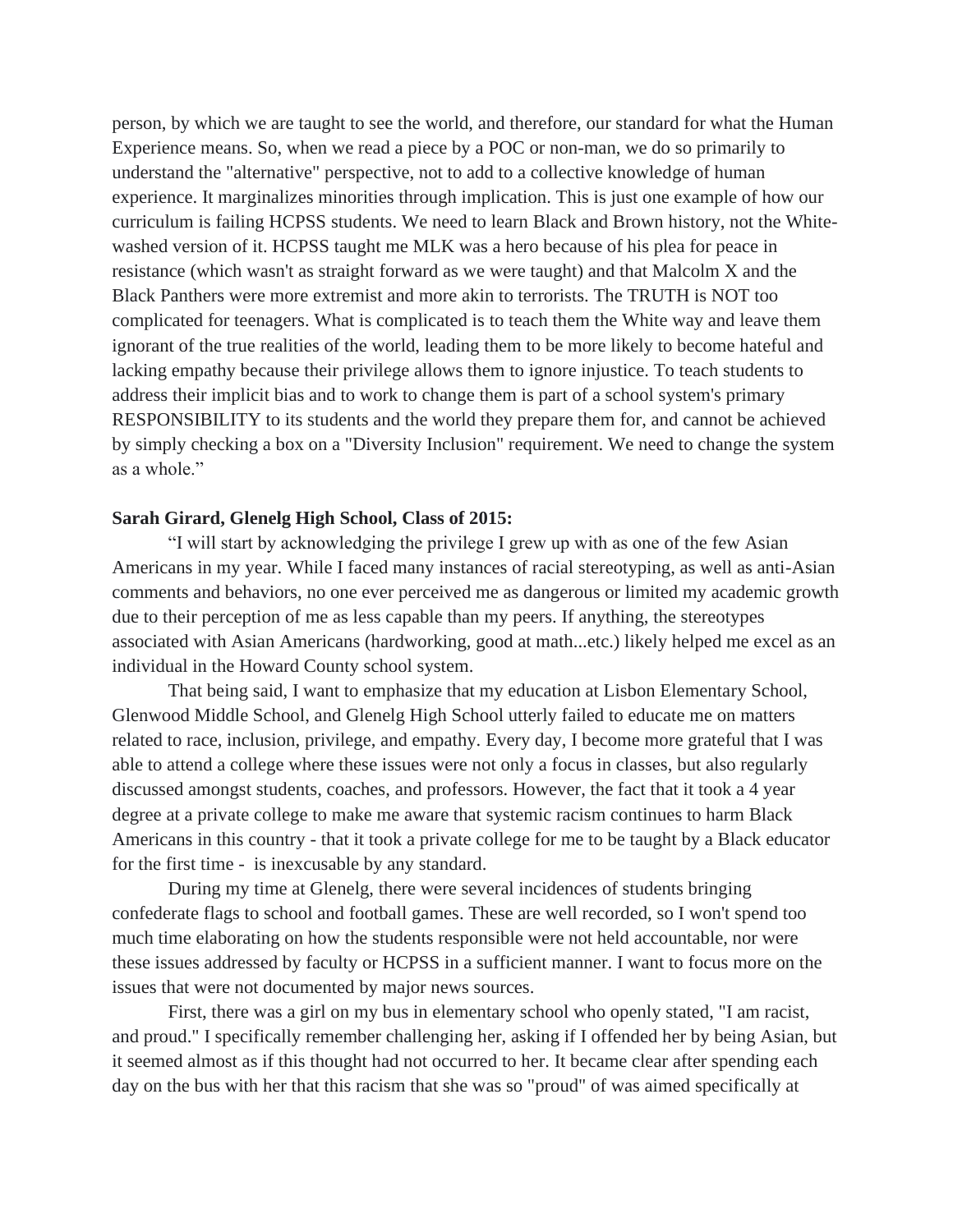person, by which we are taught to see the world, and therefore, our standard for what the Human Experience means. So, when we read a piece by a POC or non-man, we do so primarily to understand the "alternative" perspective, not to add to a collective knowledge of human experience. It marginalizes minorities through implication. This is just one example of how our curriculum is failing HCPSS students. We need to learn Black and Brown history, not the White-washed version of it. HCPSS taught me MLK was a hero because of his plea for peace in resistance (which wasn't as straight forward as we were taught) and that Malcolm X and the Black Panthers were more extremist and more akin to terrorists. The TRUTH is NOT too complicated for teenagers. What is complicated is to teach them the White way and leave them ignorant of the true realities of the world, leading them to be more likely to become hateful and lacking empathy because their privilege allows them to ignore injustice. To teach students to address their implicit bias and to work to change them is part of a school system's primary RESPONSIBILITY to its students and the world they prepare them for, and cannot be achieved by simply checking a box on a "Diversity Inclusion" requirement. We need to change the system as a whole."

**Sarah Girard, Glenelg High School, Class of 2015:**

"I will start by acknowledging the privilege I grew up with as one of the few Asian Americans in my year. While I faced many instances of racial stereotyping, as well as anti-Asian comments and behaviors, no one ever perceived me as dangerous or limited my academic growth due to their perception of me as less capable than my peers. If anything, the stereotypes associated with Asian Americans (hardworking, good at math...etc.) likely helped me excel as an individual in the Howard County school system.

That being said, I want to emphasize that my education at Lisbon Elementary School, Glenwood Middle School, and Glenelg High School utterly failed to educate me on matters related to race, inclusion, privilege, and empathy. Every day, I become more grateful that I was able to attend a college where these issues were not only a focus in classes, but also regularly discussed amongst students, coaches, and professors. However, the fact that it took a 4 year degree at a private college to make me aware that systemic racism continues to harm Black Americans in this country - that it took a private college for me to be taught by a Black educator for the first time - is inexcusable by any standard.

During my time at Glenelg, there were several incidences of students bringing confederate flags to school and football games. These are well recorded, so I won't spend too much time elaborating on how the students responsible were not held accountable, nor were these issues addressed by faculty or HCPSS in a sufficient manner. I want to focus more on the issues that were not documented by major news sources.

First, there was a girl on my bus in elementary school who openly stated, "I am racist, and proud." I specifically remember challenging her, asking if I offended her by being Asian, but it seemed almost as if this thought had not occurred to her. It became clear after spending each day on the bus with her that this racism that she was so "proud" of was aimed specifically at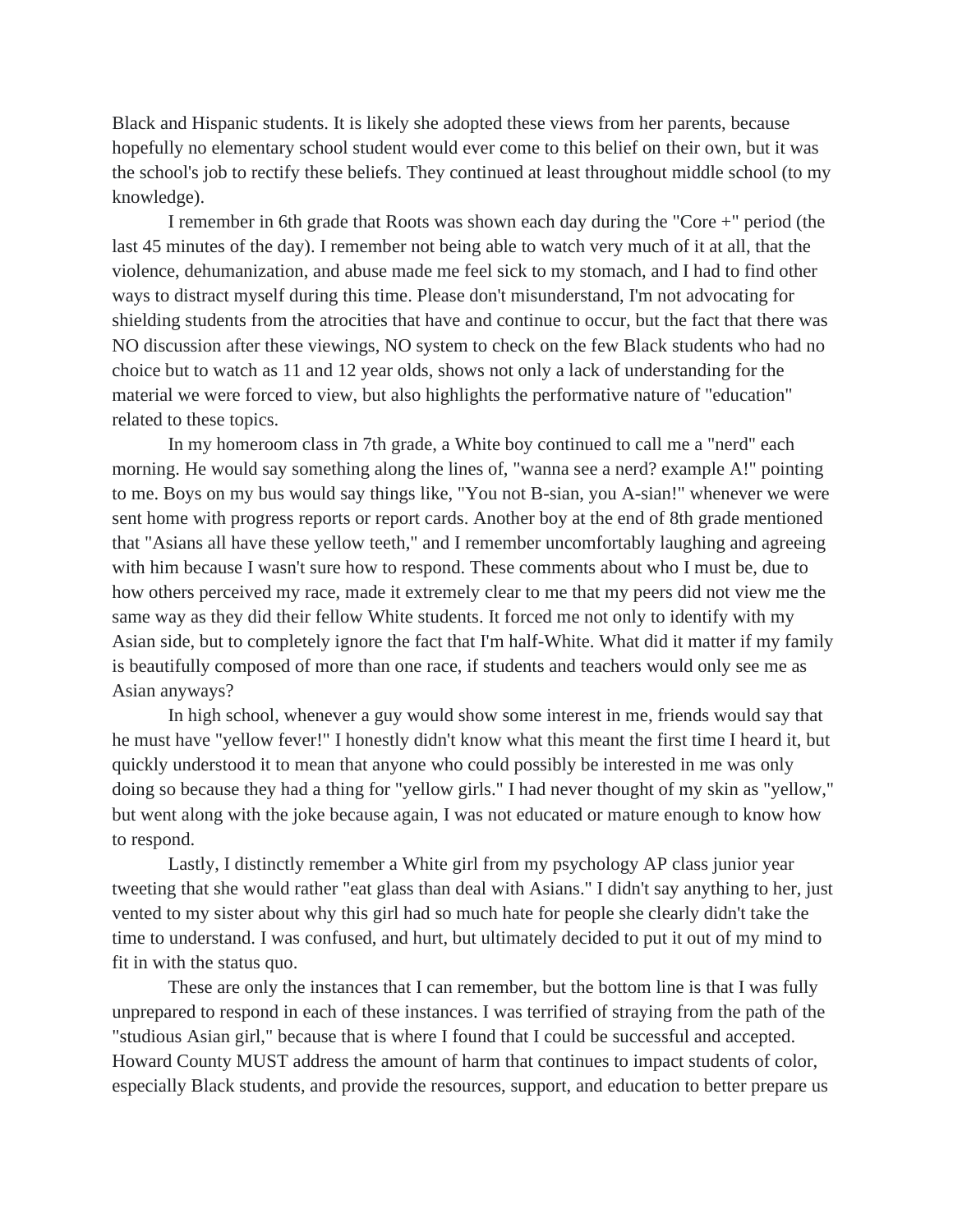Black and Hispanic students. It is likely she adopted these views from her parents, because hopefully no elementary school student would ever come to this belief on their own, but it was the school's job to rectify these beliefs. They continued at least throughout middle school (to my knowledge).

I remember in 6th grade that Roots was shown each day during the "Core +" period (the last 45 minutes of the day). I remember not being able to watch very much of it at all, that the violence, dehumanization, and abuse made me feel sick to my stomach, and I had to find other ways to distract myself during this time. Please don't misunderstand, I'm not advocating for shielding students from the atrocities that have and continue to occur, but the fact that there was NO discussion after these viewings, NO system to check on the few Black students who had no choice but to watch as 11 and 12 year olds, shows not only a lack of understanding for the material we were forced to view, but also highlights the performative nature of "education" related to these topics.

In my homeroom class in 7th grade, a White boy continued to call me a "nerd" each morning. He would say something along the lines of, "wanna see a nerd? example A!" pointing to me. Boys on my bus would say things like, "You not B-sian, you A-sian!" whenever we were sent home with progress reports or report cards. Another boy at the end of 8th grade mentioned that "Asians all have these yellow teeth," and I remember uncomfortably laughing and agreeing with him because I wasn't sure how to respond. These comments about who I must be, due to how others perceived my race, made it extremely clear to me that my peers did not view me the same way as they did their fellow White students. It forced me not only to identify with my Asian side, but to completely ignore the fact that I'm half-White. What did it matter if my family is beautifully composed of more than one race, if students and teachers would only see me as Asian anyways?

In high school, whenever a guy would show some interest in me, friends would say that he must have "yellow fever!" I honestly didn't know what this meant the first time I heard it, but quickly understood it to mean that anyone who could possibly be interested in me was only doing so because they had a thing for "yellow girls." I had never thought of my skin as "yellow," but went along with the joke because again, I was not educated or mature enough to know how to respond.

Lastly, I distinctly remember a White girl from my psychology AP class junior year tweeting that she would rather "eat glass than deal with Asians." I didn't say anything to her, just vented to my sister about why this girl had so much hate for people she clearly didn't take the time to understand. I was confused, and hurt, but ultimately decided to put it out of my mind to fit in with the status quo.

These are only the instances that I can remember, but the bottom line is that I was fully unprepared to respond in each of these instances. I was terrified of straying from the path of the "studious Asian girl," because that is where I found that I could be successful and accepted. Howard County MUST address the amount of harm that continues to impact students of color, especially Black students, and provide the resources, support, and education to better prepare us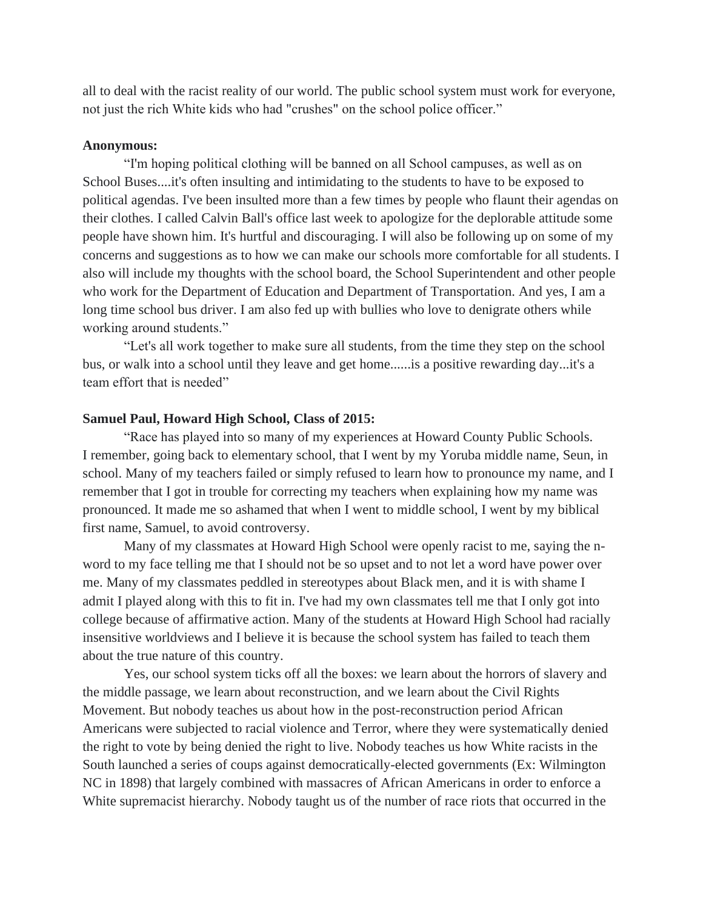all to deal with the racist reality of our world. The public school system must work for everyone, not just the rich White kids who had "crushes" on the school police officer."

**Anonymous:**

"I'm hoping political clothing will be banned on all School campuses, as well as on School Buses....it's often insulting and intimidating to the students to have to be exposed to political agendas. I've been insulted more than a few times by people who flaunt their agendas on their clothes. I called Calvin Ball's office last week to apologize for the deplorable attitude some people have shown him. It's hurtful and discouraging. I will also be following up on some of my concerns and suggestions as to how we can make our schools more comfortable for all students. I also will include my thoughts with the school board, the School Superintendent and other people who work for the Department of Education and Department of Transportation. And yes, I am a long time school bus driver. I am also fed up with bullies who love to denigrate others while working around students."

"Let's all work together to make sure all students, from the time they step on the school bus, or walk into a school until they leave and get home......is a positive rewarding day...it's a team effort that is needed"

**Samuel Paul, Howard High School, Class of 2015:**

"Race has played into so many of my experiences at Howard County Public Schools. I remember, going back to elementary school, that I went by my Yoruba middle name, Seun, in school. Many of my teachers failed or simply refused to learn how to pronounce my name, and I remember that I got in trouble for correcting my teachers when explaining how my name was pronounced. It made me so ashamed that when I went to middle school, I went by my biblical first name, Samuel, to avoid controversy.

Many of my classmates at Howard High School were openly racist to me, saying the n-word to my face telling me that I should not be so upset and to not let a word have power over me. Many of my classmates peddled in stereotypes about Black men, and it is with shame I admit I played along with this to fit in. I've had my own classmates tell me that I only got into college because of affirmative action. Many of the students at Howard High School had racially insensitive worldviews and I believe it is because the school system has failed to teach them about the true nature of this country.

Yes, our school system ticks off all the boxes: we learn about the horrors of slavery and the middle passage, we learn about reconstruction, and we learn about the Civil Rights Movement. But nobody teaches us about how in the post-reconstruction period African Americans were subjected to racial violence and Terror, where they were systematically denied the right to vote by being denied the right to live. Nobody teaches us how White racists in the South launched a series of coups against democratically-elected governments (Ex: Wilmington NC in 1898) that largely combined with massacres of African Americans in order to enforce a White supremacist hierarchy. Nobody taught us of the number of race riots that occurred in the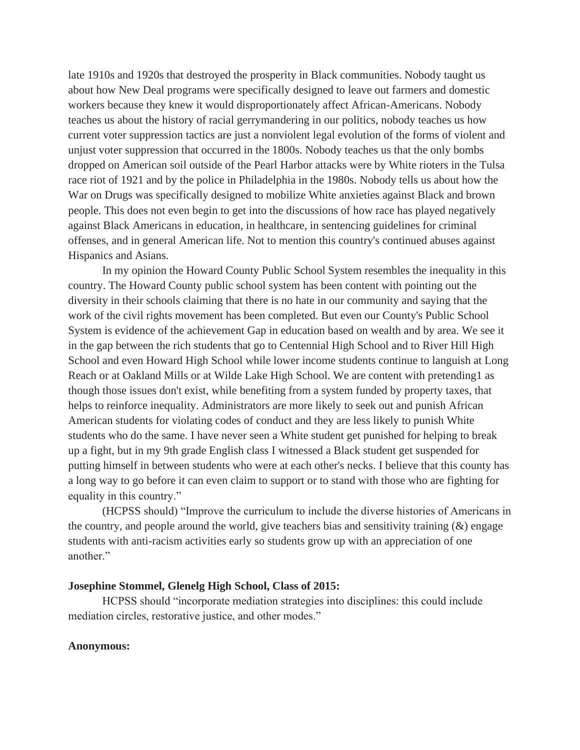late 1910s and 1920s that destroyed the prosperity in Black communities. Nobody taught us about how New Deal programs were specifically designed to leave out farmers and domestic workers because they knew it would disproportionately affect African-Americans. Nobody teaches us about the history of racial gerrymandering in our politics, nobody teaches us how current voter suppression tactics are just a nonviolent legal evolution of the forms of violent and unjust voter suppression that occurred in the 1800s. Nobody teaches us that the only bombs dropped on American soil outside of the Pearl Harbor attacks were by White rioters in the Tulsa race riot of 1921 and by the police in Philadelphia in the 1980s. Nobody tells us about how the War on Drugs was specifically designed to mobilize White anxieties against Black and brown people. This does not even begin to get into the discussions of how race has played negatively against Black Americans in education, in healthcare, in sentencing guidelines for criminal offenses, and in general American life. Not to mention this country's continued abuses against Hispanics and Asians.

In my opinion the Howard County Public School System resembles the inequality in this country. The Howard County public school system has been content with pointing out the diversity in their schools claiming that there is no hate in our community and saying that the work of the civil rights movement has been completed. But even our County's Public School System is evidence of the achievement Gap in education based on wealth and by area. We see it in the gap between the rich students that go to Centennial High School and to River Hill High School and even Howard High School while lower income students continue to languish at Long Reach or at Oakland Mills or at Wilde Lake High School. We are content with pretending1 as though those issues don't exist, while benefiting from a system funded by property taxes, that helps to reinforce inequality. Administrators are more likely to seek out and punish African American students for violating codes of conduct and they are less likely to punish White students who do the same. I have never seen a White student get punished for helping to break up a fight, but in my 9th grade English class I witnessed a Black student get suspended for putting himself in between students who were at each other's necks. I believe that this county has a long way to go before it can even claim to support or to stand with those who are fighting for equality in this country."

(HCPSS should) "Improve the curriculum to include the diverse histories of Americans in the country, and people around the world, give teachers bias and sensitivity training (&) engage students with anti-racism activities early so students grow up with an appreciation of one another."

**Josephine Stommel, Glenelg High School, Class of 2015:**

HCPSS should "incorporate mediation strategies into disciplines: this could include mediation circles, restorative justice, and other modes."

**Anonymous:**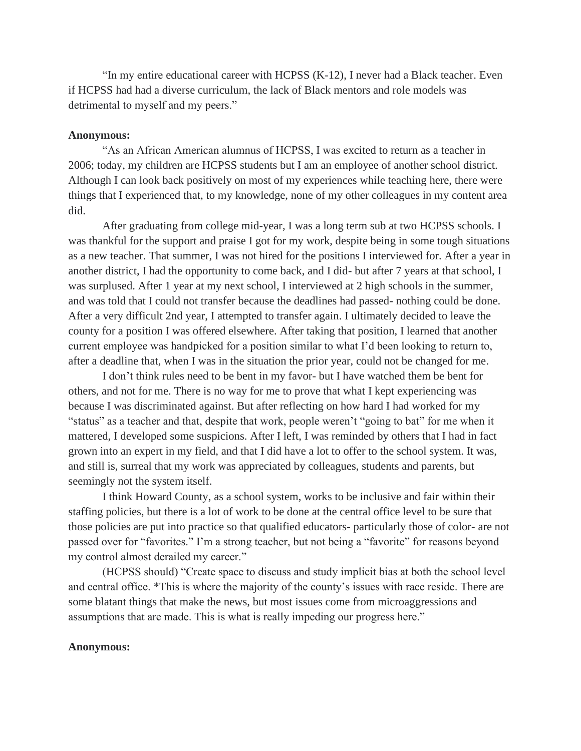"In my entire educational career with HCPSS (K-12), I never had a Black teacher. Even if HCPSS had had a diverse curriculum, the lack of Black mentors and role models was detrimental to myself and my peers."

**Anonymous:**

"As an African American alumnus of HCPSS, I was excited to return as a teacher in 2006; today, my children are HCPSS students but I am an employee of another school district. Although I can look back positively on most of my experiences while teaching here, there were things that I experienced that, to my knowledge, none of my other colleagues in my content area did.

After graduating from college mid-year, I was a long term sub at two HCPSS schools. I was thankful for the support and praise I got for my work, despite being in some tough situations as a new teacher. That summer, I was not hired for the positions I interviewed for. After a year in another district, I had the opportunity to come back, and I did- but after 7 years at that school, I was surplused. After 1 year at my next school, I interviewed at 2 high schools in the summer, and was told that I could not transfer because the deadlines had passed- nothing could be done. After a very difficult 2nd year, I attempted to transfer again. I ultimately decided to leave the county for a position I was offered elsewhere. After taking that position, I learned that another current employee was handpicked for a position similar to what I'd been looking to return to, after a deadline that, when I was in the situation the prior year, could not be changed for me.

I don't think rules need to be bent in my favor- but I have watched them be bent for others, and not for me. There is no way for me to prove that what I kept experiencing was because I was discriminated against. But after reflecting on how hard I had worked for my "status" as a teacher and that, despite that work, people weren't "going to bat" for me when it mattered, I developed some suspicions. After I left, I was reminded by others that I had in fact grown into an expert in my field, and that I did have a lot to offer to the school system. It was, and still is, surreal that my work was appreciated by colleagues, students and parents, but seemingly not the system itself.

I think Howard County, as a school system, works to be inclusive and fair within their staffing policies, but there is a lot of work to be done at the central office level to be sure that those policies are put into practice so that qualified educators- particularly those of color- are not passed over for "favorites." I'm a strong teacher, but not being a "favorite" for reasons beyond my control almost derailed my career."

(HCPSS should) "Create space to discuss and study implicit bias at both the school level and central office. *This is where the majority of the county's issues with race reside. There are some blatant things that make the news, but most issues come from microaggressions and assumptions that are made. This is what is really impeding our progress here."

**Anonymous:**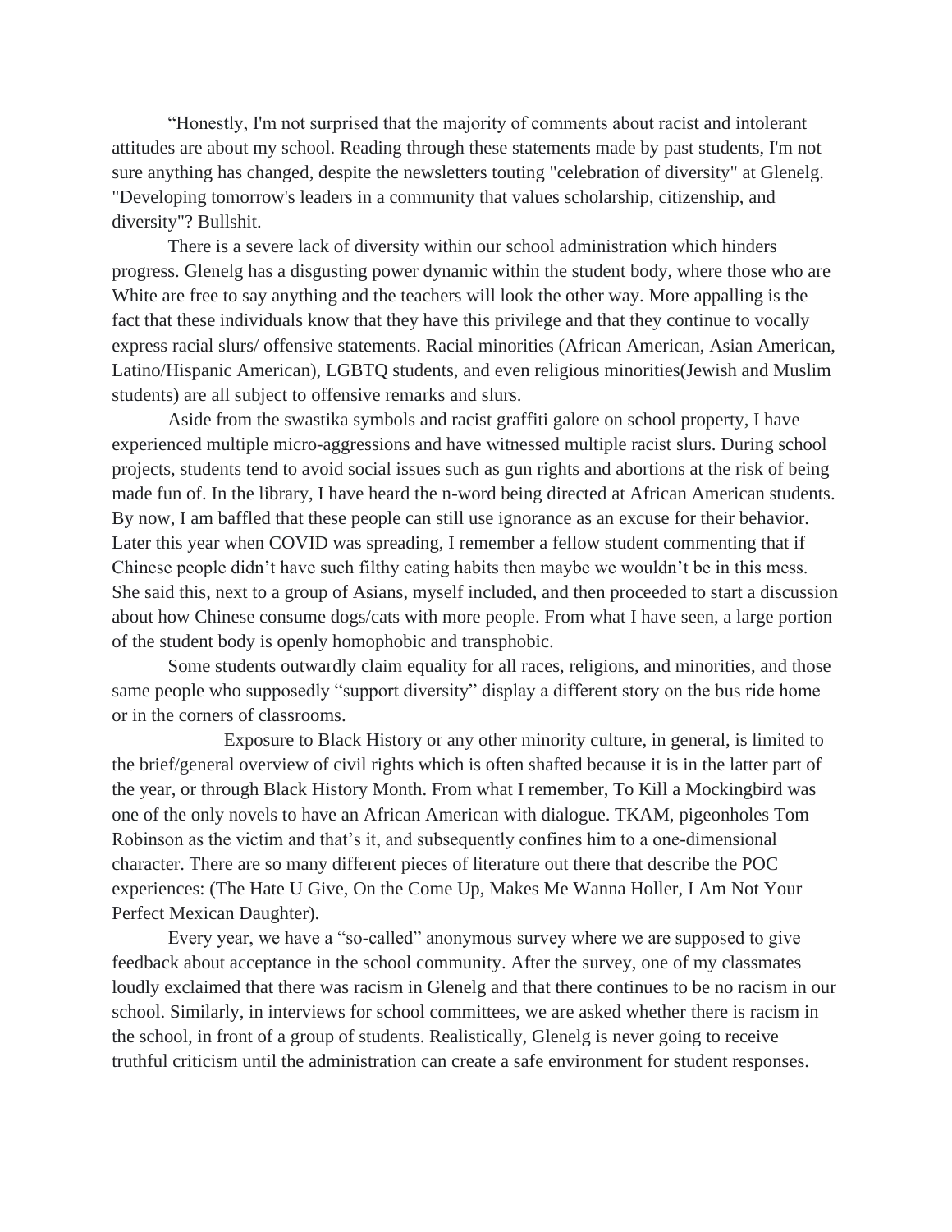"Honestly, I'm not surprised that the majority of comments about racist and intolerant attitudes are about my school. Reading through these statements made by past students, I'm not sure anything has changed, despite the newsletters touting "celebration of diversity" at Glenelg. "Developing tomorrow's leaders in a community that values scholarship, citizenship, and diversity"? Bullshit.

There is a severe lack of diversity within our school administration which hinders progress. Glenelg has a disgusting power dynamic within the student body, where those who are White are free to say anything and the teachers will look the other way. More appalling is the fact that these individuals know that they have this privilege and that they continue to vocally express racial slurs/ offensive statements. Racial minorities (African American, Asian American, Latino/Hispanic American), LGBTQ students, and even religious minorities(Jewish and Muslim students) are all subject to offensive remarks and slurs.

Aside from the swastika symbols and racist graffiti galore on school property, I have experienced multiple micro-aggressions and have witnessed multiple racist slurs. During school projects, students tend to avoid social issues such as gun rights and abortions at the risk of being made fun of. In the library, I have heard the n-word being directed at African American students. By now, I am baffled that these people can still use ignorance as an excuse for their behavior. Later this year when COVID was spreading, I remember a fellow student commenting that if Chinese people didn't have such filthy eating habits then maybe we wouldn't be in this mess. She said this, next to a group of Asians, myself included, and then proceeded to start a discussion about how Chinese consume dogs/cats with more people. From what I have seen, a large portion of the student body is openly homophobic and transphobic.

Some students outwardly claim equality for all races, religions, and minorities, and those same people who supposedly "support diversity" display a different story on the bus ride home or in the corners of classrooms.

Exposure to Black History or any other minority culture, in general, is limited to the brief/general overview of civil rights which is often shafted because it is in the latter part of the year, or through Black History Month. From what I remember, To Kill a Mockingbird was one of the only novels to have an African American with dialogue. TKAM, pigeonholes Tom Robinson as the victim and that's it, and subsequently confines him to a one-dimensional character. There are so many different pieces of literature out there that describe the POC experiences: (The Hate U Give, On the Come Up, Makes Me Wanna Holler, I Am Not Your Perfect Mexican Daughter).

Every year, we have a "so-called" anonymous survey where we are supposed to give feedback about acceptance in the school community. After the survey, one of my classmates loudly exclaimed that there was racism in Glenelg and that there continues to be no racism in our school. Similarly, in interviews for school committees, we are asked whether there is racism in the school, in front of a group of students. Realistically, Glenelg is never going to receive truthful criticism until the administration can create a safe environment for student responses.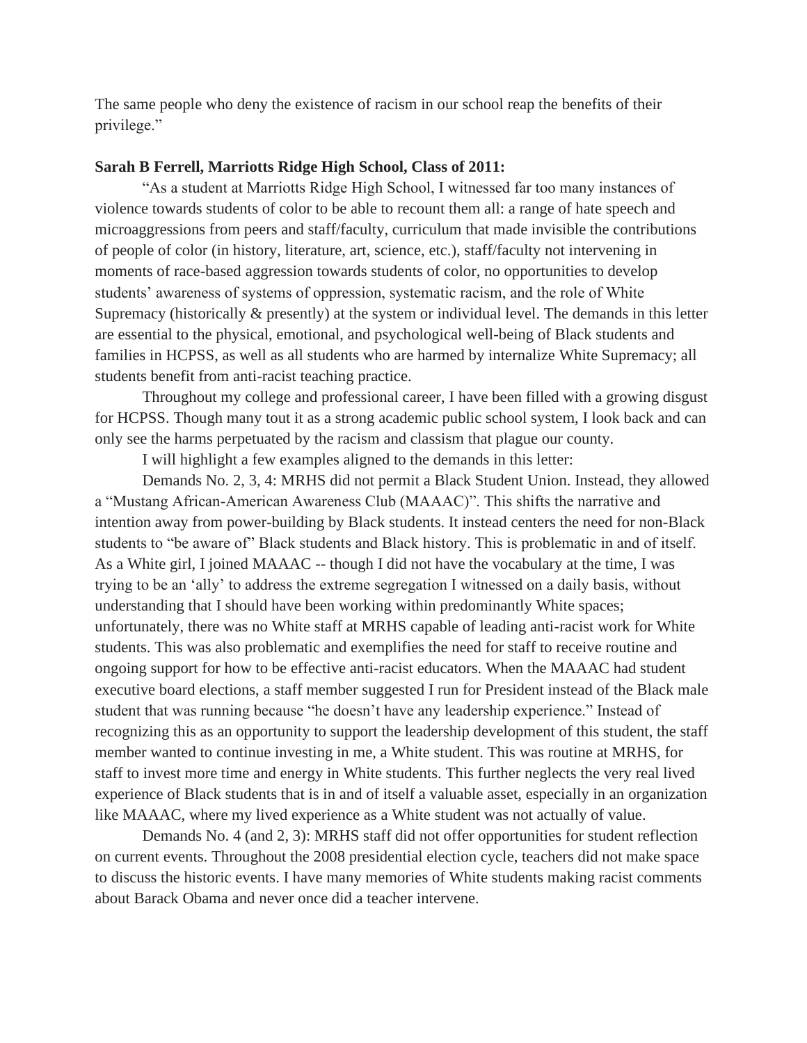The same people who deny the existence of racism in our school reap the benefits of their privilege."

**Sarah B Ferrell, Marriotts Ridge High School, Class of 2011:**

"As a student at Marriotts Ridge High School, I witnessed far too many instances of violence towards students of color to be able to recount them all: a range of hate speech and microaggressions from peers and staff/faculty, curriculum that made invisible the contributions of people of color (in history, literature, art, science, etc.), staff/faculty not intervening in moments of race-based aggression towards students of color, no opportunities to develop students' awareness of systems of oppression, systematic racism, and the role of White Supremacy (historically & presently) at the system or individual level. The demands in this letter are essential to the physical, emotional, and psychological well-being of Black students and families in HCPSS, as well as all students who are harmed by internalize White Supremacy; all students benefit from anti-racist teaching practice.

Throughout my college and professional career, I have been filled with a growing disgust for HCPSS. Though many tout it as a strong academic public school system, I look back and can only see the harms perpetuated by the racism and classism that plague our county.

I will highlight a few examples aligned to the demands in this letter:

Demands No. 2, 3, 4: MRHS did not permit a Black Student Union. Instead, they allowed a "Mustang African-American Awareness Club (MAAAC)". This shifts the narrative and intention away from power-building by Black students. It instead centers the need for non-Black students to "be aware of" Black students and Black history. This is problematic in and of itself. As a White girl, I joined MAAAC -- though I did not have the vocabulary at the time, I was trying to be an 'ally' to address the extreme segregation I witnessed on a daily basis, without understanding that I should have been working within predominantly White spaces; unfortunately, there was no White staff at MRHS capable of leading anti-racist work for White students. This was also problematic and exemplifies the need for staff to receive routine and ongoing support for how to be effective anti-racist educators. When the MAAAC had student executive board elections, a staff member suggested I run for President instead of the Black male student that was running because "he doesn't have any leadership experience." Instead of recognizing this as an opportunity to support the leadership development of this student, the staff member wanted to continue investing in me, a White student. This was routine at MRHS, for staff to invest more time and energy in White students. This further neglects the very real lived experience of Black students that is in and of itself a valuable asset, especially in an organization like MAAAC, where my lived experience as a White student was not actually of value.

Demands No. 4 (and 2, 3): MRHS staff did not offer opportunities for student reflection on current events. Throughout the 2008 presidential election cycle, teachers did not make space to discuss the historic events. I have many memories of White students making racist comments about Barack Obama and never once did a teacher intervene.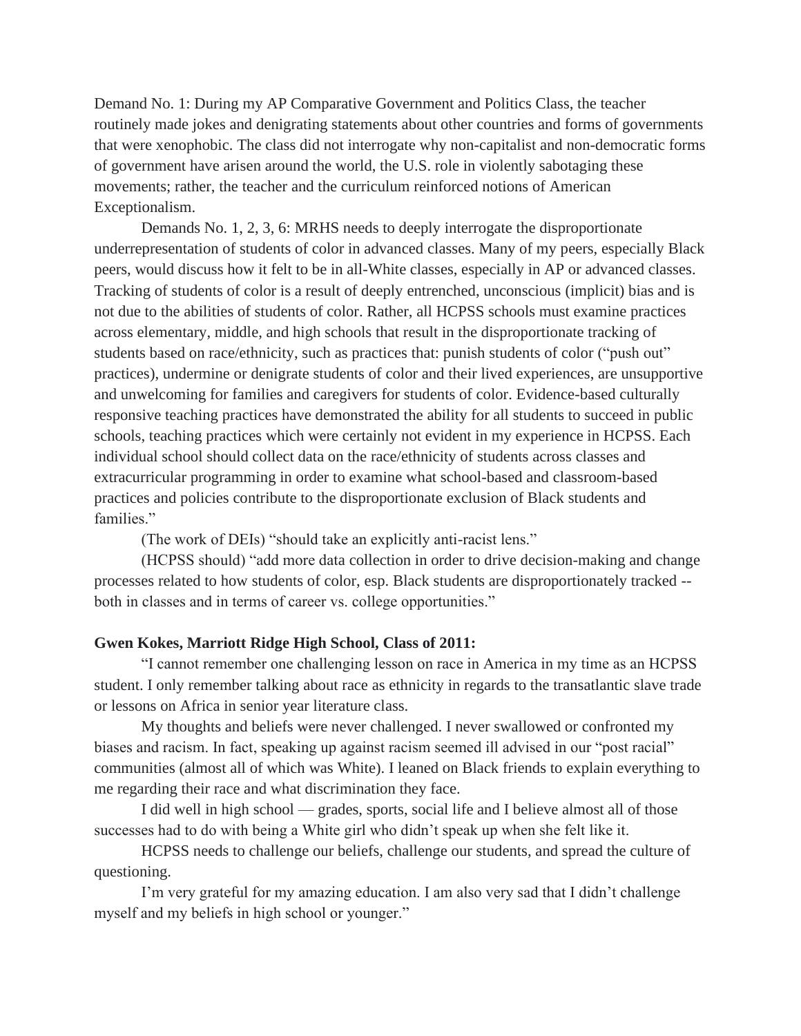Demand No. 1: During my AP Comparative Government and Politics Class, the teacher routinely made jokes and denigrating statements about other countries and forms of governments that were xenophobic. The class did not interrogate why non-capitalist and non-democratic forms of government have arisen around the world, the U.S. role in violently sabotaging these movements; rather, the teacher and the curriculum reinforced notions of American Exceptionalism.

Demands No. 1, 2, 3, 6: MRHS needs to deeply interrogate the disproportionate underrepresentation of students of color in advanced classes. Many of my peers, especially Black peers, would discuss how it felt to be in all-White classes, especially in AP or advanced classes. Tracking of students of color is a result of deeply entrenched, unconscious (implicit) bias and is not due to the abilities of students of color. Rather, all HCPSS schools must examine practices across elementary, middle, and high schools that result in the disproportionate tracking of students based on race/ethnicity, such as practices that: punish students of color ("push out" practices), undermine or denigrate students of color and their lived experiences, are unsupportive and unwelcoming for families and caregivers for students of color. Evidence-based culturally responsive teaching practices have demonstrated the ability for all students to succeed in public schools, teaching practices which were certainly not evident in my experience in HCPSS. Each individual school should collect data on the race/ethnicity of students across classes and extracurricular programming in order to examine what school-based and classroom-based practices and policies contribute to the disproportionate exclusion of Black students and families."

(The work of DEIs) "should take an explicitly anti-racist lens."

(HCPSS should) "add more data collection in order to drive decision-making and change processes related to how students of color, esp. Black students are disproportionately tracked -- both in classes and in terms of career vs. college opportunities."

**Gwen Kokes, Marriott Ridge High School, Class of 2011:**

"I cannot remember one challenging lesson on race in America in my time as an HCPSS student. I only remember talking about race as ethnicity in regards to the transatlantic slave trade or lessons on Africa in senior year literature class.

My thoughts and beliefs were never challenged. I never swallowed or confronted my biases and racism. In fact, speaking up against racism seemed ill advised in our "post racial" communities (almost all of which was White). I leaned on Black friends to explain everything to me regarding their race and what discrimination they face.

I did well in high school — grades, sports, social life and I believe almost all of those successes had to do with being a White girl who didn't speak up when she felt like it.

HCPSS needs to challenge our beliefs, challenge our students, and spread the culture of questioning.

I'm very grateful for my amazing education. I am also very sad that I didn't challenge myself and my beliefs in high school or younger."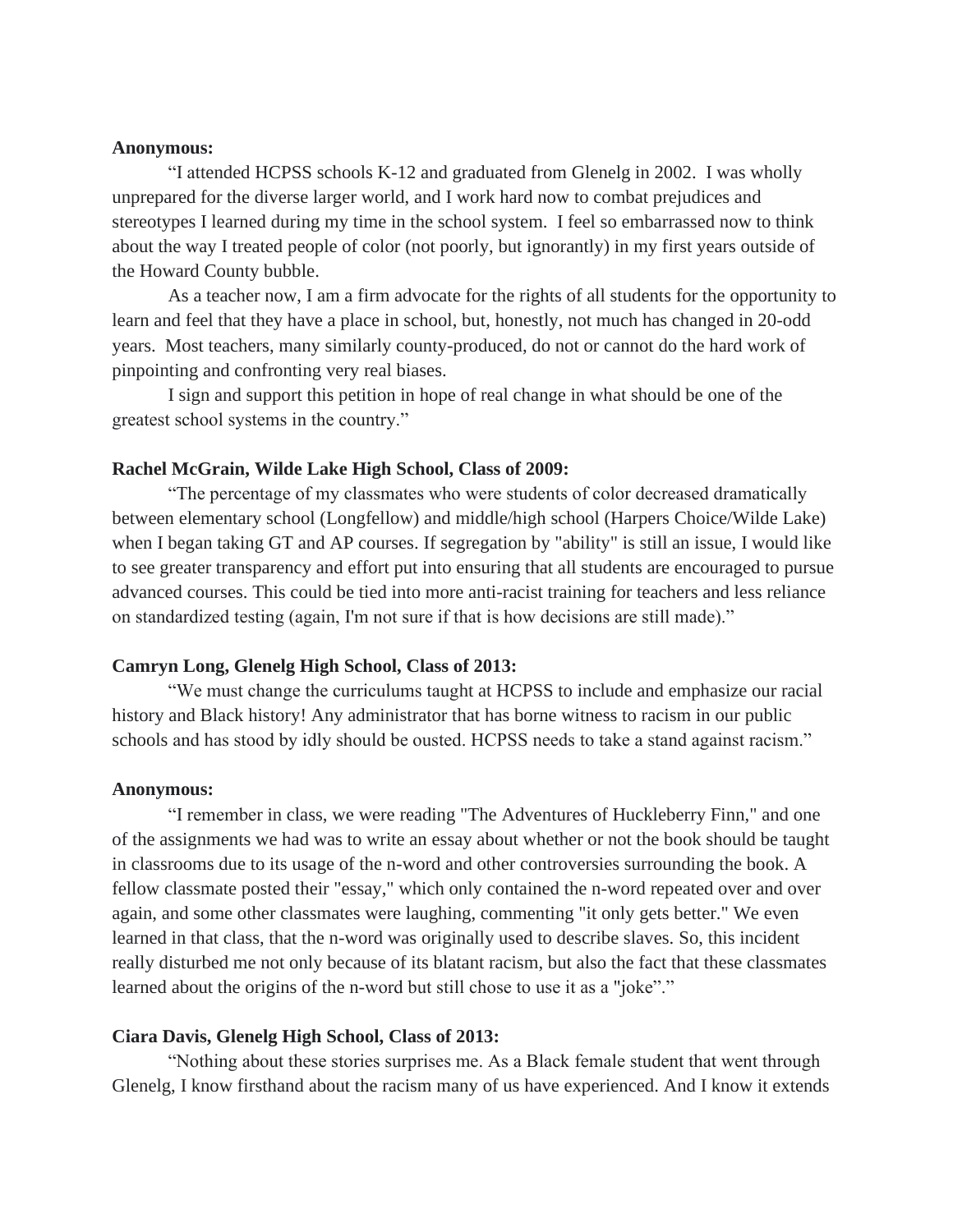**Anonymous:**

"I attended HCPSS schools K-12 and graduated from Glenelg in 2002. I was wholly unprepared for the diverse larger world, and I work hard now to combat prejudices and stereotypes I learned during my time in the school system. I feel so embarrassed now to think about the way I treated people of color (not poorly, but ignorantly) in my first years outside of the Howard County bubble.

As a teacher now, I am a firm advocate for the rights of all students for the opportunity to learn and feel that they have a place in school, but, honestly, not much has changed in 20-odd years. Most teachers, many similarly county-produced, do not or cannot do the hard work of pinpointing and confronting very real biases.

I sign and support this petition in hope of real change in what should be one of the greatest school systems in the country."

**Rachel McGrain, Wilde Lake High School, Class of 2009:**

"The percentage of my classmates who were students of color decreased dramatically between elementary school (Longfellow) and middle/high school (Harpers Choice/Wilde Lake) when I began taking GT and AP courses. If segregation by "ability" is still an issue, I would like to see greater transparency and effort put into ensuring that all students are encouraged to pursue advanced courses. This could be tied into more anti-racist training for teachers and less reliance on standardized testing (again, I'm not sure if that is how decisions are still made)."

**Camryn Long, Glenelg High School, Class of 2013:**

"We must change the curriculums taught at HCPSS to include and emphasize our racial history and Black history! Any administrator that has borne witness to racism in our public schools and has stood by idly should be ousted. HCPSS needs to take a stand against racism."

**Anonymous:**

"I remember in class, we were reading "The Adventures of Huckleberry Finn," and one of the assignments we had was to write an essay about whether or not the book should be taught in classrooms due to its usage of the n-word and other controversies surrounding the book. A fellow classmate posted their "essay," which only contained the n-word repeated over and over again, and some other classmates were laughing, commenting "it only gets better." We even learned in that class, that the n-word was originally used to describe slaves. So, this incident really disturbed me not only because of its blatant racism, but also the fact that these classmates learned about the origins of the n-word but still chose to use it as a "joke"."

**Ciara Davis, Glenelg High School, Class of 2013:**

"Nothing about these stories surprises me. As a Black female student that went through Glenelg, I know firsthand about the racism many of us have experienced. And I know it extends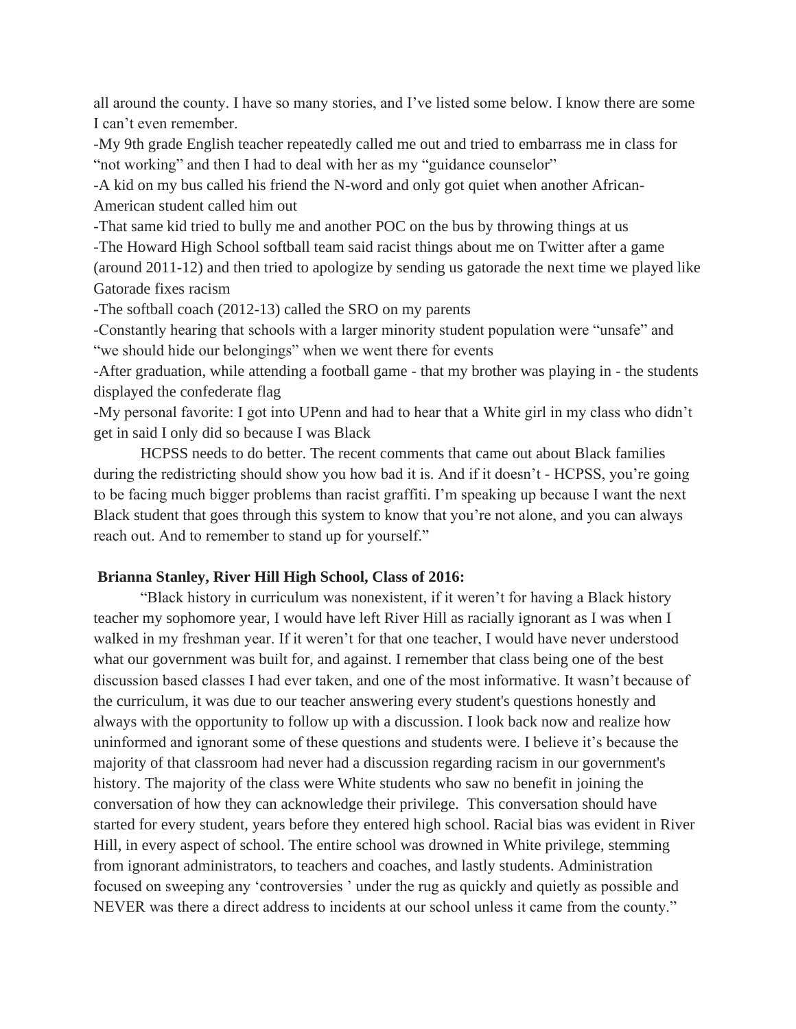all around the county. I have so many stories, and I've listed some below. I know there are some I can't even remember.

-My 9th grade English teacher repeatedly called me out and tried to embarrass me in class for "not working" and then I had to deal with her as my "guidance counselor"

-A kid on my bus called his friend the N-word and only got quiet when another African-American student called him out

-That same kid tried to bully me and another POC on the bus by throwing things at us

-The Howard High School softball team said racist things about me on Twitter after a game (around 2011-12) and then tried to apologize by sending us gatorade the next time we played like Gatorade fixes racism

-The softball coach (2012-13) called the SRO on my parents

-Constantly hearing that schools with a larger minority student population were "unsafe" and "we should hide our belongings" when we went there for events

-After graduation, while attending a football game - that my brother was playing in - the students displayed the confederate flag

-My personal favorite: I got into UPenn and had to hear that a White girl in my class who didn't get in said I only did so because I was Black

HCPSS needs to do better. The recent comments that came out about Black families during the redistricting should show you how bad it is. And if it doesn't - HCPSS, you're going to be facing much bigger problems than racist graffiti. I'm speaking up because I want the next Black student that goes through this system to know that you're not alone, and you can always reach out. And to remember to stand up for yourself."

**Brianna Stanley, River Hill High School, Class of 2016:**

"Black history in curriculum was nonexistent, if it weren't for having a Black history teacher my sophomore year, I would have left River Hill as racially ignorant as I was when I walked in my freshman year. If it weren't for that one teacher, I would have never understood what our government was built for, and against. I remember that class being one of the best discussion based classes I had ever taken, and one of the most informative. It wasn't because of the curriculum, it was due to our teacher answering every student's questions honestly and always with the opportunity to follow up with a discussion. I look back now and realize how uninformed and ignorant some of these questions and students were. I believe it's because the majority of that classroom had never had a discussion regarding racism in our government's history. The majority of the class were White students who saw no benefit in joining the conversation of how they can acknowledge their privilege. This conversation should have started for every student, years before they entered high school. Racial bias was evident in River Hill, in every aspect of school. The entire school was drowned in White privilege, stemming from ignorant administrators, to teachers and coaches, and lastly students. Administration focused on sweeping any 'controversies ' under the rug as quickly and quietly as possible and NEVER was there a direct address to incidents at our school unless it came from the county."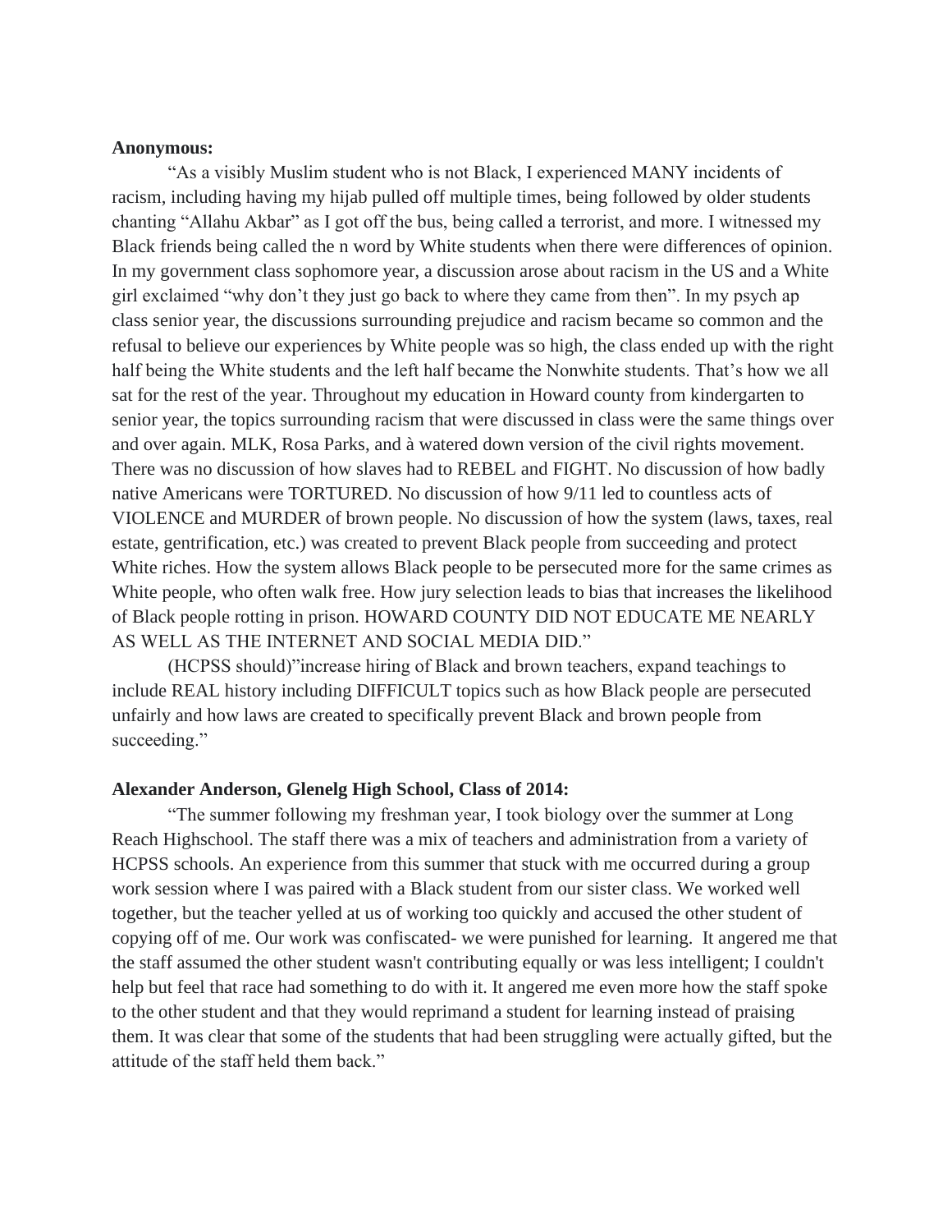**Anonymous:**

"As a visibly Muslim student who is not Black, I experienced MANY incidents of racism, including having my hijab pulled off multiple times, being followed by older students chanting "Allahu Akbar" as I got off the bus, being called a terrorist, and more. I witnessed my Black friends being called the n word by White students when there were differences of opinion. In my government class sophomore year, a discussion arose about racism in the US and a White girl exclaimed "why don't they just go back to where they came from then". In my psych ap class senior year, the discussions surrounding prejudice and racism became so common and the refusal to believe our experiences by White people was so high, the class ended up with the right half being the White students and the left half became the Nonwhite students. That's how we all sat for the rest of the year. Throughout my education in Howard county from kindergarten to senior year, the topics surrounding racism that were discussed in class were the same things over and over again. MLK, Rosa Parks, and à watered down version of the civil rights movement. There was no discussion of how slaves had to REBEL and FIGHT. No discussion of how badly native Americans were TORTURED. No discussion of how 9/11 led to countless acts of VIOLENCE and MURDER of brown people. No discussion of how the system (laws, taxes, real estate, gentrification, etc.) was created to prevent Black people from succeeding and protect White riches. How the system allows Black people to be persecuted more for the same crimes as White people, who often walk free. How jury selection leads to bias that increases the likelihood of Black people rotting in prison. HOWARD COUNTY DID NOT EDUCATE ME NEARLY AS WELL AS THE INTERNET AND SOCIAL MEDIA DID."

(HCPSS should)"increase hiring of Black and brown teachers, expand teachings to include REAL history including DIFFICULT topics such as how Black people are persecuted unfairly and how laws are created to specifically prevent Black and brown people from succeeding."

**Alexander Anderson, Glenelg High School, Class of 2014:**

"The summer following my freshman year, I took biology over the summer at Long Reach Highschool. The staff there was a mix of teachers and administration from a variety of HCPSS schools. An experience from this summer that stuck with me occurred during a group work session where I was paired with a Black student from our sister class. We worked well together, but the teacher yelled at us of working too quickly and accused the other student of copying off of me. Our work was confiscated- we were punished for learning. It angered me that the staff assumed the other student wasn't contributing equally or was less intelligent; I couldn't help but feel that race had something to do with it. It angered me even more how the staff spoke to the other student and that they would reprimand a student for learning instead of praising them. It was clear that some of the students that had been struggling were actually gifted, but the attitude of the staff held them back."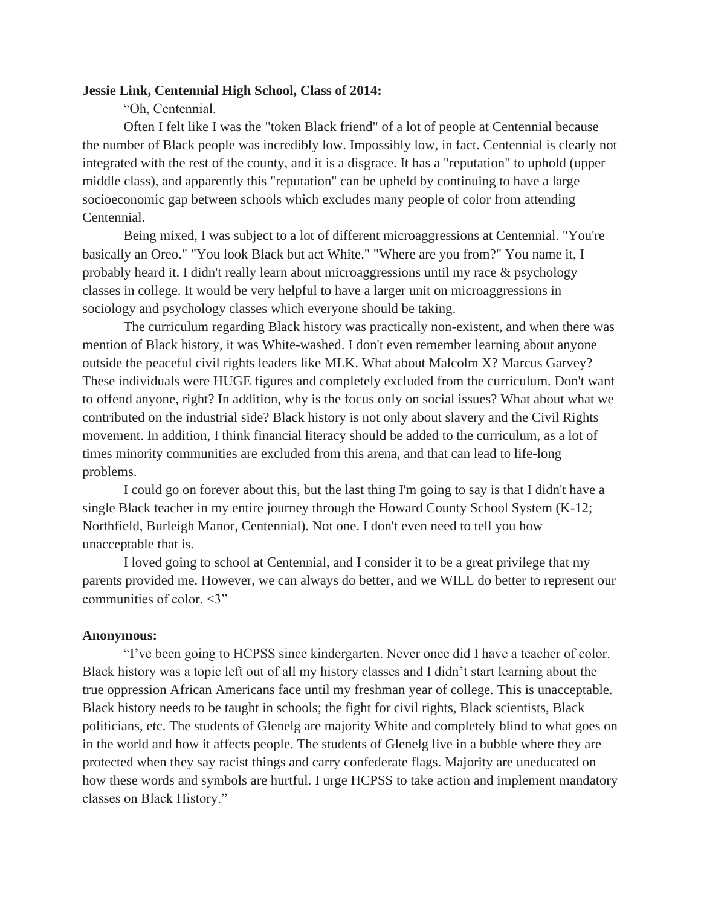**Jessie Link, Centennial High School, Class of 2014:**

"Oh, Centennial.

Often I felt like I was the "token Black friend" of a lot of people at Centennial because the number of Black people was incredibly low. Impossibly low, in fact. Centennial is clearly not integrated with the rest of the county, and it is a disgrace. It has a "reputation" to uphold (upper middle class), and apparently this "reputation" can be upheld by continuing to have a large socioeconomic gap between schools which excludes many people of color from attending Centennial.

Being mixed, I was subject to a lot of different microaggressions at Centennial. "You're basically an Oreo." "You look Black but act White." "Where are you from?" You name it, I probably heard it. I didn't really learn about microaggressions until my race & psychology classes in college. It would be very helpful to have a larger unit on microaggressions in sociology and psychology classes which everyone should be taking.

The curriculum regarding Black history was practically non-existent, and when there was mention of Black history, it was White-washed. I don't even remember learning about anyone outside the peaceful civil rights leaders like MLK. What about Malcolm X? Marcus Garvey? These individuals were HUGE figures and completely excluded from the curriculum. Don't want to offend anyone, right? In addition, why is the focus only on social issues? What about what we contributed on the industrial side? Black history is not only about slavery and the Civil Rights movement. In addition, I think financial literacy should be added to the curriculum, as a lot of times minority communities are excluded from this arena, and that can lead to life-long problems.

I could go on forever about this, but the last thing I'm going to say is that I didn't have a single Black teacher in my entire journey through the Howard County School System (K-12; Northfield, Burleigh Manor, Centennial). Not one. I don't even need to tell you how unacceptable that is.

I loved going to school at Centennial, and I consider it to be a great privilege that my parents provided me. However, we can always do better, and we WILL do better to represent our communities of color. <3"

**Anonymous:**

"I've been going to HCPSS since kindergarten. Never once did I have a teacher of color. Black history was a topic left out of all my history classes and I didn't start learning about the true oppression African Americans face until my freshman year of college. This is unacceptable. Black history needs to be taught in schools; the fight for civil rights, Black scientists, Black politicians, etc. The students of Glenelg are majority White and completely blind to what goes on in the world and how it affects people. The students of Glenelg live in a bubble where they are protected when they say racist things and carry confederate flags. Majority are uneducated on how these words and symbols are hurtful. I urge HCPSS to take action and implement mandatory classes on Black History."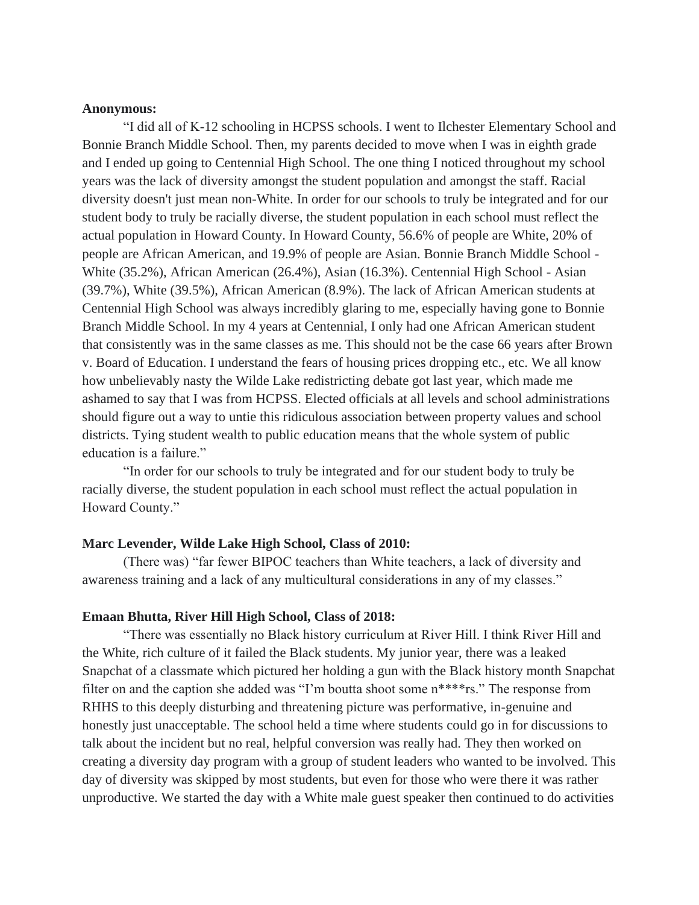**Anonymous:**

"I did all of K-12 schooling in HCPSS schools. I went to Ilchester Elementary School and Bonnie Branch Middle School. Then, my parents decided to move when I was in eighth grade and I ended up going to Centennial High School. The one thing I noticed throughout my school years was the lack of diversity amongst the student population and amongst the staff. Racial diversity doesn't just mean non-White. In order for our schools to truly be integrated and for our student body to truly be racially diverse, the student population in each school must reflect the actual population in Howard County. In Howard County, 56.6% of people are White, 20% of people are African American, and 19.9% of people are Asian. Bonnie Branch Middle School - White (35.2%), African American (26.4%), Asian (16.3%). Centennial High School - Asian (39.7%), White (39.5%), African American (8.9%). The lack of African American students at Centennial High School was always incredibly glaring to me, especially having gone to Bonnie Branch Middle School. In my 4 years at Centennial, I only had one African American student that consistently was in the same classes as me. This should not be the case 66 years after Brown v. Board of Education. I understand the fears of housing prices dropping etc., etc. We all know how unbelievably nasty the Wilde Lake redistricting debate got last year, which made me ashamed to say that I was from HCPSS. Elected officials at all levels and school administrations should figure out a way to untie this ridiculous association between property values and school districts. Tying student wealth to public education means that the whole system of public education is a failure."

"In order for our schools to truly be integrated and for our student body to truly be racially diverse, the student population in each school must reflect the actual population in Howard County."

**Marc Levender, Wilde Lake High School, Class of 2010:**

(There was) "far fewer BIPOC teachers than White teachers, a lack of diversity and awareness training and a lack of any multicultural considerations in any of my classes."

**Emaan Bhutta, River Hill High School, Class of 2018:**

"There was essentially no Black history curriculum at River Hill. I think River Hill and the White, rich culture of it failed the Black students. My junior year, there was a leaked Snapchat of a classmate which pictured her holding a gun with the Black history month Snapchat filter on and the caption she added was "I'm boutta shoot some n****rs." The response from RHHS to this deeply disturbing and threatening picture was performative, in-genuine and honestly just unacceptable. The school held a time where students could go in for discussions to talk about the incident but no real, helpful conversion was really had. They then worked on creating a diversity day program with a group of student leaders who wanted to be involved. This day of diversity was skipped by most students, but even for those who were there it was rather unproductive. We started the day with a White male guest speaker then continued to do activities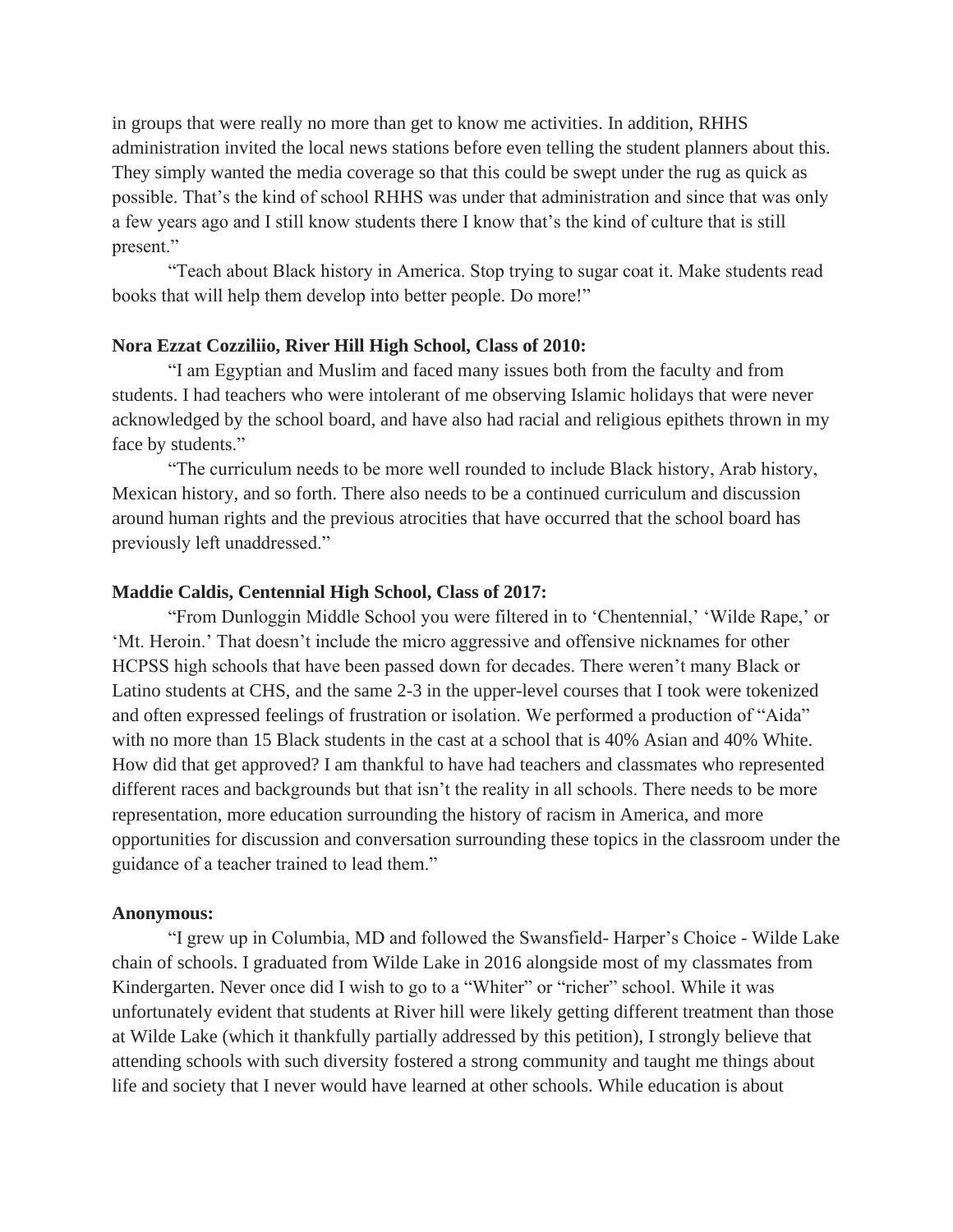in groups that were really no more than get to know me activities. In addition, RHHS administration invited the local news stations before even telling the student planners about this. They simply wanted the media coverage so that this could be swept under the rug as quick as possible. That's the kind of school RHHS was under that administration and since that was only a few years ago and I still know students there I know that's the kind of culture that is still present."

"Teach about Black history in America. Stop trying to sugar coat it. Make students read books that will help them develop into better people. Do more!"

**Nora Ezzat Cozziliio, River Hill High School, Class of 2010:**

"I am Egyptian and Muslim and faced many issues both from the faculty and from students. I had teachers who were intolerant of me observing Islamic holidays that were never acknowledged by the school board, and have also had racial and religious epithets thrown in my face by students."

"The curriculum needs to be more well rounded to include Black history, Arab history, Mexican history, and so forth. There also needs to be a continued curriculum and discussion around human rights and the previous atrocities that have occurred that the school board has previously left unaddressed."

**Maddie Caldis, Centennial High School, Class of 2017:**

"From Dunloggin Middle School you were filtered in to 'Chentennial,' 'Wilde Rape,' or 'Mt. Heroin.' That doesn't include the micro aggressive and offensive nicknames for other HCPSS high schools that have been passed down for decades. There weren't many Black or Latino students at CHS, and the same 2-3 in the upper-level courses that I took were tokenized and often expressed feelings of frustration or isolation. We performed a production of "Aida" with no more than 15 Black students in the cast at a school that is 40% Asian and 40% White. How did that get approved? I am thankful to have had teachers and classmates who represented different races and backgrounds but that isn't the reality in all schools. There needs to be more representation, more education surrounding the history of racism in America, and more opportunities for discussion and conversation surrounding these topics in the classroom under the guidance of a teacher trained to lead them."

**Anonymous:**

"I grew up in Columbia, MD and followed the Swansfield- Harper's Choice - Wilde Lake chain of schools. I graduated from Wilde Lake in 2016 alongside most of my classmates from Kindergarten. Never once did I wish to go to a "Whiter" or "richer" school. While it was unfortunately evident that students at River hill were likely getting different treatment than those at Wilde Lake (which it thankfully partially addressed by this petition), I strongly believe that attending schools with such diversity fostered a strong community and taught me things about life and society that I never would have learned at other schools. While education is about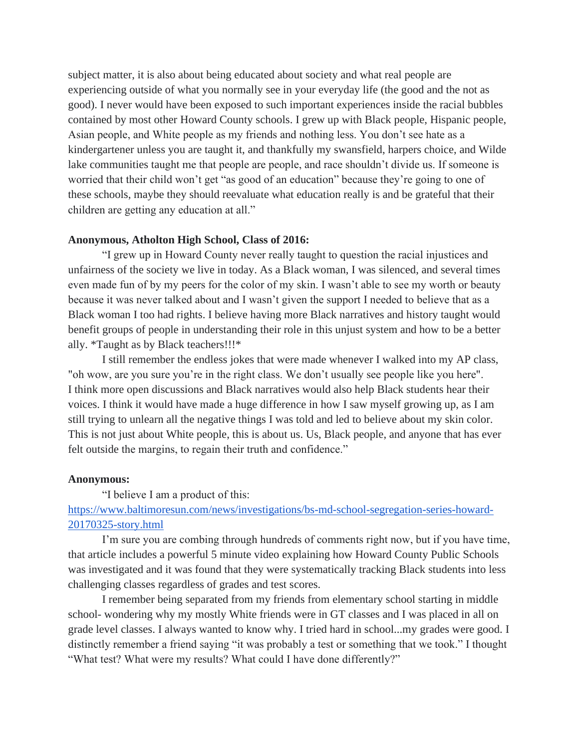subject matter, it is also about being educated about society and what real people are experiencing outside of what you normally see in your everyday life (the good and the not as good). I never would have been exposed to such important experiences inside the racial bubbles contained by most other Howard County schools. I grew up with Black people, Hispanic people, Asian people, and White people as my friends and nothing less. You don't see hate as a kindergartener unless you are taught it, and thankfully my swansfield, harpers choice, and Wilde lake communities taught me that people are people, and race shouldn't divide us. If someone is worried that their child won't get "as good of an education" because they're going to one of these schools, maybe they should reevaluate what education really is and be grateful that their children are getting any education at all."

**Anonymous, Atholton High School, Class of 2016:**

"I grew up in Howard County never really taught to question the racial injustices and unfairness of the society we live in today. As a Black woman, I was silenced, and several times even made fun of by my peers for the color of my skin. I wasn't able to see my worth or beauty because it was never talked about and I wasn't given the support I needed to believe that as a Black woman I too had rights. I believe having more Black narratives and history taught would benefit groups of people in understanding their role in this unjust system and how to be a better ally. *Taught as by Black teachers!!!*

I still remember the endless jokes that were made whenever I walked into my AP class, "oh wow, are you sure you're in the right class. We don't usually see people like you here". I think more open discussions and Black narratives would also help Black students hear their voices. I think it would have made a huge difference in how I saw myself growing up, as I am still trying to unlearn all the negative things I was told and led to believe about my skin color. This is not just about White people, this is about us. Us, Black people, and anyone that has ever felt outside the margins, to regain their truth and confidence."

**Anonymous:**

"I believe I am a product of this:
[https://www.baltimoresun.com/news/investigations/bs-md-school-segregation-series-howard-20170325-story.html](https://www.baltimoresun.com/news/investigations/bs-md-school-segregation-series-howard-20170325-story.html)

I'm sure you are combing through hundreds of comments right now, but if you have time, that article includes a powerful 5 minute video explaining how Howard County Public Schools was investigated and it was found that they were systematically tracking Black students into less challenging classes regardless of grades and test scores.

I remember being separated from my friends from elementary school starting in middle school- wondering why my mostly White friends were in GT classes and I was placed in all on grade level classes. I always wanted to know why. I tried hard in school...my grades were good. I distinctly remember a friend saying "it was probably a test or something that we took." I thought "What test? What were my results? What could I have done differently?"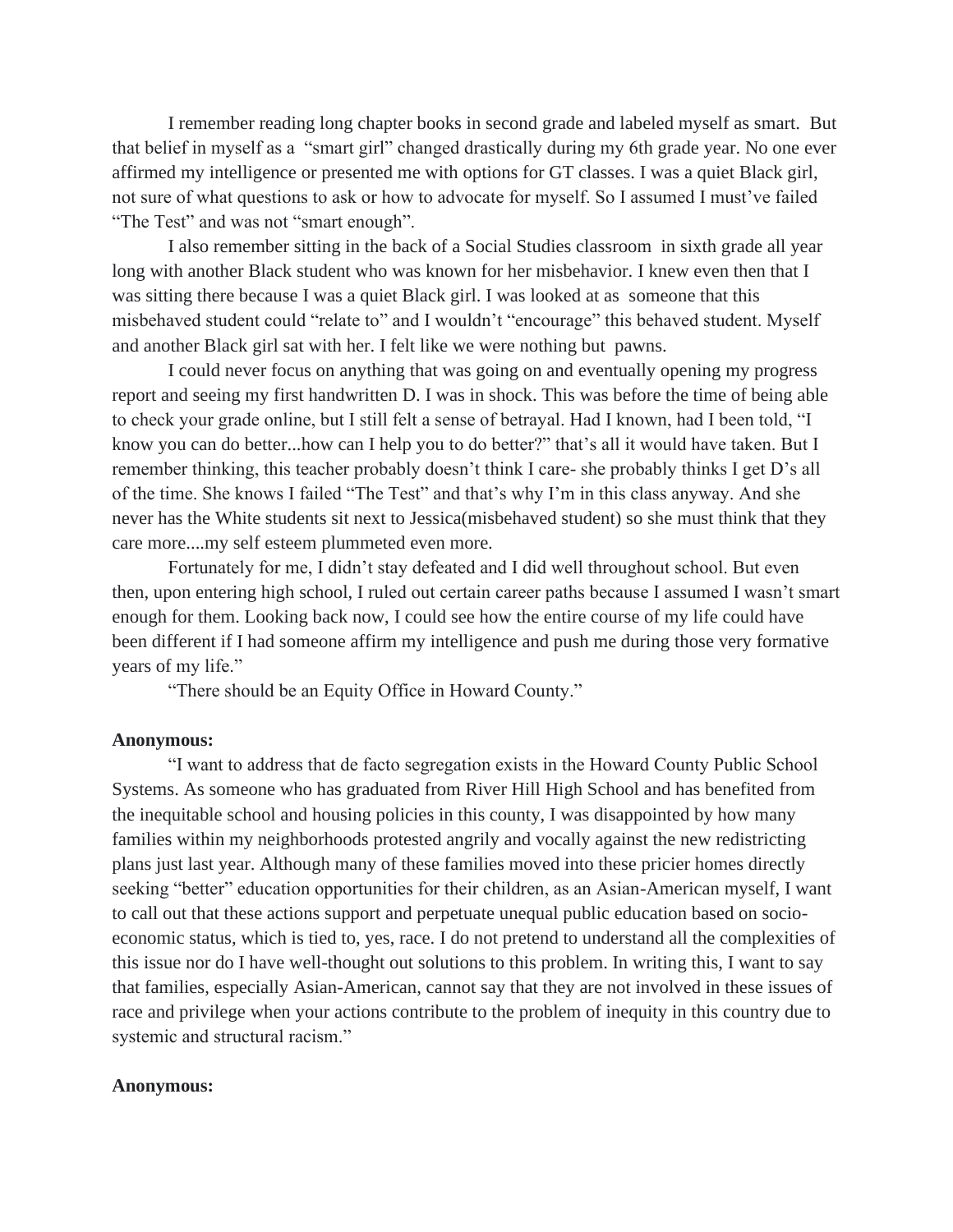I remember reading long chapter books in second grade and labeled myself as smart. But that belief in myself as a "smart girl" changed drastically during my 6th grade year. No one ever affirmed my intelligence or presented me with options for GT classes. I was a quiet Black girl, not sure of what questions to ask or how to advocate for myself. So I assumed I must've failed "The Test" and was not "smart enough".

I also remember sitting in the back of a Social Studies classroom in sixth grade all year long with another Black student who was known for her misbehavior. I knew even then that I was sitting there because I was a quiet Black girl. I was looked at as someone that this misbehaved student could "relate to" and I wouldn't "encourage" this behaved student. Myself and another Black girl sat with her. I felt like we were nothing but pawns.

I could never focus on anything that was going on and eventually opening my progress report and seeing my first handwritten D. I was in shock. This was before the time of being able to check your grade online, but I still felt a sense of betrayal. Had I known, had I been told, "I know you can do better...how can I help you to do better?" that's all it would have taken. But I remember thinking, this teacher probably doesn't think I care- she probably thinks I get D's all of the time. She knows I failed "The Test" and that's why I'm in this class anyway. And she never has the White students sit next to Jessica(misbehaved student) so she must think that they care more....my self esteem plummeted even more.

Fortunately for me, I didn't stay defeated and I did well throughout school. But even then, upon entering high school, I ruled out certain career paths because I assumed I wasn't smart enough for them. Looking back now, I could see how the entire course of my life could have been different if I had someone affirm my intelligence and push me during those very formative years of my life."

"There should be an Equity Office in Howard County."

**Anonymous:**

"I want to address that de facto segregation exists in the Howard County Public School Systems. As someone who has graduated from River Hill High School and has benefited from the inequitable school and housing policies in this county, I was disappointed by how many families within my neighborhoods protested angrily and vocally against the new redistricting plans just last year. Although many of these families moved into these pricier homes directly seeking "better" education opportunities for their children, as an Asian-American myself, I want to call out that these actions support and perpetuate unequal public education based on socio-economic status, which is tied to, yes, race. I do not pretend to understand all the complexities of this issue nor do I have well-thought out solutions to this problem. In writing this, I want to say that families, especially Asian-American, cannot say that they are not involved in these issues of race and privilege when your actions contribute to the problem of inequity in this country due to systemic and structural racism."

**Anonymous:**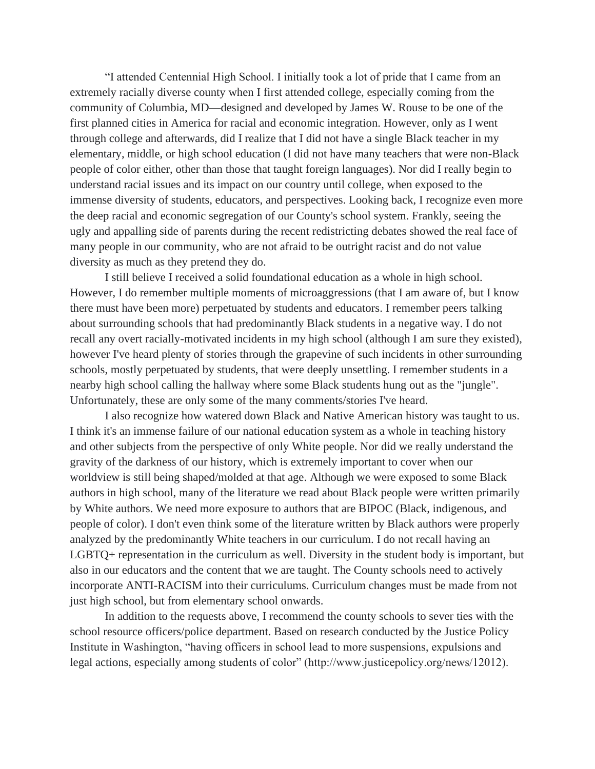"I attended Centennial High School. I initially took a lot of pride that I came from an extremely racially diverse county when I first attended college, especially coming from the community of Columbia, MD—designed and developed by James W. Rouse to be one of the first planned cities in America for racial and economic integration. However, only as I went through college and afterwards, did I realize that I did not have a single Black teacher in my elementary, middle, or high school education (I did not have many teachers that were non-Black people of color either, other than those that taught foreign languages). Nor did I really begin to understand racial issues and its impact on our country until college, when exposed to the immense diversity of students, educators, and perspectives. Looking back, I recognize even more the deep racial and economic segregation of our County's school system. Frankly, seeing the ugly and appalling side of parents during the recent redistricting debates showed the real face of many people in our community, who are not afraid to be outright racist and do not value diversity as much as they pretend they do.

I still believe I received a solid foundational education as a whole in high school. However, I do remember multiple moments of microaggressions (that I am aware of, but I know there must have been more) perpetuated by students and educators. I remember peers talking about surrounding schools that had predominantly Black students in a negative way. I do not recall any overt racially-motivated incidents in my high school (although I am sure they existed), however I've heard plenty of stories through the grapevine of such incidents in other surrounding schools, mostly perpetuated by students, that were deeply unsettling. I remember students in a nearby high school calling the hallway where some Black students hung out as the "jungle". Unfortunately, these are only some of the many comments/stories I've heard.

I also recognize how watered down Black and Native American history was taught to us. I think it's an immense failure of our national education system as a whole in teaching history and other subjects from the perspective of only White people. Nor did we really understand the gravity of the darkness of our history, which is extremely important to cover when our worldview is still being shaped/molded at that age. Although we were exposed to some Black authors in high school, many of the literature we read about Black people were written primarily by White authors. We need more exposure to authors that are BIPOC (Black, indigenous, and people of color). I don't even think some of the literature written by Black authors were properly analyzed by the predominantly White teachers in our curriculum. I do not recall having an LGBTQ+ representation in the curriculum as well. Diversity in the student body is important, but also in our educators and the content that we are taught. The County schools need to actively incorporate ANTI-RACISM into their curriculums. Curriculum changes must be made from not just high school, but from elementary school onwards.

In addition to the requests above, I recommend the county schools to sever ties with the school resource officers/police department. Based on research conducted by the Justice Policy Institute in Washington, "having officers in school lead to more suspensions, expulsions and legal actions, especially among students of color" (http://www.justicepolicy.org/news/12012).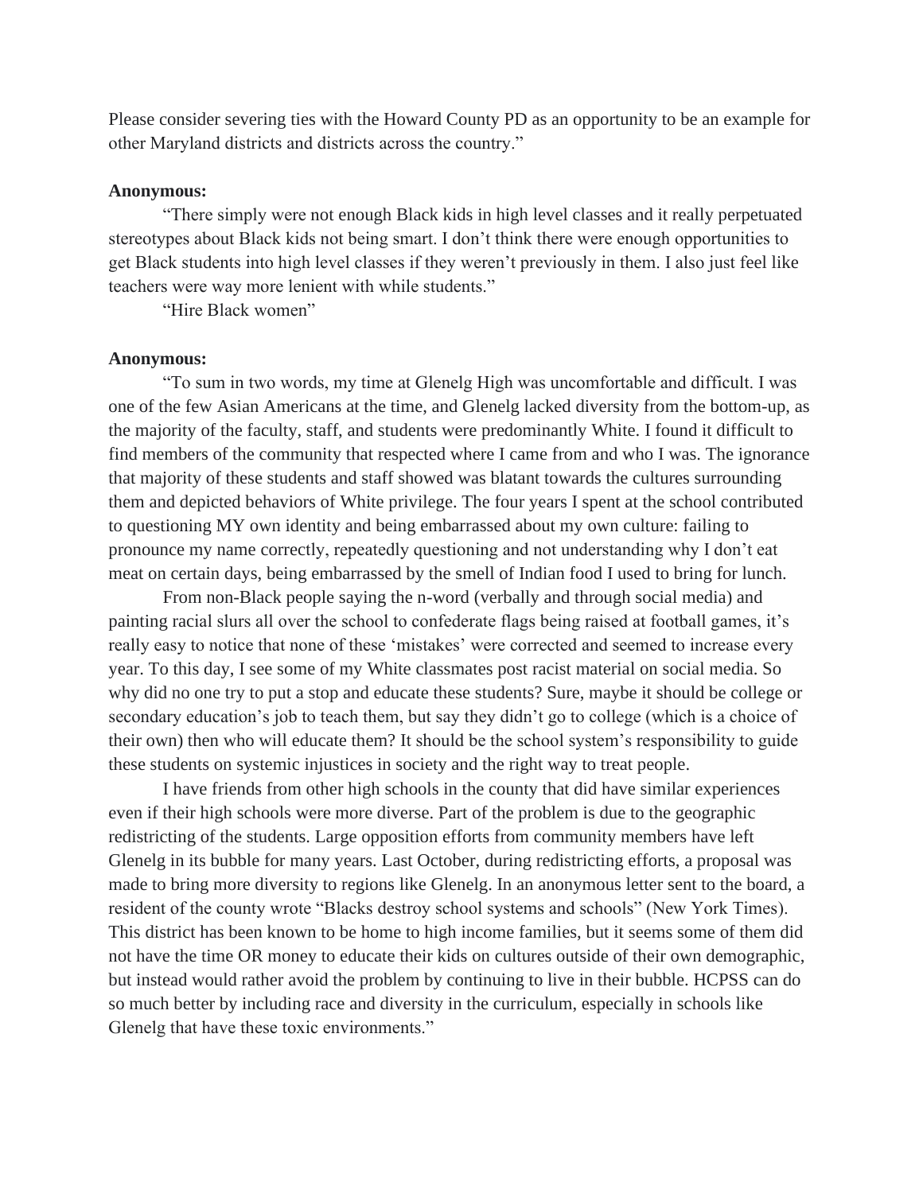Please consider severing ties with the Howard County PD as an opportunity to be an example for other Maryland districts and districts across the country."

**Anonymous:**

"There simply were not enough Black kids in high level classes and it really perpetuated stereotypes about Black kids not being smart. I don't think there were enough opportunities to get Black students into high level classes if they weren't previously in them. I also just feel like teachers were way more lenient with while students."

"Hire Black women"

**Anonymous:**

"To sum in two words, my time at Glenelg High was uncomfortable and difficult. I was one of the few Asian Americans at the time, and Glenelg lacked diversity from the bottom-up, as the majority of the faculty, staff, and students were predominantly White. I found it difficult to find members of the community that respected where I came from and who I was. The ignorance that majority of these students and staff showed was blatant towards the cultures surrounding them and depicted behaviors of White privilege. The four years I spent at the school contributed to questioning MY own identity and being embarrassed about my own culture: failing to pronounce my name correctly, repeatedly questioning and not understanding why I don't eat meat on certain days, being embarrassed by the smell of Indian food I used to bring for lunch.

From non-Black people saying the n-word (verbally and through social media) and painting racial slurs all over the school to confederate flags being raised at football games, it's really easy to notice that none of these 'mistakes' were corrected and seemed to increase every year. To this day, I see some of my White classmates post racist material on social media. So why did no one try to put a stop and educate these students? Sure, maybe it should be college or secondary education's job to teach them, but say they didn't go to college (which is a choice of their own) then who will educate them? It should be the school system's responsibility to guide these students on systemic injustices in society and the right way to treat people.

I have friends from other high schools in the county that did have similar experiences even if their high schools were more diverse. Part of the problem is due to the geographic redistricting of the students. Large opposition efforts from community members have left Glenelg in its bubble for many years. Last October, during redistricting efforts, a proposal was made to bring more diversity to regions like Glenelg. In an anonymous letter sent to the board, a resident of the county wrote "Blacks destroy school systems and schools" (New York Times). This district has been known to be home to high income families, but it seems some of them did not have the time OR money to educate their kids on cultures outside of their own demographic, but instead would rather avoid the problem by continuing to live in their bubble. HCPSS can do so much better by including race and diversity in the curriculum, especially in schools like Glenelg that have these toxic environments."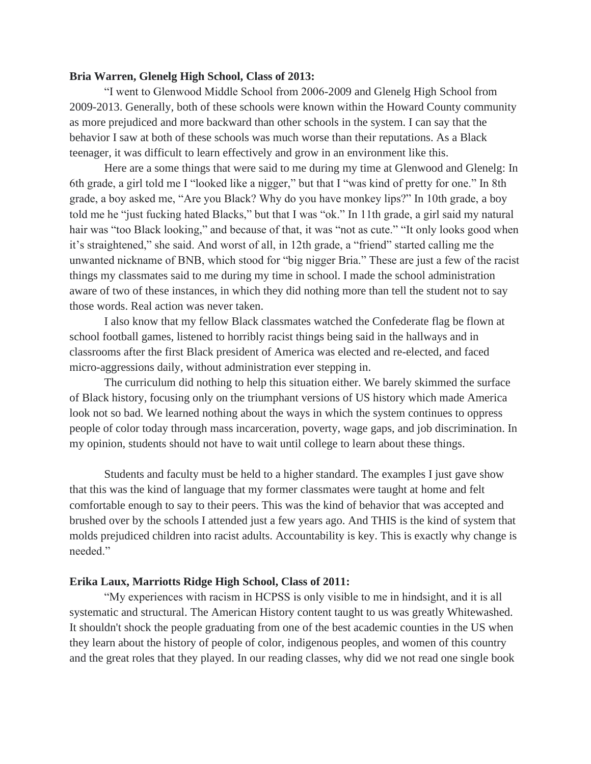**Bria Warren, Glenelg High School, Class of 2013:**

"I went to Glenwood Middle School from 2006-2009 and Glenelg High School from 2009-2013. Generally, both of these schools were known within the Howard County community as more prejudiced and more backward than other schools in the system. I can say that the behavior I saw at both of these schools was much worse than their reputations. As a Black teenager, it was difficult to learn effectively and grow in an environment like this.

Here are a some things that were said to me during my time at Glenwood and Glenelg: In 6th grade, a girl told me I "looked like a nigger," but that I "was kind of pretty for one." In 8th grade, a boy asked me, "Are you Black? Why do you have monkey lips?" In 10th grade, a boy told me he "just fucking hated Blacks," but that I was "ok." In 11th grade, a girl said my natural hair was "too Black looking," and because of that, it was "not as cute." "It only looks good when it's straightened," she said. And worst of all, in 12th grade, a "friend" started calling me the unwanted nickname of BNB, which stood for "big nigger Bria." These are just a few of the racist things my classmates said to me during my time in school. I made the school administration aware of two of these instances, in which they did nothing more than tell the student not to say those words. Real action was never taken.

I also know that my fellow Black classmates watched the Confederate flag be flown at school football games, listened to horribly racist things being said in the hallways and in classrooms after the first Black president of America was elected and re-elected, and faced micro-aggressions daily, without administration ever stepping in.

The curriculum did nothing to help this situation either. We barely skimmed the surface of Black history, focusing only on the triumphant versions of US history which made America look not so bad. We learned nothing about the ways in which the system continues to oppress people of color today through mass incarceration, poverty, wage gaps, and job discrimination. In my opinion, students should not have to wait until college to learn about these things.

Students and faculty must be held to a higher standard. The examples I just gave show that this was the kind of language that my former classmates were taught at home and felt comfortable enough to say to their peers. This was the kind of behavior that was accepted and brushed over by the schools I attended just a few years ago. And THIS is the kind of system that molds prejudiced children into racist adults. Accountability is key. This is exactly why change is needed."

**Erika Laux, Marriotts Ridge High School, Class of 2011:**

"My experiences with racism in HCPSS is only visible to me in hindsight, and it is all systematic and structural. The American History content taught to us was greatly Whitewashed. It shouldn't shock the people graduating from one of the best academic counties in the US when they learn about the history of people of color, indigenous peoples, and women of this country and the great roles that they played. In our reading classes, why did we not read one single book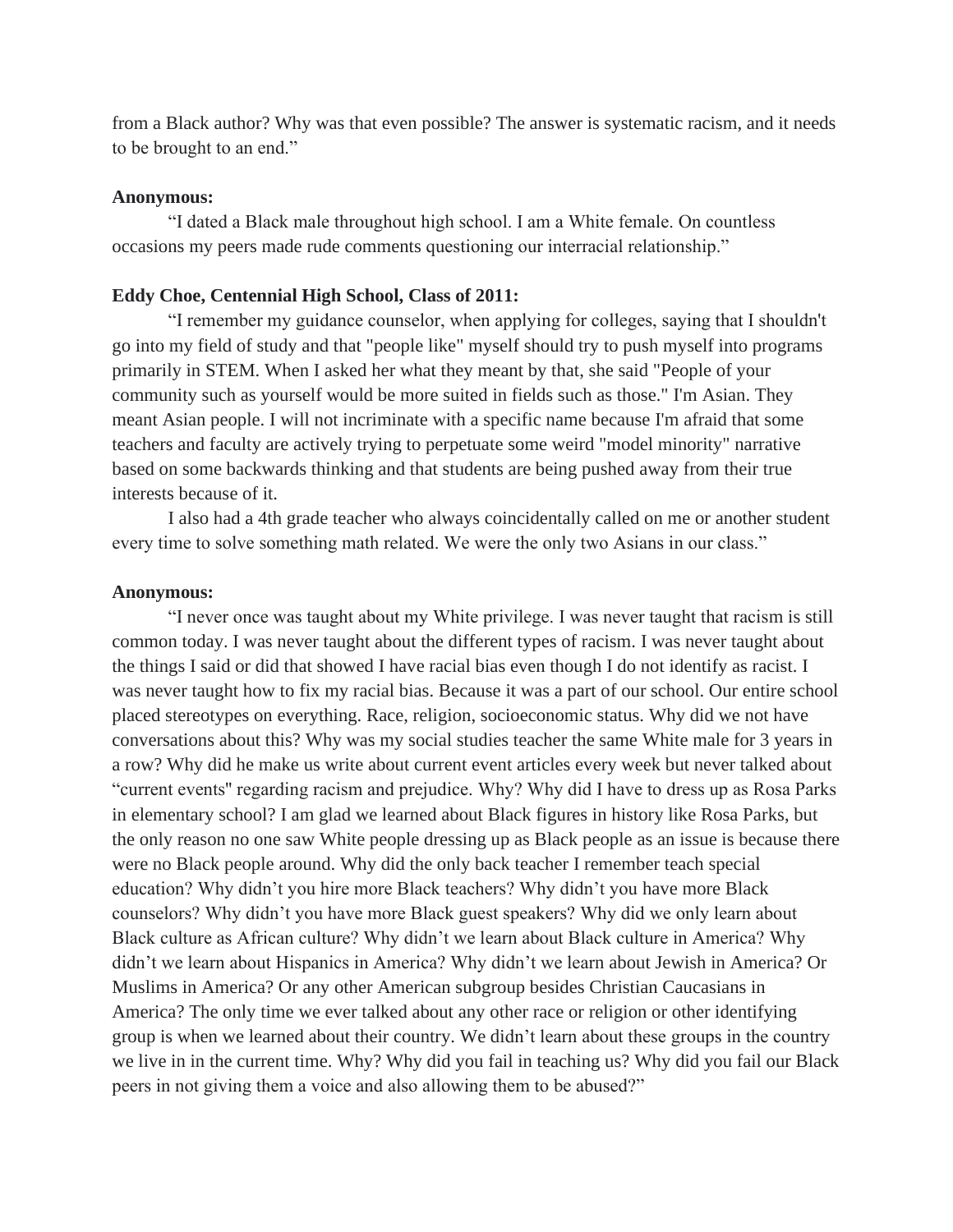from a Black author? Why was that even possible? The answer is systematic racism, and it needs to be brought to an end."

**Anonymous:**

"I dated a Black male throughout high school. I am a White female. On countless occasions my peers made rude comments questioning our interracial relationship."

**Eddy Choe, Centennial High School, Class of 2011:**

"I remember my guidance counselor, when applying for colleges, saying that I shouldn't go into my field of study and that "people like" myself should try to push myself into programs primarily in STEM. When I asked her what they meant by that, she said "People of your community such as yourself would be more suited in fields such as those." I'm Asian. They meant Asian people. I will not incriminate with a specific name because I'm afraid that some teachers and faculty are actively trying to perpetuate some weird "model minority" narrative based on some backwards thinking and that students are being pushed away from their true interests because of it.

I also had a 4th grade teacher who always coincidentally called on me or another student every time to solve something math related. We were the only two Asians in our class."

**Anonymous:**

"I never once was taught about my White privilege. I was never taught that racism is still common today. I was never taught about the different types of racism. I was never taught about the things I said or did that showed I have racial bias even though I do not identify as racist. I was never taught how to fix my racial bias. Because it was a part of our school. Our entire school placed stereotypes on everything. Race, religion, socioeconomic status. Why did we not have conversations about this? Why was my social studies teacher the same White male for 3 years in a row? Why did he make us write about current event articles every week but never talked about "current events" regarding racism and prejudice. Why? Why did I have to dress up as Rosa Parks in elementary school? I am glad we learned about Black figures in history like Rosa Parks, but the only reason no one saw White people dressing up as Black people as an issue is because there were no Black people around. Why did the only back teacher I remember teach special education? Why didn't you hire more Black teachers? Why didn't you have more Black counselors? Why didn't you have more Black guest speakers? Why did we only learn about Black culture as African culture? Why didn't we learn about Black culture in America? Why didn't we learn about Hispanics in America? Why didn't we learn about Jewish in America? Or Muslims in America? Or any other American subgroup besides Christian Caucasians in America? The only time we ever talked about any other race or religion or other identifying group is when we learned about their country. We didn't learn about these groups in the country we live in in the current time. Why? Why did you fail in teaching us? Why did you fail our Black peers in not giving them a voice and also allowing them to be abused?"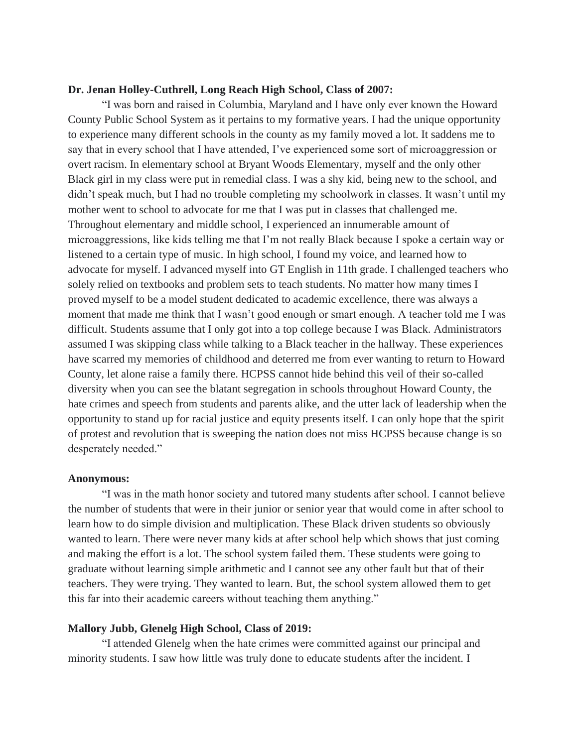**Dr. Jenan Holley-Cuthrell, Long Reach High School, Class of 2007:**

"I was born and raised in Columbia, Maryland and I have only ever known the Howard County Public School System as it pertains to my formative years. I had the unique opportunity to experience many different schools in the county as my family moved a lot. It saddens me to say that in every school that I have attended, I've experienced some sort of microaggression or overt racism. In elementary school at Bryant Woods Elementary, myself and the only other Black girl in my class were put in remedial class. I was a shy kid, being new to the school, and didn't speak much, but I had no trouble completing my schoolwork in classes. It wasn't until my mother went to school to advocate for me that I was put in classes that challenged me. Throughout elementary and middle school, I experienced an innumerable amount of microaggressions, like kids telling me that I'm not really Black because I spoke a certain way or listened to a certain type of music. In high school, I found my voice, and learned how to advocate for myself. I advanced myself into GT English in 11th grade. I challenged teachers who solely relied on textbooks and problem sets to teach students. No matter how many times I proved myself to be a model student dedicated to academic excellence, there was always a moment that made me think that I wasn't good enough or smart enough. A teacher told me I was difficult. Students assume that I only got into a top college because I was Black. Administrators assumed I was skipping class while talking to a Black teacher in the hallway. These experiences have scarred my memories of childhood and deterred me from ever wanting to return to Howard County, let alone raise a family there. HCPSS cannot hide behind this veil of their so-called diversity when you can see the blatant segregation in schools throughout Howard County, the hate crimes and speech from students and parents alike, and the utter lack of leadership when the opportunity to stand up for racial justice and equity presents itself. I can only hope that the spirit of protest and revolution that is sweeping the nation does not miss HCPSS because change is so desperately needed."

**Anonymous:**

"I was in the math honor society and tutored many students after school. I cannot believe the number of students that were in their junior or senior year that would come in after school to learn how to do simple division and multiplication. These Black driven students so obviously wanted to learn. There were never many kids at after school help which shows that just coming and making the effort is a lot. The school system failed them. These students were going to graduate without learning simple arithmetic and I cannot see any other fault but that of their teachers. They were trying. They wanted to learn. But, the school system allowed them to get this far into their academic careers without teaching them anything."

**Mallory Jubb, Glenelg High School, Class of 2019:**

"I attended Glenelg when the hate crimes were committed against our principal and minority students. I saw how little was truly done to educate students after the incident. I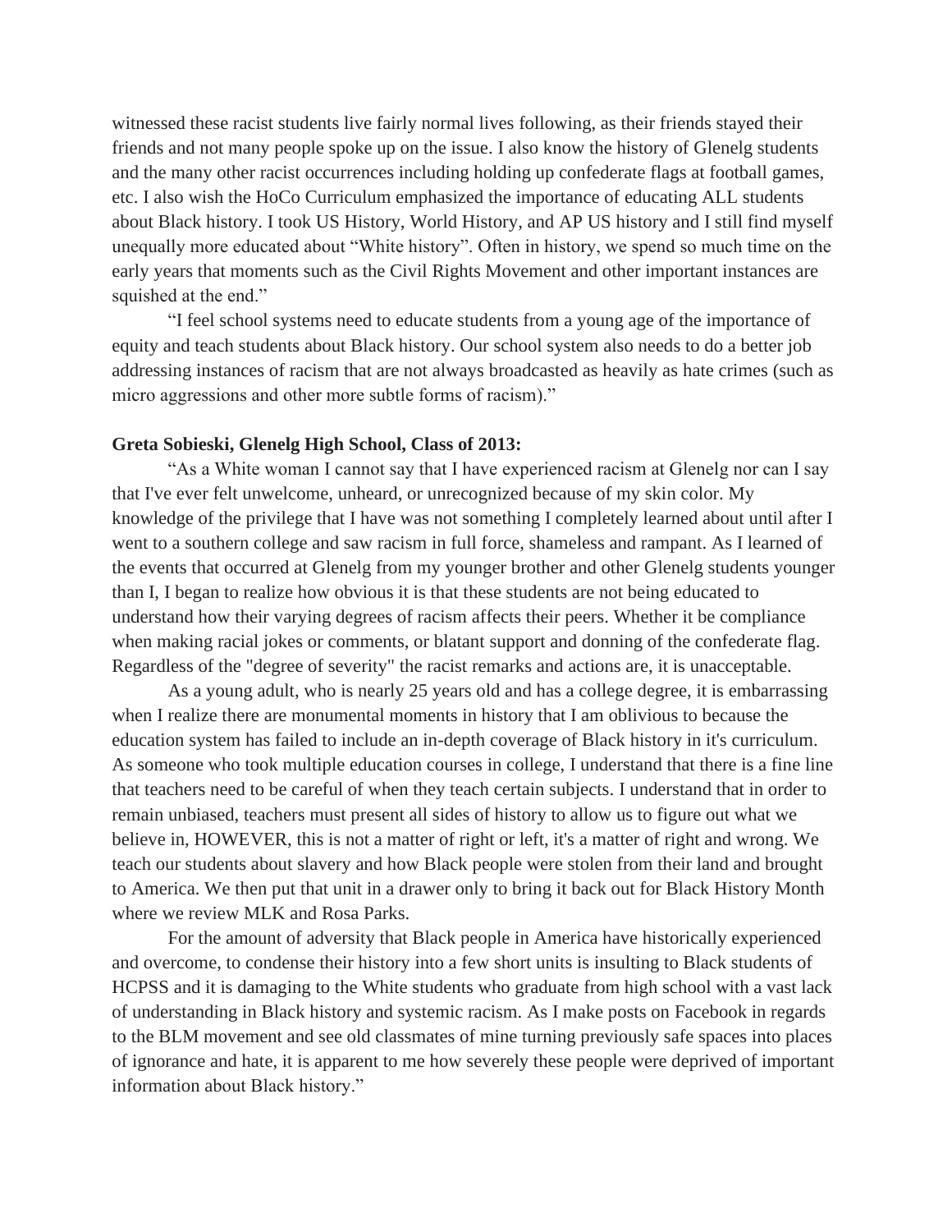witnessed these racist students live fairly normal lives following, as their friends stayed their friends and not many people spoke up on the issue. I also know the history of Glenelg students and the many other racist occurrences including holding up confederate flags at football games, etc. I also wish the HoCo Curriculum emphasized the importance of educating ALL students about Black history. I took US History, World History, and AP US history and I still find myself unequally more educated about "White history". Often in history, we spend so much time on the early years that moments such as the Civil Rights Movement and other important instances are squished at the end."

"I feel school systems need to educate students from a young age of the importance of equity and teach students about Black history. Our school system also needs to do a better job addressing instances of racism that are not always broadcasted as heavily as hate crimes (such as micro aggressions and other more subtle forms of racism)."

**Greta Sobieski, Glenelg High School, Class of 2013:**

"As a White woman I cannot say that I have experienced racism at Glenelg nor can I say that I've ever felt unwelcome, unheard, or unrecognized because of my skin color. My knowledge of the privilege that I have was not something I completely learned about until after I went to a southern college and saw racism in full force, shameless and rampant. As I learned of the events that occurred at Glenelg from my younger brother and other Glenelg students younger than I, I began to realize how obvious it is that these students are not being educated to understand how their varying degrees of racism affects their peers. Whether it be compliance when making racial jokes or comments, or blatant support and donning of the confederate flag. Regardless of the "degree of severity" the racist remarks and actions are, it is unacceptable.

As a young adult, who is nearly 25 years old and has a college degree, it is embarrassing when I realize there are monumental moments in history that I am oblivious to because the education system has failed to include an in-depth coverage of Black history in it's curriculum. As someone who took multiple education courses in college, I understand that there is a fine line that teachers need to be careful of when they teach certain subjects. I understand that in order to remain unbiased, teachers must present all sides of history to allow us to figure out what we believe in, HOWEVER, this is not a matter of right or left, it's a matter of right and wrong. We teach our students about slavery and how Black people were stolen from their land and brought to America. We then put that unit in a drawer only to bring it back out for Black History Month where we review MLK and Rosa Parks.

For the amount of adversity that Black people in America have historically experienced and overcome, to condense their history into a few short units is insulting to Black students of HCPSS and it is damaging to the White students who graduate from high school with a vast lack of understanding in Black history and systemic racism. As I make posts on Facebook in regards to the BLM movement and see old classmates of mine turning previously safe spaces into places of ignorance and hate, it is apparent to me how severely these people were deprived of important information about Black history."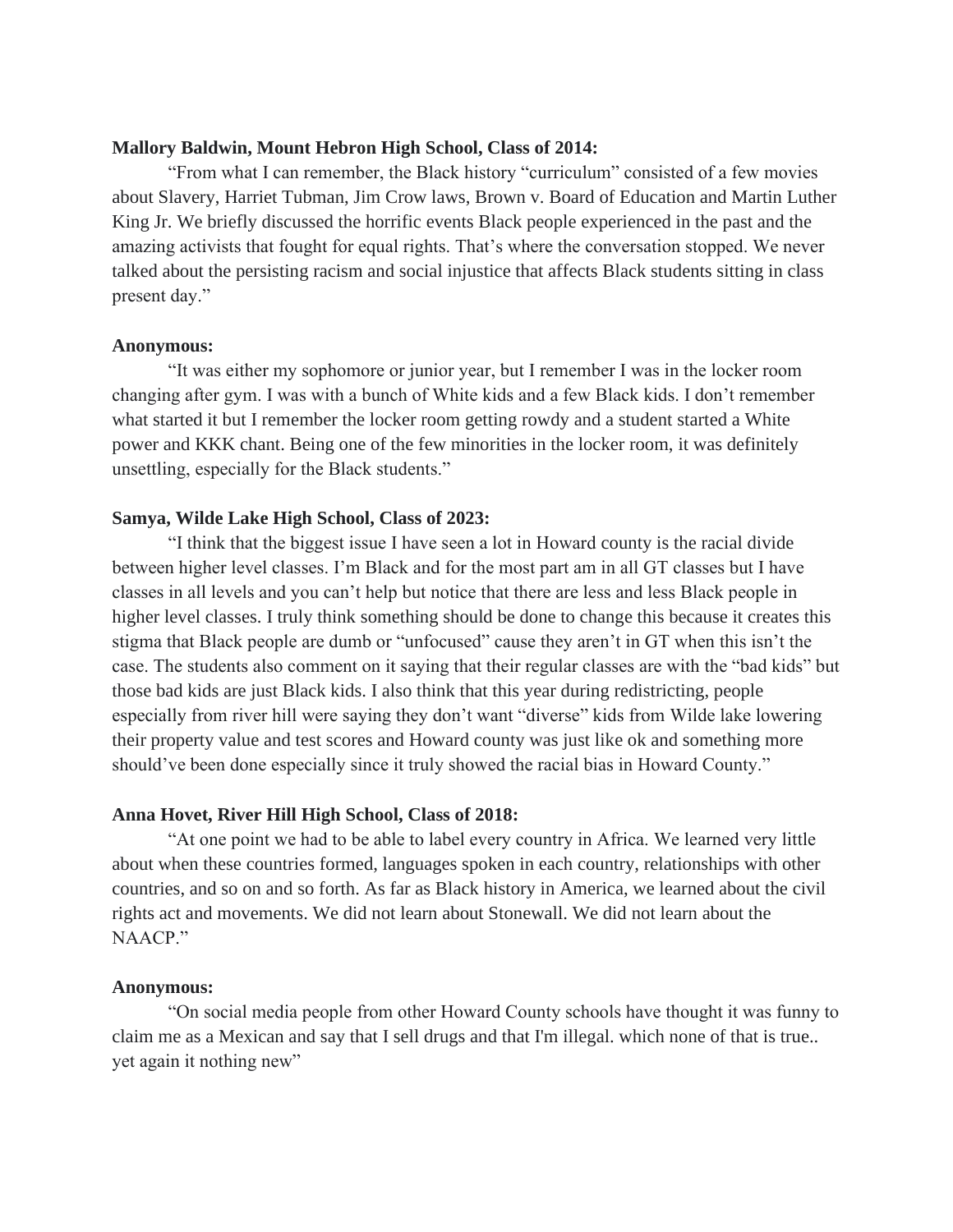**Mallory Baldwin, Mount Hebron High School, Class of 2014:**

"From what I can remember, the Black history "curriculum" consisted of a few movies about Slavery, Harriet Tubman, Jim Crow laws, Brown v. Board of Education and Martin Luther King Jr. We briefly discussed the horrific events Black people experienced in the past and the amazing activists that fought for equal rights. That's where the conversation stopped. We never talked about the persisting racism and social injustice that affects Black students sitting in class present day."

**Anonymous:**

"It was either my sophomore or junior year, but I remember I was in the locker room changing after gym. I was with a bunch of White kids and a few Black kids. I don't remember what started it but I remember the locker room getting rowdy and a student started a White power and KKK chant. Being one of the few minorities in the locker room, it was definitely unsettling, especially for the Black students."

**Samya, Wilde Lake High School, Class of 2023:**

"I think that the biggest issue I have seen a lot in Howard county is the racial divide between higher level classes. I'm Black and for the most part am in all GT classes but I have classes in all levels and you can't help but notice that there are less and less Black people in higher level classes. I truly think something should be done to change this because it creates this stigma that Black people are dumb or "unfocused" cause they aren't in GT when this isn't the case. The students also comment on it saying that their regular classes are with the "bad kids" but those bad kids are just Black kids. I also think that this year during redistricting, people especially from river hill were saying they don't want "diverse" kids from Wilde lake lowering their property value and test scores and Howard county was just like ok and something more should've been done especially since it truly showed the racial bias in Howard County."

**Anna Hovet, River Hill High School, Class of 2018:**

"At one point we had to be able to label every country in Africa. We learned very little about when these countries formed, languages spoken in each country, relationships with other countries, and so on and so forth. As far as Black history in America, we learned about the civil rights act and movements. We did not learn about Stonewall. We did not learn about the NAACP."

**Anonymous:**

"On social media people from other Howard County schools have thought it was funny to claim me as a Mexican and say that I sell drugs and that I'm illegal. which none of that is true.. yet again it nothing new"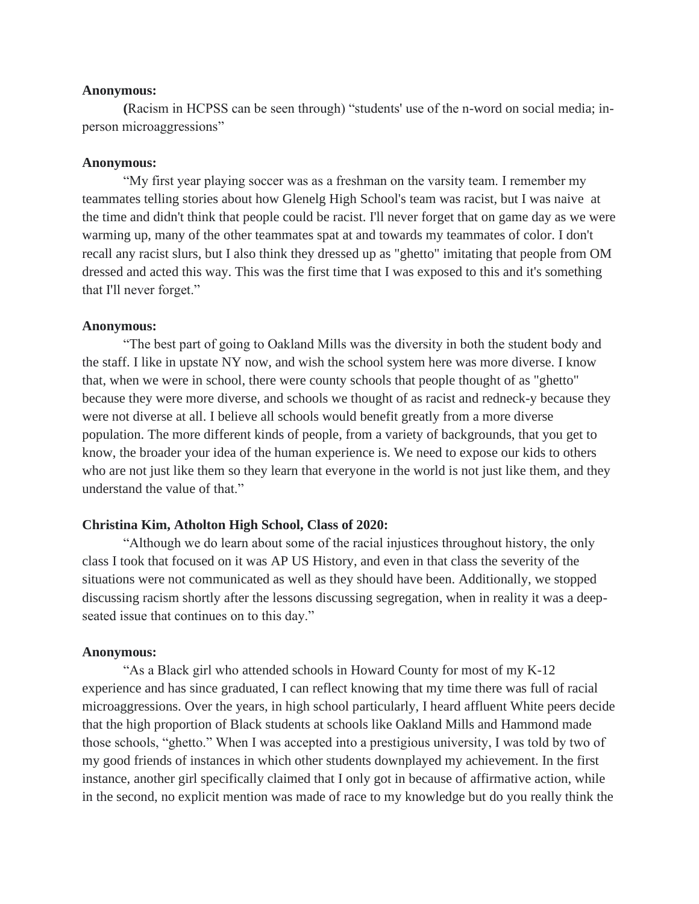**Anonymous:**

**(**Racism in HCPSS can be seen through) “students' use of the n-word on social media; in-person microaggressions”

**Anonymous:**

“My first year playing soccer was as a freshman on the varsity team. I remember my teammates telling stories about how Glenelg High School's team was racist, but I was naive at the time and didn't think that people could be racist. I'll never forget that on game day as we were warming up, many of the other teammates spat at and towards my teammates of color. I don't recall any racist slurs, but I also think they dressed up as "ghetto" imitating that people from OM dressed and acted this way. This was the first time that I was exposed to this and it's something that I'll never forget.”

**Anonymous:**

“The best part of going to Oakland Mills was the diversity in both the student body and the staff. I like in upstate NY now, and wish the school system here was more diverse. I know that, when we were in school, there were county schools that people thought of as "ghetto" because they were more diverse, and schools we thought of as racist and redneck-y because they were not diverse at all. I believe all schools would benefit greatly from a more diverse population. The more different kinds of people, from a variety of backgrounds, that you get to know, the broader your idea of the human experience is. We need to expose our kids to others who are not just like them so they learn that everyone in the world is not just like them, and they understand the value of that.”

**Christina Kim, Atholton High School, Class of 2020:**

“Although we do learn about some of the racial injustices throughout history, the only class I took that focused on it was AP US History, and even in that class the severity of the situations were not communicated as well as they should have been. Additionally, we stopped discussing racism shortly after the lessons discussing segregation, when in reality it was a deep-seated issue that continues on to this day.”

**Anonymous:**

“As a Black girl who attended schools in Howard County for most of my K-12 experience and has since graduated, I can reflect knowing that my time there was full of racial microaggressions. Over the years, in high school particularly, I heard affluent White peers decide that the high proportion of Black students at schools like Oakland Mills and Hammond made those schools, “ghetto.” When I was accepted into a prestigious university, I was told by two of my good friends of instances in which other students downplayed my achievement. In the first instance, another girl specifically claimed that I only got in because of affirmative action, while in the second, no explicit mention was made of race to my knowledge but do you really think the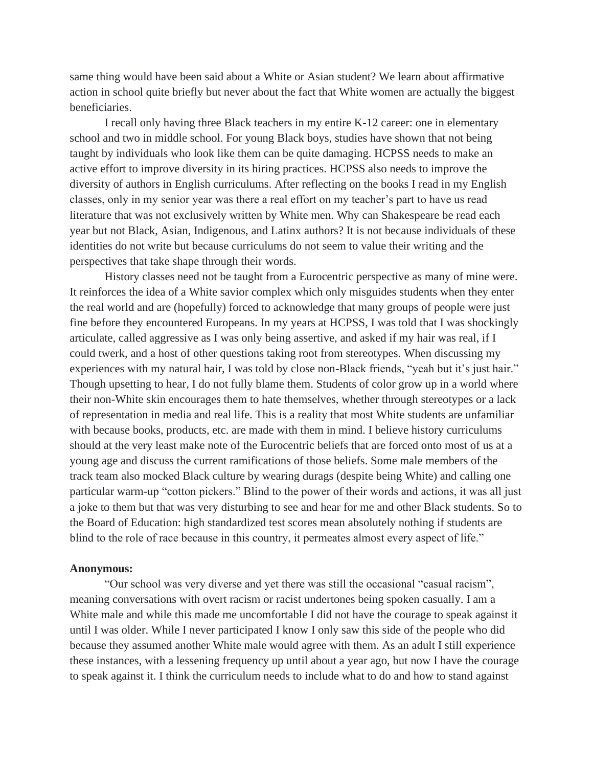same thing would have been said about a White or Asian student? We learn about affirmative action in school quite briefly but never about the fact that White women are actually the biggest beneficiaries.

I recall only having three Black teachers in my entire K-12 career: one in elementary school and two in middle school. For young Black boys, studies have shown that not being taught by individuals who look like them can be quite damaging. HCPSS needs to make an active effort to improve diversity in its hiring practices. HCPSS also needs to improve the diversity of authors in English curriculums. After reflecting on the books I read in my English classes, only in my senior year was there a real effort on my teacher's part to have us read literature that was not exclusively written by White men. Why can Shakespeare be read each year but not Black, Asian, Indigenous, and Latinx authors? It is not because individuals of these identities do not write but because curriculums do not seem to value their writing and the perspectives that take shape through their words.

History classes need not be taught from a Eurocentric perspective as many of mine were. It reinforces the idea of a White savior complex which only misguides students when they enter the real world and are (hopefully) forced to acknowledge that many groups of people were just fine before they encountered Europeans. In my years at HCPSS, I was told that I was shockingly articulate, called aggressive as I was only being assertive, and asked if my hair was real, if I could twerk, and a host of other questions taking root from stereotypes. When discussing my experiences with my natural hair, I was told by close non-Black friends, "yeah but it's just hair." Though upsetting to hear, I do not fully blame them. Students of color grow up in a world where their non-White skin encourages them to hate themselves, whether through stereotypes or a lack of representation in media and real life. This is a reality that most White students are unfamiliar with because books, products, etc. are made with them in mind. I believe history curriculums should at the very least make note of the Eurocentric beliefs that are forced onto most of us at a young age and discuss the current ramifications of those beliefs. Some male members of the track team also mocked Black culture by wearing durags (despite being White) and calling one particular warm-up "cotton pickers." Blind to the power of their words and actions, it was all just a joke to them but that was very disturbing to see and hear for me and other Black students. So to the Board of Education: high standardized test scores mean absolutely nothing if students are blind to the role of race because in this country, it permeates almost every aspect of life."

**Anonymous:**

"Our school was very diverse and yet there was still the occasional "casual racism", meaning conversations with overt racism or racist undertones being spoken casually. I am a White male and while this made me uncomfortable I did not have the courage to speak against it until I was older. While I never participated I know I only saw this side of the people who did because they assumed another White male would agree with them. As an adult I still experience these instances, with a lessening frequency up until about a year ago, but now I have the courage to speak against it. I think the curriculum needs to include what to do and how to stand against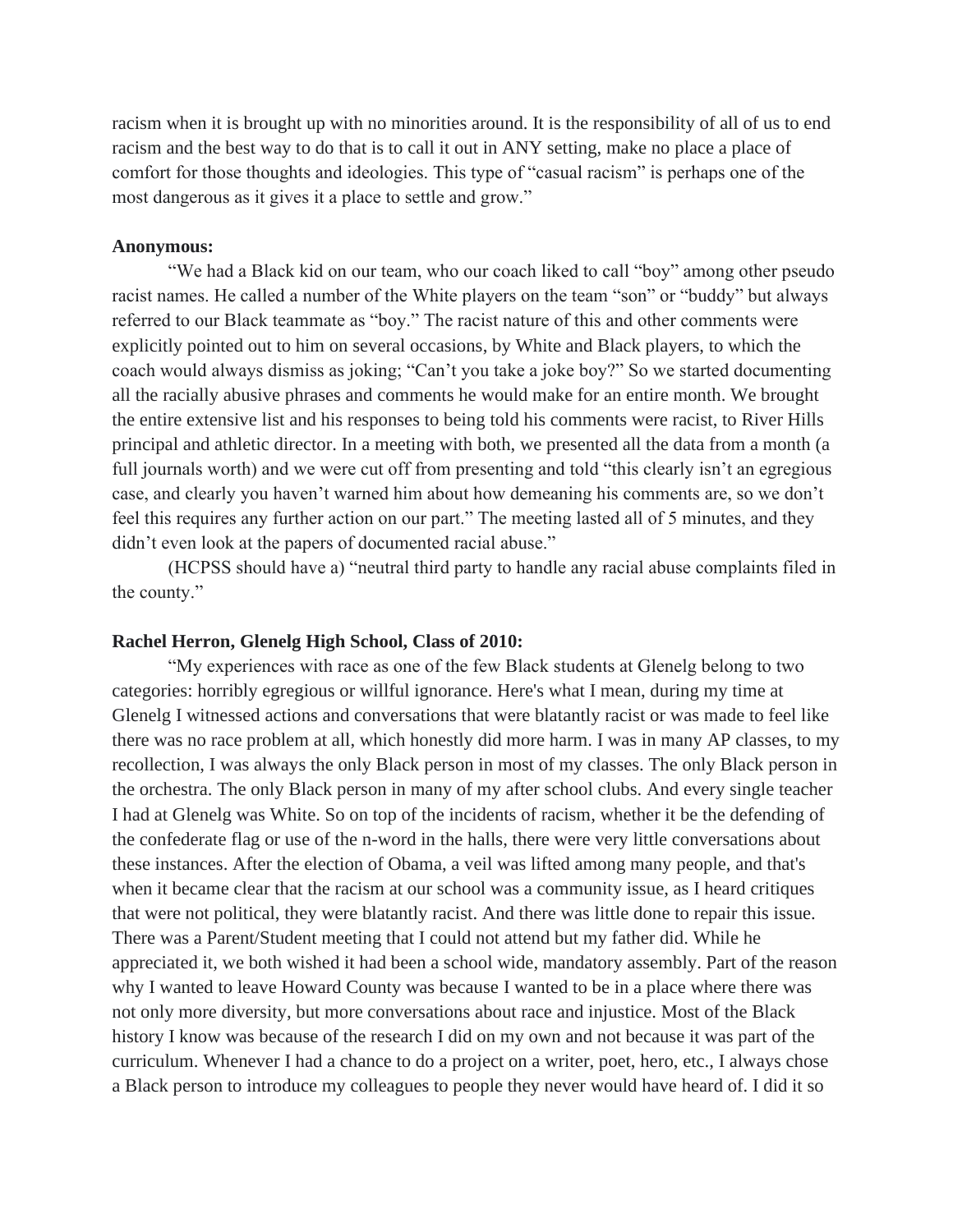racism when it is brought up with no minorities around. It is the responsibility of all of us to end racism and the best way to do that is to call it out in ANY setting, make no place a place of comfort for those thoughts and ideologies. This type of "casual racism" is perhaps one of the most dangerous as it gives it a place to settle and grow."

**Anonymous:**

"We had a Black kid on our team, who our coach liked to call "boy" among other pseudo racist names. He called a number of the White players on the team "son" or "buddy" but always referred to our Black teammate as "boy." The racist nature of this and other comments were explicitly pointed out to him on several occasions, by White and Black players, to which the coach would always dismiss as joking; "Can't you take a joke boy?" So we started documenting all the racially abusive phrases and comments he would make for an entire month. We brought the entire extensive list and his responses to being told his comments were racist, to River Hills principal and athletic director. In a meeting with both, we presented all the data from a month (a full journals worth) and we were cut off from presenting and told "this clearly isn't an egregious case, and clearly you haven't warned him about how demeaning his comments are, so we don't feel this requires any further action on our part." The meeting lasted all of 5 minutes, and they didn't even look at the papers of documented racial abuse."

(HCPSS should have a) "neutral third party to handle any racial abuse complaints filed in the county."

**Rachel Herron, Glenelg High School, Class of 2010:**

"My experiences with race as one of the few Black students at Glenelg belong to two categories: horribly egregious or willful ignorance. Here's what I mean, during my time at Glenelg I witnessed actions and conversations that were blatantly racist or was made to feel like there was no race problem at all, which honestly did more harm. I was in many AP classes, to my recollection, I was always the only Black person in most of my classes. The only Black person in the orchestra. The only Black person in many of my after school clubs. And every single teacher I had at Glenelg was White. So on top of the incidents of racism, whether it be the defending of the confederate flag or use of the n-word in the halls, there were very little conversations about these instances. After the election of Obama, a veil was lifted among many people, and that's when it became clear that the racism at our school was a community issue, as I heard critiques that were not political, they were blatantly racist. And there was little done to repair this issue. There was a Parent/Student meeting that I could not attend but my father did. While he appreciated it, we both wished it had been a school wide, mandatory assembly. Part of the reason why I wanted to leave Howard County was because I wanted to be in a place where there was not only more diversity, but more conversations about race and injustice. Most of the Black history I know was because of the research I did on my own and not because it was part of the curriculum. Whenever I had a chance to do a project on a writer, poet, hero, etc., I always chose a Black person to introduce my colleagues to people they never would have heard of. I did it so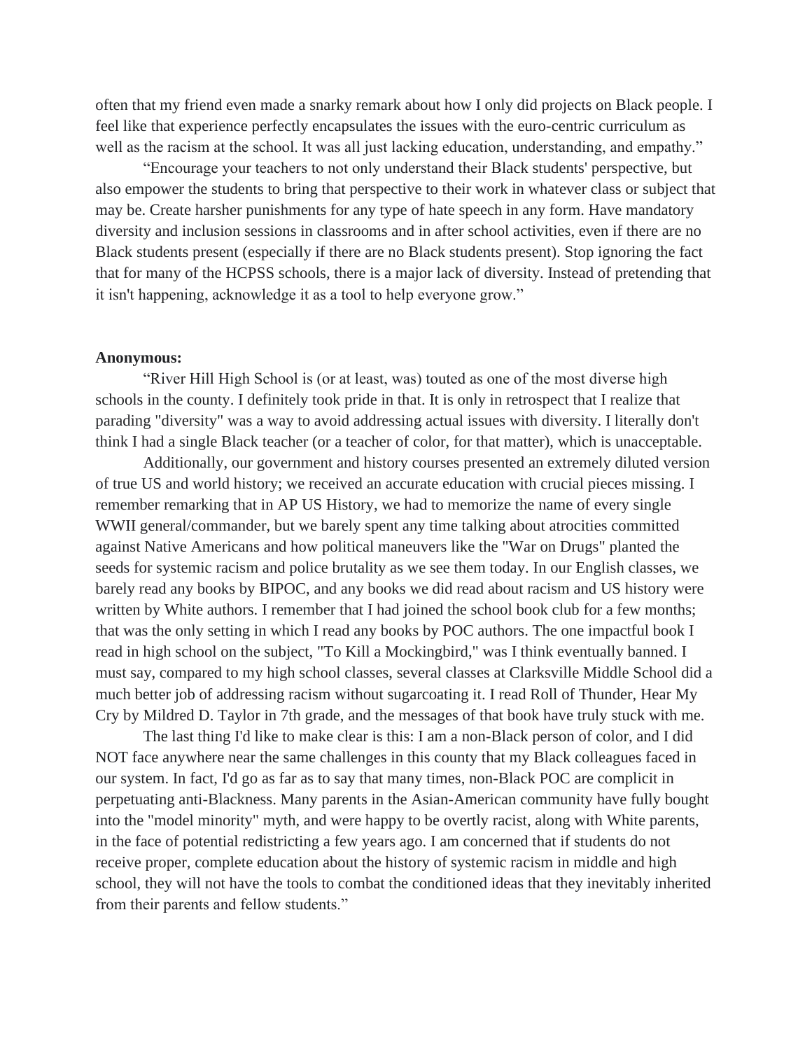often that my friend even made a snarky remark about how I only did projects on Black people. I feel like that experience perfectly encapsulates the issues with the euro-centric curriculum as well as the racism at the school. It was all just lacking education, understanding, and empathy."

"Encourage your teachers to not only understand their Black students' perspective, but also empower the students to bring that perspective to their work in whatever class or subject that may be. Create harsher punishments for any type of hate speech in any form. Have mandatory diversity and inclusion sessions in classrooms and in after school activities, even if there are no Black students present (especially if there are no Black students present). Stop ignoring the fact that for many of the HCPSS schools, there is a major lack of diversity. Instead of pretending that it isn't happening, acknowledge it as a tool to help everyone grow."

**Anonymous:**

"River Hill High School is (or at least, was) touted as one of the most diverse high schools in the county. I definitely took pride in that. It is only in retrospect that I realize that parading "diversity" was a way to avoid addressing actual issues with diversity. I literally don't think I had a single Black teacher (or a teacher of color, for that matter), which is unacceptable.

Additionally, our government and history courses presented an extremely diluted version of true US and world history; we received an accurate education with crucial pieces missing. I remember remarking that in AP US History, we had to memorize the name of every single WWII general/commander, but we barely spent any time talking about atrocities committed against Native Americans and how political maneuvers like the "War on Drugs" planted the seeds for systemic racism and police brutality as we see them today. In our English classes, we barely read any books by BIPOC, and any books we did read about racism and US history were written by White authors. I remember that I had joined the school book club for a few months; that was the only setting in which I read any books by POC authors. The one impactful book I read in high school on the subject, "To Kill a Mockingbird," was I think eventually banned. I must say, compared to my high school classes, several classes at Clarksville Middle School did a much better job of addressing racism without sugarcoating it. I read Roll of Thunder, Hear My Cry by Mildred D. Taylor in 7th grade, and the messages of that book have truly stuck with me.

The last thing I'd like to make clear is this: I am a non-Black person of color, and I did NOT face anywhere near the same challenges in this county that my Black colleagues faced in our system. In fact, I'd go as far as to say that many times, non-Black POC are complicit in perpetuating anti-Blackness. Many parents in the Asian-American community have fully bought into the "model minority" myth, and were happy to be overtly racist, along with White parents, in the face of potential redistricting a few years ago. I am concerned that if students do not receive proper, complete education about the history of systemic racism in middle and high school, they will not have the tools to combat the conditioned ideas that they inevitably inherited from their parents and fellow students."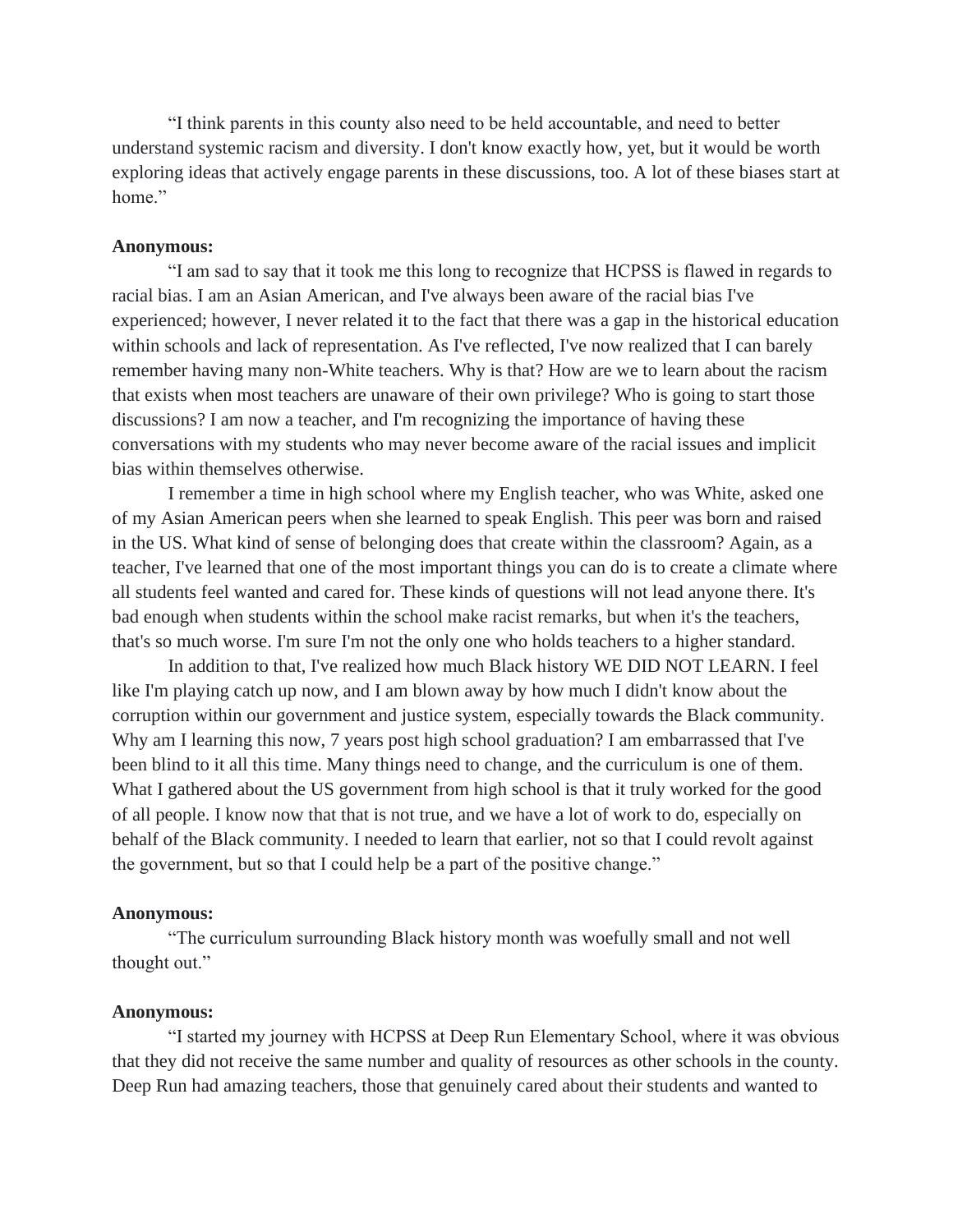"I think parents in this county also need to be held accountable, and need to better understand systemic racism and diversity. I don't know exactly how, yet, but it would be worth exploring ideas that actively engage parents in these discussions, too. A lot of these biases start at home."

**Anonymous:**

"I am sad to say that it took me this long to recognize that HCPSS is flawed in regards to racial bias. I am an Asian American, and I've always been aware of the racial bias I've experienced; however, I never related it to the fact that there was a gap in the historical education within schools and lack of representation. As I've reflected, I've now realized that I can barely remember having many non-White teachers. Why is that? How are we to learn about the racism that exists when most teachers are unaware of their own privilege? Who is going to start those discussions? I am now a teacher, and I'm recognizing the importance of having these conversations with my students who may never become aware of the racial issues and implicit bias within themselves otherwise.

I remember a time in high school where my English teacher, who was White, asked one of my Asian American peers when she learned to speak English. This peer was born and raised in the US. What kind of sense of belonging does that create within the classroom? Again, as a teacher, I've learned that one of the most important things you can do is to create a climate where all students feel wanted and cared for. These kinds of questions will not lead anyone there. It's bad enough when students within the school make racist remarks, but when it's the teachers, that's so much worse. I'm sure I'm not the only one who holds teachers to a higher standard.

In addition to that, I've realized how much Black history WE DID NOT LEARN. I feel like I'm playing catch up now, and I am blown away by how much I didn't know about the corruption within our government and justice system, especially towards the Black community. Why am I learning this now, 7 years post high school graduation? I am embarrassed that I've been blind to it all this time. Many things need to change, and the curriculum is one of them. What I gathered about the US government from high school is that it truly worked for the good of all people. I know now that that is not true, and we have a lot of work to do, especially on behalf of the Black community. I needed to learn that earlier, not so that I could revolt against the government, but so that I could help be a part of the positive change."

**Anonymous:**

"The curriculum surrounding Black history month was woefully small and not well thought out."

**Anonymous:**

"I started my journey with HCPSS at Deep Run Elementary School, where it was obvious that they did not receive the same number and quality of resources as other schools in the county. Deep Run had amazing teachers, those that genuinely cared about their students and wanted to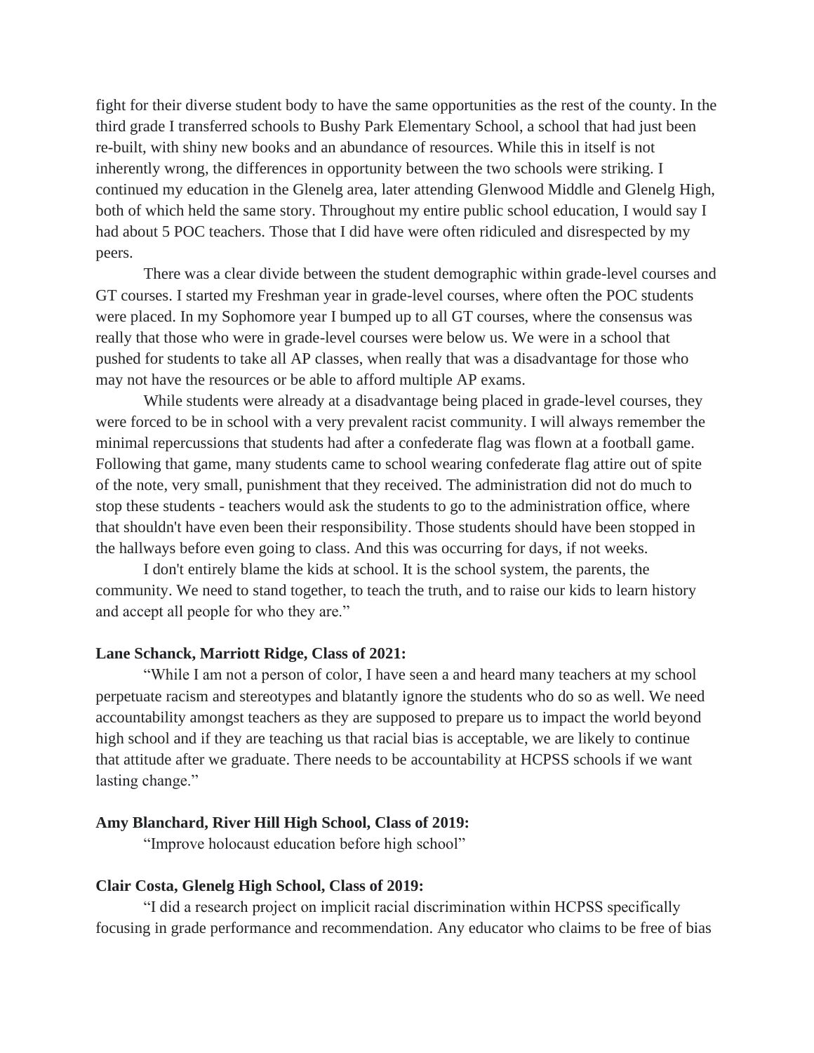fight for their diverse student body to have the same opportunities as the rest of the county. In the third grade I transferred schools to Bushy Park Elementary School, a school that had just been re-built, with shiny new books and an abundance of resources. While this in itself is not inherently wrong, the differences in opportunity between the two schools were striking. I continued my education in the Glenelg area, later attending Glenwood Middle and Glenelg High, both of which held the same story. Throughout my entire public school education, I would say I had about 5 POC teachers. Those that I did have were often ridiculed and disrespected by my peers.

There was a clear divide between the student demographic within grade-level courses and GT courses. I started my Freshman year in grade-level courses, where often the POC students were placed. In my Sophomore year I bumped up to all GT courses, where the consensus was really that those who were in grade-level courses were below us. We were in a school that pushed for students to take all AP classes, when really that was a disadvantage for those who may not have the resources or be able to afford multiple AP exams.

While students were already at a disadvantage being placed in grade-level courses, they were forced to be in school with a very prevalent racist community. I will always remember the minimal repercussions that students had after a confederate flag was flown at a football game. Following that game, many students came to school wearing confederate flag attire out of spite of the note, very small, punishment that they received. The administration did not do much to stop these students - teachers would ask the students to go to the administration office, where that shouldn't have even been their responsibility. Those students should have been stopped in the hallways before even going to class. And this was occurring for days, if not weeks.

I don't entirely blame the kids at school. It is the school system, the parents, the community. We need to stand together, to teach the truth, and to raise our kids to learn history and accept all people for who they are."

**Lane Schanck, Marriott Ridge, Class of 2021:**

"While I am not a person of color, I have seen a and heard many teachers at my school perpetuate racism and stereotypes and blatantly ignore the students who do so as well. We need accountability amongst teachers as they are supposed to prepare us to impact the world beyond high school and if they are teaching us that racial bias is acceptable, we are likely to continue that attitude after we graduate. There needs to be accountability at HCPSS schools if we want lasting change."

**Amy Blanchard, River Hill High School, Class of 2019:**

"Improve holocaust education before high school"

**Clair Costa, Glenelg High School, Class of 2019:**

"I did a research project on implicit racial discrimination within HCPSS specifically focusing in grade performance and recommendation. Any educator who claims to be free of bias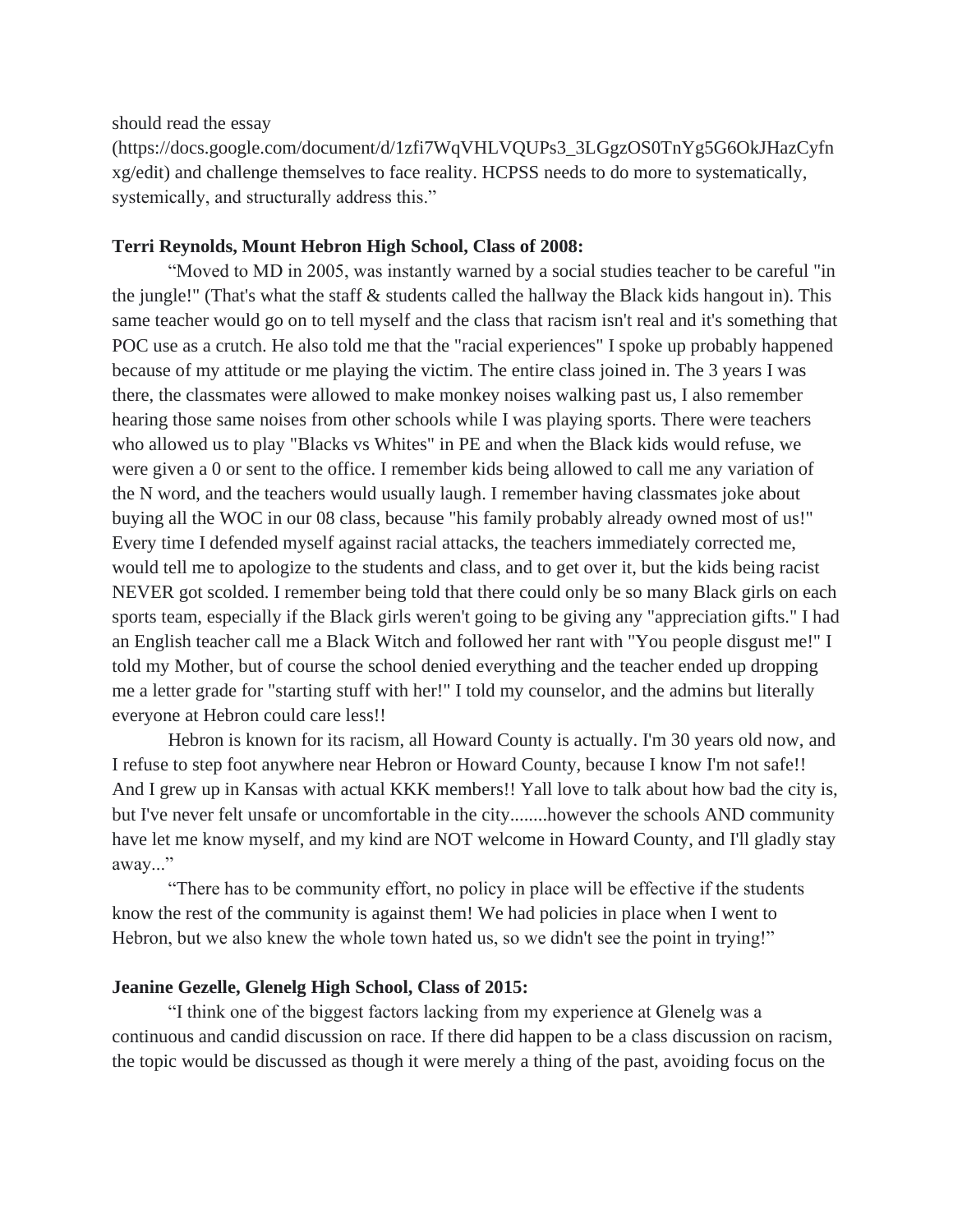should read the essay (https://docs.google.com/document/d/1zfi7WqVHLVQUPs3_3LGgzOS0TnYg5G6OkJHazCyfnxg/edit) and challenge themselves to face reality. HCPSS needs to do more to systematically, systemically, and structurally address this."

**Terri Reynolds, Mount Hebron High School, Class of 2008:**

"Moved to MD in 2005, was instantly warned by a social studies teacher to be careful "in the jungle!" (That's what the staff & students called the hallway the Black kids hangout in). This same teacher would go on to tell myself and the class that racism isn't real and it's something that POC use as a crutch. He also told me that the "racial experiences" I spoke up probably happened because of my attitude or me playing the victim. The entire class joined in. The 3 years I was there, the classmates were allowed to make monkey noises walking past us, I also remember hearing those same noises from other schools while I was playing sports. There were teachers who allowed us to play "Blacks vs Whites" in PE and when the Black kids would refuse, we were given a 0 or sent to the office. I remember kids being allowed to call me any variation of the N word, and the teachers would usually laugh. I remember having classmates joke about buying all the WOC in our 08 class, because "his family probably already owned most of us!" Every time I defended myself against racial attacks, the teachers immediately corrected me, would tell me to apologize to the students and class, and to get over it, but the kids being racist NEVER got scolded. I remember being told that there could only be so many Black girls on each sports team, especially if the Black girls weren't going to be giving any "appreciation gifts." I had an English teacher call me a Black Witch and followed her rant with "You people disgust me!" I told my Mother, but of course the school denied everything and the teacher ended up dropping me a letter grade for "starting stuff with her!" I told my counselor, and the admins but literally everyone at Hebron could care less!!

Hebron is known for its racism, all Howard County is actually. I'm 30 years old now, and I refuse to step foot anywhere near Hebron or Howard County, because I know I'm not safe!! And I grew up in Kansas with actual KKK members!! Yall love to talk about how bad the city is, but I've never felt unsafe or uncomfortable in the city........however the schools AND community have let me know myself, and my kind are NOT welcome in Howard County, and I'll gladly stay away..."

"There has to be community effort, no policy in place will be effective if the students know the rest of the community is against them! We had policies in place when I went to Hebron, but we also knew the whole town hated us, so we didn't see the point in trying!"

**Jeanine Gezelle, Glenelg High School, Class of 2015:**

"I think one of the biggest factors lacking from my experience at Glenelg was a continuous and candid discussion on race. If there did happen to be a class discussion on racism, the topic would be discussed as though it were merely a thing of the past, avoiding focus on the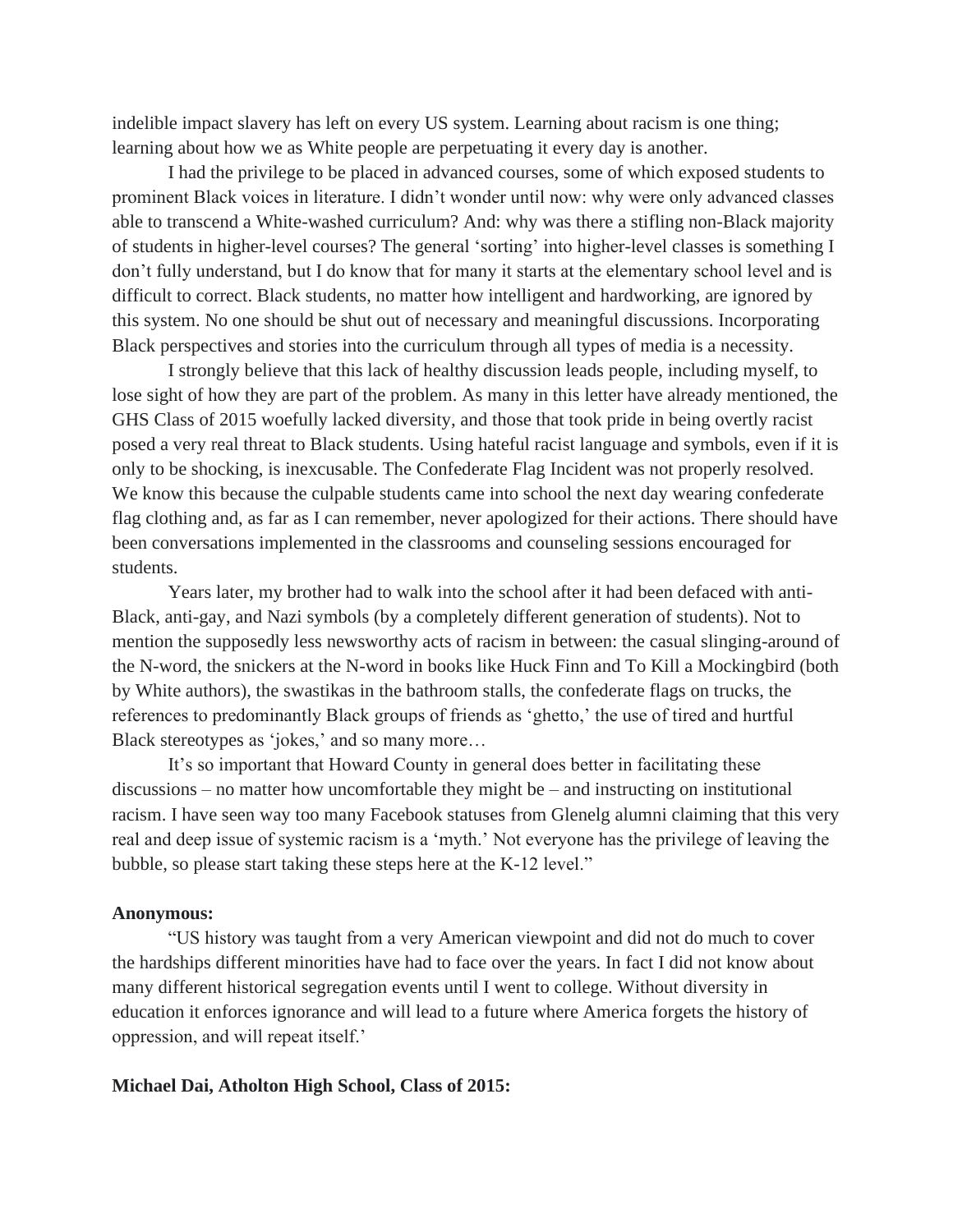indelible impact slavery has left on every US system. Learning about racism is one thing; learning about how we as White people are perpetuating it every day is another.

I had the privilege to be placed in advanced courses, some of which exposed students to prominent Black voices in literature. I didn't wonder until now: why were only advanced classes able to transcend a White-washed curriculum? And: why was there a stifling non-Black majority of students in higher-level courses? The general 'sorting' into higher-level classes is something I don't fully understand, but I do know that for many it starts at the elementary school level and is difficult to correct. Black students, no matter how intelligent and hardworking, are ignored by this system. No one should be shut out of necessary and meaningful discussions. Incorporating Black perspectives and stories into the curriculum through all types of media is a necessity.

I strongly believe that this lack of healthy discussion leads people, including myself, to lose sight of how they are part of the problem. As many in this letter have already mentioned, the GHS Class of 2015 woefully lacked diversity, and those that took pride in being overtly racist posed a very real threat to Black students. Using hateful racist language and symbols, even if it is only to be shocking, is inexcusable. The Confederate Flag Incident was not properly resolved. We know this because the culpable students came into school the next day wearing confederate flag clothing and, as far as I can remember, never apologized for their actions. There should have been conversations implemented in the classrooms and counseling sessions encouraged for students.

Years later, my brother had to walk into the school after it had been defaced with anti-Black, anti-gay, and Nazi symbols (by a completely different generation of students). Not to mention the supposedly less newsworthy acts of racism in between: the casual slinging-around of the N-word, the snickers at the N-word in books like Huck Finn and To Kill a Mockingbird (both by White authors), the swastikas in the bathroom stalls, the confederate flags on trucks, the references to predominantly Black groups of friends as 'ghetto,' the use of tired and hurtful Black stereotypes as 'jokes,' and so many more…

It's so important that Howard County in general does better in facilitating these discussions – no matter how uncomfortable they might be – and instructing on institutional racism. I have seen way too many Facebook statuses from Glenelg alumni claiming that this very real and deep issue of systemic racism is a 'myth.' Not everyone has the privilege of leaving the bubble, so please start taking these steps here at the K-12 level."

**Anonymous:**

"US history was taught from a very American viewpoint and did not do much to cover the hardships different minorities have had to face over the years. In fact I did not know about many different historical segregation events until I went to college. Without diversity in education it enforces ignorance and will lead to a future where America forgets the history of oppression, and will repeat itself.'

**Michael Dai, Atholton High School, Class of 2015:**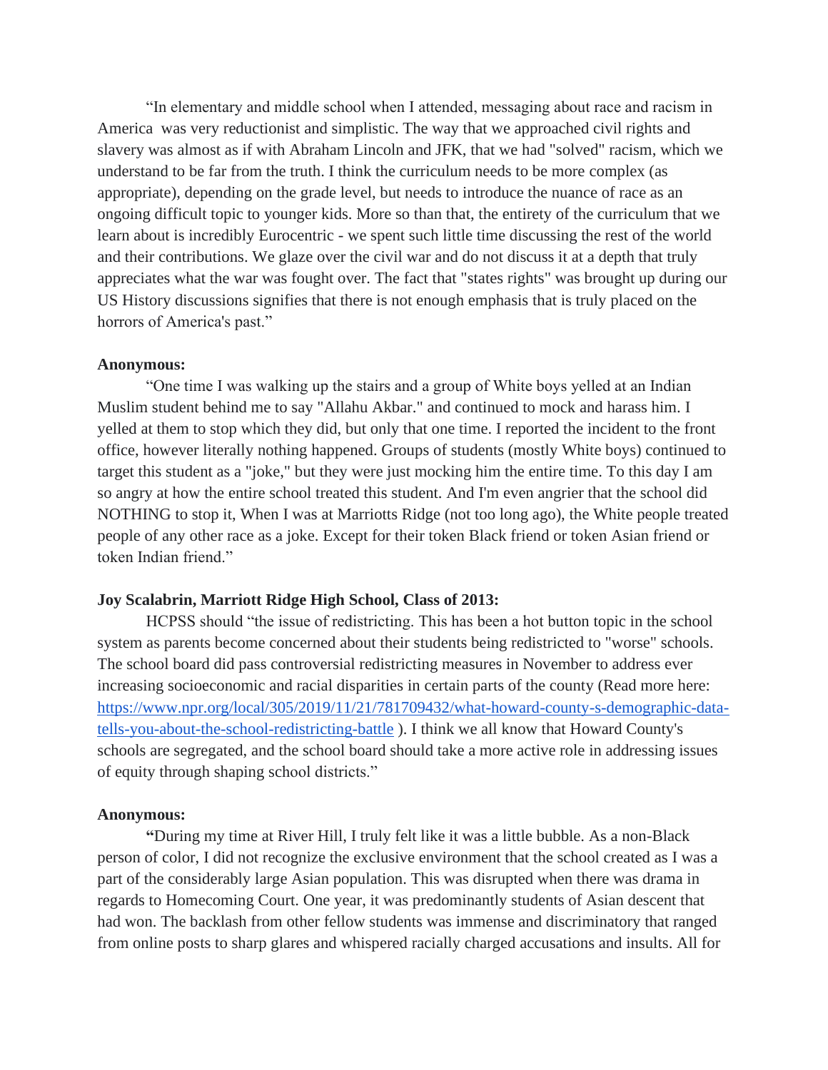"In elementary and middle school when I attended, messaging about race and racism in America was very reductionist and simplistic. The way that we approached civil rights and slavery was almost as if with Abraham Lincoln and JFK, that we had "solved" racism, which we understand to be far from the truth. I think the curriculum needs to be more complex (as appropriate), depending on the grade level, but needs to introduce the nuance of race as an ongoing difficult topic to younger kids. More so than that, the entirety of the curriculum that we learn about is incredibly Eurocentric - we spent such little time discussing the rest of the world and their contributions. We glaze over the civil war and do not discuss it at a depth that truly appreciates what the war was fought over. The fact that "states rights" was brought up during our US History discussions signifies that there is not enough emphasis that is truly placed on the horrors of America's past."

**Anonymous:**

"One time I was walking up the stairs and a group of White boys yelled at an Indian Muslim student behind me to say "Allahu Akbar." and continued to mock and harass him. I yelled at them to stop which they did, but only that one time. I reported the incident to the front office, however literally nothing happened. Groups of students (mostly White boys) continued to target this student as a "joke," but they were just mocking him the entire time. To this day I am so angry at how the entire school treated this student. And I'm even angrier that the school did NOTHING to stop it, When I was at Marriotts Ridge (not too long ago), the White people treated people of any other race as a joke. Except for their token Black friend or token Asian friend or token Indian friend."

**Joy Scalabrin, Marriott Ridge High School, Class of 2013:**

HCPSS should "the issue of redistricting. This has been a hot button topic in the school system as parents become concerned about their students being redistricted to "worse" schools. The school board did pass controversial redistricting measures in November to address ever increasing socioeconomic and racial disparities in certain parts of the county (Read more here: https://www.npr.org/local/305/2019/11/21/781709432/what-howard-county-s-demographic-data-tells-you-about-the-school-redistricting-battle ). I think we all know that Howard County's schools are segregated, and the school board should take a more active role in addressing issues of equity through shaping school districts."

**Anonymous:**

"During my time at River Hill, I truly felt like it was a little bubble. As a non-Black person of color, I did not recognize the exclusive environment that the school created as I was a part of the considerably large Asian population. This was disrupted when there was drama in regards to Homecoming Court. One year, it was predominantly students of Asian descent that had won. The backlash from other fellow students was immense and discriminatory that ranged from online posts to sharp glares and whispered racially charged accusations and insults. All for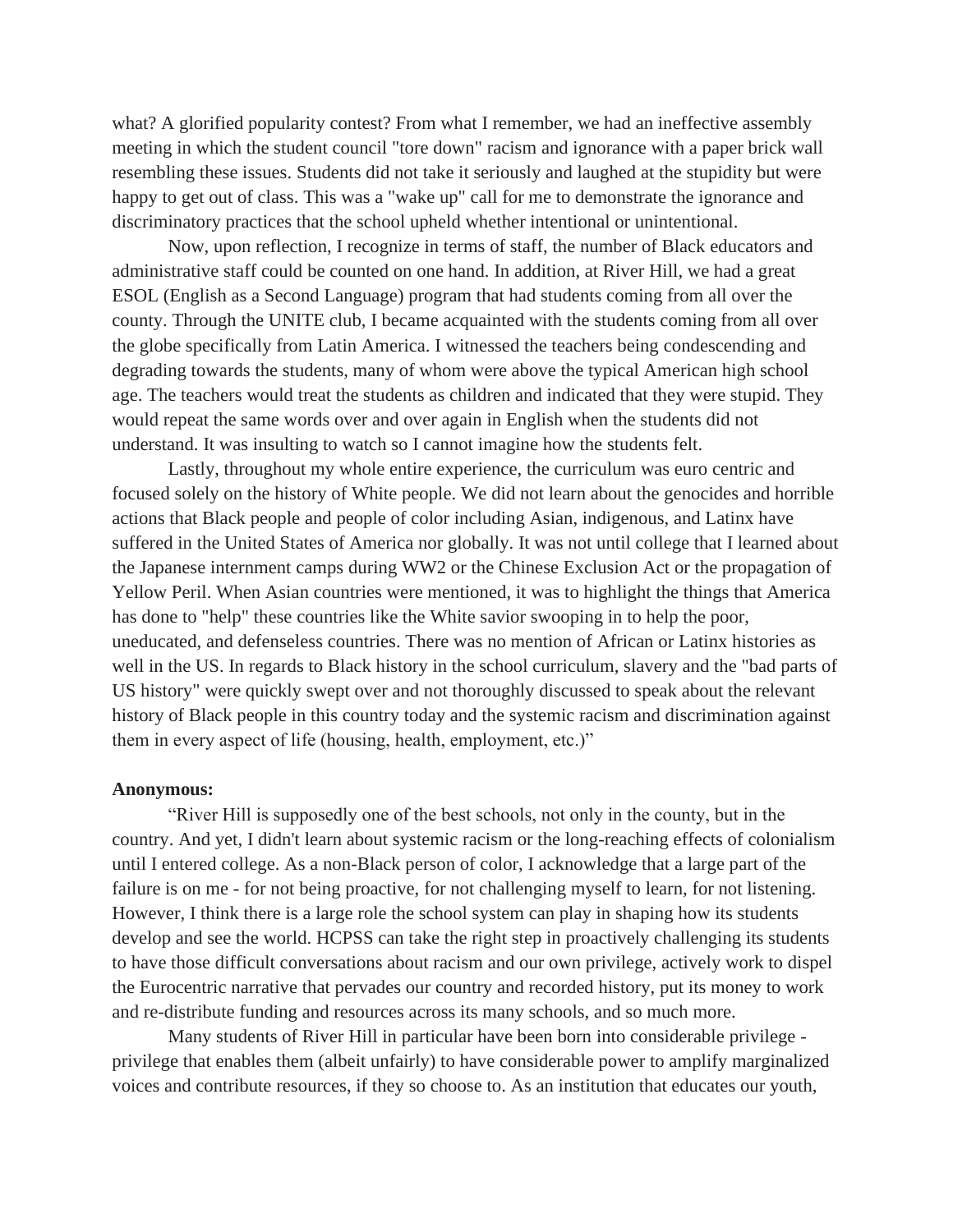what? A glorified popularity contest? From what I remember, we had an ineffective assembly meeting in which the student council "tore down" racism and ignorance with a paper brick wall resembling these issues. Students did not take it seriously and laughed at the stupidity but were happy to get out of class. This was a "wake up" call for me to demonstrate the ignorance and discriminatory practices that the school upheld whether intentional or unintentional.

Now, upon reflection, I recognize in terms of staff, the number of Black educators and administrative staff could be counted on one hand. In addition, at River Hill, we had a great ESOL (English as a Second Language) program that had students coming from all over the county. Through the UNITE club, I became acquainted with the students coming from all over the globe specifically from Latin America. I witnessed the teachers being condescending and degrading towards the students, many of whom were above the typical American high school age. The teachers would treat the students as children and indicated that they were stupid. They would repeat the same words over and over again in English when the students did not understand. It was insulting to watch so I cannot imagine how the students felt.

Lastly, throughout my whole entire experience, the curriculum was euro centric and focused solely on the history of White people. We did not learn about the genocides and horrible actions that Black people and people of color including Asian, indigenous, and Latinx have suffered in the United States of America nor globally. It was not until college that I learned about the Japanese internment camps during WW2 or the Chinese Exclusion Act or the propagation of Yellow Peril. When Asian countries were mentioned, it was to highlight the things that America has done to "help" these countries like the White savior swooping in to help the poor, uneducated, and defenseless countries. There was no mention of African or Latinx histories as well in the US. In regards to Black history in the school curriculum, slavery and the "bad parts of US history" were quickly swept over and not thoroughly discussed to speak about the relevant history of Black people in this country today and the systemic racism and discrimination against them in every aspect of life (housing, health, employment, etc.)"

**Anonymous:**

"River Hill is supposedly one of the best schools, not only in the county, but in the country. And yet, I didn't learn about systemic racism or the long-reaching effects of colonialism until I entered college. As a non-Black person of color, I acknowledge that a large part of the failure is on me - for not being proactive, for not challenging myself to learn, for not listening. However, I think there is a large role the school system can play in shaping how its students develop and see the world. HCPSS can take the right step in proactively challenging its students to have those difficult conversations about racism and our own privilege, actively work to dispel the Eurocentric narrative that pervades our country and recorded history, put its money to work and re-distribute funding and resources across its many schools, and so much more.

Many students of River Hill in particular have been born into considerable privilege - privilege that enables them (albeit unfairly) to have considerable power to amplify marginalized voices and contribute resources, if they so choose to. As an institution that educates our youth,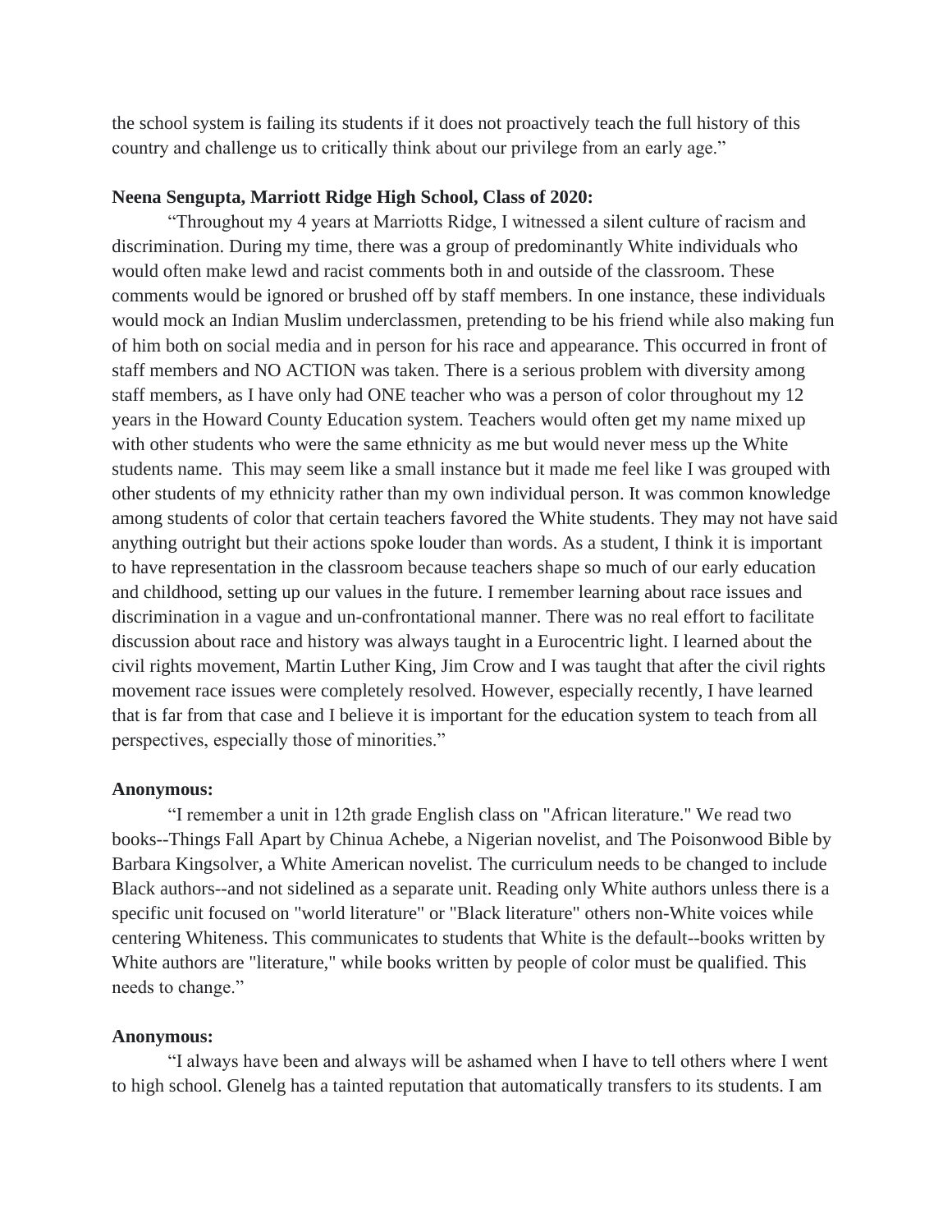the school system is failing its students if it does not proactively teach the full history of this country and challenge us to critically think about our privilege from an early age."

**Neena Sengupta, Marriott Ridge High School, Class of 2020:**

"Throughout my 4 years at Marriotts Ridge, I witnessed a silent culture of racism and discrimination. During my time, there was a group of predominantly White individuals who would often make lewd and racist comments both in and outside of the classroom. These comments would be ignored or brushed off by staff members. In one instance, these individuals would mock an Indian Muslim underclassmen, pretending to be his friend while also making fun of him both on social media and in person for his race and appearance. This occurred in front of staff members and NO ACTION was taken. There is a serious problem with diversity among staff members, as I have only had ONE teacher who was a person of color throughout my 12 years in the Howard County Education system. Teachers would often get my name mixed up with other students who were the same ethnicity as me but would never mess up the White students name. This may seem like a small instance but it made me feel like I was grouped with other students of my ethnicity rather than my own individual person. It was common knowledge among students of color that certain teachers favored the White students. They may not have said anything outright but their actions spoke louder than words. As a student, I think it is important to have representation in the classroom because teachers shape so much of our early education and childhood, setting up our values in the future. I remember learning about race issues and discrimination in a vague and un-confrontational manner. There was no real effort to facilitate discussion about race and history was always taught in a Eurocentric light. I learned about the civil rights movement, Martin Luther King, Jim Crow and I was taught that after the civil rights movement race issues were completely resolved. However, especially recently, I have learned that is far from that case and I believe it is important for the education system to teach from all perspectives, especially those of minorities."

**Anonymous:**

"I remember a unit in 12th grade English class on "African literature." We read two books--Things Fall Apart by Chinua Achebe, a Nigerian novelist, and The Poisonwood Bible by Barbara Kingsolver, a White American novelist. The curriculum needs to be changed to include Black authors--and not sidelined as a separate unit. Reading only White authors unless there is a specific unit focused on "world literature" or "Black literature" others non-White voices while centering Whiteness. This communicates to students that White is the default--books written by White authors are "literature," while books written by people of color must be qualified. This needs to change."

**Anonymous:**

"I always have been and always will be ashamed when I have to tell others where I went to high school. Glenelg has a tainted reputation that automatically transfers to its students. I am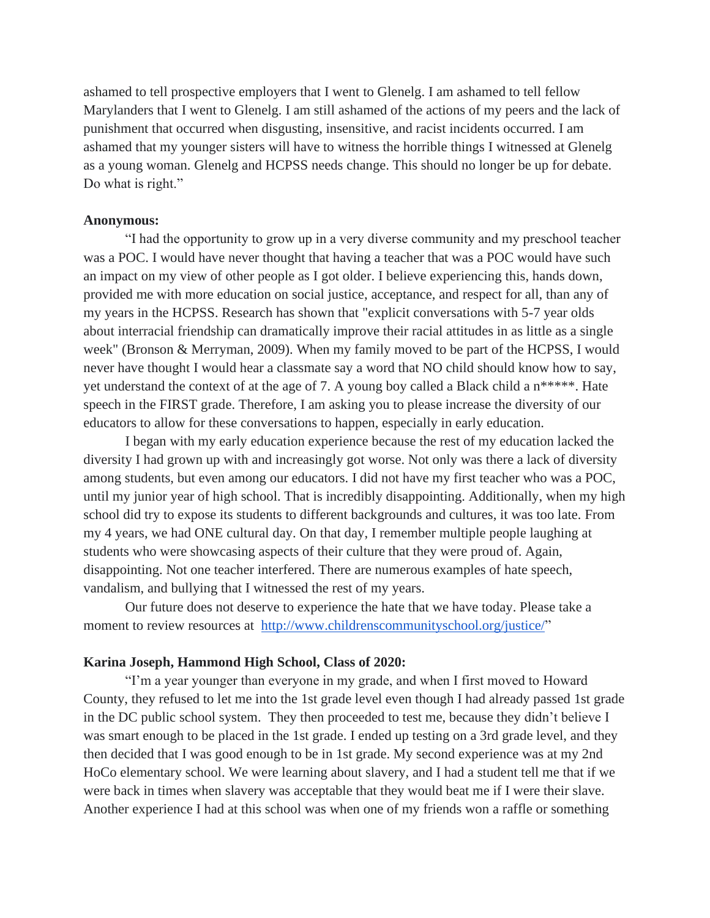ashamed to tell prospective employers that I went to Glenelg. I am ashamed to tell fellow Marylanders that I went to Glenelg. I am still ashamed of the actions of my peers and the lack of punishment that occurred when disgusting, insensitive, and racist incidents occurred. I am ashamed that my younger sisters will have to witness the horrible things I witnessed at Glenelg as a young woman. Glenelg and HCPSS needs change. This should no longer be up for debate. Do what is right."

**Anonymous:**

"I had the opportunity to grow up in a very diverse community and my preschool teacher was a POC. I would have never thought that having a teacher that was a POC would have such an impact on my view of other people as I got older. I believe experiencing this, hands down, provided me with more education on social justice, acceptance, and respect for all, than any of my years in the HCPSS. Research has shown that "explicit conversations with 5-7 year olds about interracial friendship can dramatically improve their racial attitudes in as little as a single week" (Bronson & Merryman, 2009). When my family moved to be part of the HCPSS, I would never have thought I would hear a classmate say a word that NO child should know how to say, yet understand the context of at the age of 7. A young boy called a Black child a n*****. Hate speech in the FIRST grade. Therefore, I am asking you to please increase the diversity of our educators to allow for these conversations to happen, especially in early education.

I began with my early education experience because the rest of my education lacked the diversity I had grown up with and increasingly got worse. Not only was there a lack of diversity among students, but even among our educators. I did not have my first teacher who was a POC, until my junior year of high school. That is incredibly disappointing. Additionally, when my high school did try to expose its students to different backgrounds and cultures, it was too late. From my 4 years, we had ONE cultural day. On that day, I remember multiple people laughing at students who were showcasing aspects of their culture that they were proud of. Again, disappointing. Not one teacher interfered. There are numerous examples of hate speech, vandalism, and bullying that I witnessed the rest of my years.

Our future does not deserve to experience the hate that we have today. Please take a moment to review resources at [http://www.childrenscommunityschool.org/justice/](http://www.childrenscommunityschool.org/justice/)"

**Karina Joseph, Hammond High School, Class of 2020:**

"I'm a year younger than everyone in my grade, and when I first moved to Howard County, they refused to let me into the 1st grade level even though I had already passed 1st grade in the DC public school system. They then proceeded to test me, because they didn't believe I was smart enough to be placed in the 1st grade. I ended up testing on a 3rd grade level, and they then decided that I was good enough to be in 1st grade. My second experience was at my 2nd HoCo elementary school. We were learning about slavery, and I had a student tell me that if we were back in times when slavery was acceptable that they would beat me if I were their slave. Another experience I had at this school was when one of my friends won a raffle or something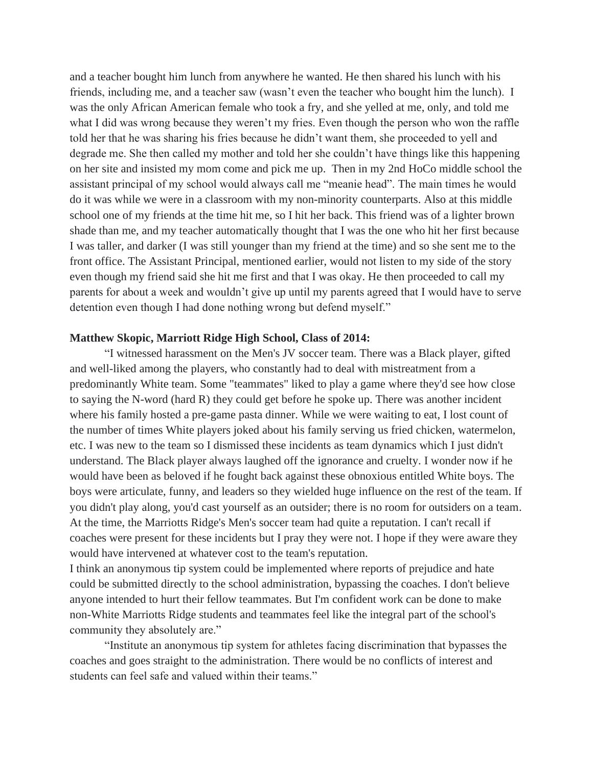and a teacher bought him lunch from anywhere he wanted. He then shared his lunch with his friends, including me, and a teacher saw (wasn't even the teacher who bought him the lunch). I was the only African American female who took a fry, and she yelled at me, only, and told me what I did was wrong because they weren't my fries. Even though the person who won the raffle told her that he was sharing his fries because he didn't want them, she proceeded to yell and degrade me. She then called my mother and told her she couldn't have things like this happening on her site and insisted my mom come and pick me up. Then in my 2nd HoCo middle school the assistant principal of my school would always call me "meanie head". The main times he would do it was while we were in a classroom with my non-minority counterparts. Also at this middle school one of my friends at the time hit me, so I hit her back. This friend was of a lighter brown shade than me, and my teacher automatically thought that I was the one who hit her first because I was taller, and darker (I was still younger than my friend at the time) and so she sent me to the front office. The Assistant Principal, mentioned earlier, would not listen to my side of the story even though my friend said she hit me first and that I was okay. He then proceeded to call my parents for about a week and wouldn't give up until my parents agreed that I would have to serve detention even though I had done nothing wrong but defend myself."

**Matthew Skopic, Marriott Ridge High School, Class of 2014:**

"I witnessed harassment on the Men's JV soccer team. There was a Black player, gifted and well-liked among the players, who constantly had to deal with mistreatment from a predominantly White team. Some "teammates" liked to play a game where they'd see how close to saying the N-word (hard R) they could get before he spoke up. There was another incident where his family hosted a pre-game pasta dinner. While we were waiting to eat, I lost count of the number of times White players joked about his family serving us fried chicken, watermelon, etc. I was new to the team so I dismissed these incidents as team dynamics which I just didn't understand. The Black player always laughed off the ignorance and cruelty. I wonder now if he would have been as beloved if he fought back against these obnoxious entitled White boys. The boys were articulate, funny, and leaders so they wielded huge influence on the rest of the team. If you didn't play along, you'd cast yourself as an outsider; there is no room for outsiders on a team. At the time, the Marriotts Ridge's Men's soccer team had quite a reputation. I can't recall if coaches were present for these incidents but I pray they were not. I hope if they were aware they would have intervened at whatever cost to the team's reputation.
I think an anonymous tip system could be implemented where reports of prejudice and hate could be submitted directly to the school administration, bypassing the coaches. I don't believe anyone intended to hurt their fellow teammates. But I'm confident work can be done to make non-White Marriotts Ridge students and teammates feel like the integral part of the school's community they absolutely are."

"Institute an anonymous tip system for athletes facing discrimination that bypasses the coaches and goes straight to the administration. There would be no conflicts of interest and students can feel safe and valued within their teams."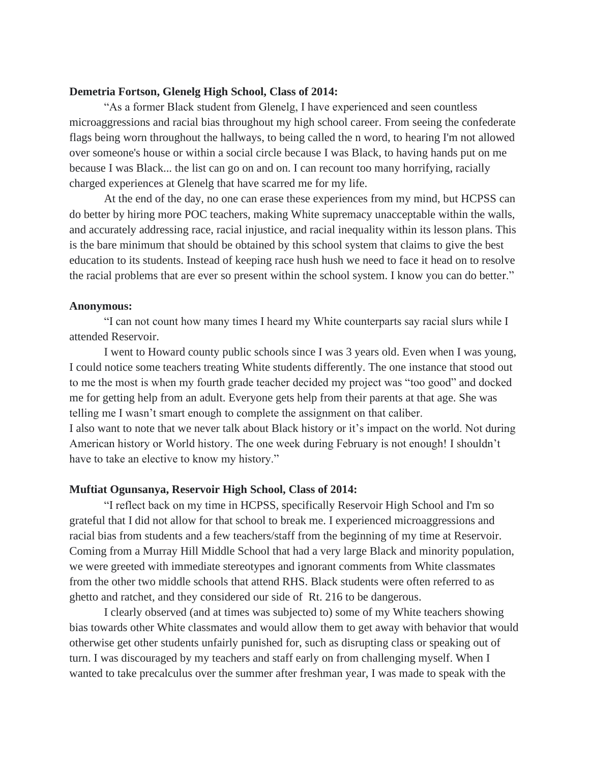**Demetria Fortson, Glenelg High School, Class of 2014:**

"As a former Black student from Glenelg, I have experienced and seen countless microaggressions and racial bias throughout my high school career. From seeing the confederate flags being worn throughout the hallways, to being called the n word, to hearing I'm not allowed over someone's house or within a social circle because I was Black, to having hands put on me because I was Black... the list can go on and on. I can recount too many horrifying, racially charged experiences at Glenelg that have scarred me for my life.

At the end of the day, no one can erase these experiences from my mind, but HCPSS can do better by hiring more POC teachers, making White supremacy unacceptable within the walls, and accurately addressing race, racial injustice, and racial inequality within its lesson plans. This is the bare minimum that should be obtained by this school system that claims to give the best education to its students. Instead of keeping race hush hush we need to face it head on to resolve the racial problems that are ever so present within the school system. I know you can do better."

**Anonymous:**

"I can not count how many times I heard my White counterparts say racial slurs while I attended Reservoir.

I went to Howard county public schools since I was 3 years old. Even when I was young, I could notice some teachers treating White students differently. The one instance that stood out to me the most is when my fourth grade teacher decided my project was "too good" and docked me for getting help from an adult. Everyone gets help from their parents at that age. She was telling me I wasn't smart enough to complete the assignment on that caliber.
I also want to note that we never talk about Black history or it's impact on the world. Not during American history or World history. The one week during February is not enough! I shouldn't have to take an elective to know my history."

**Muftiat Ogunsanya, Reservoir High School, Class of 2014:**

"I reflect back on my time in HCPSS, specifically Reservoir High School and I'm so grateful that I did not allow for that school to break me. I experienced microaggressions and racial bias from students and a few teachers/staff from the beginning of my time at Reservoir. Coming from a Murray Hill Middle School that had a very large Black and minority population, we were greeted with immediate stereotypes and ignorant comments from White classmates from the other two middle schools that attend RHS. Black students were often referred to as ghetto and ratchet, and they considered our side of Rt. 216 to be dangerous.

I clearly observed (and at times was subjected to) some of my White teachers showing bias towards other White classmates and would allow them to get away with behavior that would otherwise get other students unfairly punished for, such as disrupting class or speaking out of turn. I was discouraged by my teachers and staff early on from challenging myself. When I wanted to take precalculus over the summer after freshman year, I was made to speak with the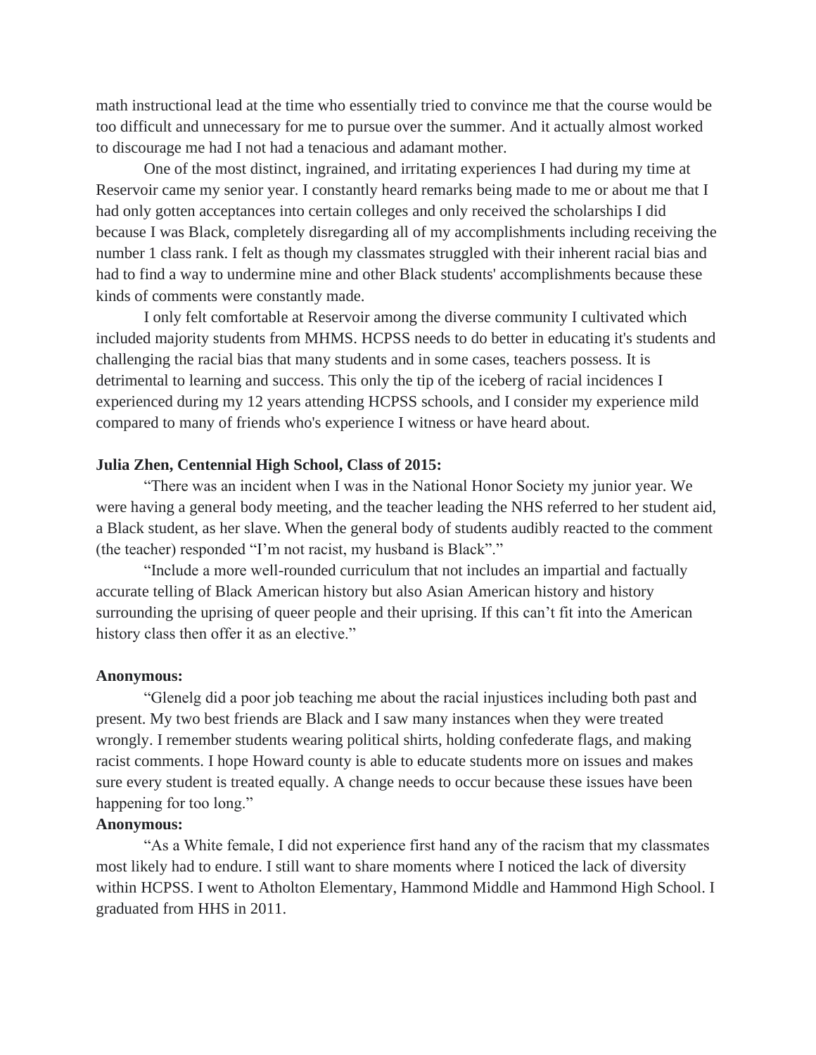math instructional lead at the time who essentially tried to convince me that the course would be too difficult and unnecessary for me to pursue over the summer. And it actually almost worked to discourage me had I not had a tenacious and adamant mother.

One of the most distinct, ingrained, and irritating experiences I had during my time at Reservoir came my senior year. I constantly heard remarks being made to me or about me that I had only gotten acceptances into certain colleges and only received the scholarships I did because I was Black, completely disregarding all of my accomplishments including receiving the number 1 class rank. I felt as though my classmates struggled with their inherent racial bias and had to find a way to undermine mine and other Black students' accomplishments because these kinds of comments were constantly made.

I only felt comfortable at Reservoir among the diverse community I cultivated which included majority students from MHMS. HCPSS needs to do better in educating it's students and challenging the racial bias that many students and in some cases, teachers possess. It is detrimental to learning and success. This only the tip of the iceberg of racial incidences I experienced during my 12 years attending HCPSS schools, and I consider my experience mild compared to many of friends who's experience I witness or have heard about.

**Julia Zhen, Centennial High School, Class of 2015:**

"There was an incident when I was in the National Honor Society my junior year. We were having a general body meeting, and the teacher leading the NHS referred to her student aid, a Black student, as her slave. When the general body of students audibly reacted to the comment (the teacher) responded "I'm not racist, my husband is Black"."

"Include a more well-rounded curriculum that not includes an impartial and factually accurate telling of Black American history but also Asian American history and history surrounding the uprising of queer people and their uprising. If this can't fit into the American history class then offer it as an elective."

**Anonymous:**

"Glenelg did a poor job teaching me about the racial injustices including both past and present. My two best friends are Black and I saw many instances when they were treated wrongly. I remember students wearing political shirts, holding confederate flags, and making racist comments. I hope Howard county is able to educate students more on issues and makes sure every student is treated equally. A change needs to occur because these issues have been happening for too long."

**Anonymous:**

"As a White female, I did not experience first hand any of the racism that my classmates most likely had to endure. I still want to share moments where I noticed the lack of diversity within HCPSS. I went to Atholton Elementary, Hammond Middle and Hammond High School. I graduated from HHS in 2011.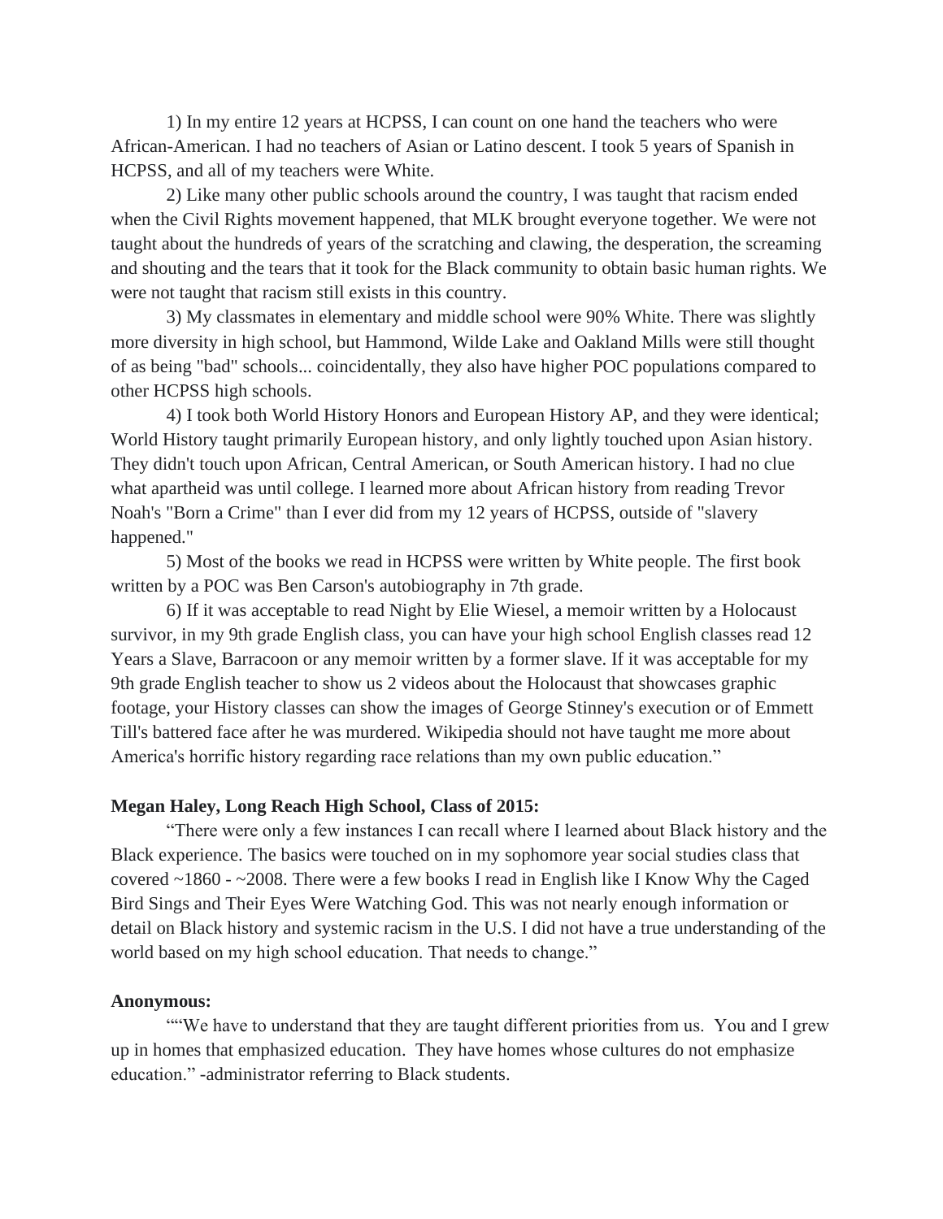1) In my entire 12 years at HCPSS, I can count on one hand the teachers who were African-American. I had no teachers of Asian or Latino descent. I took 5 years of Spanish in HCPSS, and all of my teachers were White.

2) Like many other public schools around the country, I was taught that racism ended when the Civil Rights movement happened, that MLK brought everyone together. We were not taught about the hundreds of years of the scratching and clawing, the desperation, the screaming and shouting and the tears that it took for the Black community to obtain basic human rights. We were not taught that racism still exists in this country.

3) My classmates in elementary and middle school were 90% White. There was slightly more diversity in high school, but Hammond, Wilde Lake and Oakland Mills were still thought of as being "bad" schools... coincidentally, they also have higher POC populations compared to other HCPSS high schools.

4) I took both World History Honors and European History AP, and they were identical; World History taught primarily European history, and only lightly touched upon Asian history. They didn't touch upon African, Central American, or South American history. I had no clue what apartheid was until college. I learned more about African history from reading Trevor Noah's "Born a Crime" than I ever did from my 12 years of HCPSS, outside of "slavery happened."

5) Most of the books we read in HCPSS were written by White people. The first book written by a POC was Ben Carson's autobiography in 7th grade.

6) If it was acceptable to read Night by Elie Wiesel, a memoir written by a Holocaust survivor, in my 9th grade English class, you can have your high school English classes read 12 Years a Slave, Barracoon or any memoir written by a former slave. If it was acceptable for my 9th grade English teacher to show us 2 videos about the Holocaust that showcases graphic footage, your History classes can show the images of George Stinney's execution or of Emmett Till's battered face after he was murdered. Wikipedia should not have taught me more about America's horrific history regarding race relations than my own public education."

**Megan Haley, Long Reach High School, Class of 2015:**

"There were only a few instances I can recall where I learned about Black history and the Black experience. The basics were touched on in my sophomore year social studies class that covered ~1860 - ~2008. There were a few books I read in English like I Know Why the Caged Bird Sings and Their Eyes Were Watching God. This was not nearly enough information or detail on Black history and systemic racism in the U.S. I did not have a true understanding of the world based on my high school education. That needs to change."

**Anonymous:**

""We have to understand that they are taught different priorities from us. You and I grew up in homes that emphasized education. They have homes whose cultures do not emphasize education." -administrator referring to Black students.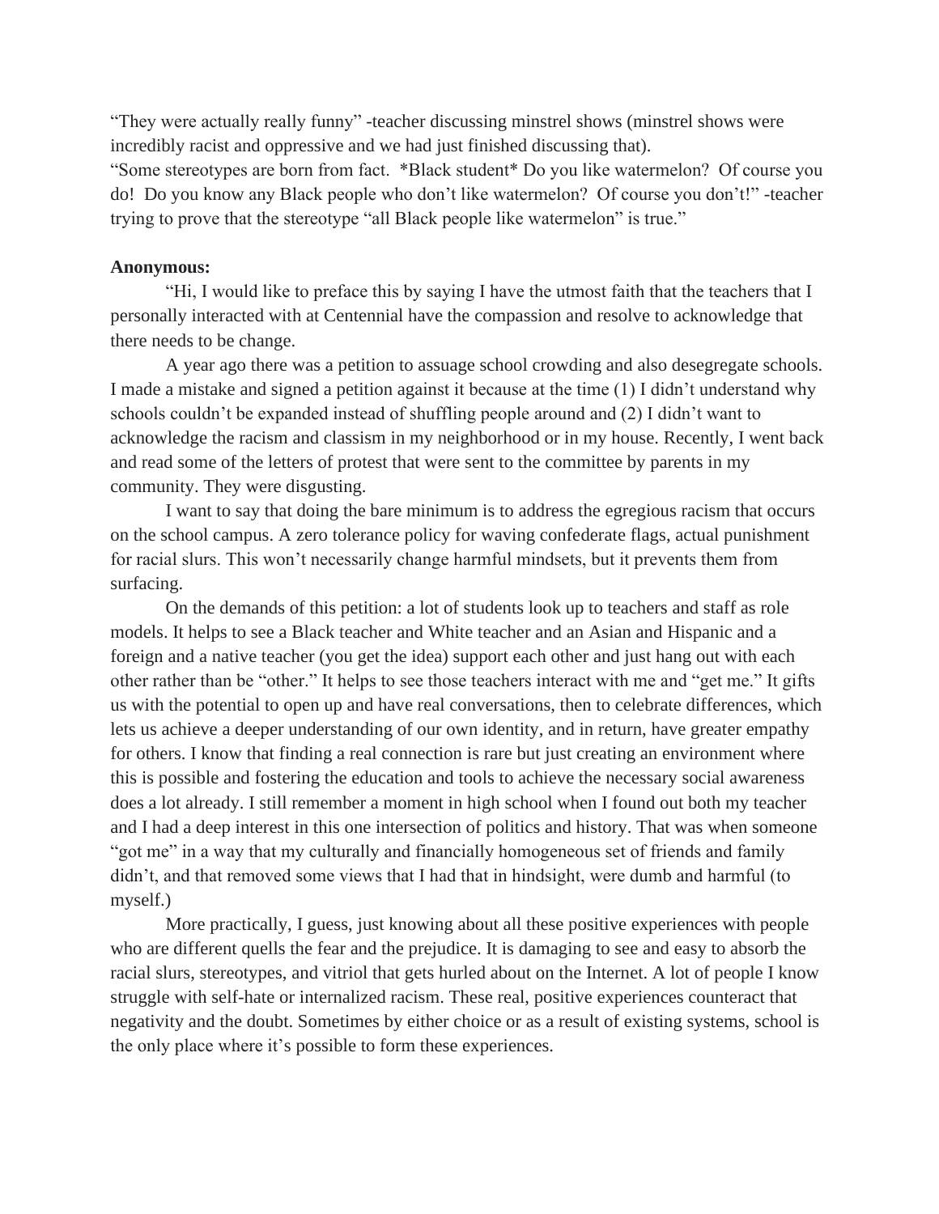"They were actually really funny" -teacher discussing minstrel shows (minstrel shows were incredibly racist and oppressive and we had just finished discussing that).
"Some stereotypes are born from fact.  *Black student* Do you like watermelon?  Of course you do!  Do you know any Black people who don't like watermelon?  Of course you don't!" -teacher trying to prove that the stereotype "all Black people like watermelon" is true."

**Anonymous:**

"Hi, I would like to preface this by saying I have the utmost faith that the teachers that I personally interacted with at Centennial have the compassion and resolve to acknowledge that there needs to be change.

A year ago there was a petition to assuage school crowding and also desegregate schools. I made a mistake and signed a petition against it because at the time (1) I didn't understand why schools couldn't be expanded instead of shuffling people around and (2) I didn't want to acknowledge the racism and classism in my neighborhood or in my house. Recently, I went back and read some of the letters of protest that were sent to the committee by parents in my community. They were disgusting.

I want to say that doing the bare minimum is to address the egregious racism that occurs on the school campus. A zero tolerance policy for waving confederate flags, actual punishment for racial slurs. This won't necessarily change harmful mindsets, but it prevents them from surfacing.

On the demands of this petition: a lot of students look up to teachers and staff as role models. It helps to see a Black teacher and White teacher and an Asian and Hispanic and a foreign and a native teacher (you get the idea) support each other and just hang out with each other rather than be "other." It helps to see those teachers interact with me and "get me." It gifts us with the potential to open up and have real conversations, then to celebrate differences, which lets us achieve a deeper understanding of our own identity, and in return, have greater empathy for others. I know that finding a real connection is rare but just creating an environment where this is possible and fostering the education and tools to achieve the necessary social awareness does a lot already. I still remember a moment in high school when I found out both my teacher and I had a deep interest in this one intersection of politics and history. That was when someone "got me" in a way that my culturally and financially homogeneous set of friends and family didn't, and that removed some views that I had that in hindsight, were dumb and harmful (to myself.)

More practically, I guess, just knowing about all these positive experiences with people who are different quells the fear and the prejudice. It is damaging to see and easy to absorb the racial slurs, stereotypes, and vitriol that gets hurled about on the Internet. A lot of people I know struggle with self-hate or internalized racism. These real, positive experiences counteract that negativity and the doubt. Sometimes by either choice or as a result of existing systems, school is the only place where it's possible to form these experiences.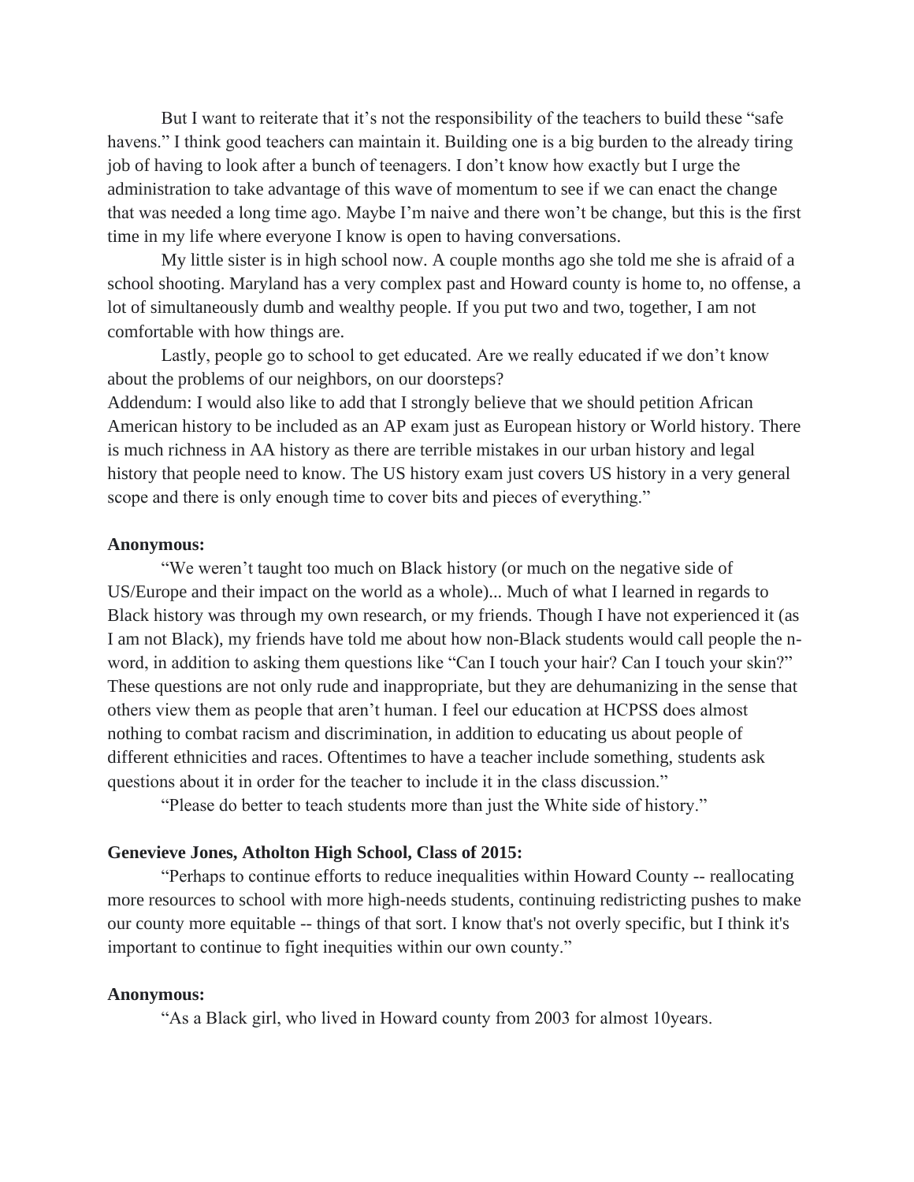But I want to reiterate that it's not the responsibility of the teachers to build these "safe havens." I think good teachers can maintain it. Building one is a big burden to the already tiring job of having to look after a bunch of teenagers. I don't know how exactly but I urge the administration to take advantage of this wave of momentum to see if we can enact the change that was needed a long time ago. Maybe I'm naive and there won't be change, but this is the first time in my life where everyone I know is open to having conversations.

My little sister is in high school now. A couple months ago she told me she is afraid of a school shooting. Maryland has a very complex past and Howard county is home to, no offense, a lot of simultaneously dumb and wealthy people. If you put two and two, together, I am not comfortable with how things are.

Lastly, people go to school to get educated. Are we really educated if we don't know about the problems of our neighbors, on our doorsteps?

Addendum: I would also like to add that I strongly believe that we should petition African American history to be included as an AP exam just as European history or World history. There is much richness in AA history as there are terrible mistakes in our urban history and legal history that people need to know. The US history exam just covers US history in a very general scope and there is only enough time to cover bits and pieces of everything."

**Anonymous:**

"We weren't taught too much on Black history (or much on the negative side of US/Europe and their impact on the world as a whole)... Much of what I learned in regards to Black history was through my own research, or my friends. Though I have not experienced it (as I am not Black), my friends have told me about how non-Black students would call people the n-word, in addition to asking them questions like "Can I touch your hair? Can I touch your skin?" These questions are not only rude and inappropriate, but they are dehumanizing in the sense that others view them as people that aren't human. I feel our education at HCPSS does almost nothing to combat racism and discrimination, in addition to educating us about people of different ethnicities and races. Oftentimes to have a teacher include something, students ask questions about it in order for the teacher to include it in the class discussion."

"Please do better to teach students more than just the White side of history."

**Genevieve Jones, Atholton High School, Class of 2015:**

"Perhaps to continue efforts to reduce inequalities within Howard County -- reallocating more resources to school with more high-needs students, continuing redistricting pushes to make our county more equitable -- things of that sort. I know that's not overly specific, but I think it's important to continue to fight inequities within our own county."

**Anonymous:**

"As a Black girl, who lived in Howard county from 2003 for almost 10years.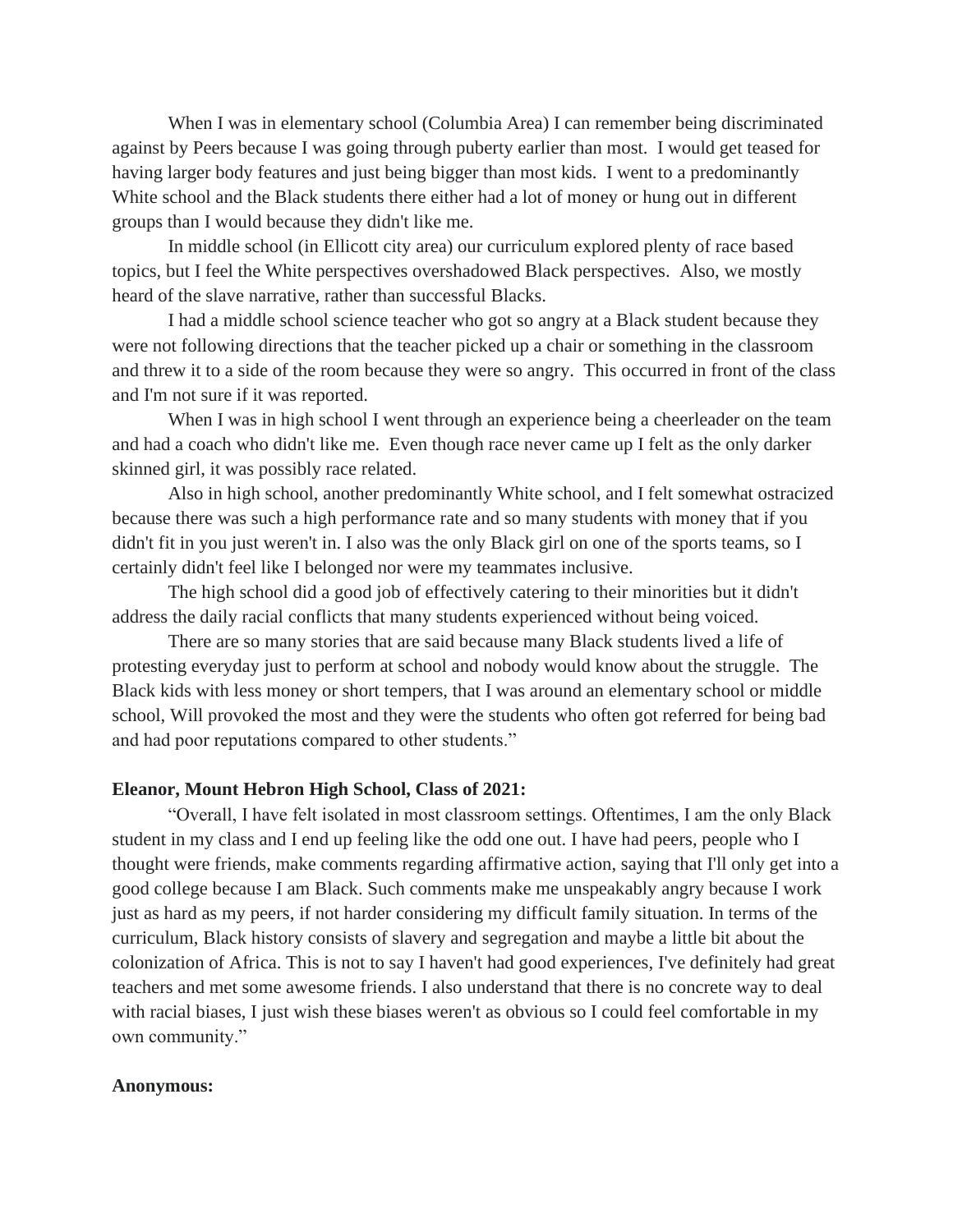When I was in elementary school (Columbia Area) I can remember being discriminated against by Peers because I was going through puberty earlier than most. I would get teased for having larger body features and just being bigger than most kids. I went to a predominantly White school and the Black students there either had a lot of money or hung out in different groups than I would because they didn't like me.

In middle school (in Ellicott city area) our curriculum explored plenty of race based topics, but I feel the White perspectives overshadowed Black perspectives. Also, we mostly heard of the slave narrative, rather than successful Blacks.

I had a middle school science teacher who got so angry at a Black student because they were not following directions that the teacher picked up a chair or something in the classroom and threw it to a side of the room because they were so angry. This occurred in front of the class and I'm not sure if it was reported.

When I was in high school I went through an experience being a cheerleader on the team and had a coach who didn't like me. Even though race never came up I felt as the only darker skinned girl, it was possibly race related.

Also in high school, another predominantly White school, and I felt somewhat ostracized because there was such a high performance rate and so many students with money that if you didn't fit in you just weren't in. I also was the only Black girl on one of the sports teams, so I certainly didn't feel like I belonged nor were my teammates inclusive.

The high school did a good job of effectively catering to their minorities but it didn't address the daily racial conflicts that many students experienced without being voiced.

There are so many stories that are said because many Black students lived a life of protesting everyday just to perform at school and nobody would know about the struggle. The Black kids with less money or short tempers, that I was around an elementary school or middle school, Will provoked the most and they were the students who often got referred for being bad and had poor reputations compared to other students."

**Eleanor, Mount Hebron High School, Class of 2021:**

"Overall, I have felt isolated in most classroom settings. Oftentimes, I am the only Black student in my class and I end up feeling like the odd one out. I have had peers, people who I thought were friends, make comments regarding affirmative action, saying that I'll only get into a good college because I am Black. Such comments make me unspeakably angry because I work just as hard as my peers, if not harder considering my difficult family situation. In terms of the curriculum, Black history consists of slavery and segregation and maybe a little bit about the colonization of Africa. This is not to say I haven't had good experiences, I've definitely had great teachers and met some awesome friends. I also understand that there is no concrete way to deal with racial biases, I just wish these biases weren't as obvious so I could feel comfortable in my own community."

**Anonymous:**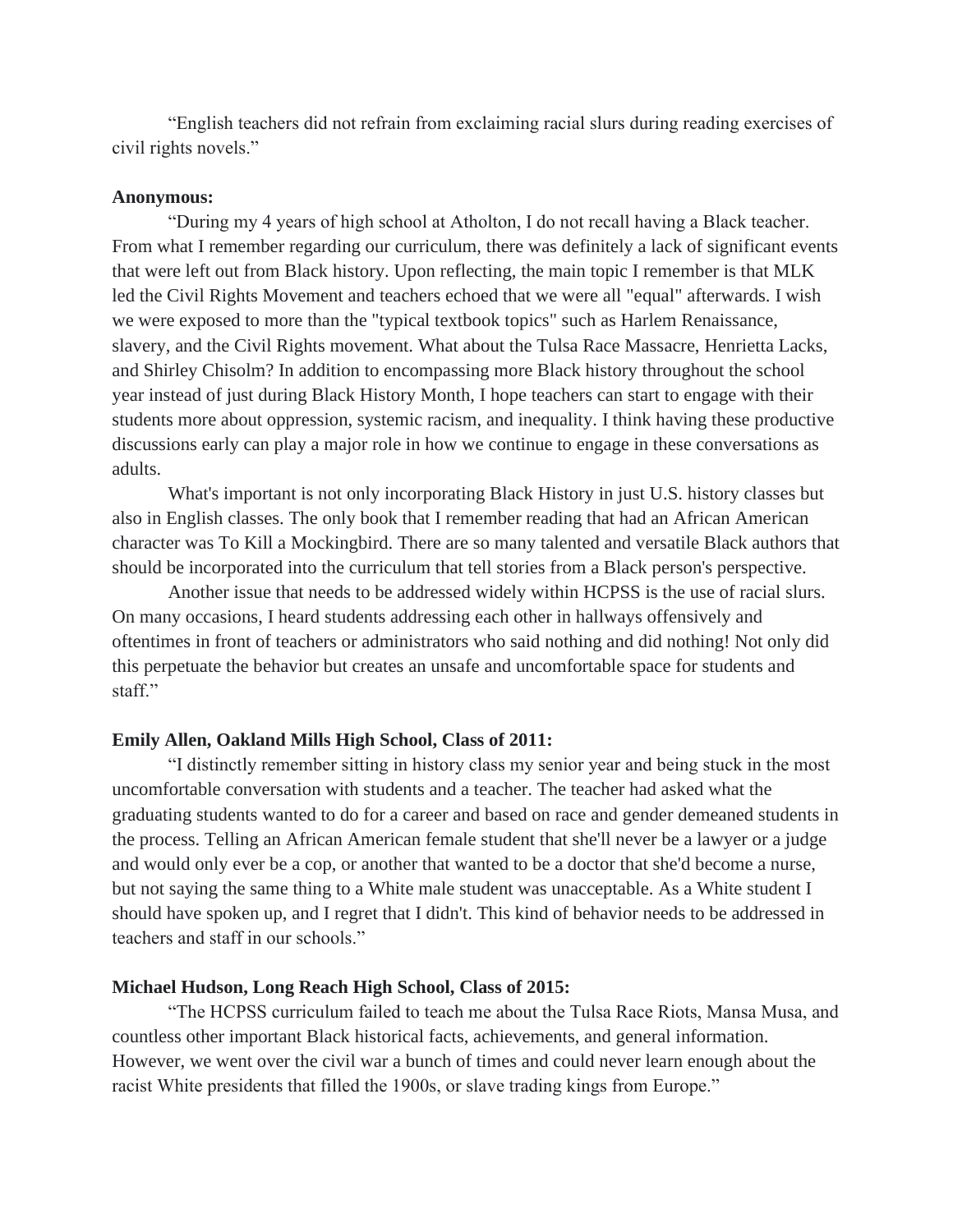"English teachers did not refrain from exclaiming racial slurs during reading exercises of civil rights novels."

**Anonymous:**

"During my 4 years of high school at Atholton, I do not recall having a Black teacher. From what I remember regarding our curriculum, there was definitely a lack of significant events that were left out from Black history. Upon reflecting, the main topic I remember is that MLK led the Civil Rights Movement and teachers echoed that we were all "equal" afterwards. I wish we were exposed to more than the "typical textbook topics" such as Harlem Renaissance, slavery, and the Civil Rights movement. What about the Tulsa Race Massacre, Henrietta Lacks, and Shirley Chisolm? In addition to encompassing more Black history throughout the school year instead of just during Black History Month, I hope teachers can start to engage with their students more about oppression, systemic racism, and inequality. I think having these productive discussions early can play a major role in how we continue to engage in these conversations as adults.

What's important is not only incorporating Black History in just U.S. history classes but also in English classes. The only book that I remember reading that had an African American character was To Kill a Mockingbird. There are so many talented and versatile Black authors that should be incorporated into the curriculum that tell stories from a Black person's perspective.

Another issue that needs to be addressed widely within HCPSS is the use of racial slurs. On many occasions, I heard students addressing each other in hallways offensively and oftentimes in front of teachers or administrators who said nothing and did nothing! Not only did this perpetuate the behavior but creates an unsafe and uncomfortable space for students and staff."

**Emily Allen, Oakland Mills High School, Class of 2011:**

"I distinctly remember sitting in history class my senior year and being stuck in the most uncomfortable conversation with students and a teacher. The teacher had asked what the graduating students wanted to do for a career and based on race and gender demeaned students in the process. Telling an African American female student that she'll never be a lawyer or a judge and would only ever be a cop, or another that wanted to be a doctor that she'd become a nurse, but not saying the same thing to a White male student was unacceptable. As a White student I should have spoken up, and I regret that I didn't. This kind of behavior needs to be addressed in teachers and staff in our schools."

**Michael Hudson, Long Reach High School, Class of 2015:**

"The HCPSS curriculum failed to teach me about the Tulsa Race Riots, Mansa Musa, and countless other important Black historical facts, achievements, and general information. However, we went over the civil war a bunch of times and could never learn enough about the racist White presidents that filled the 1900s, or slave trading kings from Europe."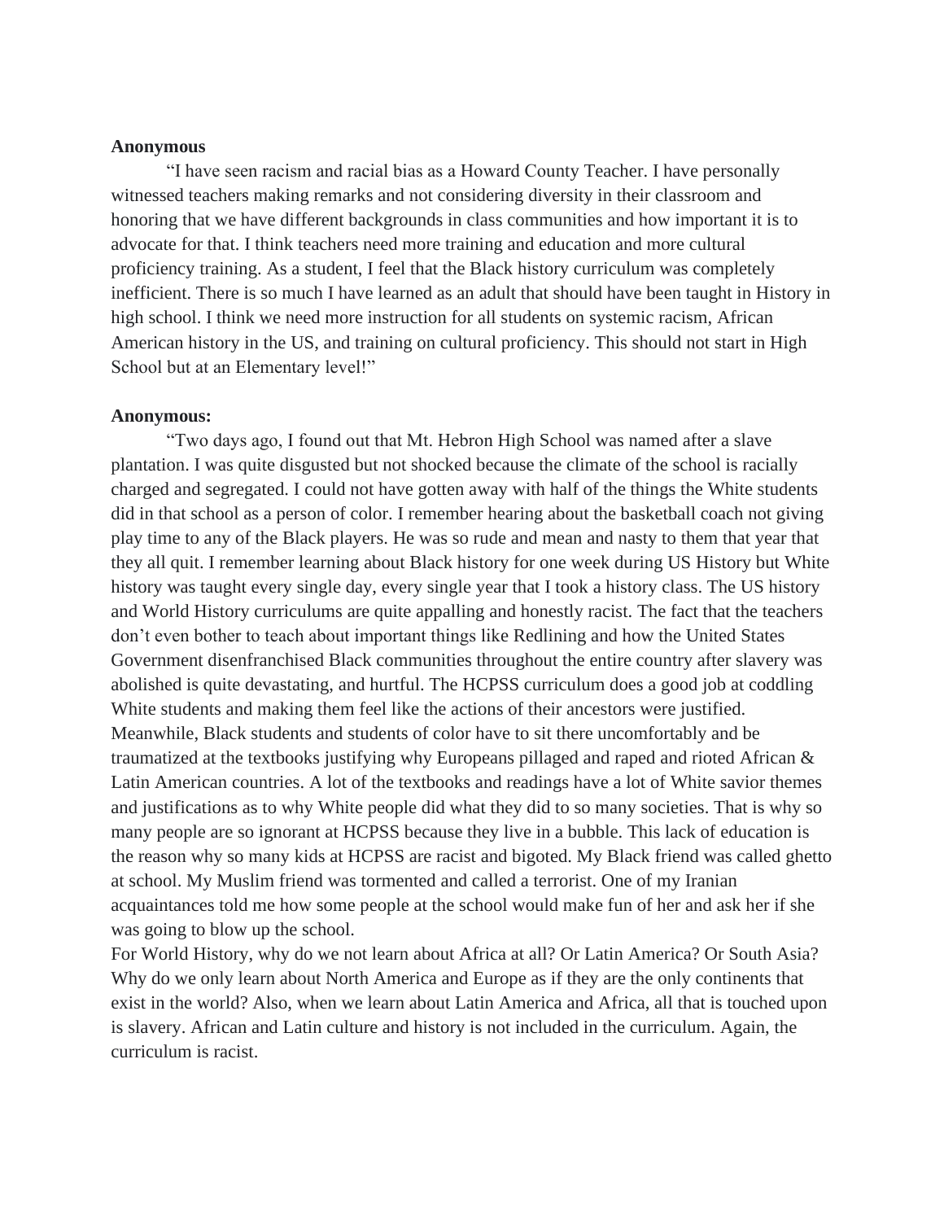**Anonymous**

"I have seen racism and racial bias as a Howard County Teacher. I have personally witnessed teachers making remarks and not considering diversity in their classroom and honoring that we have different backgrounds in class communities and how important it is to advocate for that. I think teachers need more training and education and more cultural proficiency training. As a student, I feel that the Black history curriculum was completely inefficient. There is so much I have learned as an adult that should have been taught in History in high school. I think we need more instruction for all students on systemic racism, African American history in the US, and training on cultural proficiency. This should not start in High School but at an Elementary level!"

**Anonymous:**

"Two days ago, I found out that Mt. Hebron High School was named after a slave plantation. I was quite disgusted but not shocked because the climate of the school is racially charged and segregated. I could not have gotten away with half of the things the White students did in that school as a person of color. I remember hearing about the basketball coach not giving play time to any of the Black players. He was so rude and mean and nasty to them that year that they all quit. I remember learning about Black history for one week during US History but White history was taught every single day, every single year that I took a history class. The US history and World History curriculums are quite appalling and honestly racist. The fact that the teachers don't even bother to teach about important things like Redlining and how the United States Government disenfranchised Black communities throughout the entire country after slavery was abolished is quite devastating, and hurtful. The HCPSS curriculum does a good job at coddling White students and making them feel like the actions of their ancestors were justified. Meanwhile, Black students and students of color have to sit there uncomfortably and be traumatized at the textbooks justifying why Europeans pillaged and raped and rioted African & Latin American countries. A lot of the textbooks and readings have a lot of White savior themes and justifications as to why White people did what they did to so many societies. That is why so many people are so ignorant at HCPSS because they live in a bubble. This lack of education is the reason why so many kids at HCPSS are racist and bigoted. My Black friend was called ghetto at school. My Muslim friend was tormented and called a terrorist. One of my Iranian acquaintances told me how some people at the school would make fun of her and ask her if she was going to blow up the school.

For World History, why do we not learn about Africa at all? Or Latin America? Or South Asia? Why do we only learn about North America and Europe as if they are the only continents that exist in the world? Also, when we learn about Latin America and Africa, all that is touched upon is slavery. African and Latin culture and history is not included in the curriculum. Again, the curriculum is racist.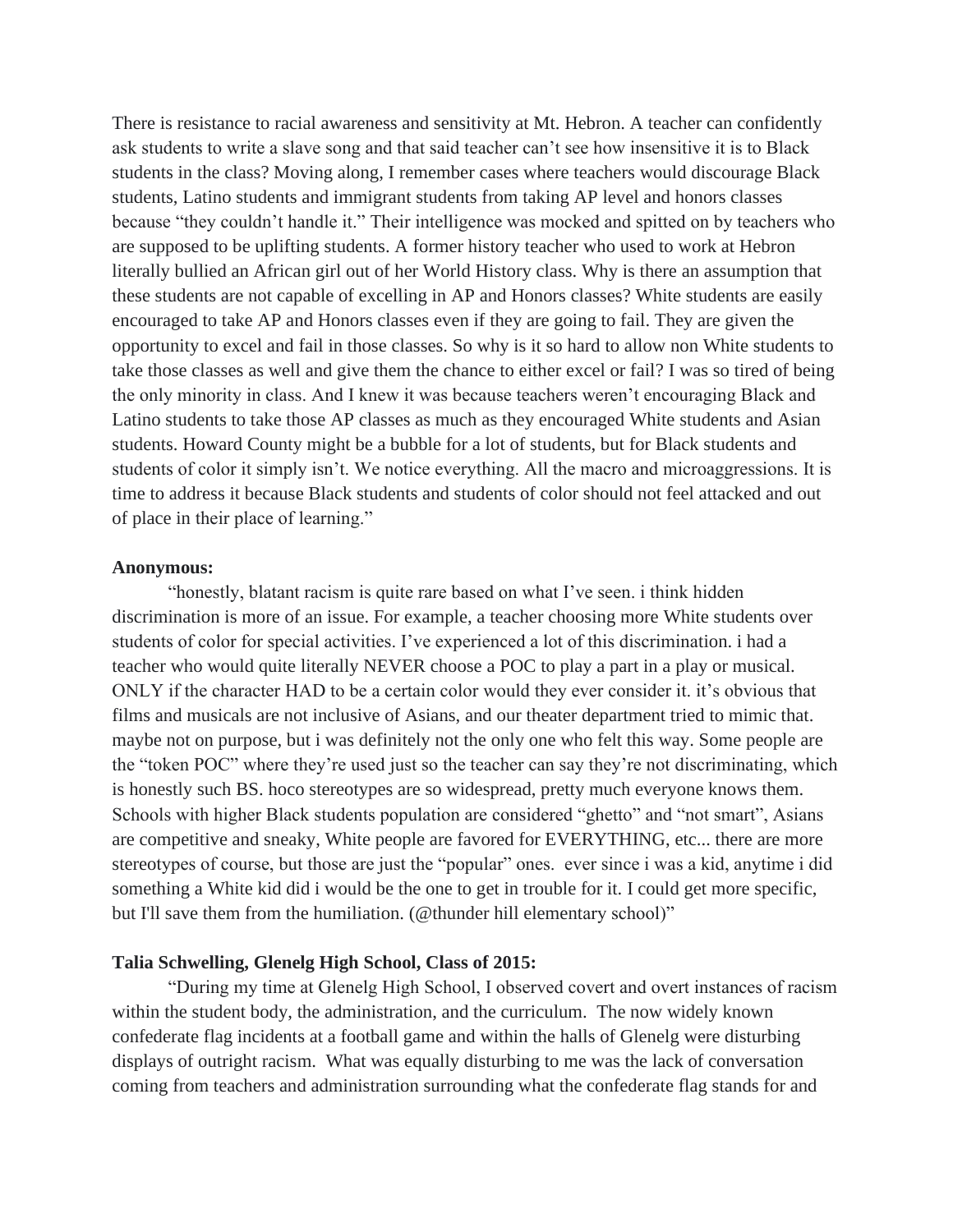There is resistance to racial awareness and sensitivity at Mt. Hebron. A teacher can confidently ask students to write a slave song and that said teacher can't see how insensitive it is to Black students in the class? Moving along, I remember cases where teachers would discourage Black students, Latino students and immigrant students from taking AP level and honors classes because "they couldn't handle it." Their intelligence was mocked and spitted on by teachers who are supposed to be uplifting students. A former history teacher who used to work at Hebron literally bullied an African girl out of her World History class. Why is there an assumption that these students are not capable of excelling in AP and Honors classes? White students are easily encouraged to take AP and Honors classes even if they are going to fail. They are given the opportunity to excel and fail in those classes. So why is it so hard to allow non White students to take those classes as well and give them the chance to either excel or fail? I was so tired of being the only minority in class. And I knew it was because teachers weren't encouraging Black and Latino students to take those AP classes as much as they encouraged White students and Asian students. Howard County might be a bubble for a lot of students, but for Black students and students of color it simply isn't. We notice everything. All the macro and microaggressions. It is time to address it because Black students and students of color should not feel attacked and out of place in their place of learning."

**Anonymous:**

"honestly, blatant racism is quite rare based on what I've seen. i think hidden discrimination is more of an issue. For example, a teacher choosing more White students over students of color for special activities. I've experienced a lot of this discrimination. i had a teacher who would quite literally NEVER choose a POC to play a part in a play or musical. ONLY if the character HAD to be a certain color would they ever consider it. it's obvious that films and musicals are not inclusive of Asians, and our theater department tried to mimic that. maybe not on purpose, but i was definitely not the only one who felt this way. Some people are the "token POC" where they're used just so the teacher can say they're not discriminating, which is honestly such BS. hoco stereotypes are so widespread, pretty much everyone knows them. Schools with higher Black students population are considered "ghetto" and "not smart", Asians are competitive and sneaky, White people are favored for EVERYTHING, etc... there are more stereotypes of course, but those are just the "popular" ones. ever since i was a kid, anytime i did something a White kid did i would be the one to get in trouble for it. I could get more specific, but I'll save them from the humiliation. (@thunder hill elementary school)"

**Talia Schwelling, Glenelg High School, Class of 2015:**

"During my time at Glenelg High School, I observed covert and overt instances of racism within the student body, the administration, and the curriculum. The now widely known confederate flag incidents at a football game and within the halls of Glenelg were disturbing displays of outright racism. What was equally disturbing to me was the lack of conversation coming from teachers and administration surrounding what the confederate flag stands for and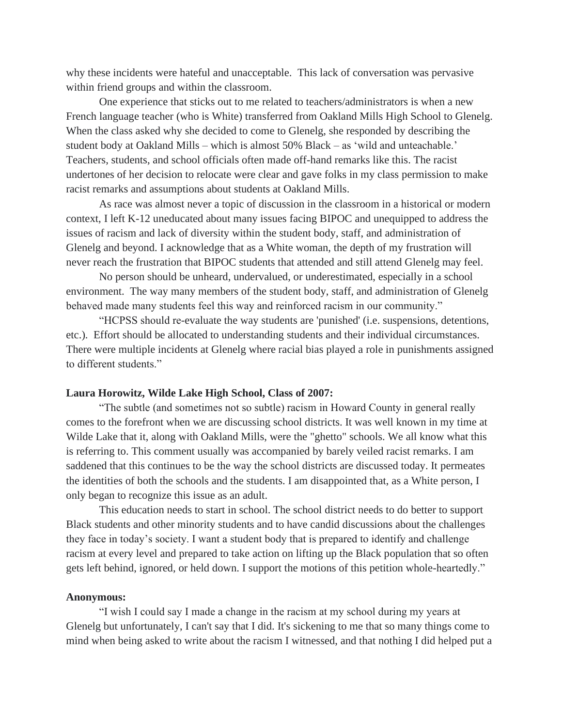why these incidents were hateful and unacceptable.  This lack of conversation was pervasive within friend groups and within the classroom.

One experience that sticks out to me related to teachers/administrators is when a new French language teacher (who is White) transferred from Oakland Mills High School to Glenelg. When the class asked why she decided to come to Glenelg, she responded by describing the student body at Oakland Mills – which is almost 50% Black – as 'wild and unteachable.' Teachers, students, and school officials often made off-hand remarks like this. The racist undertones of her decision to relocate were clear and gave folks in my class permission to make racist remarks and assumptions about students at Oakland Mills.

As race was almost never a topic of discussion in the classroom in a historical or modern context, I left K-12 uneducated about many issues facing BIPOC and unequipped to address the issues of racism and lack of diversity within the student body, staff, and administration of Glenelg and beyond. I acknowledge that as a White woman, the depth of my frustration will never reach the frustration that BIPOC students that attended and still attend Glenelg may feel.

No person should be unheard, undervalued, or underestimated, especially in a school environment.  The way many members of the student body, staff, and administration of Glenelg behaved made many students feel this way and reinforced racism in our community."

"HCPSS should re-evaluate the way students are 'punished' (i.e. suspensions, detentions, etc.).  Effort should be allocated to understanding students and their individual circumstances. There were multiple incidents at Glenelg where racial bias played a role in punishments assigned to different students."

**Laura Horowitz, Wilde Lake High School, Class of 2007:**

"The subtle (and sometimes not so subtle) racism in Howard County in general really comes to the forefront when we are discussing school districts. It was well known in my time at Wilde Lake that it, along with Oakland Mills, were the "ghetto" schools. We all know what this is referring to. This comment usually was accompanied by barely veiled racist remarks. I am saddened that this continues to be the way the school districts are discussed today. It permeates the identities of both the schools and the students. I am disappointed that, as a White person, I only began to recognize this issue as an adult.

This education needs to start in school. The school district needs to do better to support Black students and other minority students and to have candid discussions about the challenges they face in today's society. I want a student body that is prepared to identify and challenge racism at every level and prepared to take action on lifting up the Black population that so often gets left behind, ignored, or held down. I support the motions of this petition whole-heartedly."

**Anonymous:**

"I wish I could say I made a change in the racism at my school during my years at Glenelg but unfortunately, I can't say that I did. It's sickening to me that so many things come to mind when being asked to write about the racism I witnessed, and that nothing I did helped put a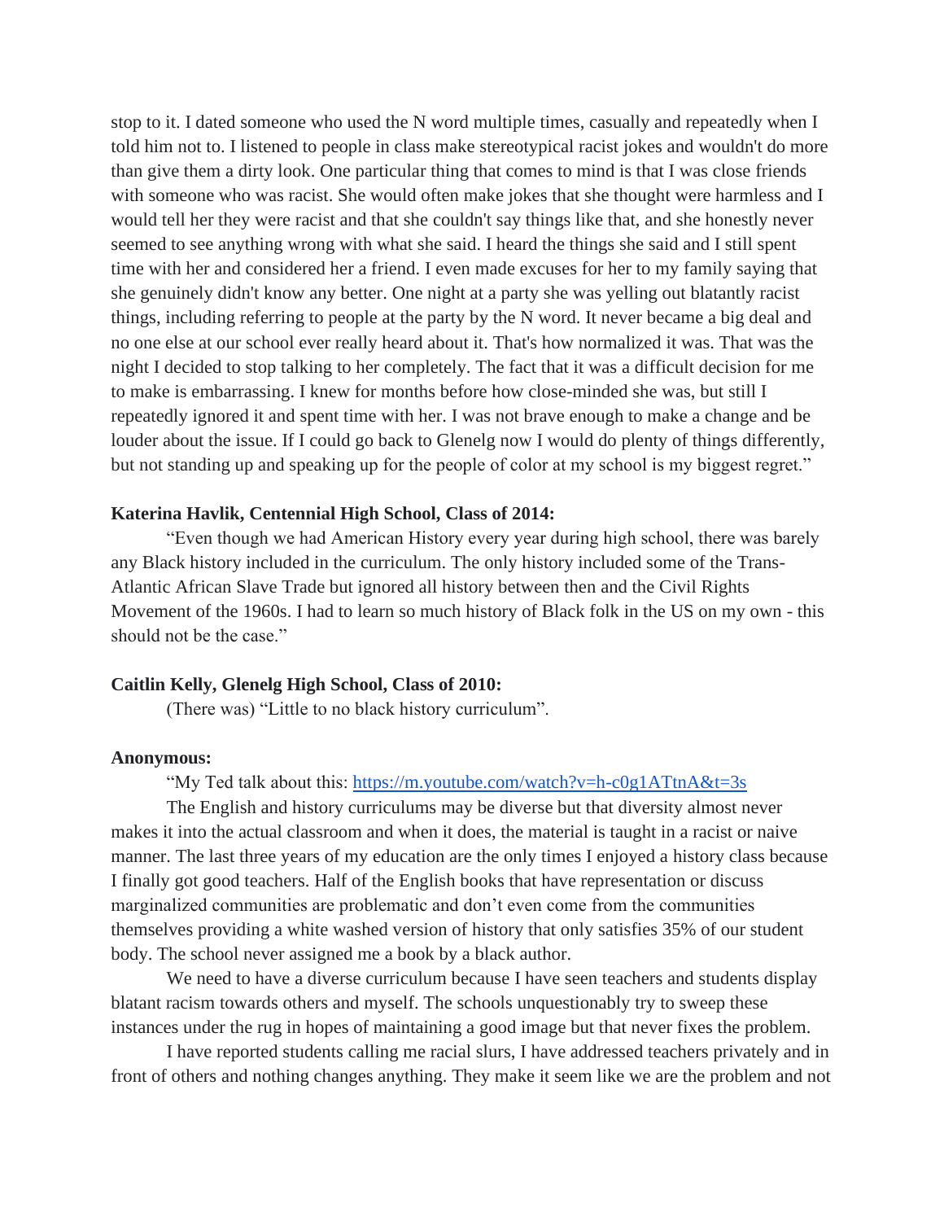stop to it. I dated someone who used the N word multiple times, casually and repeatedly when I told him not to. I listened to people in class make stereotypical racist jokes and wouldn't do more than give them a dirty look. One particular thing that comes to mind is that I was close friends with someone who was racist. She would often make jokes that she thought were harmless and I would tell her they were racist and that she couldn't say things like that, and she honestly never seemed to see anything wrong with what she said. I heard the things she said and I still spent time with her and considered her a friend. I even made excuses for her to my family saying that she genuinely didn't know any better. One night at a party she was yelling out blatantly racist things, including referring to people at the party by the N word. It never became a big deal and no one else at our school ever really heard about it. That's how normalized it was. That was the night I decided to stop talking to her completely. The fact that it was a difficult decision for me to make is embarrassing. I knew for months before how close-minded she was, but still I repeatedly ignored it and spent time with her. I was not brave enough to make a change and be louder about the issue. If I could go back to Glenelg now I would do plenty of things differently, but not standing up and speaking up for the people of color at my school is my biggest regret."

**Katerina Havlik, Centennial High School, Class of 2014:**

"Even though we had American History every year during high school, there was barely any Black history included in the curriculum. The only history included some of the Trans-Atlantic African Slave Trade but ignored all history between then and the Civil Rights Movement of the 1960s. I had to learn so much history of Black folk in the US on my own - this should not be the case."

**Caitlin Kelly, Glenelg High School, Class of 2010:**

(There was) "Little to no black history curriculum".

**Anonymous:**

"My Ted talk about this: [https://m.youtube.com/watch?v=h-c0g1ATtnA&t=3s](https://m.youtube.com/watch?v=h-c0g1ATtnA&t=3s)

The English and history curriculums may be diverse but that diversity almost never makes it into the actual classroom and when it does, the material is taught in a racist or naive manner. The last three years of my education are the only times I enjoyed a history class because I finally got good teachers. Half of the English books that have representation or discuss marginalized communities are problematic and don't even come from the communities themselves providing a white washed version of history that only satisfies 35% of our student body. The school never assigned me a book by a black author.

We need to have a diverse curriculum because I have seen teachers and students display blatant racism towards others and myself. The schools unquestionably try to sweep these instances under the rug in hopes of maintaining a good image but that never fixes the problem.

I have reported students calling me racial slurs, I have addressed teachers privately and in front of others and nothing changes anything. They make it seem like we are the problem and not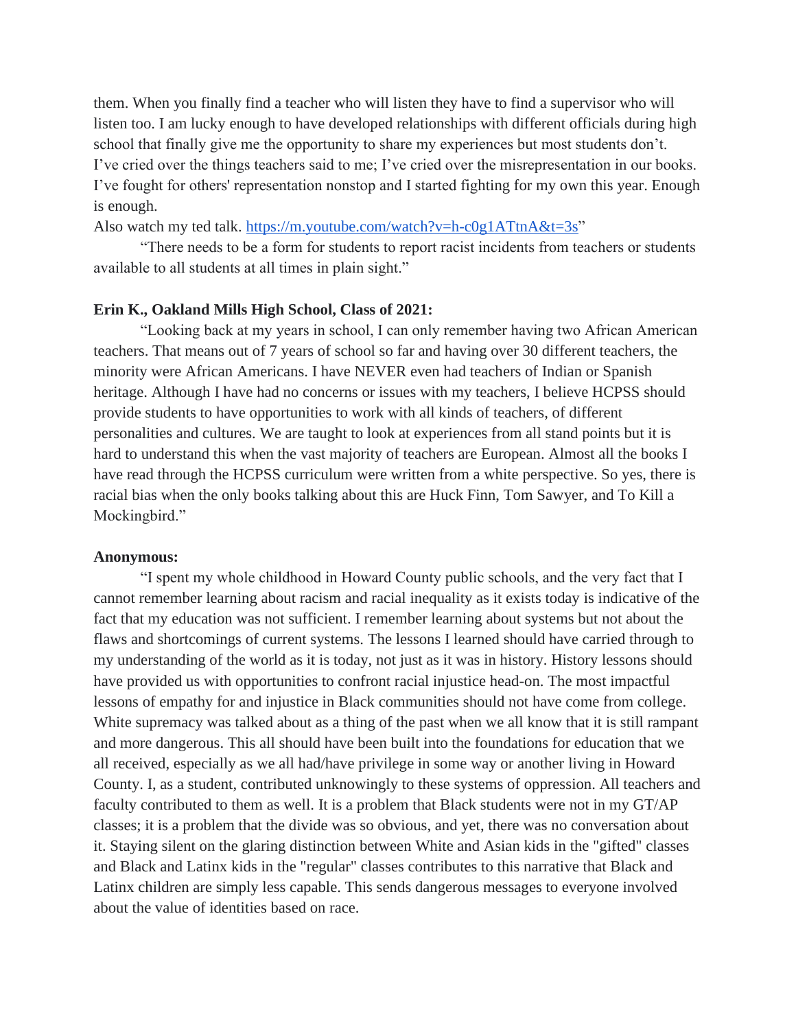them. When you finally find a teacher who will listen they have to find a supervisor who will listen too. I am lucky enough to have developed relationships with different officials during high school that finally give me the opportunity to share my experiences but most students don't. I've cried over the things teachers said to me; I've cried over the misrepresentation in our books. I've fought for others' representation nonstop and I started fighting for my own this year. Enough is enough.

Also watch my ted talk. [https://m.youtube.com/watch?v=h-c0g1ATtnA&t=3s](https://m.youtube.com/watch?v=h-c0g1ATtnA&t=3s)"

"There needs to be a form for students to report racist incidents from teachers or students available to all students at all times in plain sight."

**Erin K., Oakland Mills High School, Class of 2021:**

"Looking back at my years in school, I can only remember having two African American teachers. That means out of 7 years of school so far and having over 30 different teachers, the minority were African Americans. I have NEVER even had teachers of Indian or Spanish heritage. Although I have had no concerns or issues with my teachers, I believe HCPSS should provide students to have opportunities to work with all kinds of teachers, of different personalities and cultures. We are taught to look at experiences from all stand points but it is hard to understand this when the vast majority of teachers are European. Almost all the books I have read through the HCPSS curriculum were written from a white perspective. So yes, there is racial bias when the only books talking about this are Huck Finn, Tom Sawyer, and To Kill a Mockingbird."

**Anonymous:**

"I spent my whole childhood in Howard County public schools, and the very fact that I cannot remember learning about racism and racial inequality as it exists today is indicative of the fact that my education was not sufficient. I remember learning about systems but not about the flaws and shortcomings of current systems. The lessons I learned should have carried through to my understanding of the world as it is today, not just as it was in history. History lessons should have provided us with opportunities to confront racial injustice head-on. The most impactful lessons of empathy for and injustice in Black communities should not have come from college. White supremacy was talked about as a thing of the past when we all know that it is still rampant and more dangerous. This all should have been built into the foundations for education that we all received, especially as we all had/have privilege in some way or another living in Howard County. I, as a student, contributed unknowingly to these systems of oppression. All teachers and faculty contributed to them as well. It is a problem that Black students were not in my GT/AP classes; it is a problem that the divide was so obvious, and yet, there was no conversation about it. Staying silent on the glaring distinction between White and Asian kids in the "gifted" classes and Black and Latinx kids in the "regular" classes contributes to this narrative that Black and Latinx children are simply less capable. This sends dangerous messages to everyone involved about the value of identities based on race.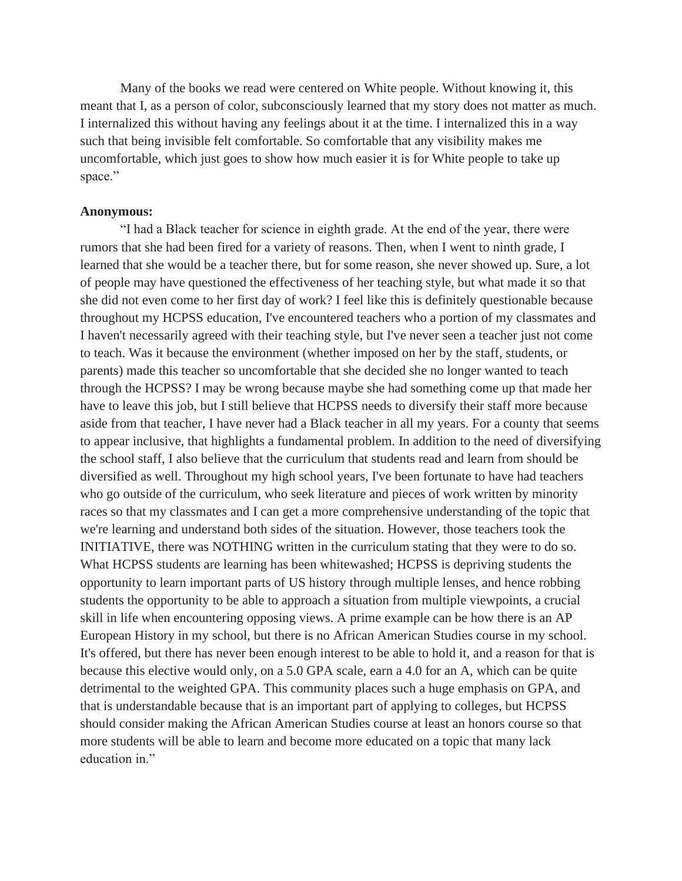Many of the books we read were centered on White people. Without knowing it, this meant that I, as a person of color, subconsciously learned that my story does not matter as much. I internalized this without having any feelings about it at the time. I internalized this in a way such that being invisible felt comfortable. So comfortable that any visibility makes me uncomfortable, which just goes to show how much easier it is for White people to take up space."

**Anonymous:**

"I had a Black teacher for science in eighth grade. At the end of the year, there were rumors that she had been fired for a variety of reasons. Then, when I went to ninth grade, I learned that she would be a teacher there, but for some reason, she never showed up. Sure, a lot of people may have questioned the effectiveness of her teaching style, but what made it so that she did not even come to her first day of work? I feel like this is definitely questionable because throughout my HCPSS education, I've encountered teachers who a portion of my classmates and I haven't necessarily agreed with their teaching style, but I've never seen a teacher just not come to teach. Was it because the environment (whether imposed on her by the staff, students, or parents) made this teacher so uncomfortable that she decided she no longer wanted to teach through the HCPSS? I may be wrong because maybe she had something come up that made her have to leave this job, but I still believe that HCPSS needs to diversify their staff more because aside from that teacher, I have never had a Black teacher in all my years. For a county that seems to appear inclusive, that highlights a fundamental problem. In addition to the need of diversifying the school staff, I also believe that the curriculum that students read and learn from should be diversified as well. Throughout my high school years, I've been fortunate to have had teachers who go outside of the curriculum, who seek literature and pieces of work written by minority races so that my classmates and I can get a more comprehensive understanding of the topic that we're learning and understand both sides of the situation. However, those teachers took the INITIATIVE, there was NOTHING written in the curriculum stating that they were to do so. What HCPSS students are learning has been whitewashed; HCPSS is depriving students the opportunity to learn important parts of US history through multiple lenses, and hence robbing students the opportunity to be able to approach a situation from multiple viewpoints, a crucial skill in life when encountering opposing views. A prime example can be how there is an AP European History in my school, but there is no African American Studies course in my school. It's offered, but there has never been enough interest to be able to hold it, and a reason for that is because this elective would only, on a 5.0 GPA scale, earn a 4.0 for an A, which can be quite detrimental to the weighted GPA. This community places such a huge emphasis on GPA, and that is understandable because that is an important part of applying to colleges, but HCPSS should consider making the African American Studies course at least an honors course so that more students will be able to learn and become more educated on a topic that many lack education in."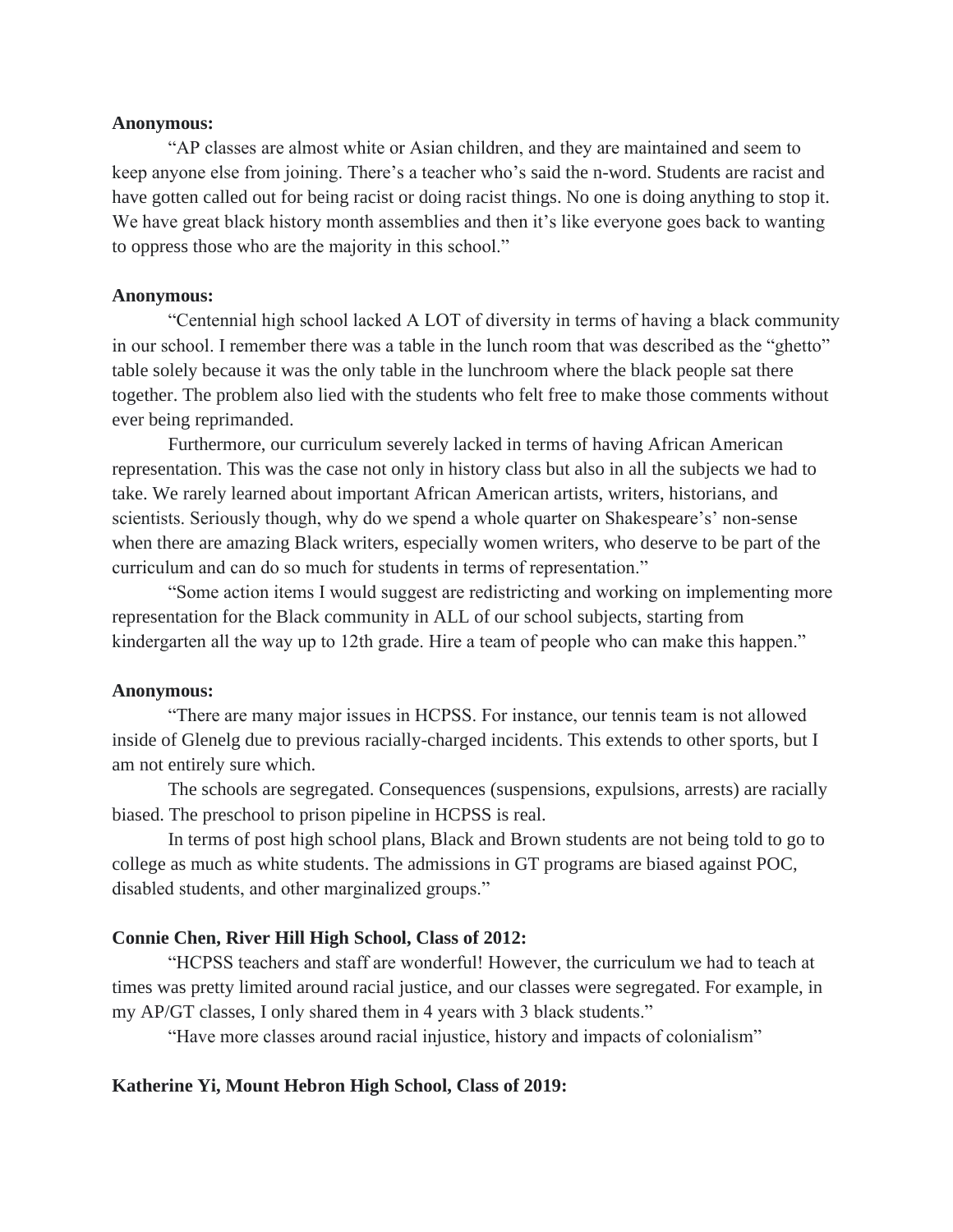**Anonymous:**

"AP classes are almost white or Asian children, and they are maintained and seem to keep anyone else from joining. There's a teacher who's said the n-word. Students are racist and have gotten called out for being racist or doing racist things. No one is doing anything to stop it. We have great black history month assemblies and then it's like everyone goes back to wanting to oppress those who are the majority in this school."

**Anonymous:**

"Centennial high school lacked A LOT of diversity in terms of having a black community in our school. I remember there was a table in the lunch room that was described as the "ghetto" table solely because it was the only table in the lunchroom where the black people sat there together. The problem also lied with the students who felt free to make those comments without ever being reprimanded.

Furthermore, our curriculum severely lacked in terms of having African American representation. This was the case not only in history class but also in all the subjects we had to take. We rarely learned about important African American artists, writers, historians, and scientists. Seriously though, why do we spend a whole quarter on Shakespeare's' non-sense when there are amazing Black writers, especially women writers, who deserve to be part of the curriculum and can do so much for students in terms of representation."

"Some action items I would suggest are redistricting and working on implementing more representation for the Black community in ALL of our school subjects, starting from kindergarten all the way up to 12th grade. Hire a team of people who can make this happen."

**Anonymous:**

"There are many major issues in HCPSS. For instance, our tennis team is not allowed inside of Glenelg due to previous racially-charged incidents. This extends to other sports, but I am not entirely sure which.

The schools are segregated. Consequences (suspensions, expulsions, arrests) are racially biased. The preschool to prison pipeline in HCPSS is real.

In terms of post high school plans, Black and Brown students are not being told to go to college as much as white students. The admissions in GT programs are biased against POC, disabled students, and other marginalized groups."

**Connie Chen, River Hill High School, Class of 2012:**

"HCPSS teachers and staff are wonderful! However, the curriculum we had to teach at times was pretty limited around racial justice, and our classes were segregated. For example, in my AP/GT classes, I only shared them in 4 years with 3 black students."

"Have more classes around racial injustice, history and impacts of colonialism"

**Katherine Yi, Mount Hebron High School, Class of 2019:**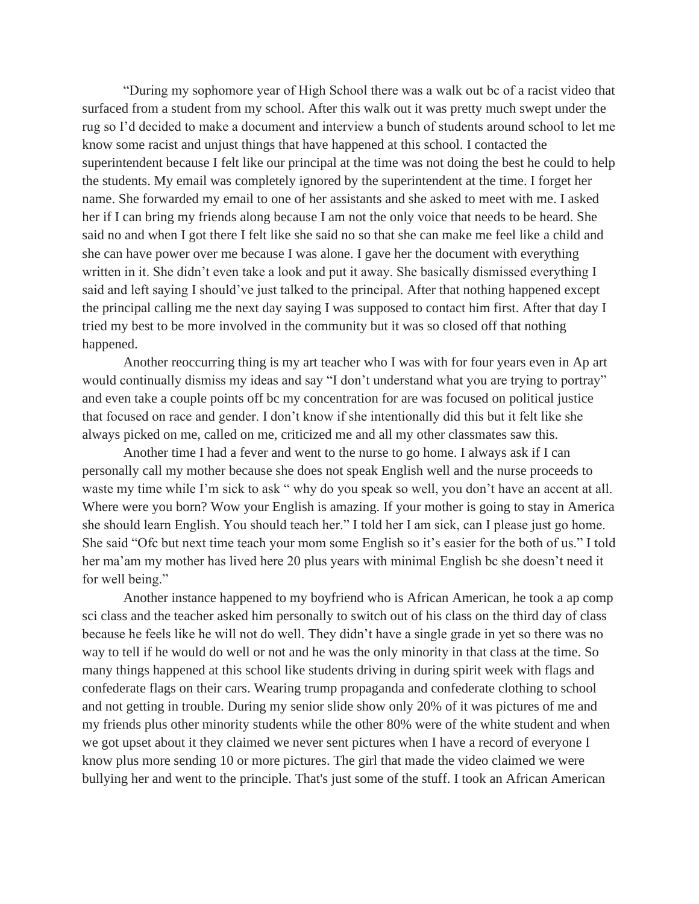"During my sophomore year of High School there was a walk out bc of a racist video that surfaced from a student from my school. After this walk out it was pretty much swept under the rug so I'd decided to make a document and interview a bunch of students around school to let me know some racist and unjust things that have happened at this school. I contacted the superintendent because I felt like our principal at the time was not doing the best he could to help the students. My email was completely ignored by the superintendent at the time. I forget her name. She forwarded my email to one of her assistants and she asked to meet with me. I asked her if I can bring my friends along because I am not the only voice that needs to be heard. She said no and when I got there I felt like she said no so that she can make me feel like a child and she can have power over me because I was alone. I gave her the document with everything written in it. She didn't even take a look and put it away. She basically dismissed everything I said and left saying I should've just talked to the principal. After that nothing happened except the principal calling me the next day saying I was supposed to contact him first. After that day I tried my best to be more involved in the community but it was so closed off that nothing happened.

Another reoccurring thing is my art teacher who I was with for four years even in Ap art would continually dismiss my ideas and say "I don't understand what you are trying to portray" and even take a couple points off bc my concentration for are was focused on political justice that focused on race and gender. I don't know if she intentionally did this but it felt like she always picked on me, called on me, criticized me and all my other classmates saw this.

Another time I had a fever and went to the nurse to go home. I always ask if I can personally call my mother because she does not speak English well and the nurse proceeds to waste my time while I'm sick to ask " why do you speak so well, you don't have an accent at all. Where were you born? Wow your English is amazing. If your mother is going to stay in America she should learn English. You should teach her." I told her I am sick, can I please just go home. She said "Ofc but next time teach your mom some English so it's easier for the both of us." I told her ma'am my mother has lived here 20 plus years with minimal English bc she doesn't need it for well being."

Another instance happened to my boyfriend who is African American, he took a ap comp sci class and the teacher asked him personally to switch out of his class on the third day of class because he feels like he will not do well. They didn't have a single grade in yet so there was no way to tell if he would do well or not and he was the only minority in that class at the time. So many things happened at this school like students driving in during spirit week with flags and confederate flags on their cars. Wearing trump propaganda and confederate clothing to school and not getting in trouble. During my senior slide show only 20% of it was pictures of me and my friends plus other minority students while the other 80% were of the white student and when we got upset about it they claimed we never sent pictures when I have a record of everyone I know plus more sending 10 or more pictures. The girl that made the video claimed we were bullying her and went to the principle. That's just some of the stuff. I took an African American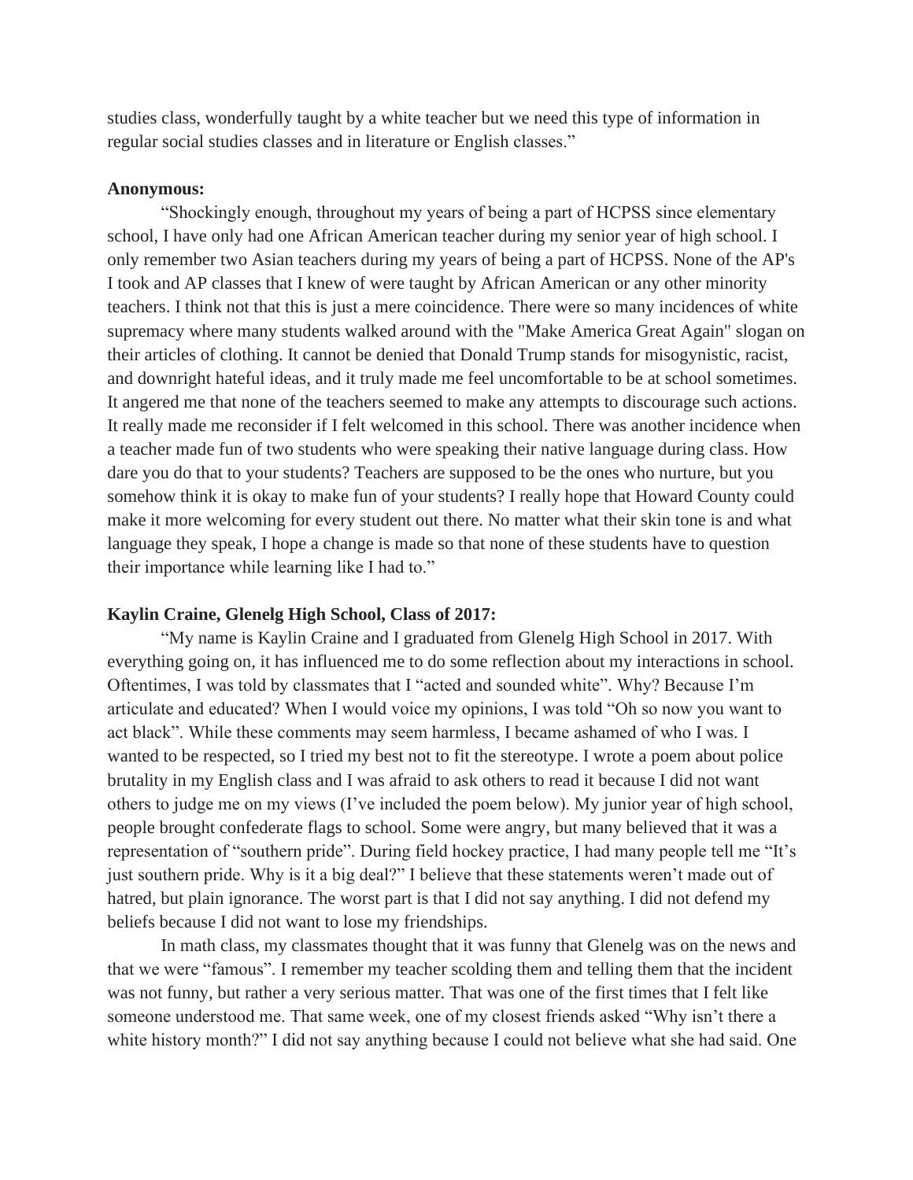studies class, wonderfully taught by a white teacher but we need this type of information in regular social studies classes and in literature or English classes."

**Anonymous:**

"Shockingly enough, throughout my years of being a part of HCPSS since elementary school, I have only had one African American teacher during my senior year of high school. I only remember two Asian teachers during my years of being a part of HCPSS. None of the AP's I took and AP classes that I knew of were taught by African American or any other minority teachers. I think not that this is just a mere coincidence. There were so many incidences of white supremacy where many students walked around with the "Make America Great Again" slogan on their articles of clothing. It cannot be denied that Donald Trump stands for misogynistic, racist, and downright hateful ideas, and it truly made me feel uncomfortable to be at school sometimes. It angered me that none of the teachers seemed to make any attempts to discourage such actions. It really made me reconsider if I felt welcomed in this school. There was another incidence when a teacher made fun of two students who were speaking their native language during class. How dare you do that to your students? Teachers are supposed to be the ones who nurture, but you somehow think it is okay to make fun of your students? I really hope that Howard County could make it more welcoming for every student out there. No matter what their skin tone is and what language they speak, I hope a change is made so that none of these students have to question their importance while learning like I had to."

**Kaylin Craine, Glenelg High School, Class of 2017:**

"My name is Kaylin Craine and I graduated from Glenelg High School in 2017. With everything going on, it has influenced me to do some reflection about my interactions in school. Oftentimes, I was told by classmates that I "acted and sounded white". Why? Because I'm articulate and educated? When I would voice my opinions, I was told "Oh so now you want to act black". While these comments may seem harmless, I became ashamed of who I was. I wanted to be respected, so I tried my best not to fit the stereotype. I wrote a poem about police brutality in my English class and I was afraid to ask others to read it because I did not want others to judge me on my views (I've included the poem below). My junior year of high school, people brought confederate flags to school. Some were angry, but many believed that it was a representation of "southern pride". During field hockey practice, I had many people tell me "It's just southern pride. Why is it a big deal?" I believe that these statements weren't made out of hatred, but plain ignorance. The worst part is that I did not say anything. I did not defend my beliefs because I did not want to lose my friendships.

In math class, my classmates thought that it was funny that Glenelg was on the news and that we were "famous". I remember my teacher scolding them and telling them that the incident was not funny, but rather a very serious matter. That was one of the first times that I felt like someone understood me. That same week, one of my closest friends asked "Why isn't there a white history month?" I did not say anything because I could not believe what she had said. One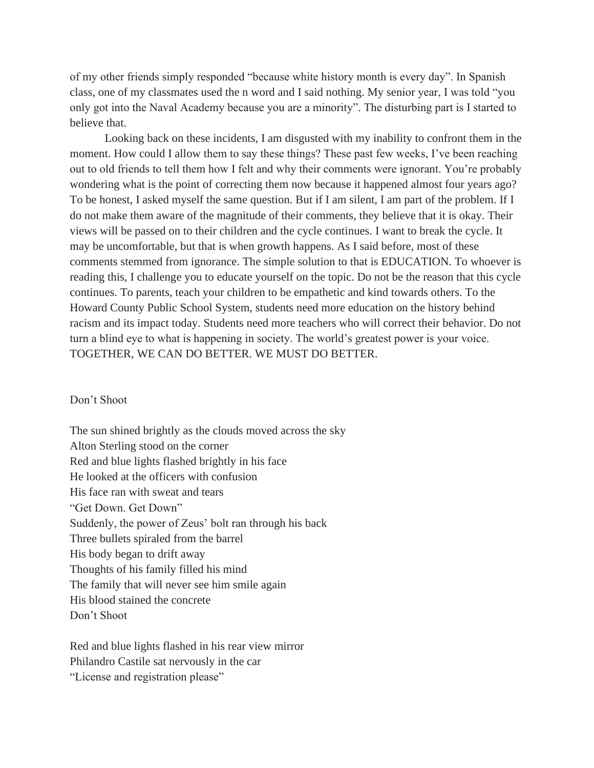of my other friends simply responded "because white history month is every day". In Spanish class, one of my classmates used the n word and I said nothing. My senior year, I was told "you only got into the Naval Academy because you are a minority". The disturbing part is I started to believe that.

Looking back on these incidents, I am disgusted with my inability to confront them in the moment. How could I allow them to say these things? These past few weeks, I've been reaching out to old friends to tell them how I felt and why their comments were ignorant. You're probably wondering what is the point of correcting them now because it happened almost four years ago? To be honest, I asked myself the same question. But if I am silent, I am part of the problem. If I do not make them aware of the magnitude of their comments, they believe that it is okay. Their views will be passed on to their children and the cycle continues. I want to break the cycle. It may be uncomfortable, but that is when growth happens. As I said before, most of these comments stemmed from ignorance. The simple solution to that is EDUCATION. To whoever is reading this, I challenge you to educate yourself on the topic. Do not be the reason that this cycle continues. To parents, teach your children to be empathetic and kind towards others. To the Howard County Public School System, students need more education on the history behind racism and its impact today. Students need more teachers who will correct their behavior. Do not turn a blind eye to what is happening in society. The world's greatest power is your voice. TOGETHER, WE CAN DO BETTER. WE MUST DO BETTER.

Don't Shoot

The sun shined brightly as the clouds moved across the sky
Alton Sterling stood on the corner
Red and blue lights flashed brightly in his face
He looked at the officers with confusion
His face ran with sweat and tears
"Get Down. Get Down"
Suddenly, the power of Zeus' bolt ran through his back
Three bullets spiraled from the barrel
His body began to drift away
Thoughts of his family filled his mind
The family that will never see him smile again
His blood stained the concrete
Don't Shoot

Red and blue lights flashed in his rear view mirror
Philandro Castile sat nervously in the car
"License and registration please"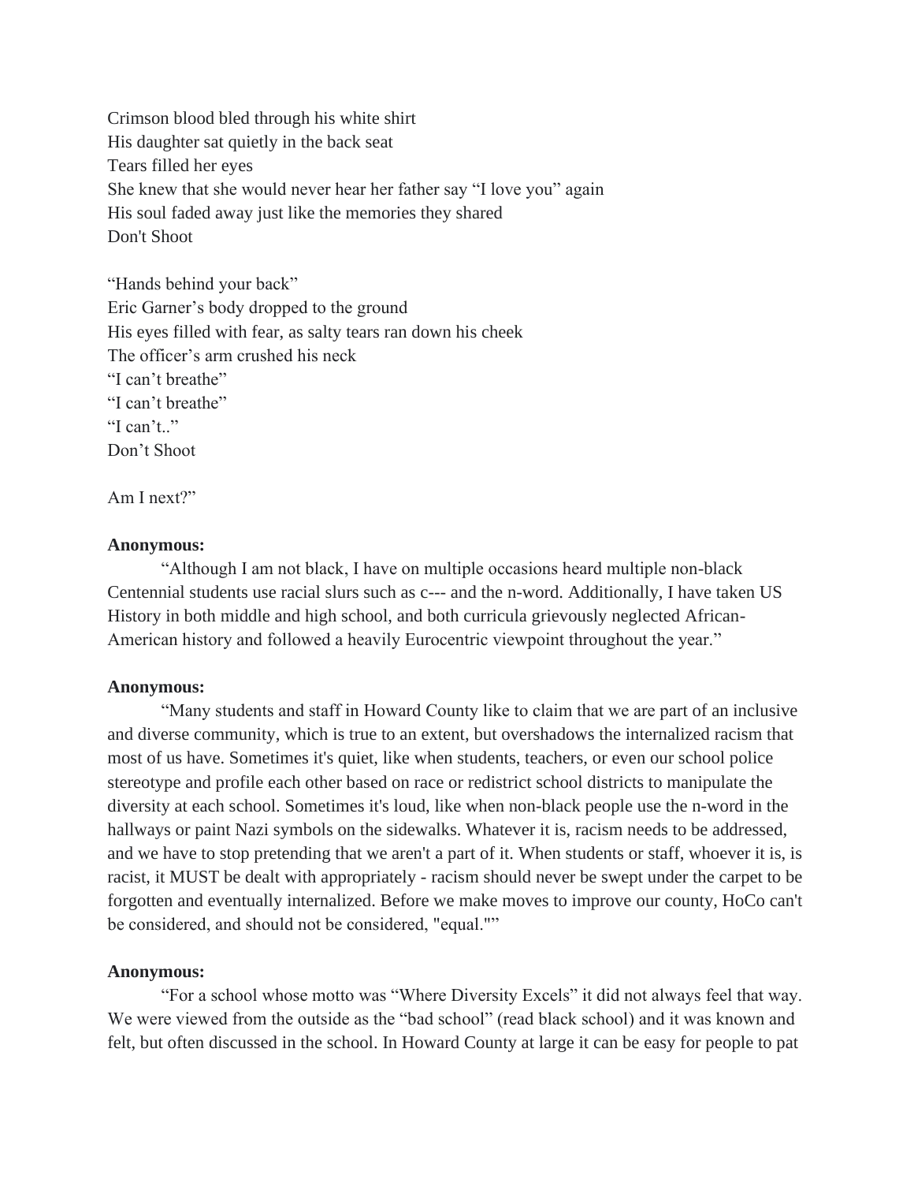Crimson blood bled through his white shirt
His daughter sat quietly in the back seat
Tears filled her eyes
She knew that she would never hear her father say "I love you" again
His soul faded away just like the memories they shared
Don't Shoot

"Hands behind your back"
Eric Garner's body dropped to the ground
His eyes filled with fear, as salty tears ran down his cheek
The officer's arm crushed his neck
"I can't breathe"
"I can't breathe"
"I can't.."
Don't Shoot

Am I next?"

**Anonymous:**

"Although I am not black, I have on multiple occasions heard multiple non-black Centennial students use racial slurs such as c--- and the n-word. Additionally, I have taken US History in both middle and high school, and both curricula grievously neglected African-American history and followed a heavily Eurocentric viewpoint throughout the year."

**Anonymous:**

"Many students and staff in Howard County like to claim that we are part of an inclusive and diverse community, which is true to an extent, but overshadows the internalized racism that most of us have. Sometimes it's quiet, like when students, teachers, or even our school police stereotype and profile each other based on race or redistrict school districts to manipulate the diversity at each school. Sometimes it's loud, like when non-black people use the n-word in the hallways or paint Nazi symbols on the sidewalks. Whatever it is, racism needs to be addressed, and we have to stop pretending that we aren't a part of it. When students or staff, whoever it is, is racist, it MUST be dealt with appropriately - racism should never be swept under the carpet to be forgotten and eventually internalized. Before we make moves to improve our county, HoCo can't be considered, and should not be considered, "equal.""

**Anonymous:**

"For a school whose motto was "Where Diversity Excels" it did not always feel that way. We were viewed from the outside as the "bad school" (read black school) and it was known and felt, but often discussed in the school. In Howard County at large it can be easy for people to pat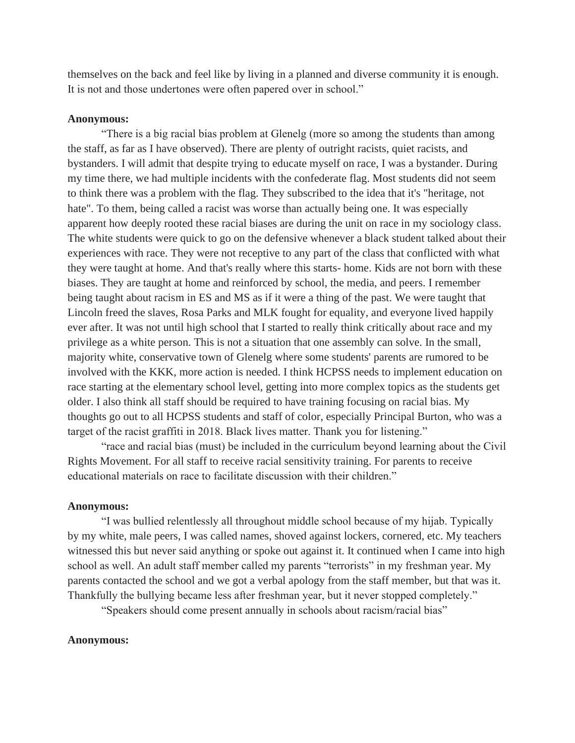themselves on the back and feel like by living in a planned and diverse community it is enough. It is not and those undertones were often papered over in school."

**Anonymous:**

"There is a big racial bias problem at Glenelg (more so among the students than among the staff, as far as I have observed). There are plenty of outright racists, quiet racists, and bystanders. I will admit that despite trying to educate myself on race, I was a bystander. During my time there, we had multiple incidents with the confederate flag. Most students did not seem to think there was a problem with the flag. They subscribed to the idea that it's "heritage, not hate". To them, being called a racist was worse than actually being one. It was especially apparent how deeply rooted these racial biases are during the unit on race in my sociology class. The white students were quick to go on the defensive whenever a black student talked about their experiences with race. They were not receptive to any part of the class that conflicted with what they were taught at home. And that's really where this starts- home. Kids are not born with these biases. They are taught at home and reinforced by school, the media, and peers. I remember being taught about racism in ES and MS as if it were a thing of the past. We were taught that Lincoln freed the slaves, Rosa Parks and MLK fought for equality, and everyone lived happily ever after. It was not until high school that I started to really think critically about race and my privilege as a white person. This is not a situation that one assembly can solve. In the small, majority white, conservative town of Glenelg where some students' parents are rumored to be involved with the KKK, more action is needed. I think HCPSS needs to implement education on race starting at the elementary school level, getting into more complex topics as the students get older. I also think all staff should be required to have training focusing on racial bias. My thoughts go out to all HCPSS students and staff of color, especially Principal Burton, who was a target of the racist graffiti in 2018. Black lives matter. Thank you for listening."

"race and racial bias (must) be included in the curriculum beyond learning about the Civil Rights Movement. For all staff to receive racial sensitivity training. For parents to receive educational materials on race to facilitate discussion with their children."

**Anonymous:**

"I was bullied relentlessly all throughout middle school because of my hijab. Typically by my white, male peers, I was called names, shoved against lockers, cornered, etc. My teachers witnessed this but never said anything or spoke out against it. It continued when I came into high school as well. An adult staff member called my parents "terrorists" in my freshman year. My parents contacted the school and we got a verbal apology from the staff member, but that was it. Thankfully the bullying became less after freshman year, but it never stopped completely."

"Speakers should come present annually in schools about racism/racial bias"

**Anonymous:**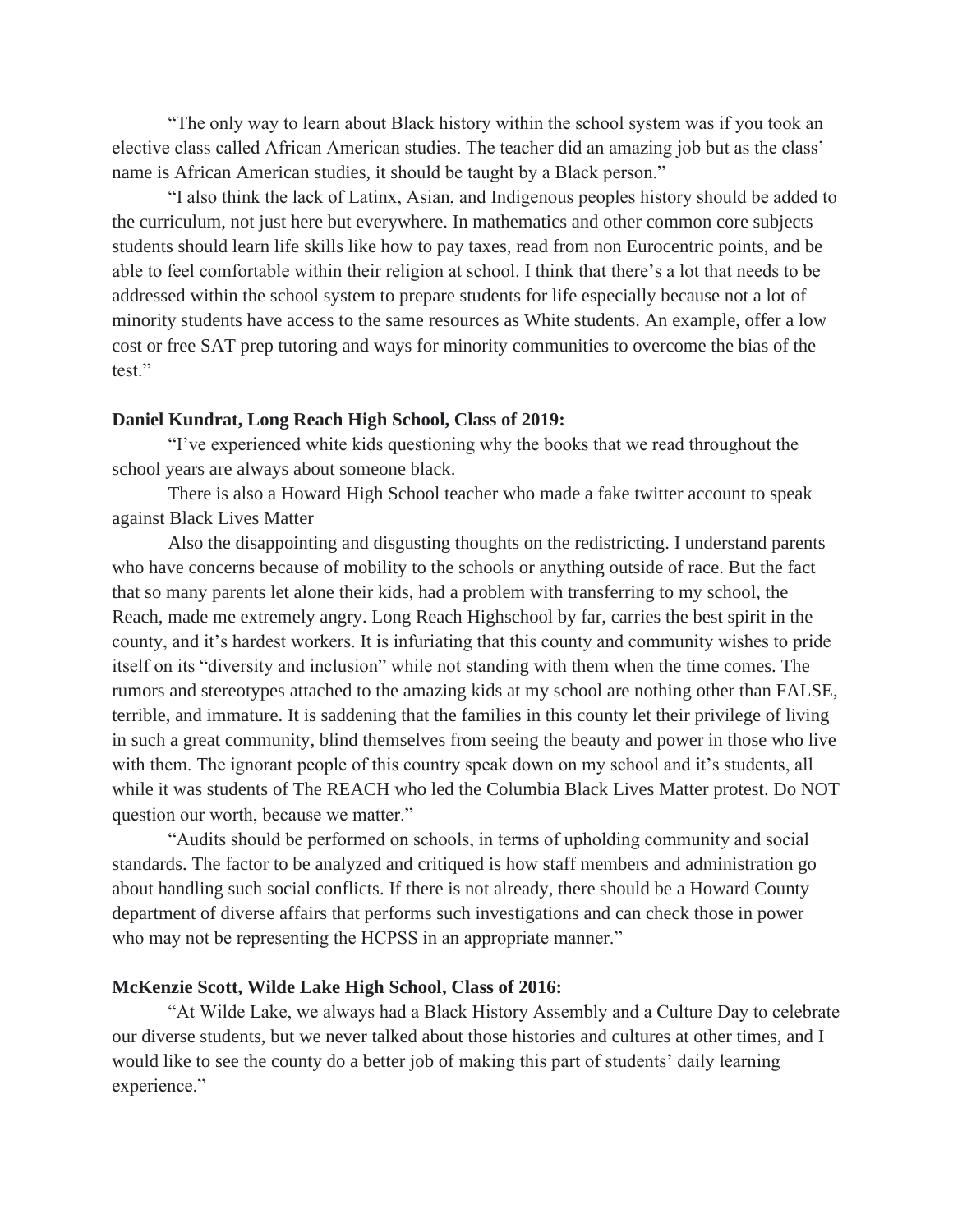"The only way to learn about Black history within the school system was if you took an elective class called African American studies. The teacher did an amazing job but as the class' name is African American studies, it should be taught by a Black person."

"I also think the lack of Latinx, Asian, and Indigenous peoples history should be added to the curriculum, not just here but everywhere. In mathematics and other common core subjects students should learn life skills like how to pay taxes, read from non Eurocentric points, and be able to feel comfortable within their religion at school. I think that there's a lot that needs to be addressed within the school system to prepare students for life especially because not a lot of minority students have access to the same resources as White students. An example, offer a low cost or free SAT prep tutoring and ways for minority communities to overcome the bias of the test."

**Daniel Kundrat, Long Reach High School, Class of 2019:**

"I've experienced white kids questioning why the books that we read throughout the school years are always about someone black.

There is also a Howard High School teacher who made a fake twitter account to speak against Black Lives Matter

Also the disappointing and disgusting thoughts on the redistricting. I understand parents who have concerns because of mobility to the schools or anything outside of race. But the fact that so many parents let alone their kids, had a problem with transferring to my school, the Reach, made me extremely angry. Long Reach Highschool by far, carries the best spirit in the county, and it's hardest workers. It is infuriating that this county and community wishes to pride itself on its "diversity and inclusion" while not standing with them when the time comes. The rumors and stereotypes attached to the amazing kids at my school are nothing other than FALSE, terrible, and immature. It is saddening that the families in this county let their privilege of living in such a great community, blind themselves from seeing the beauty and power in those who live with them. The ignorant people of this country speak down on my school and it's students, all while it was students of The REACH who led the Columbia Black Lives Matter protest. Do NOT question our worth, because we matter."

"Audits should be performed on schools, in terms of upholding community and social standards. The factor to be analyzed and critiqued is how staff members and administration go about handling such social conflicts. If there is not already, there should be a Howard County department of diverse affairs that performs such investigations and can check those in power who may not be representing the HCPSS in an appropriate manner."

**McKenzie Scott, Wilde Lake High School, Class of 2016:**

"At Wilde Lake, we always had a Black History Assembly and a Culture Day to celebrate our diverse students, but we never talked about those histories and cultures at other times, and I would like to see the county do a better job of making this part of students' daily learning experience."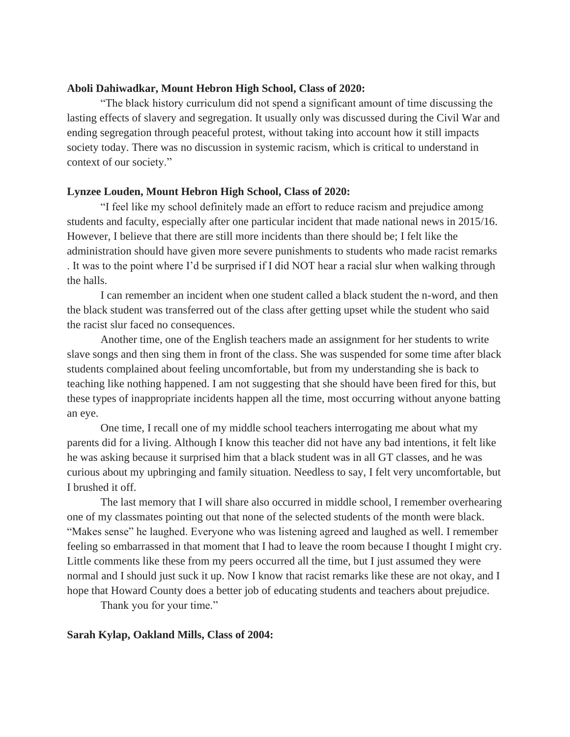**Aboli Dahiwadkar, Mount Hebron High School, Class of 2020:**

"The black history curriculum did not spend a significant amount of time discussing the lasting effects of slavery and segregation. It usually only was discussed during the Civil War and ending segregation through peaceful protest, without taking into account how it still impacts society today. There was no discussion in systemic racism, which is critical to understand in context of our society."

**Lynzee Louden, Mount Hebron High School, Class of 2020:**

"I feel like my school definitely made an effort to reduce racism and prejudice among students and faculty, especially after one particular incident that made national news in 2015/16. However, I believe that there are still more incidents than there should be; I felt like the administration should have given more severe punishments to students who made racist remarks . It was to the point where I'd be surprised if I did NOT hear a racial slur when walking through the halls.

I can remember an incident when one student called a black student the n-word, and then the black student was transferred out of the class after getting upset while the student who said the racist slur faced no consequences.

Another time, one of the English teachers made an assignment for her students to write slave songs and then sing them in front of the class. She was suspended for some time after black students complained about feeling uncomfortable, but from my understanding she is back to teaching like nothing happened. I am not suggesting that she should have been fired for this, but these types of inappropriate incidents happen all the time, most occurring without anyone batting an eye.

One time, I recall one of my middle school teachers interrogating me about what my parents did for a living. Although I know this teacher did not have any bad intentions, it felt like he was asking because it surprised him that a black student was in all GT classes, and he was curious about my upbringing and family situation. Needless to say, I felt very uncomfortable, but I brushed it off.

The last memory that I will share also occurred in middle school, I remember overhearing one of my classmates pointing out that none of the selected students of the month were black. "Makes sense" he laughed. Everyone who was listening agreed and laughed as well. I remember feeling so embarrassed in that moment that I had to leave the room because I thought I might cry. Little comments like these from my peers occurred all the time, but I just assumed they were normal and I should just suck it up. Now I know that racist remarks like these are not okay, and I hope that Howard County does a better job of educating students and teachers about prejudice.

Thank you for your time."

**Sarah Kylap, Oakland Mills, Class of 2004:**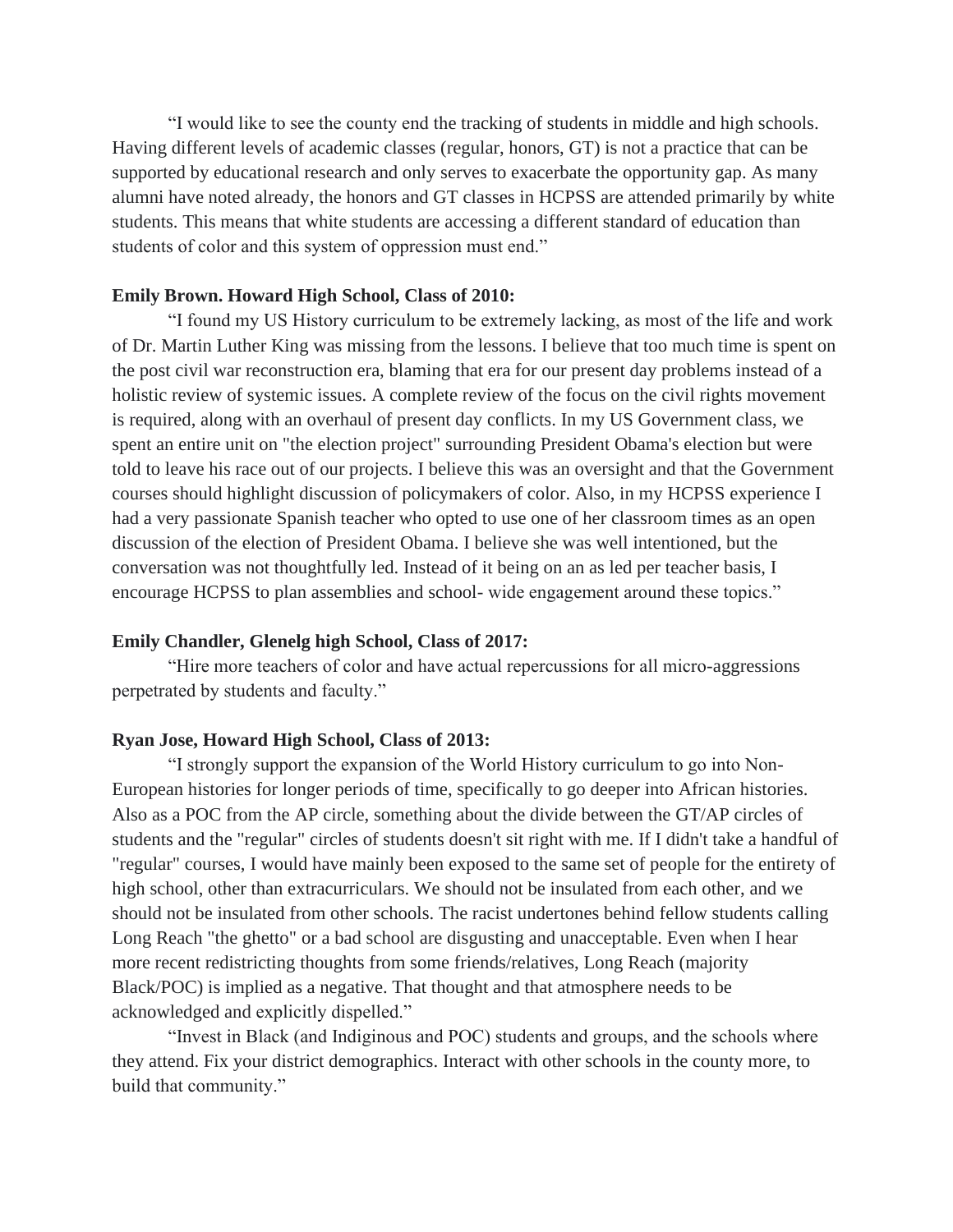"I would like to see the county end the tracking of students in middle and high schools. Having different levels of academic classes (regular, honors, GT) is not a practice that can be supported by educational research and only serves to exacerbate the opportunity gap. As many alumni have noted already, the honors and GT classes in HCPSS are attended primarily by white students. This means that white students are accessing a different standard of education than students of color and this system of oppression must end."

**Emily Brown. Howard High School, Class of 2010:**

"I found my US History curriculum to be extremely lacking, as most of the life and work of Dr. Martin Luther King was missing from the lessons. I believe that too much time is spent on the post civil war reconstruction era, blaming that era for our present day problems instead of a holistic review of systemic issues. A complete review of the focus on the civil rights movement is required, along with an overhaul of present day conflicts. In my US Government class, we spent an entire unit on "the election project" surrounding President Obama's election but were told to leave his race out of our projects. I believe this was an oversight and that the Government courses should highlight discussion of policymakers of color. Also, in my HCPSS experience I had a very passionate Spanish teacher who opted to use one of her classroom times as an open discussion of the election of President Obama. I believe she was well intentioned, but the conversation was not thoughtfully led. Instead of it being on an as led per teacher basis, I encourage HCPSS to plan assemblies and school- wide engagement around these topics."

**Emily Chandler, Glenelg high School, Class of 2017:**

"Hire more teachers of color and have actual repercussions for all micro-aggressions perpetrated by students and faculty."

**Ryan Jose, Howard High School, Class of 2013:**

"I strongly support the expansion of the World History curriculum to go into Non-European histories for longer periods of time, specifically to go deeper into African histories. Also as a POC from the AP circle, something about the divide between the GT/AP circles of students and the "regular" circles of students doesn't sit right with me. If I didn't take a handful of "regular" courses, I would have mainly been exposed to the same set of people for the entirety of high school, other than extracurriculars. We should not be insulated from each other, and we should not be insulated from other schools. The racist undertones behind fellow students calling Long Reach "the ghetto" or a bad school are disgusting and unacceptable. Even when I hear more recent redistricting thoughts from some friends/relatives, Long Reach (majority Black/POC) is implied as a negative. That thought and that atmosphere needs to be acknowledged and explicitly dispelled."

"Invest in Black (and Indiginous and POC) students and groups, and the schools where they attend. Fix your district demographics. Interact with other schools in the county more, to build that community."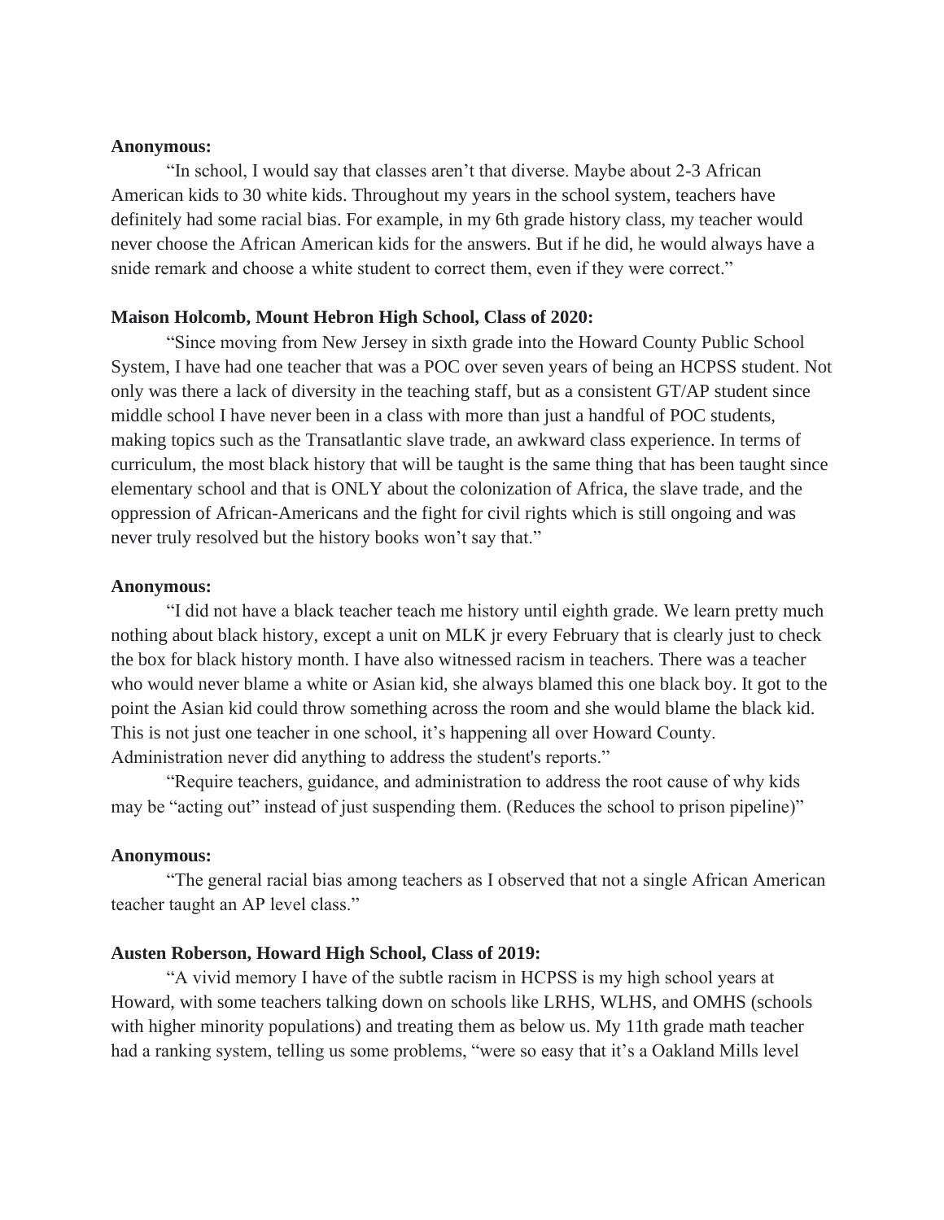**Anonymous:**

"In school, I would say that classes aren't that diverse. Maybe about 2-3 African American kids to 30 white kids. Throughout my years in the school system, teachers have definitely had some racial bias. For example, in my 6th grade history class, my teacher would never choose the African American kids for the answers. But if he did, he would always have a snide remark and choose a white student to correct them, even if they were correct."

**Maison Holcomb, Mount Hebron High School, Class of 2020:**

"Since moving from New Jersey in sixth grade into the Howard County Public School System, I have had one teacher that was a POC over seven years of being an HCPSS student. Not only was there a lack of diversity in the teaching staff, but as a consistent GT/AP student since middle school I have never been in a class with more than just a handful of POC students, making topics such as the Transatlantic slave trade, an awkward class experience. In terms of curriculum, the most black history that will be taught is the same thing that has been taught since elementary school and that is ONLY about the colonization of Africa, the slave trade, and the oppression of African-Americans and the fight for civil rights which is still ongoing and was never truly resolved but the history books won't say that."

**Anonymous:**

"I did not have a black teacher teach me history until eighth grade. We learn pretty much nothing about black history, except a unit on MLK jr every February that is clearly just to check the box for black history month. I have also witnessed racism in teachers. There was a teacher who would never blame a white or Asian kid, she always blamed this one black boy. It got to the point the Asian kid could throw something across the room and she would blame the black kid. This is not just one teacher in one school, it's happening all over Howard County. Administration never did anything to address the student's reports."

"Require teachers, guidance, and administration to address the root cause of why kids may be "acting out" instead of just suspending them. (Reduces the school to prison pipeline)"

**Anonymous:**

"The general racial bias among teachers as I observed that not a single African American teacher taught an AP level class."

**Austen Roberson, Howard High School, Class of 2019:**

"A vivid memory I have of the subtle racism in HCPSS is my high school years at Howard, with some teachers talking down on schools like LRHS, WLHS, and OMHS (schools with higher minority populations) and treating them as below us. My 11th grade math teacher had a ranking system, telling us some problems, "were so easy that it's a Oakland Mills level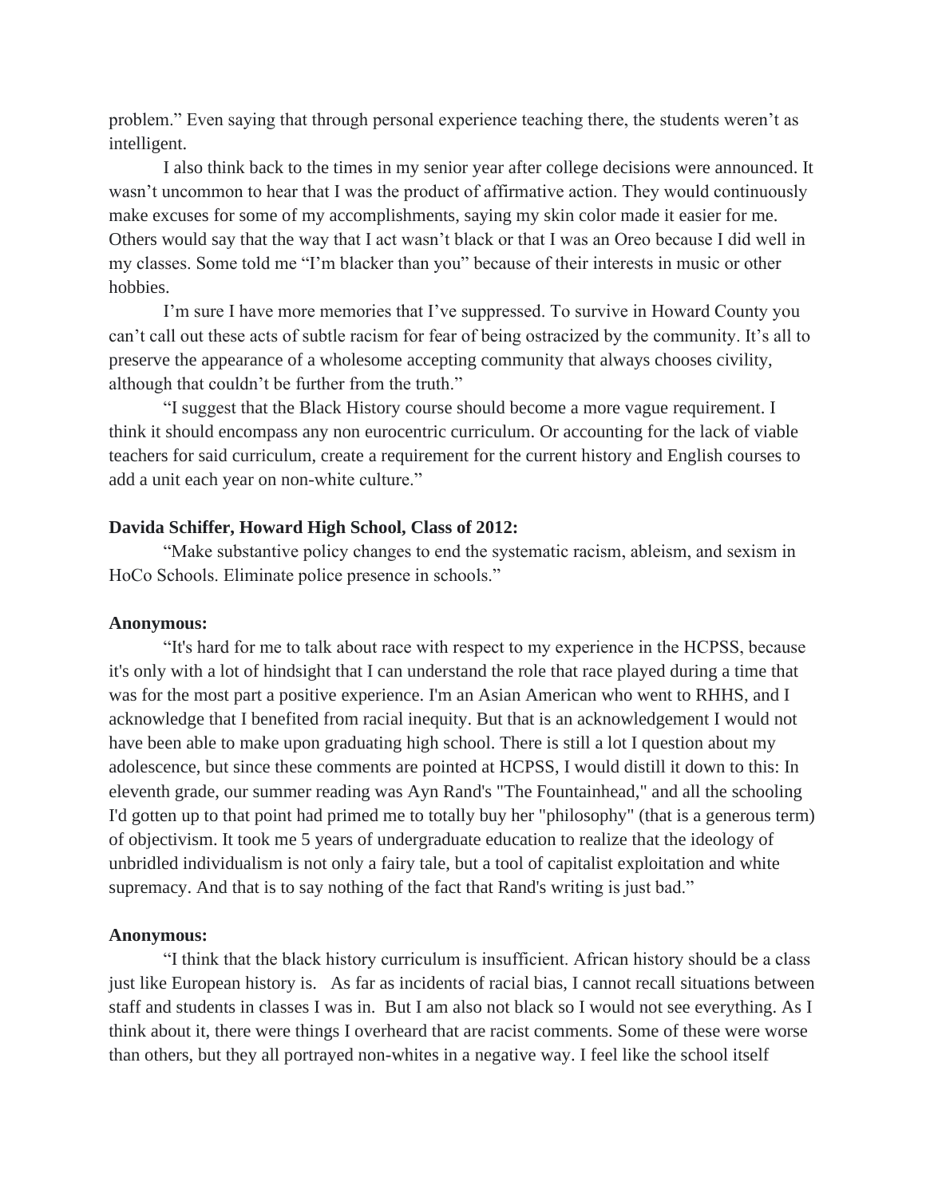problem." Even saying that through personal experience teaching there, the students weren't as intelligent.

I also think back to the times in my senior year after college decisions were announced. It wasn't uncommon to hear that I was the product of affirmative action. They would continuously make excuses for some of my accomplishments, saying my skin color made it easier for me. Others would say that the way that I act wasn't black or that I was an Oreo because I did well in my classes. Some told me "I'm blacker than you" because of their interests in music or other hobbies.

I'm sure I have more memories that I've suppressed. To survive in Howard County you can't call out these acts of subtle racism for fear of being ostracized by the community. It's all to preserve the appearance of a wholesome accepting community that always chooses civility, although that couldn't be further from the truth."

"I suggest that the Black History course should become a more vague requirement. I think it should encompass any non eurocentric curriculum. Or accounting for the lack of viable teachers for said curriculum, create a requirement for the current history and English courses to add a unit each year on non-white culture."

**Davida Schiffer, Howard High School, Class of 2012:**

"Make substantive policy changes to end the systematic racism, ableism, and sexism in HoCo Schools. Eliminate police presence in schools."

**Anonymous:**

"It's hard for me to talk about race with respect to my experience in the HCPSS, because it's only with a lot of hindsight that I can understand the role that race played during a time that was for the most part a positive experience. I'm an Asian American who went to RHHS, and I acknowledge that I benefited from racial inequity. But that is an acknowledgement I would not have been able to make upon graduating high school. There is still a lot I question about my adolescence, but since these comments are pointed at HCPSS, I would distill it down to this: In eleventh grade, our summer reading was Ayn Rand's "The Fountainhead," and all the schooling I'd gotten up to that point had primed me to totally buy her "philosophy" (that is a generous term) of objectivism. It took me 5 years of undergraduate education to realize that the ideology of unbridled individualism is not only a fairy tale, but a tool of capitalist exploitation and white supremacy. And that is to say nothing of the fact that Rand's writing is just bad."

**Anonymous:**

"I think that the black history curriculum is insufficient. African history should be a class just like European history is. As far as incidents of racial bias, I cannot recall situations between staff and students in classes I was in. But I am also not black so I would not see everything. As I think about it, there were things I overheard that are racist comments. Some of these were worse than others, but they all portrayed non-whites in a negative way. I feel like the school itself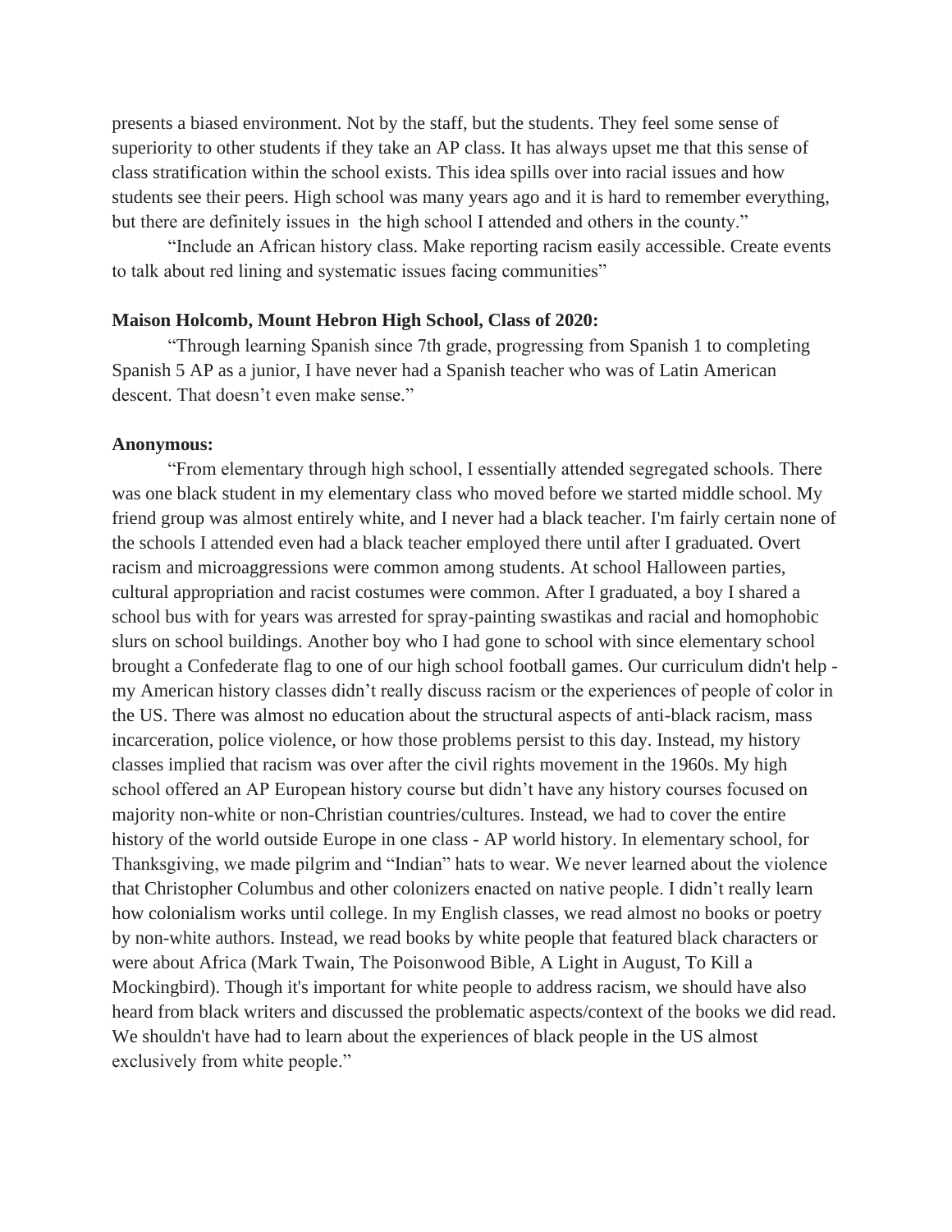presents a biased environment. Not by the staff, but the students. They feel some sense of superiority to other students if they take an AP class. It has always upset me that this sense of class stratification within the school exists. This idea spills over into racial issues and how students see their peers. High school was many years ago and it is hard to remember everything, but there are definitely issues in the high school I attended and others in the county."

"Include an African history class. Make reporting racism easily accessible. Create events to talk about red lining and systematic issues facing communities"

**Maison Holcomb, Mount Hebron High School, Class of 2020:**

"Through learning Spanish since 7th grade, progressing from Spanish 1 to completing Spanish 5 AP as a junior, I have never had a Spanish teacher who was of Latin American descent. That doesn't even make sense."

**Anonymous:**

"From elementary through high school, I essentially attended segregated schools. There was one black student in my elementary class who moved before we started middle school. My friend group was almost entirely white, and I never had a black teacher. I'm fairly certain none of the schools I attended even had a black teacher employed there until after I graduated. Overt racism and microaggressions were common among students. At school Halloween parties, cultural appropriation and racist costumes were common. After I graduated, a boy I shared a school bus with for years was arrested for spray-painting swastikas and racial and homophobic slurs on school buildings. Another boy who I had gone to school with since elementary school brought a Confederate flag to one of our high school football games. Our curriculum didn't help - my American history classes didn't really discuss racism or the experiences of people of color in the US. There was almost no education about the structural aspects of anti-black racism, mass incarceration, police violence, or how those problems persist to this day. Instead, my history classes implied that racism was over after the civil rights movement in the 1960s. My high school offered an AP European history course but didn't have any history courses focused on majority non-white or non-Christian countries/cultures. Instead, we had to cover the entire history of the world outside Europe in one class - AP world history. In elementary school, for Thanksgiving, we made pilgrim and "Indian" hats to wear. We never learned about the violence that Christopher Columbus and other colonizers enacted on native people. I didn't really learn how colonialism works until college. In my English classes, we read almost no books or poetry by non-white authors. Instead, we read books by white people that featured black characters or were about Africa (Mark Twain, The Poisonwood Bible, A Light in August, To Kill a Mockingbird). Though it's important for white people to address racism, we should have also heard from black writers and discussed the problematic aspects/context of the books we did read. We shouldn't have had to learn about the experiences of black people in the US almost exclusively from white people."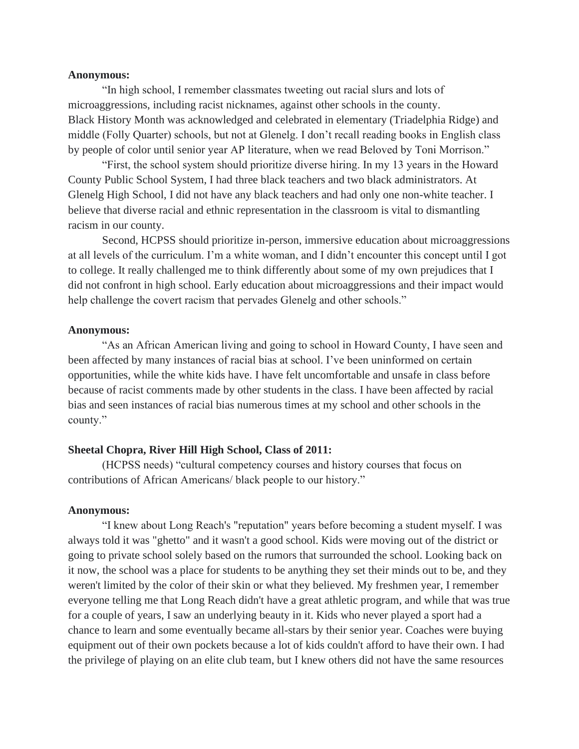**Anonymous:**

"In high school, I remember classmates tweeting out racial slurs and lots of microaggressions, including racist nicknames, against other schools in the county. Black History Month was acknowledged and celebrated in elementary (Triadelphia Ridge) and middle (Folly Quarter) schools, but not at Glenelg. I don't recall reading books in English class by people of color until senior year AP literature, when we read Beloved by Toni Morrison."

"First, the school system should prioritize diverse hiring. In my 13 years in the Howard County Public School System, I had three black teachers and two black administrators. At Glenelg High School, I did not have any black teachers and had only one non-white teacher. I believe that diverse racial and ethnic representation in the classroom is vital to dismantling racism in our county.

Second, HCPSS should prioritize in-person, immersive education about microaggressions at all levels of the curriculum. I'm a white woman, and I didn't encounter this concept until I got to college. It really challenged me to think differently about some of my own prejudices that I did not confront in high school. Early education about microaggressions and their impact would help challenge the covert racism that pervades Glenelg and other schools."

**Anonymous:**

"As an African American living and going to school in Howard County, I have seen and been affected by many instances of racial bias at school. I've been uninformed on certain opportunities, while the white kids have. I have felt uncomfortable and unsafe in class before because of racist comments made by other students in the class. I have been affected by racial bias and seen instances of racial bias numerous times at my school and other schools in the county."

**Sheetal Chopra, River Hill High School, Class of 2011:**

(HCPSS needs) "cultural competency courses and history courses that focus on contributions of African Americans/ black people to our history."

**Anonymous:**

"I knew about Long Reach's "reputation" years before becoming a student myself. I was always told it was "ghetto" and it wasn't a good school. Kids were moving out of the district or going to private school solely based on the rumors that surrounded the school. Looking back on it now, the school was a place for students to be anything they set their minds out to be, and they weren't limited by the color of their skin or what they believed. My freshmen year, I remember everyone telling me that Long Reach didn't have a great athletic program, and while that was true for a couple of years, I saw an underlying beauty in it. Kids who never played a sport had a chance to learn and some eventually became all-stars by their senior year. Coaches were buying equipment out of their own pockets because a lot of kids couldn't afford to have their own. I had the privilege of playing on an elite club team, but I knew others did not have the same resources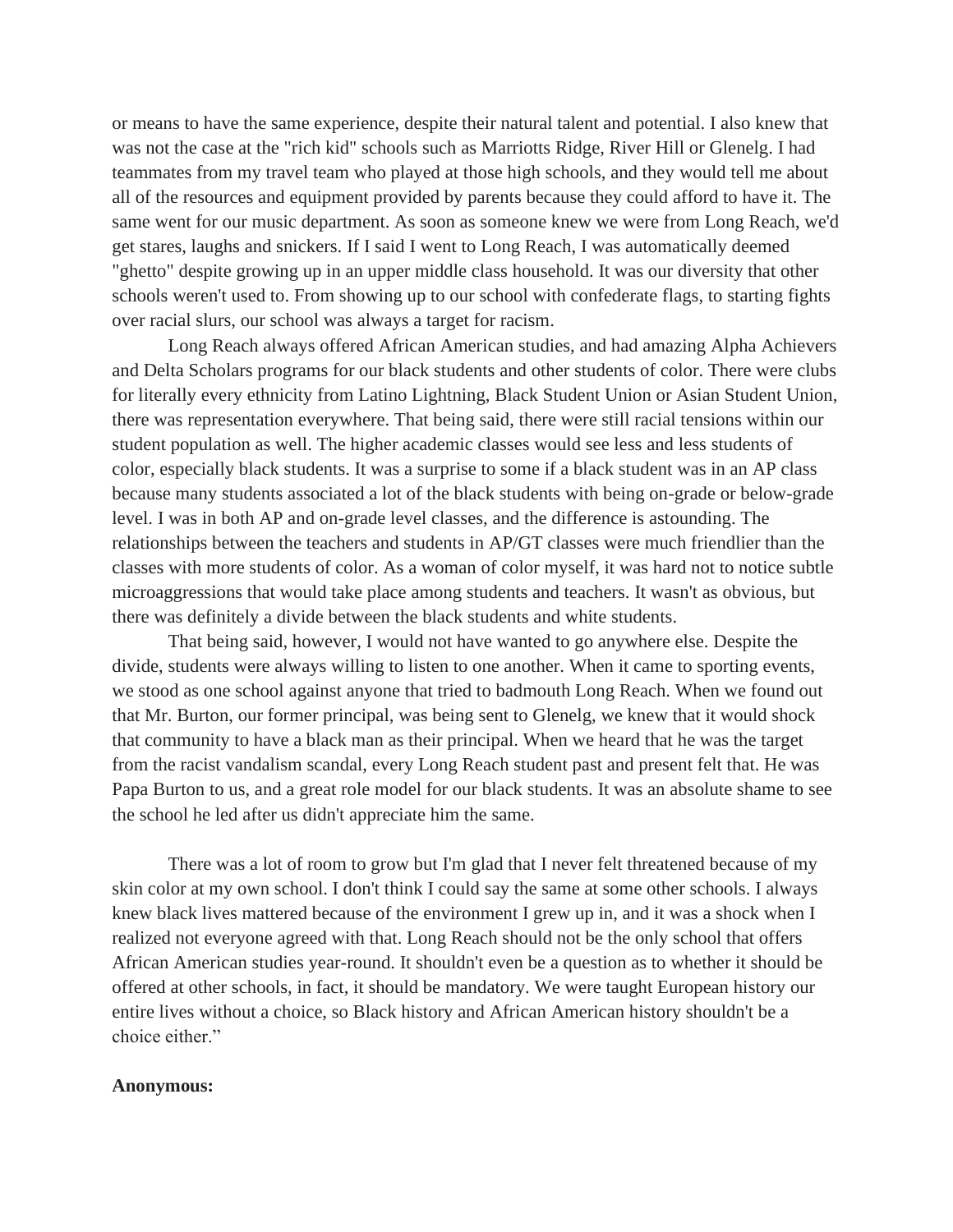or means to have the same experience, despite their natural talent and potential. I also knew that was not the case at the "rich kid" schools such as Marriotts Ridge, River Hill or Glenelg. I had teammates from my travel team who played at those high schools, and they would tell me about all of the resources and equipment provided by parents because they could afford to have it. The same went for our music department. As soon as someone knew we were from Long Reach, we'd get stares, laughs and snickers. If I said I went to Long Reach, I was automatically deemed "ghetto" despite growing up in an upper middle class household. It was our diversity that other schools weren't used to. From showing up to our school with confederate flags, to starting fights over racial slurs, our school was always a target for racism.

Long Reach always offered African American studies, and had amazing Alpha Achievers and Delta Scholars programs for our black students and other students of color. There were clubs for literally every ethnicity from Latino Lightning, Black Student Union or Asian Student Union, there was representation everywhere. That being said, there were still racial tensions within our student population as well. The higher academic classes would see less and less students of color, especially black students. It was a surprise to some if a black student was in an AP class because many students associated a lot of the black students with being on-grade or below-grade level. I was in both AP and on-grade level classes, and the difference is astounding. The relationships between the teachers and students in AP/GT classes were much friendlier than the classes with more students of color. As a woman of color myself, it was hard not to notice subtle microaggressions that would take place among students and teachers. It wasn't as obvious, but there was definitely a divide between the black students and white students.

That being said, however, I would not have wanted to go anywhere else. Despite the divide, students were always willing to listen to one another. When it came to sporting events, we stood as one school against anyone that tried to badmouth Long Reach. When we found out that Mr. Burton, our former principal, was being sent to Glenelg, we knew that it would shock that community to have a black man as their principal. When we heard that he was the target from the racist vandalism scandal, every Long Reach student past and present felt that. He was Papa Burton to us, and a great role model for our black students. It was an absolute shame to see the school he led after us didn't appreciate him the same.

There was a lot of room to grow but I'm glad that I never felt threatened because of my skin color at my own school. I don't think I could say the same at some other schools. I always knew black lives mattered because of the environment I grew up in, and it was a shock when I realized not everyone agreed with that. Long Reach should not be the only school that offers African American studies year-round. It shouldn't even be a question as to whether it should be offered at other schools, in fact, it should be mandatory. We were taught European history our entire lives without a choice, so Black history and African American history shouldn't be a choice either."

**Anonymous:**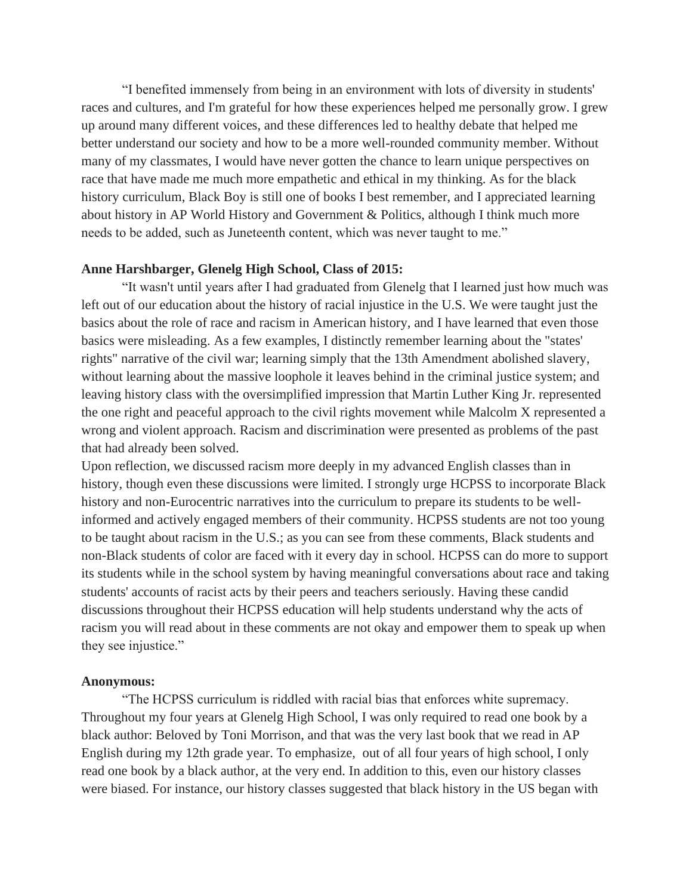"I benefited immensely from being in an environment with lots of diversity in students' races and cultures, and I'm grateful for how these experiences helped me personally grow. I grew up around many different voices, and these differences led to healthy debate that helped me better understand our society and how to be a more well-rounded community member. Without many of my classmates, I would have never gotten the chance to learn unique perspectives on race that have made me much more empathetic and ethical in my thinking. As for the black history curriculum, Black Boy is still one of books I best remember, and I appreciated learning about history in AP World History and Government & Politics, although I think much more needs to be added, such as Juneteenth content, which was never taught to me."

**Anne Harshbarger, Glenelg High School, Class of 2015:**

"It wasn't until years after I had graduated from Glenelg that I learned just how much was left out of our education about the history of racial injustice in the U.S. We were taught just the basics about the role of race and racism in American history, and I have learned that even those basics were misleading. As a few examples, I distinctly remember learning about the "states' rights" narrative of the civil war; learning simply that the 13th Amendment abolished slavery, without learning about the massive loophole it leaves behind in the criminal justice system; and leaving history class with the oversimplified impression that Martin Luther King Jr. represented the one right and peaceful approach to the civil rights movement while Malcolm X represented a wrong and violent approach. Racism and discrimination were presented as problems of the past that had already been solved.

Upon reflection, we discussed racism more deeply in my advanced English classes than in history, though even these discussions were limited. I strongly urge HCPSS to incorporate Black history and non-Eurocentric narratives into the curriculum to prepare its students to be well-informed and actively engaged members of their community. HCPSS students are not too young to be taught about racism in the U.S.; as you can see from these comments, Black students and non-Black students of color are faced with it every day in school. HCPSS can do more to support its students while in the school system by having meaningful conversations about race and taking students' accounts of racist acts by their peers and teachers seriously. Having these candid discussions throughout their HCPSS education will help students understand why the acts of racism you will read about in these comments are not okay and empower them to speak up when they see injustice."

**Anonymous:**

"The HCPSS curriculum is riddled with racial bias that enforces white supremacy. Throughout my four years at Glenelg High School, I was only required to read one book by a black author: Beloved by Toni Morrison, and that was the very last book that we read in AP English during my 12th grade year. To emphasize, out of all four years of high school, I only read one book by a black author, at the very end. In addition to this, even our history classes were biased. For instance, our history classes suggested that black history in the US began with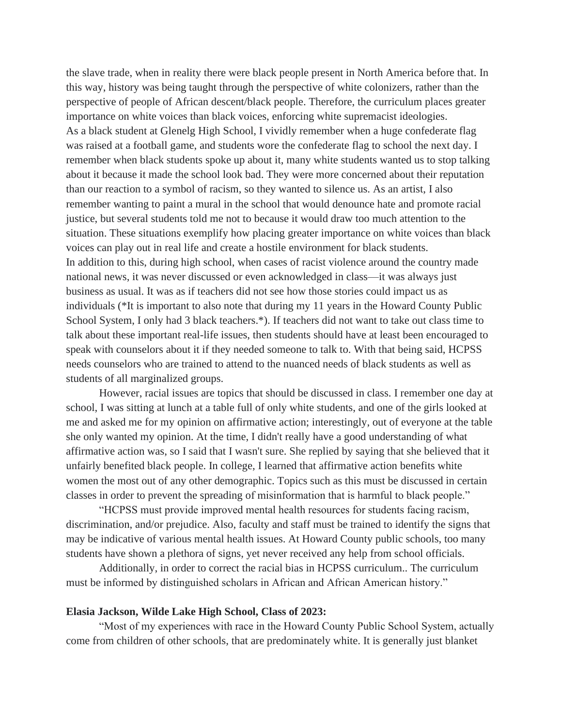the slave trade, when in reality there were black people present in North America before that. In this way, history was being taught through the perspective of white colonizers, rather than the perspective of people of African descent/black people. Therefore, the curriculum places greater importance on white voices than black voices, enforcing white supremacist ideologies.

As a black student at Glenelg High School, I vividly remember when a huge confederate flag was raised at a football game, and students wore the confederate flag to school the next day. I remember when black students spoke up about it, many white students wanted us to stop talking about it because it made the school look bad. They were more concerned about their reputation than our reaction to a symbol of racism, so they wanted to silence us. As an artist, I also remember wanting to paint a mural in the school that would denounce hate and promote racial justice, but several students told me not to because it would draw too much attention to the situation. These situations exemplify how placing greater importance on white voices than black voices can play out in real life and create a hostile environment for black students.

In addition to this, during high school, when cases of racist violence around the country made national news, it was never discussed or even acknowledged in class—it was always just business as usual. It was as if teachers did not see how those stories could impact us as individuals (*It is important to also note that during my 11 years in the Howard County Public School System, I only had 3 black teachers.*). If teachers did not want to take out class time to talk about these important real-life issues, then students should have at least been encouraged to speak with counselors about it if they needed someone to talk to. With that being said, HCPSS needs counselors who are trained to attend to the nuanced needs of black students as well as students of all marginalized groups.

However, racial issues are topics that should be discussed in class. I remember one day at school, I was sitting at lunch at a table full of only white students, and one of the girls looked at me and asked me for my opinion on affirmative action; interestingly, out of everyone at the table she only wanted my opinion. At the time, I didn't really have a good understanding of what affirmative action was, so I said that I wasn't sure. She replied by saying that she believed that it unfairly benefited black people. In college, I learned that affirmative action benefits white women the most out of any other demographic. Topics such as this must be discussed in certain classes in order to prevent the spreading of misinformation that is harmful to black people."

"HCPSS must provide improved mental health resources for students facing racism, discrimination, and/or prejudice. Also, faculty and staff must be trained to identify the signs that may be indicative of various mental health issues. At Howard County public schools, too many students have shown a plethora of signs, yet never received any help from school officials.

Additionally, in order to correct the racial bias in HCPSS curriculum.. The curriculum must be informed by distinguished scholars in African and African American history."

**Elasia Jackson, Wilde Lake High School, Class of 2023:**

"Most of my experiences with race in the Howard County Public School System, actually come from children of other schools, that are predominately white. It is generally just blanket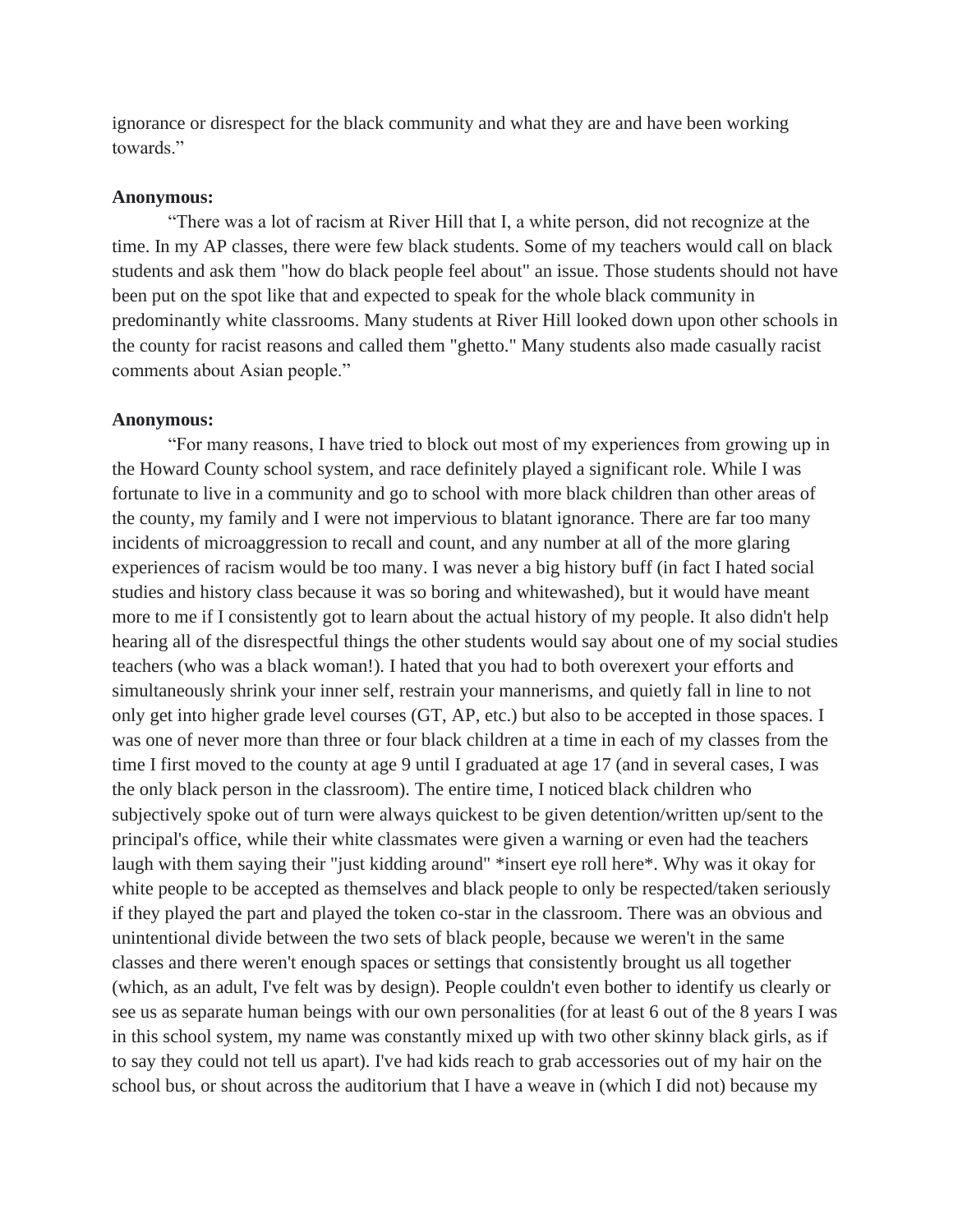ignorance or disrespect for the black community and what they are and have been working towards."

**Anonymous:**

"There was a lot of racism at River Hill that I, a white person, did not recognize at the time. In my AP classes, there were few black students. Some of my teachers would call on black students and ask them "how do black people feel about" an issue. Those students should not have been put on the spot like that and expected to speak for the whole black community in predominantly white classrooms. Many students at River Hill looked down upon other schools in the county for racist reasons and called them "ghetto." Many students also made casually racist comments about Asian people."

**Anonymous:**

"For many reasons, I have tried to block out most of my experiences from growing up in the Howard County school system, and race definitely played a significant role. While I was fortunate to live in a community and go to school with more black children than other areas of the county, my family and I were not impervious to blatant ignorance. There are far too many incidents of microaggression to recall and count, and any number at all of the more glaring experiences of racism would be too many. I was never a big history buff (in fact I hated social studies and history class because it was so boring and whitewashed), but it would have meant more to me if I consistently got to learn about the actual history of my people. It also didn't help hearing all of the disrespectful things the other students would say about one of my social studies teachers (who was a black woman!). I hated that you had to both overexert your efforts and simultaneously shrink your inner self, restrain your mannerisms, and quietly fall in line to not only get into higher grade level courses (GT, AP, etc.) but also to be accepted in those spaces. I was one of never more than three or four black children at a time in each of my classes from the time I first moved to the county at age 9 until I graduated at age 17 (and in several cases, I was the only black person in the classroom). The entire time, I noticed black children who subjectively spoke out of turn were always quickest to be given detention/written up/sent to the principal's office, while their white classmates were given a warning or even had the teachers laugh with them saying their "just kidding around" *insert eye roll here*. Why was it okay for white people to be accepted as themselves and black people to only be respected/taken seriously if they played the part and played the token co-star in the classroom. There was an obvious and unintentional divide between the two sets of black people, because we weren't in the same classes and there weren't enough spaces or settings that consistently brought us all together (which, as an adult, I've felt was by design). People couldn't even bother to identify us clearly or see us as separate human beings with our own personalities (for at least 6 out of the 8 years I was in this school system, my name was constantly mixed up with two other skinny black girls, as if to say they could not tell us apart). I've had kids reach to grab accessories out of my hair on the school bus, or shout across the auditorium that I have a weave in (which I did not) because my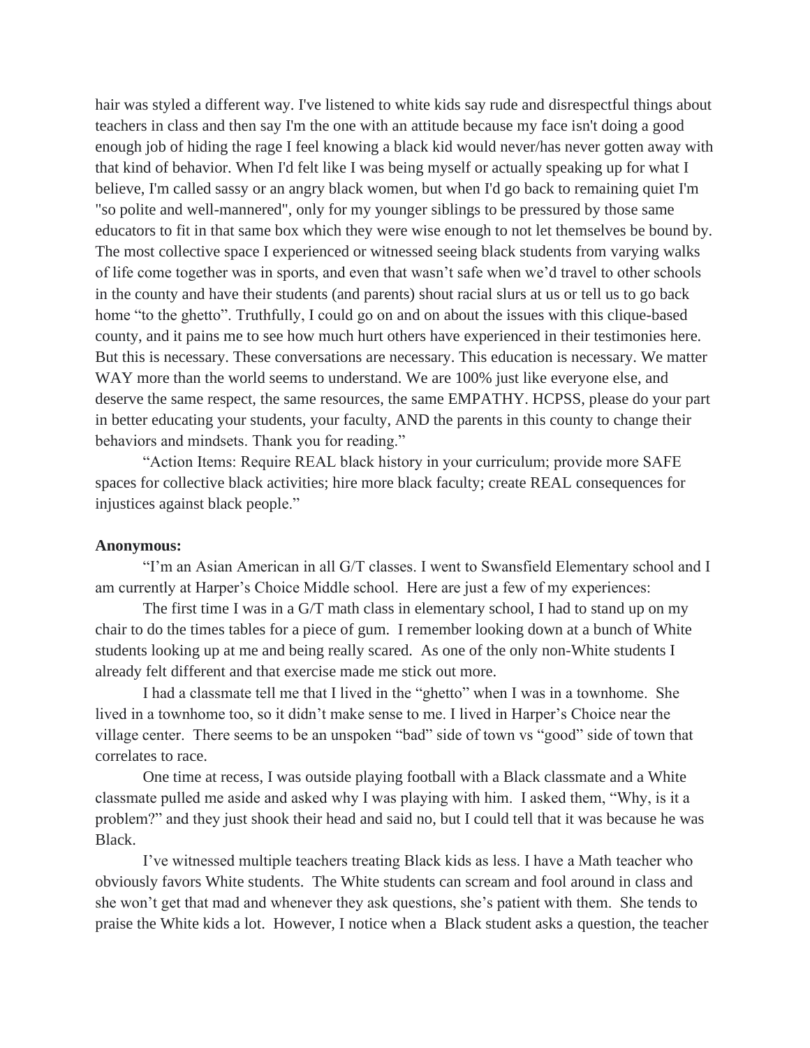hair was styled a different way. I've listened to white kids say rude and disrespectful things about teachers in class and then say I'm the one with an attitude because my face isn't doing a good enough job of hiding the rage I feel knowing a black kid would never/has never gotten away with that kind of behavior. When I'd felt like I was being myself or actually speaking up for what I believe, I'm called sassy or an angry black women, but when I'd go back to remaining quiet I'm "so polite and well-mannered", only for my younger siblings to be pressured by those same educators to fit in that same box which they were wise enough to not let themselves be bound by. The most collective space I experienced or witnessed seeing black students from varying walks of life come together was in sports, and even that wasn't safe when we'd travel to other schools in the county and have their students (and parents) shout racial slurs at us or tell us to go back home "to the ghetto". Truthfully, I could go on and on about the issues with this clique-based county, and it pains me to see how much hurt others have experienced in their testimonies here. But this is necessary. These conversations are necessary. This education is necessary. We matter WAY more than the world seems to understand. We are 100% just like everyone else, and deserve the same respect, the same resources, the same EMPATHY. HCPSS, please do your part in better educating your students, your faculty, AND the parents in this county to change their behaviors and mindsets. Thank you for reading."

"Action Items: Require REAL black history in your curriculum; provide more SAFE spaces for collective black activities; hire more black faculty; create REAL consequences for injustices against black people."

**Anonymous:**

"I'm an Asian American in all G/T classes. I went to Swansfield Elementary school and I am currently at Harper's Choice Middle school. Here are just a few of my experiences:

The first time I was in a G/T math class in elementary school, I had to stand up on my chair to do the times tables for a piece of gum. I remember looking down at a bunch of White students looking up at me and being really scared. As one of the only non-White students I already felt different and that exercise made me stick out more.

I had a classmate tell me that I lived in the "ghetto" when I was in a townhome. She lived in a townhome too, so it didn't make sense to me. I lived in Harper's Choice near the village center. There seems to be an unspoken "bad" side of town vs "good" side of town that correlates to race.

One time at recess, I was outside playing football with a Black classmate and a White classmate pulled me aside and asked why I was playing with him. I asked them, "Why, is it a problem?" and they just shook their head and said no, but I could tell that it was because he was Black.

I've witnessed multiple teachers treating Black kids as less. I have a Math teacher who obviously favors White students. The White students can scream and fool around in class and she won't get that mad and whenever they ask questions, she's patient with them. She tends to praise the White kids a lot. However, I notice when a Black student asks a question, the teacher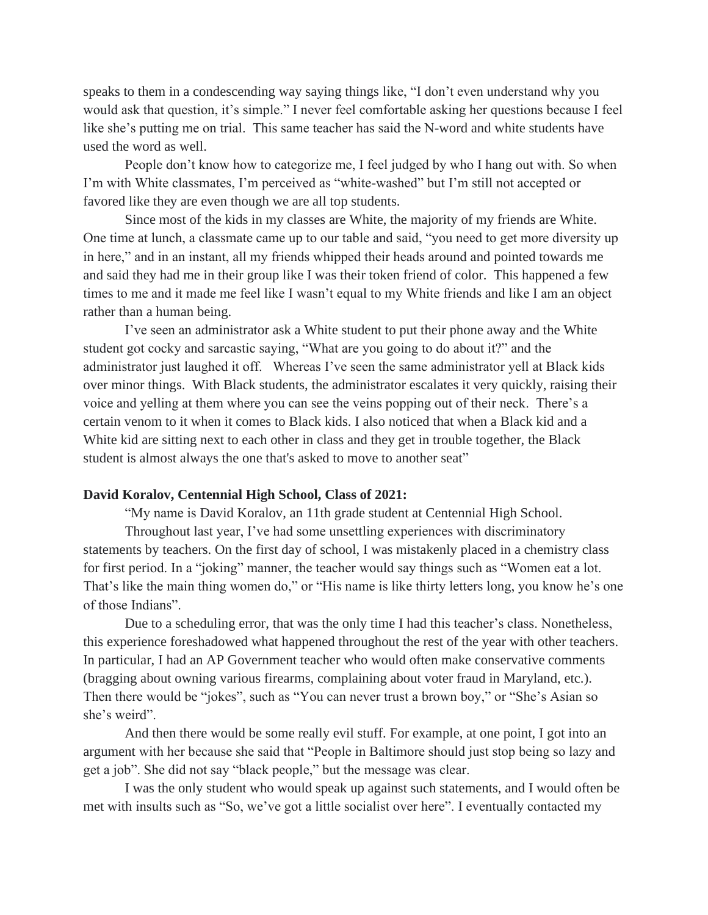speaks to them in a condescending way saying things like, "I don't even understand why you would ask that question, it's simple." I never feel comfortable asking her questions because I feel like she's putting me on trial. This same teacher has said the N-word and white students have used the word as well.

People don't know how to categorize me, I feel judged by who I hang out with. So when I'm with White classmates, I'm perceived as "white-washed" but I'm still not accepted or favored like they are even though we are all top students.

Since most of the kids in my classes are White, the majority of my friends are White. One time at lunch, a classmate came up to our table and said, "you need to get more diversity up in here," and in an instant, all my friends whipped their heads around and pointed towards me and said they had me in their group like I was their token friend of color. This happened a few times to me and it made me feel like I wasn't equal to my White friends and like I am an object rather than a human being.

I've seen an administrator ask a White student to put their phone away and the White student got cocky and sarcastic saying, "What are you going to do about it?" and the administrator just laughed it off. Whereas I've seen the same administrator yell at Black kids over minor things. With Black students, the administrator escalates it very quickly, raising their voice and yelling at them where you can see the veins popping out of their neck. There's a certain venom to it when it comes to Black kids. I also noticed that when a Black kid and a White kid are sitting next to each other in class and they get in trouble together, the Black student is almost always the one that's asked to move to another seat"

**David Koralov, Centennial High School, Class of 2021:**

"My name is David Koralov, an 11th grade student at Centennial High School.

Throughout last year, I've had some unsettling experiences with discriminatory statements by teachers. On the first day of school, I was mistakenly placed in a chemistry class for first period. In a "joking" manner, the teacher would say things such as "Women eat a lot. That's like the main thing women do," or "His name is like thirty letters long, you know he's one of those Indians".

Due to a scheduling error, that was the only time I had this teacher's class. Nonetheless, this experience foreshadowed what happened throughout the rest of the year with other teachers. In particular, I had an AP Government teacher who would often make conservative comments (bragging about owning various firearms, complaining about voter fraud in Maryland, etc.). Then there would be "jokes", such as "You can never trust a brown boy," or "She's Asian so she's weird".

And then there would be some really evil stuff. For example, at one point, I got into an argument with her because she said that "People in Baltimore should just stop being so lazy and get a job". She did not say "black people," but the message was clear.

I was the only student who would speak up against such statements, and I would often be met with insults such as "So, we've got a little socialist over here". I eventually contacted my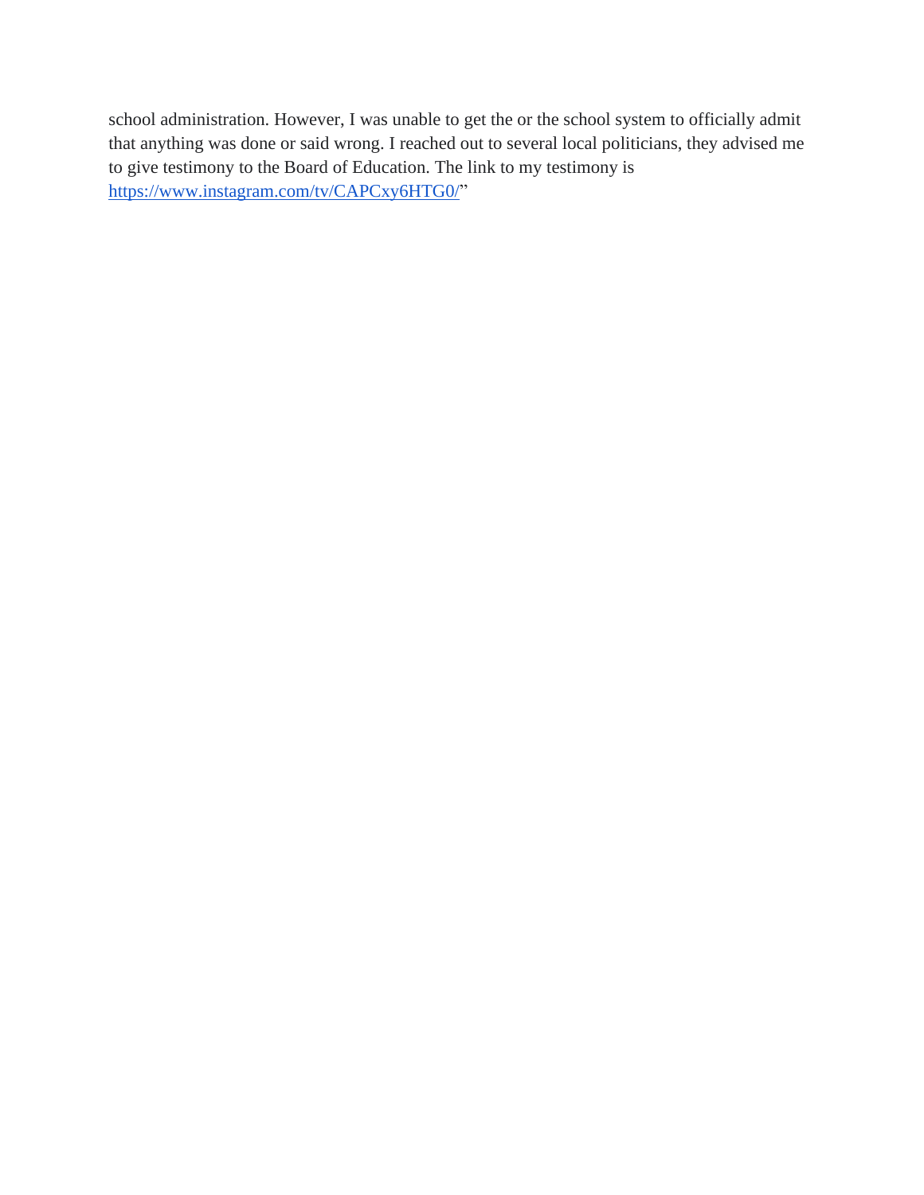school administration. However, I was unable to get the or the school system to officially admit that anything was done or said wrong. I reached out to several local politicians, they advised me to give testimony to the Board of Education. The link to my testimony is https://www.instagram.com/tv/CAPCxy6HTG0/"